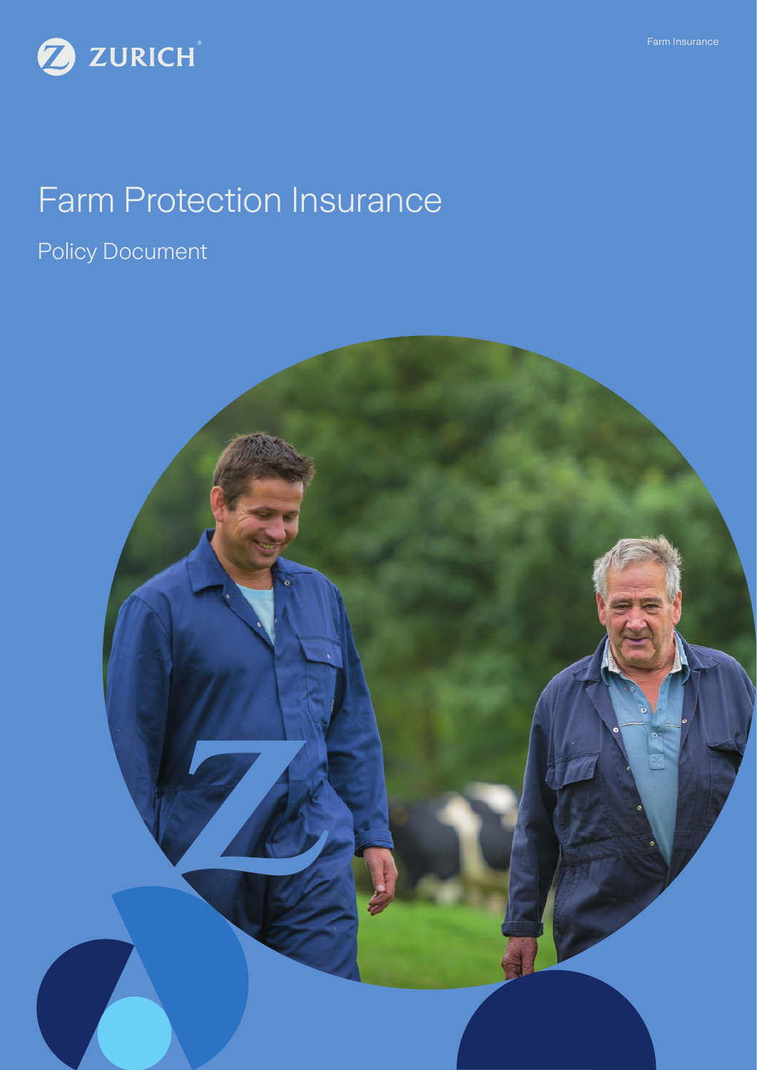ZURICH

Farm Insurance

# Farm Protection Insurance

## Policy Document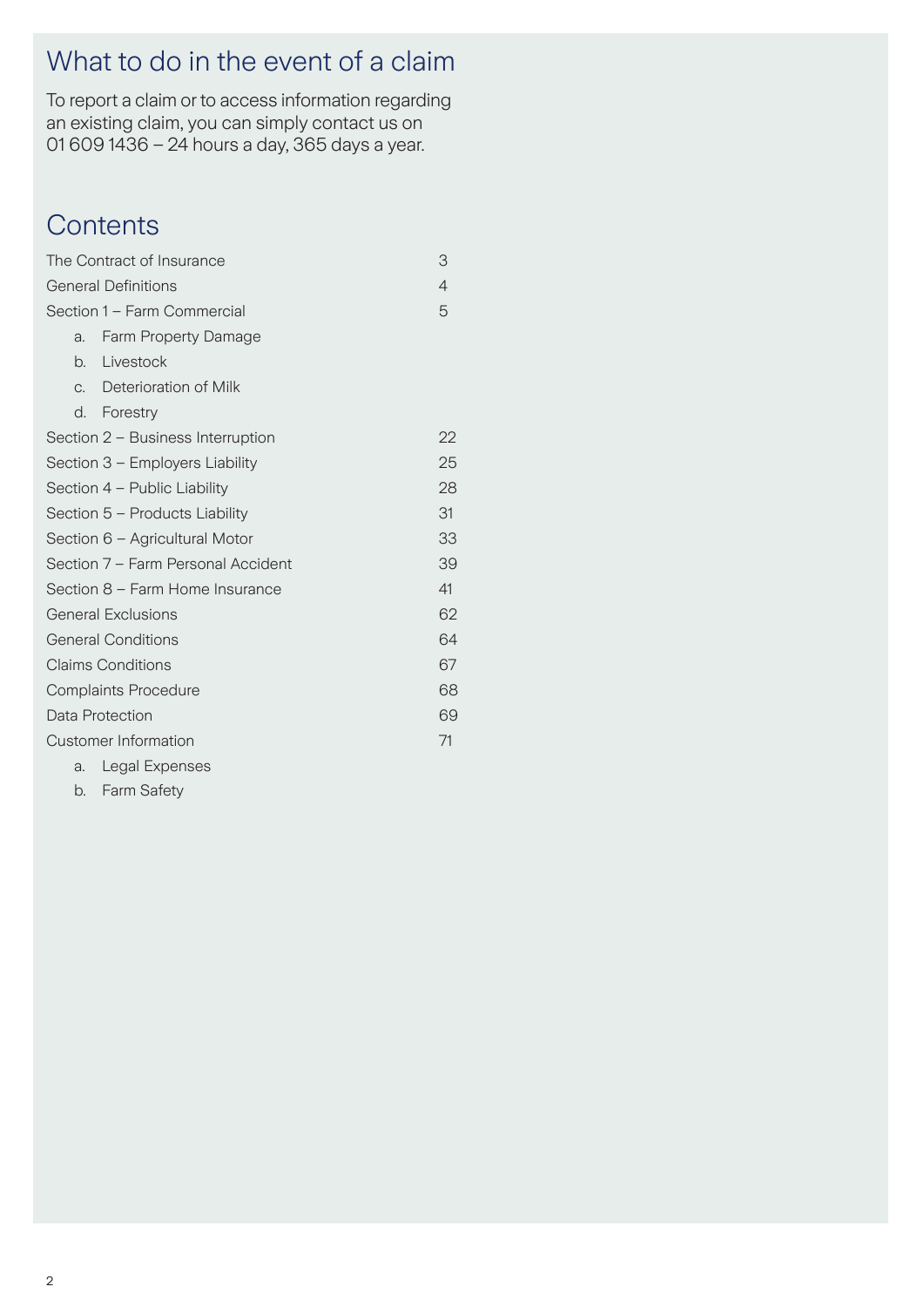## What to do in the event of a claim

To report a claim or to access information regarding an existing claim, you can simply contact us on 01 609 1436 – 24 hours a day, 365 days a year.

## Contents

| | |
|---|---|
| The Contract of Insurance | 3 |
| General Definitions | 4 |
| Section 1 – Farm Commercial | 5 |
| a. Farm Property Damage | |
| b. Livestock | |
| c. Deterioration of Milk | |
| d. Forestry | |
| Section 2 – Business Interruption | 22 |
| Section 3 – Employers Liability | 25 |
| Section 4 – Public Liability | 28 |
| Section 5 – Products Liability | 31 |
| Section 6 – Agricultural Motor | 33 |
| Section 7 – Farm Personal Accident | 39 |
| Section 8 – Farm Home Insurance | 41 |
| General Exclusions | 62 |
| General Conditions | 64 |
| Claims Conditions | 67 |
| Complaints Procedure | 68 |
| Data Protection | 69 |
| Customer Information | 71 |
| a. Legal Expenses | |
| b. Farm Safety | |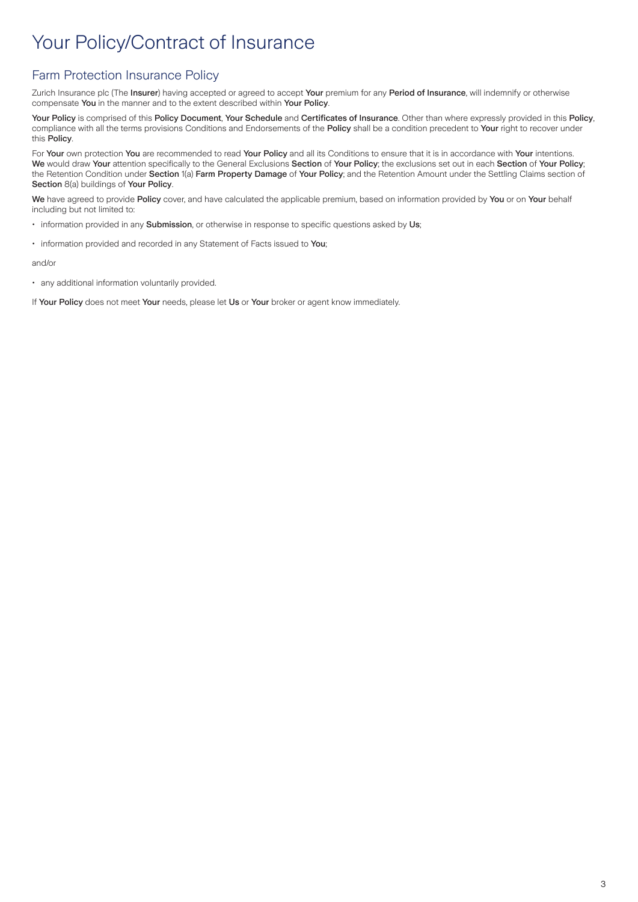# Your Policy/Contract of Insurance

## Farm Protection Insurance Policy

Zurich Insurance plc (The **Insurer**) having accepted or agreed to accept **Your** premium for any **Period of Insurance**, will indemnify or otherwise compensate **You** in the manner and to the extent described within **Your Policy**.

**Your Policy** is comprised of this **Policy Document**, **Your Schedule** and **Certificates of Insurance**. Other than where expressly provided in this **Policy**, compliance with all the terms provisions Conditions and Endorsements of the **Policy** shall be a condition precedent to **Your** right to recover under this **Policy**.

For **Your** own protection **You** are recommended to read **Your Policy** and all its Conditions to ensure that it is in accordance with **Your** intentions. **We** would draw **Your** attention specifically to the General Exclusions **Section** of **Your Policy**; the exclusions set out in each **Section** of **Your Policy**; the Retention Condition under **Section** 1(a) **Farm Property Damage** of **Your Policy**; and the Retention Amount under the Settling Claims section of **Section** 8(a) buildings of **Your Policy**.

**We** have agreed to provide **Policy** cover, and have calculated the applicable premium, based on information provided by **You** or on **Your** behalf including but not limited to:

- information provided in any **Submission**, or otherwise in response to specific questions asked by **Us**;
- information provided and recorded in any Statement of Facts issued to **You**;

and/or

- any additional information voluntarily provided.

If **Your Policy** does not meet **Your** needs, please let **Us** or **Your** broker or agent know immediately.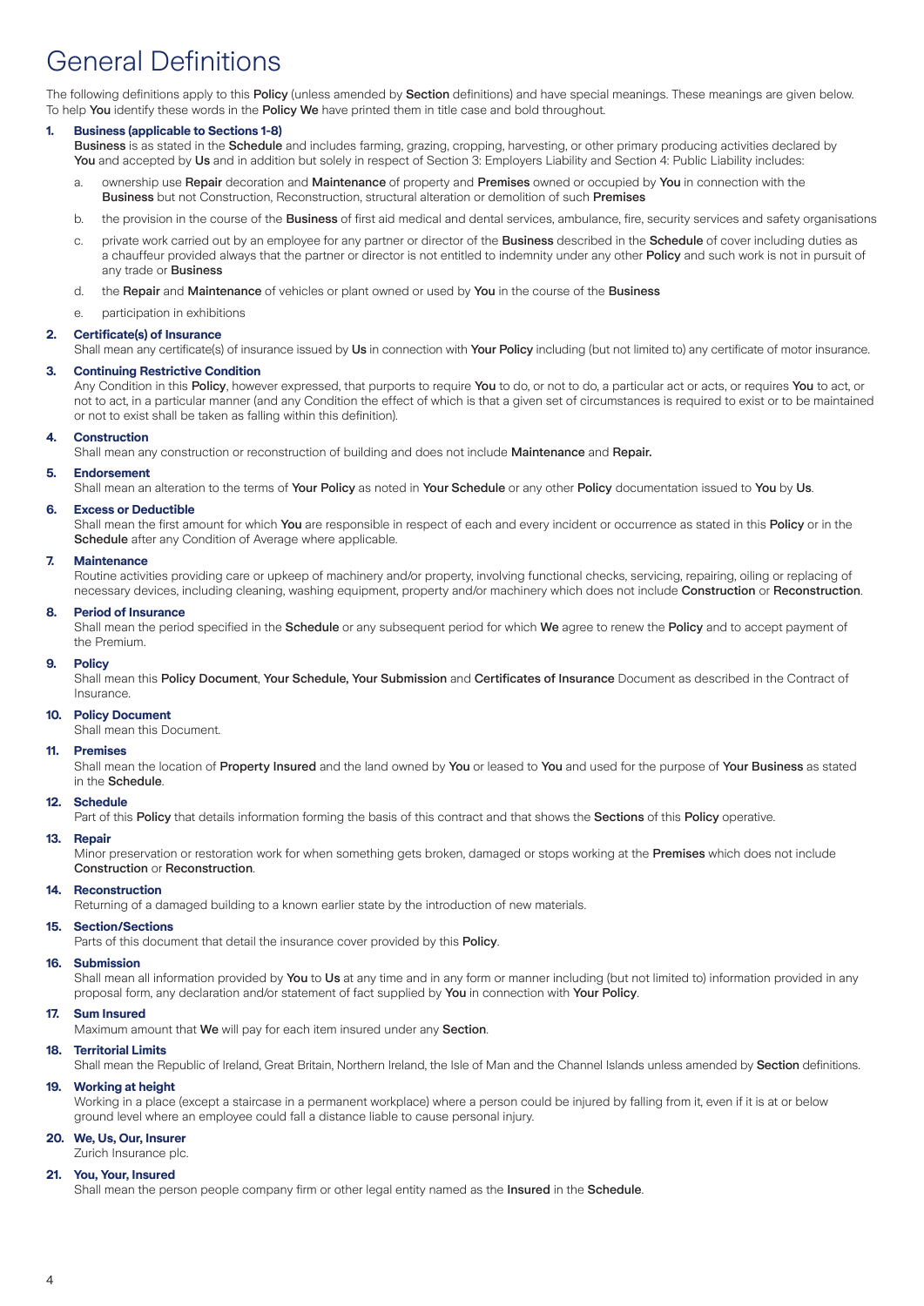# General Definitions

The following definitions apply to this **Policy** (unless amended by **Section** definitions) and have special meanings. These meanings are given below. To help **You** identify these words in the **Policy We** have printed them in title case and bold throughout.

**1. Business (applicable to Sections 1-8)**

**Business** is as stated in the **Schedule** and includes farming, grazing, cropping, harvesting, or other primary producing activities declared by **You** and accepted by **Us** and in addition but solely in respect of Section 3: Employers Liability and Section 4: Public Liability includes:

a. ownership use **Repair** decoration and **Maintenance** of property and **Premises** owned or occupied by **You** in connection with the **Business** but not Construction, Reconstruction, structural alteration or demolition of such **Premises**

b. the provision in the course of the **Business** of first aid medical and dental services, ambulance, fire, security services and safety organisations

c. private work carried out by an employee for any partner or director of the **Business** described in the **Schedule** of cover including duties as a chauffeur provided always that the partner or director is not entitled to indemnity under any other **Policy** and such work is not in pursuit of any trade or **Business**

d. the **Repair** and **Maintenance** of vehicles or plant owned or used by **You** in the course of the **Business**

e. participation in exhibitions

**2. Certificate(s) of Insurance**

Shall mean any certificate(s) of insurance issued by **Us** in connection with **Your Policy** including (but not limited to) any certificate of motor insurance.

**3. Continuing Restrictive Condition**

Any Condition in this **Policy**, however expressed, that purports to require **You** to do, or not to do, a particular act or acts, or requires **You** to act, or not to act, in a particular manner (and any Condition the effect of which is that a given set of circumstances is required to exist or to be maintained or not to exist shall be taken as falling within this definition).

**4. Construction**

Shall mean any construction or reconstruction of building and does not include **Maintenance** and **Repair.**

**5. Endorsement**

Shall mean an alteration to the terms of **Your Policy** as noted in **Your Schedule** or any other **Policy** documentation issued to **You** by **Us**.

**6. Excess or Deductible**

Shall mean the first amount for which **You** are responsible in respect of each and every incident or occurrence as stated in this **Policy** or in the **Schedule** after any Condition of Average where applicable.

**7. Maintenance**

Routine activities providing care or upkeep of machinery and/or property, involving functional checks, servicing, repairing, oiling or replacing of necessary devices, including cleaning, washing equipment, property and/or machinery which does not include **Construction** or **Reconstruction**.

**8. Period of Insurance**

Shall mean the period specified in the **Schedule** or any subsequent period for which **We** agree to renew the **Policy** and to accept payment of the Premium.

**9. Policy**

Shall mean this **Policy Document**, **Your Schedule, Your Submission** and **Certificates of Insurance** Document as described in the Contract of Insurance.

**10. Policy Document**

Shall mean this Document.

**11. Premises**

Shall mean the location of **Property Insured** and the land owned by **You** or leased to **You** and used for the purpose of **Your Business** as stated in the **Schedule**.

**12. Schedule**

Part of this **Policy** that details information forming the basis of this contract and that shows the **Sections** of this **Policy** operative.

**13. Repair**

Minor preservation or restoration work for when something gets broken, damaged or stops working at the **Premises** which does not include **Construction** or **Reconstruction**.

**14. Reconstruction**

Returning of a damaged building to a known earlier state by the introduction of new materials.

**15. Section/Sections**

Parts of this document that detail the insurance cover provided by this **Policy**.

**16. Submission**

Shall mean all information provided by **You** to **Us** at any time and in any form or manner including (but not limited to) information provided in any proposal form, any declaration and/or statement of fact supplied by **You** in connection with **Your Policy**.

**17. Sum Insured**

Maximum amount that **We** will pay for each item insured under any **Section**.

**18. Territorial Limits**

Shall mean the Republic of Ireland, Great Britain, Northern Ireland, the Isle of Man and the Channel Islands unless amended by **Section** definitions.

**19. Working at height**

Working in a place (except a staircase in a permanent workplace) where a person could be injured by falling from it, even if it is at or below ground level where an employee could fall a distance liable to cause personal injury.

**20. We, Us, Our, Insurer**

Zurich Insurance plc.

**21. You, Your, Insured**

Shall mean the person people company firm or other legal entity named as the **Insured** in the **Schedule**.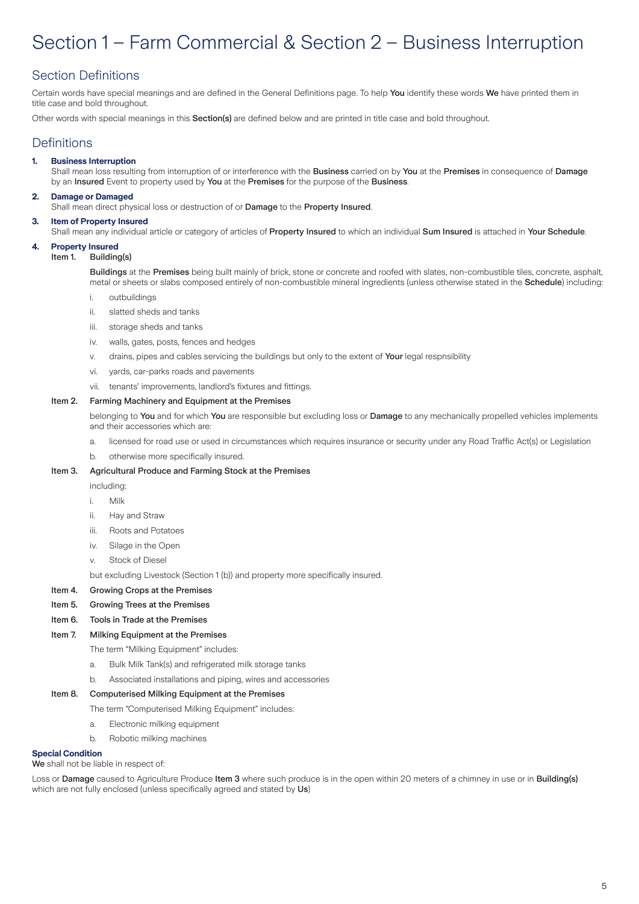# Section 1 – Farm Commercial & Section 2 – Business Interruption

## Section Definitions

Certain words have special meanings and are defined in the General Definitions page. To help **You** identify these words **We** have printed them in title case and bold throughout.

Other words with special meanings in this **Section(s)** are defined below and are printed in title case and bold throughout.

## Definitions

**1. Business Interruption**
Shall mean loss resulting from interruption of or interference with the **Business** carried on by **You** at the **Premises** in consequence of **Damage** by an **Insured** Event to property used by **You** at the **Premises** for the purpose of the **Business**.

**2. Damage or Damaged**
Shall mean direct physical loss or destruction of or **Damage** to the **Property Insured**.

**3. Item of Property Insured**
Shall mean any individual article or category of articles of **Property Insured** to which an individual **Sum Insured** is attached in **Your Schedule**.

**4. Property Insured**

Item 1. Building(s)

**Buildings** at the **Premises** being built mainly of brick, stone or concrete and roofed with slates, non-combustible tiles, concrete, asphalt, metal or sheets or slabs composed entirely of non-combustible mineral ingredients (unless otherwise stated in the **Schedule**) including:

i. outbuildings
ii. slatted sheds and tanks
iii. storage sheds and tanks
iv. walls, gates, posts, fences and hedges
v. drains, pipes and cables servicing the buildings but only to the extent of **Your** legal respnsibility
vi. yards, car-parks roads and pavements
vii. tenants' improvements, landlord's fixtures and fittings.

Item 2. Farming Machinery and Equipment at the Premises

belonging to **You** and for which **You** are responsible but excluding loss or **Damage** to any mechanically propelled vehicles implements and their accessories which are:

a. licensed for road use or used in circumstances which requires insurance or security under any Road Traffic Act(s) or Legislation
b. otherwise more specifically insured.

Item 3. Agricultural Produce and Farming Stock at the Premises

including:

i. Milk
ii. Hay and Straw
iii. Roots and Potatoes
iv. Silage in the Open
v. Stock of Diesel

but excluding Livestock (Section 1 (b)) and property more specifically insured.

Item 4. Growing Crops at the Premises

Item 5. Growing Trees at the Premises

Item 6. Tools in Trade at the Premises

Item 7. Milking Equipment at the Premises

The term "Milking Equipment" includes:

a. Bulk Milk Tank(s) and refrigerated milk storage tanks
b. Associated installations and piping, wires and accessories

Item 8. Computerised Milking Equipment at the Premises

The term "Computerised Milking Equipment" includes:

a. Electronic milking equipment
b. Robotic milking machines

**Special Condition**
**We** shall not be liable in respect of:

Loss or **Damage** caused to Agriculture Produce **Item 3** where such produce is in the open within 20 meters of a chimney in use or in **Building(s)** which are not fully enclosed (unless specifically agreed and stated by **Us**)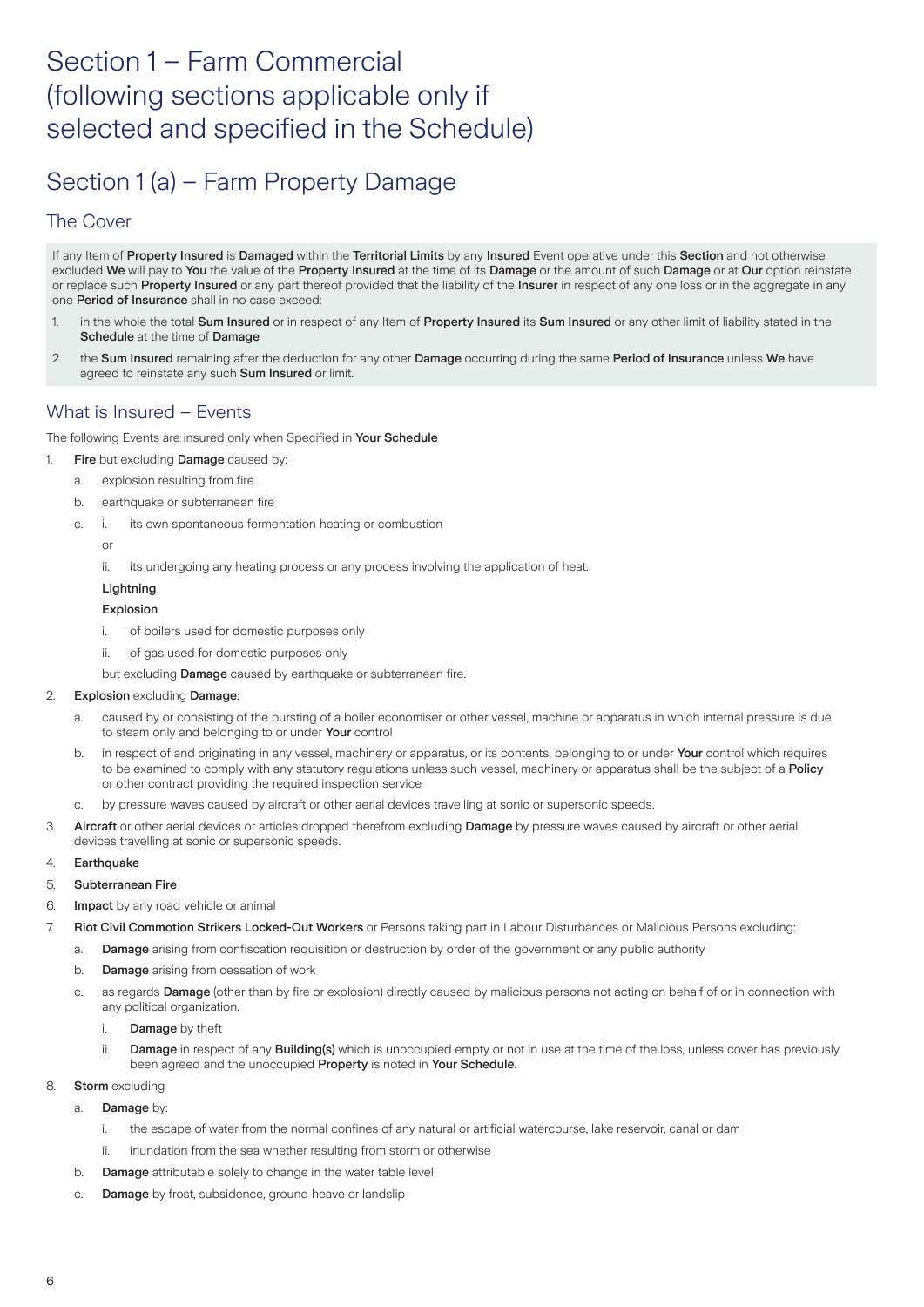# Section 1 – Farm Commercial (following sections applicable only if selected and specified in the Schedule)

## Section 1 (a) – Farm Property Damage

### The Cover

If any Item of **Property Insured** is **Damaged** within the **Territorial Limits** by any **Insured** Event operative under this **Section** and not otherwise excluded **We** will pay to **You** the value of the **Property Insured** at the time of its **Damage** or the amount of such **Damage** or at **Our** option reinstate or replace such **Property Insured** or any part thereof provided that the liability of the **Insurer** in respect of any one loss or in the aggregate in any one **Period of Insurance** shall in no case exceed:

1. in the whole the total **Sum Insured** or in respect of any Item of **Property Insured** its **Sum Insured** or any other limit of liability stated in the **Schedule** at the time of **Damage**
2. the **Sum Insured** remaining after the deduction for any other **Damage** occurring during the same **Period of Insurance** unless **We** have agreed to reinstate any such **Sum Insured** or limit.

### What is Insured – Events

The following Events are insured only when Specified in **Your Schedule**

1. **Fire** but excluding **Damage** caused by:
   a. explosion resulting from fire
   b. earthquake or subterranean fire
   c. i. its own spontaneous fermentation heating or combustion

      or

      ii. its undergoing any heating process or any process involving the application of heat.

   **Lightning**

   **Explosion**

   i. of boilers used for domestic purposes only

   ii. of gas used for domestic purposes only

   but excluding **Damage** caused by earthquake or subterranean fire.

2. **Explosion** excluding **Damage**:
   a. caused by or consisting of the bursting of a boiler economiser or other vessel, machine or apparatus in which internal pressure is due to steam only and belonging to or under **Your** control
   b. in respect of and originating in any vessel, machinery or apparatus, or its contents, belonging to or under **Your** control which requires to be examined to comply with any statutory regulations unless such vessel, machinery or apparatus shall be the subject of a **Policy** or other contract providing the required inspection service
   c. by pressure waves caused by aircraft or other aerial devices travelling at sonic or supersonic speeds.
3. **Aircraft** or other aerial devices or articles dropped therefrom excluding **Damage** by pressure waves caused by aircraft or other aerial devices travelling at sonic or supersonic speeds.
4. **Earthquake**
5. **Subterranean Fire**
6. **Impact** by any road vehicle or animal
7. **Riot Civil Commotion Strikers Locked-Out Workers** or Persons taking part in Labour Disturbances or Malicious Persons excluding:
   a. **Damage** arising from confiscation requisition or destruction by order of the government or any public authority
   b. **Damage** arising from cessation of work
   c. as regards **Damage** (other than by fire or explosion) directly caused by malicious persons not acting on behalf of or in connection with any political organization.

      i. **Damage** by theft

      ii. **Damage** in respect of any **Building(s)** which is unoccupied empty or not in use at the time of the loss, unless cover has previously been agreed and the unoccupied **Property** is noted in **Your Schedule**.
8. **Storm** excluding
   a. **Damage** by:

      i. the escape of water from the normal confines of any natural or artificial watercourse, lake reservoir, canal or dam

      ii. inundation from the sea whether resulting from storm or otherwise
   b. **Damage** attributable solely to change in the water table level
   c. **Damage** by frost, subsidence, ground heave or landslip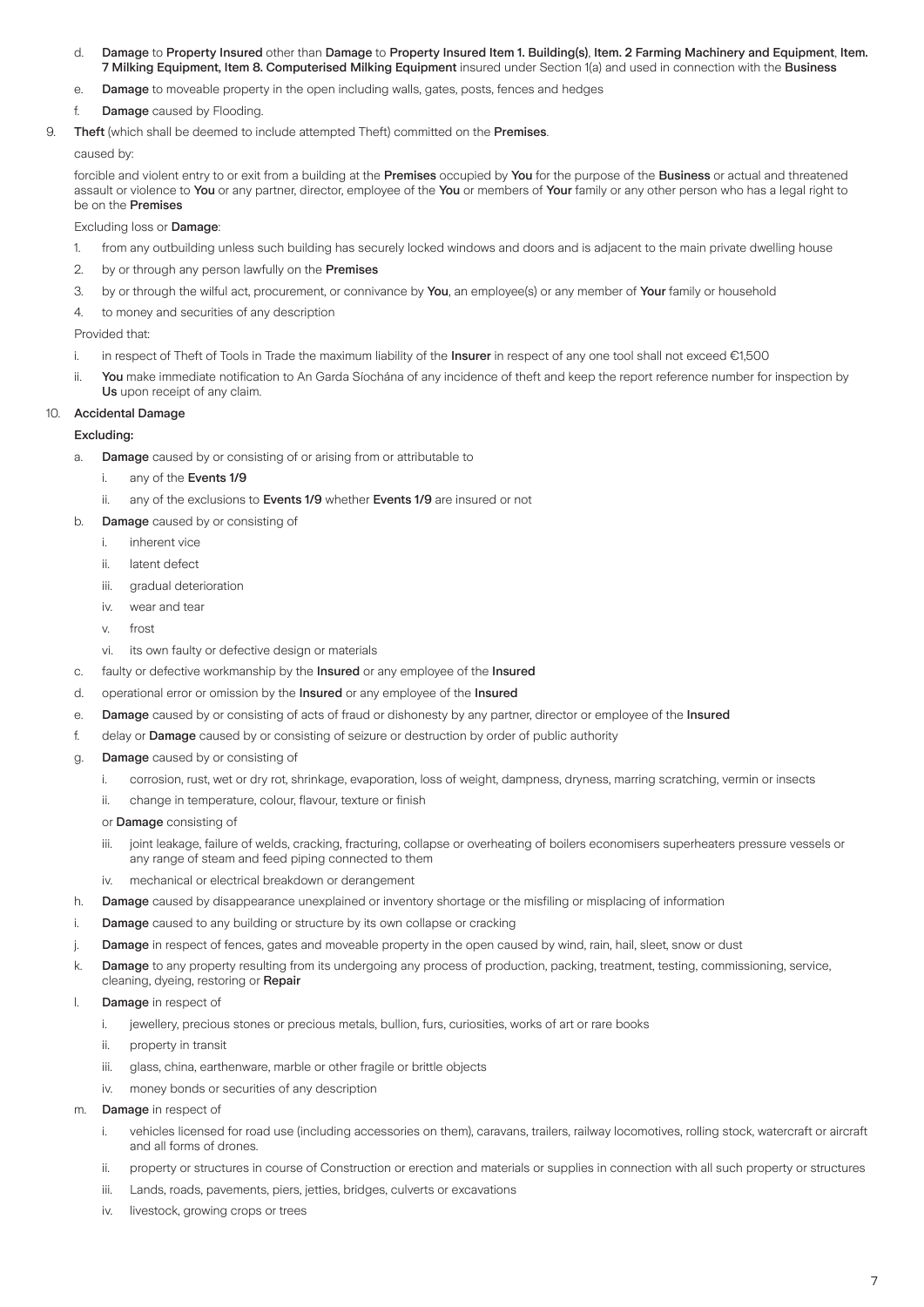d. **Damage** to **Property Insured** other than **Damage** to **Property Insured Item 1. Building(s)**, **Item. 2 Farming Machinery and Equipment**, **Item. 7 Milking Equipment, Item 8. Computerised Milking Equipment** insured under Section 1(a) and used in connection with the **Business**

e. **Damage** to moveable property in the open including walls, gates, posts, fences and hedges

f. **Damage** caused by Flooding.

9. **Theft** (which shall be deemed to include attempted Theft) committed on the **Premises**.

caused by:

forcible and violent entry to or exit from a building at the **Premises** occupied by **You** for the purpose of the **Business** or actual and threatened assault or violence to **You** or any partner, director, employee of the **You** or members of **Your** family or any other person who has a legal right to be on the **Premises**

Excluding loss or **Damage**:

1. from any outbuilding unless such building has securely locked windows and doors and is adjacent to the main private dwelling house
2. by or through any person lawfully on the **Premises**
3. by or through the wilful act, procurement, or connivance by **You**, an employee(s) or any member of **Your** family or household
4. to money and securities of any description

Provided that:

i. in respect of Theft of Tools in Trade the maximum liability of the **Insurer** in respect of any one tool shall not exceed €1,500

ii. **You** make immediate notification to An Garda Síochána of any incidence of theft and keep the report reference number for inspection by **Us** upon receipt of any claim.

10. **Accidental Damage**

**Excluding:**

a. **Damage** caused by or consisting of or arising from or attributable to
   i. any of the **Events 1/9**
   ii. any of the exclusions to **Events 1/9** whether **Events 1/9** are insured or not

b. **Damage** caused by or consisting of
   i. inherent vice
   ii. latent defect
   iii. gradual deterioration
   iv. wear and tear
   v. frost
   vi. its own faulty or defective design or materials

c. faulty or defective workmanship by the **Insured** or any employee of the **Insured**

d. operational error or omission by the **Insured** or any employee of the **Insured**

e. **Damage** caused by or consisting of acts of fraud or dishonesty by any partner, director or employee of the **Insured**

f. delay or **Damage** caused by or consisting of seizure or destruction by order of public authority

g. **Damage** caused by or consisting of
   i. corrosion, rust, wet or dry rot, shrinkage, evaporation, loss of weight, dampness, dryness, marring scratching, vermin or insects
   ii. change in temperature, colour, flavour, texture or finish

   or **Damage** consisting of

   iii. joint leakage, failure of welds, cracking, fracturing, collapse or overheating of boilers economisers superheaters pressure vessels or any range of steam and feed piping connected to them
   iv. mechanical or electrical breakdown or derangement

h. **Damage** caused by disappearance unexplained or inventory shortage or the misfiling or misplacing of information

i. **Damage** caused to any building or structure by its own collapse or cracking

j. **Damage** in respect of fences, gates and moveable property in the open caused by wind, rain, hail, sleet, snow or dust

k. **Damage** to any property resulting from its undergoing any process of production, packing, treatment, testing, commissioning, service, cleaning, dyeing, restoring or **Repair**

l. **Damage** in respect of
   i. jewellery, precious stones or precious metals, bullion, furs, curiosities, works of art or rare books
   ii. property in transit
   iii. glass, china, earthenware, marble or other fragile or brittle objects
   iv. money bonds or securities of any description

m. **Damage** in respect of
   i. vehicles licensed for road use (including accessories on them), caravans, trailers, railway locomotives, rolling stock, watercraft or aircraft and all forms of drones.
   ii. property or structures in course of Construction or erection and materials or supplies in connection with all such property or structures
   iii. Lands, roads, pavements, piers, jetties, bridges, culverts or excavations
   iv. livestock, growing crops or trees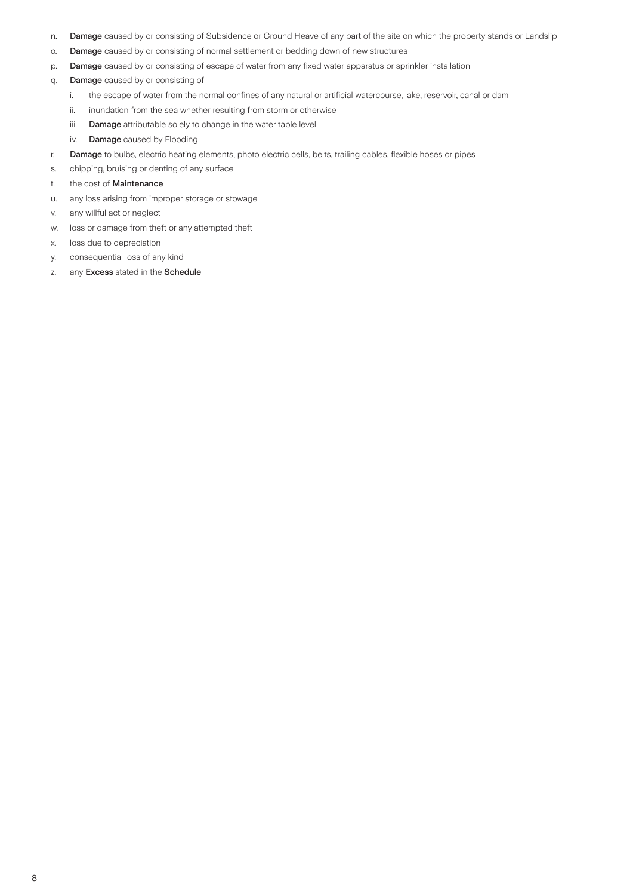n. **Damage** caused by or consisting of Subsidence or Ground Heave of any part of the site on which the property stands or Landslip

o. **Damage** caused by or consisting of normal settlement or bedding down of new structures

p. **Damage** caused by or consisting of escape of water from any fixed water apparatus or sprinkler installation

q. **Damage** caused by or consisting of

   i. the escape of water from the normal confines of any natural or artificial watercourse, lake, reservoir, canal or dam

   ii. inundation from the sea whether resulting from storm or otherwise

   iii. **Damage** attributable solely to change in the water table level

   iv. **Damage** caused by Flooding

r. **Damage** to bulbs, electric heating elements, photo electric cells, belts, trailing cables, flexible hoses or pipes

s. chipping, bruising or denting of any surface

t. the cost of **Maintenance**

u. any loss arising from improper storage or stowage

v. any willful act or neglect

w. loss or damage from theft or any attempted theft

x. loss due to depreciation

y. consequential loss of any kind

z. any **Excess** stated in the **Schedule**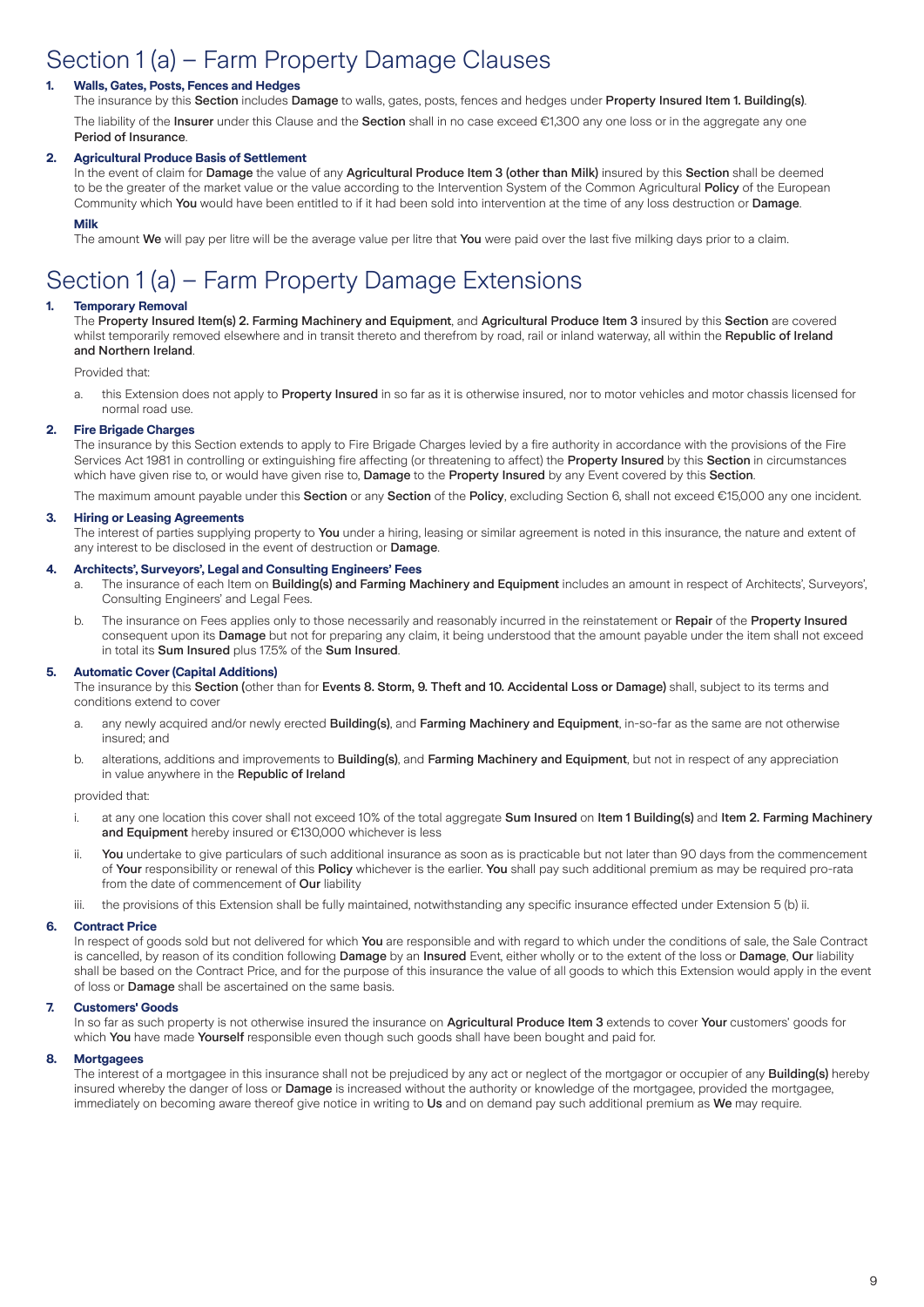# Section 1 (a) – Farm Property Damage Clauses

**1. Walls, Gates, Posts, Fences and Hedges**

The insurance by this **Section** includes **Damage** to walls, gates, posts, fences and hedges under **Property Insured Item 1. Building(s)**.

The liability of the **Insurer** under this Clause and the **Section** shall in no case exceed €1,300 any one loss or in the aggregate any one **Period of Insurance**.

**2. Agricultural Produce Basis of Settlement**

In the event of claim for **Damage** the value of any **Agricultural Produce Item 3 (other than Milk)** insured by this **Section** shall be deemed to be the greater of the market value or the value according to the Intervention System of the Common Agricultural **Policy** of the European Community which **You** would have been entitled to if it had been sold into intervention at the time of any loss destruction or **Damage**.

**Milk**

The amount **We** will pay per litre will be the average value per litre that **You** were paid over the last five milking days prior to a claim.

# Section 1 (a) – Farm Property Damage Extensions

**1. Temporary Removal**

The **Property Insured Item(s) 2. Farming Machinery and Equipment**, and **Agricultural Produce Item 3** insured by this **Section** are covered whilst temporarily removed elsewhere and in transit thereto and therefrom by road, rail or inland waterway, all within the **Republic of Ireland and Northern Ireland**.

Provided that:

a. this Extension does not apply to **Property Insured** in so far as it is otherwise insured, nor to motor vehicles and motor chassis licensed for normal road use.

**2. Fire Brigade Charges**

The insurance by this Section extends to apply to Fire Brigade Charges levied by a fire authority in accordance with the provisions of the Fire Services Act 1981 in controlling or extinguishing fire affecting (or threatening to affect) the **Property Insured** by this **Section** in circumstances which have given rise to, or would have given rise to, **Damage** to the **Property Insured** by any Event covered by this **Section**.

The maximum amount payable under this **Section** or any **Section** of the **Policy**, excluding Section 6, shall not exceed €15,000 any one incident.

**3. Hiring or Leasing Agreements**

The interest of parties supplying property to **You** under a hiring, leasing or similar agreement is noted in this insurance, the nature and extent of any interest to be disclosed in the event of destruction or **Damage**.

**4. Architects', Surveyors', Legal and Consulting Engineers' Fees**

a. The insurance of each Item on **Building(s) and Farming Machinery and Equipment** includes an amount in respect of Architects', Surveyors', Consulting Engineers' and Legal Fees.

b. The insurance on Fees applies only to those necessarily and reasonably incurred in the reinstatement or **Repair** of the **Property Insured** consequent upon its **Damage** but not for preparing any claim, it being understood that the amount payable under the item shall not exceed in total its **Sum Insured** plus 17.5% of the **Sum Insured**.

**5. Automatic Cover (Capital Additions)**

The insurance by this **Section** (other than for **Events 8. Storm, 9. Theft and 10. Accidental Loss or Damage**) shall, subject to its terms and conditions extend to cover

a. any newly acquired and/or newly erected **Building(s)**, and **Farming Machinery and Equipment**, in-so-far as the same are not otherwise insured; and

b. alterations, additions and improvements to **Building(s)**, and **Farming Machinery and Equipment**, but not in respect of any appreciation in value anywhere in the **Republic of Ireland**

provided that:

i. at any one location this cover shall not exceed 10% of the total aggregate **Sum Insured** on **Item 1 Building(s)** and **Item 2. Farming Machinery and Equipment** hereby insured or €130,000 whichever is less

ii. **You** undertake to give particulars of such additional insurance as soon as is practicable but not later than 90 days from the commencement of **Your** responsibility or renewal of this **Policy** whichever is the earlier. **You** shall pay such additional premium as may be required pro-rata from the date of commencement of **Our** liability

iii. the provisions of this Extension shall be fully maintained, notwithstanding any specific insurance effected under Extension 5 (b) ii.

**6. Contract Price**

In respect of goods sold but not delivered for which **You** are responsible and with regard to which under the conditions of sale, the Sale Contract is cancelled, by reason of its condition following **Damage** by an **Insured** Event, either wholly or to the extent of the loss or **Damage**, **Our** liability shall be based on the Contract Price, and for the purpose of this insurance the value of all goods to which this Extension would apply in the event of loss or **Damage** shall be ascertained on the same basis.

**7. Customers' Goods**

In so far as such property is not otherwise insured the insurance on **Agricultural Produce Item 3** extends to cover **Your** customers' goods for which **You** have made **Yourself** responsible even though such goods shall have been bought and paid for.

**8. Mortgagees**

The interest of a mortgagee in this insurance shall not be prejudiced by any act or neglect of the mortgagor or occupier of any **Building(s)** hereby insured whereby the danger of loss or **Damage** is increased without the authority or knowledge of the mortgagee, provided the mortgagee, immediately on becoming aware thereof give notice in writing to **Us** and on demand pay such additional premium as **We** may require.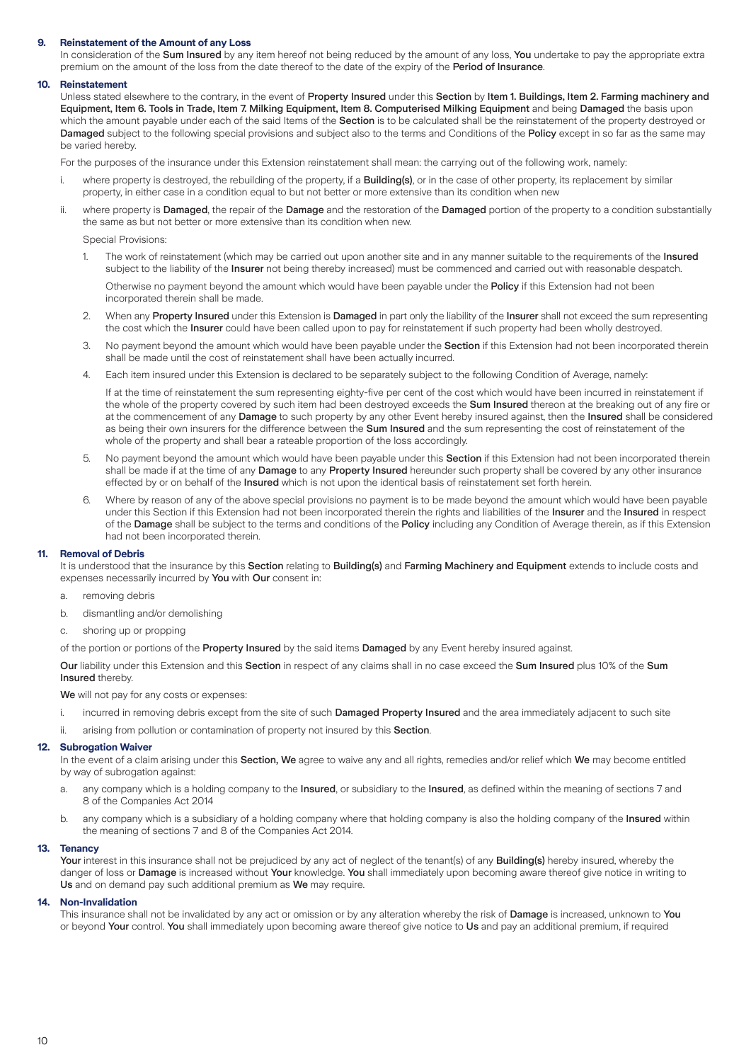**9. Reinstatement of the Amount of any Loss**

In consideration of the **Sum Insured** by any item hereof not being reduced by the amount of any loss, **You** undertake to pay the appropriate extra premium on the amount of the loss from the date thereof to the date of the expiry of the **Period of Insurance**.

**10. Reinstatement**

Unless stated elsewhere to the contrary, in the event of **Property Insured** under this **Section** by **Item 1. Buildings, Item 2. Farming machinery and Equipment, Item 6. Tools in Trade, Item 7. Milking Equipment, Item 8. Computerised Milking Equipment** and being **Damaged** the basis upon which the amount payable under each of the said Items of the **Section** is to be calculated shall be the reinstatement of the property destroyed or **Damaged** subject to the following special provisions and subject also to the terms and Conditions of the **Policy** except in so far as the same may be varied hereby.

For the purposes of the insurance under this Extension reinstatement shall mean: the carrying out of the following work, namely:

i. where property is destroyed, the rebuilding of the property, if a **Building(s)**, or in the case of other property, its replacement by similar property, in either case in a condition equal to but not better or more extensive than its condition when new

ii. where property is **Damaged**, the repair of the **Damage** and the restoration of the **Damaged** portion of the property to a condition substantially the same as but not better or more extensive than its condition when new.

Special Provisions:

1. The work of reinstatement (which may be carried out upon another site and in any manner suitable to the requirements of the **Insured** subject to the liability of the **Insurer** not being thereby increased) must be commenced and carried out with reasonable despatch.

   Otherwise no payment beyond the amount which would have been payable under the **Policy** if this Extension had not been incorporated therein shall be made.

2. When any **Property Insured** under this Extension is **Damaged** in part only the liability of the **Insurer** shall not exceed the sum representing the cost which the **Insurer** could have been called upon to pay for reinstatement if such property had been wholly destroyed.

3. No payment beyond the amount which would have been payable under the **Section** if this Extension had not been incorporated therein shall be made until the cost of reinstatement shall have been actually incurred.

4. Each item insured under this Extension is declared to be separately subject to the following Condition of Average, namely:

   If at the time of reinstatement the sum representing eighty-five per cent of the cost which would have been incurred in reinstatement if the whole of the property covered by such item had been destroyed exceeds the **Sum Insured** thereon at the breaking out of any fire or at the commencement of any **Damage** to such property by any other Event hereby insured against, then the **Insured** shall be considered as being their own insurers for the difference between the **Sum Insured** and the sum representing the cost of reinstatement of the whole of the property and shall bear a rateable proportion of the loss accordingly.

5. No payment beyond the amount which would have been payable under this **Section** if this Extension had not been incorporated therein shall be made if at the time of any **Damage** to any **Property Insured** hereunder such property shall be covered by any other insurance effected by or on behalf of the **Insured** which is not upon the identical basis of reinstatement set forth herein.

6. Where by reason of any of the above special provisions no payment is to be made beyond the amount which would have been payable under this Section if this Extension had not been incorporated therein the rights and liabilities of the **Insurer** and the **Insured** in respect of the **Damage** shall be subject to the terms and conditions of the **Policy** including any Condition of Average therein, as if this Extension had not been incorporated therein.

**11. Removal of Debris**

It is understood that the insurance by this **Section** relating to **Building(s)** and **Farming Machinery and Equipment** extends to include costs and expenses necessarily incurred by **You** with **Our** consent in:

a. removing debris

b. dismantling and/or demolishing

c. shoring up or propping

of the portion or portions of the **Property Insured** by the said items **Damaged** by any Event hereby insured against.

**Our** liability under this Extension and this **Section** in respect of any claims shall in no case exceed the **Sum Insured** plus 10% of the **Sum Insured** thereby.

**We** will not pay for any costs or expenses:

i. incurred in removing debris except from the site of such **Damaged Property Insured** and the area immediately adjacent to such site

ii. arising from pollution or contamination of property not insured by this **Section**.

**12. Subrogation Waiver**

In the event of a claim arising under this **Section, We** agree to waive any and all rights, remedies and/or relief which **We** may become entitled by way of subrogation against:

a. any company which is a holding company to the **Insured**, or subsidiary to the **Insured**, as defined within the meaning of sections 7 and 8 of the Companies Act 2014

b. any company which is a subsidiary of a holding company where that holding company is also the holding company of the **Insured** within the meaning of sections 7 and 8 of the Companies Act 2014.

**13. Tenancy**

**Your** interest in this insurance shall not be prejudiced by any act of neglect of the tenant(s) of any **Building(s)** hereby insured, whereby the danger of loss or **Damage** is increased without **Your** knowledge. **You** shall immediately upon becoming aware thereof give notice in writing to **Us** and on demand pay such additional premium as **We** may require.

**14. Non-Invalidation**

This insurance shall not be invalidated by any act or omission or by any alteration whereby the risk of **Damage** is increased, unknown to **You** or beyond **Your** control. **You** shall immediately upon becoming aware thereof give notice to **Us** and pay an additional premium, if required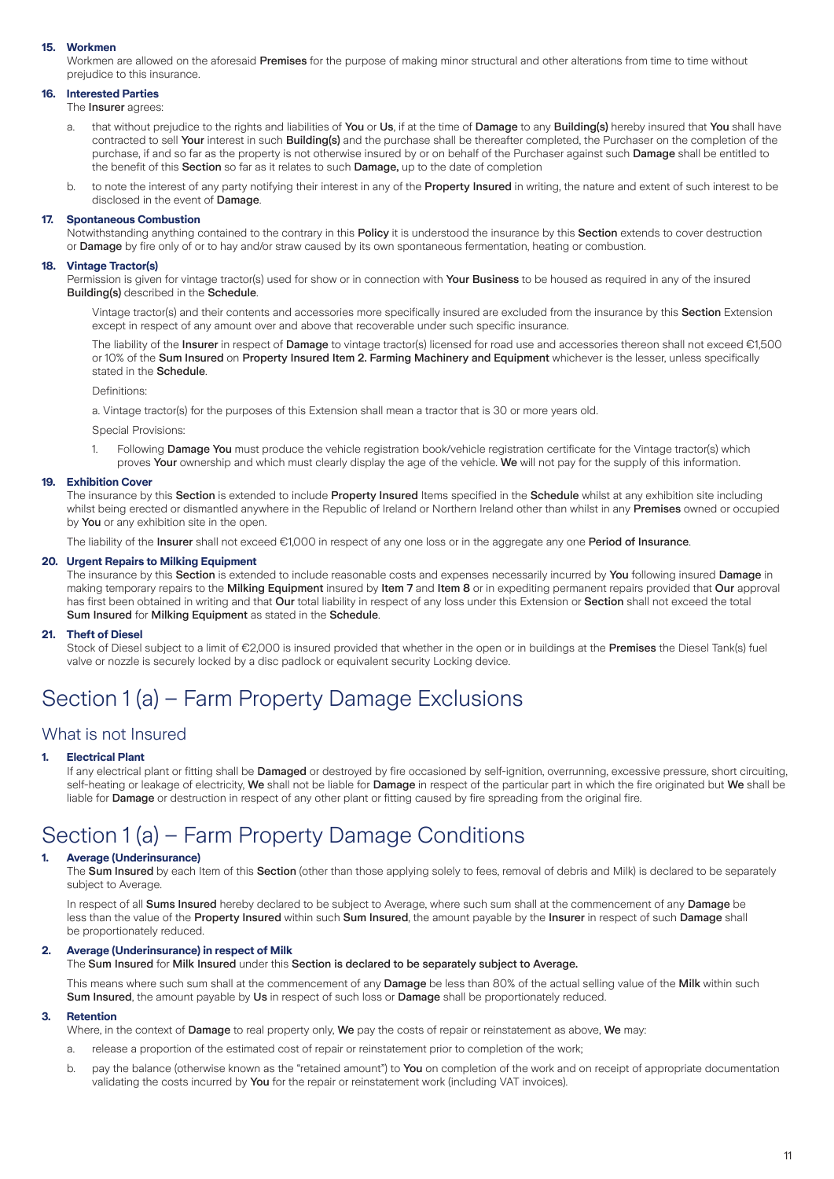### 15. Workmen

Workmen are allowed on the aforesaid **Premises** for the purpose of making minor structural and other alterations from time to time without prejudice to this insurance.

### 16. Interested Parties

The **Insurer** agrees:

a. that without prejudice to the rights and liabilities of **You** or **Us**, if at the time of **Damage** to any **Building(s)** hereby insured that **You** shall have contracted to sell **Your** interest in such **Building(s)** and the purchase shall be thereafter completed, the Purchaser on the completion of the purchase, if and so far as the property is not otherwise insured by or on behalf of the Purchaser against such **Damage** shall be entitled to the benefit of this **Section** so far as it relates to such **Damage,** up to the date of completion

b. to note the interest of any party notifying their interest in any of the **Property Insured** in writing, the nature and extent of such interest to be disclosed in the event of **Damage**.

### 17. Spontaneous Combustion

Notwithstanding anything contained to the contrary in this **Policy** it is understood the insurance by this **Section** extends to cover destruction or **Damage** by fire only of or to hay and/or straw caused by its own spontaneous fermentation, heating or combustion.

### 18. Vintage Tractor(s)

Permission is given for vintage tractor(s) used for show or in connection with **Your Business** to be housed as required in any of the insured **Building(s)** described in the **Schedule**.

Vintage tractor(s) and their contents and accessories more specifically insured are excluded from the insurance by this **Section** Extension except in respect of any amount over and above that recoverable under such specific insurance.

The liability of the **Insurer** in respect of **Damage** to vintage tractor(s) licensed for road use and accessories thereon shall not exceed €1,500 or 10% of the **Sum Insured** on **Property Insured Item 2. Farming Machinery and Equipment** whichever is the lesser, unless specifically stated in the **Schedule**.

Definitions:

a. Vintage tractor(s) for the purposes of this Extension shall mean a tractor that is 30 or more years old.

Special Provisions:

1. Following **Damage You** must produce the vehicle registration book/vehicle registration certificate for the Vintage tractor(s) which proves **Your** ownership and which must clearly display the age of the vehicle. **We** will not pay for the supply of this information.

### 19. Exhibition Cover

The insurance by this **Section** is extended to include **Property Insured** Items specified in the **Schedule** whilst at any exhibition site including whilst being erected or dismantled anywhere in the Republic of Ireland or Northern Ireland other than whilst in any **Premises** owned or occupied by **You** or any exhibition site in the open.

The liability of the **Insurer** shall not exceed €1,000 in respect of any one loss or in the aggregate any one **Period of Insurance**.

### 20. Urgent Repairs to Milking Equipment

The insurance by this **Section** is extended to include reasonable costs and expenses necessarily incurred by **You** following insured **Damage** in making temporary repairs to the **Milking Equipment** insured by **Item 7** and **Item 8** or in expediting permanent repairs provided that **Our** approval has first been obtained in writing and that **Our** total liability in respect of any loss under this Extension or **Section** shall not exceed the total **Sum Insured** for **Milking Equipment** as stated in the **Schedule**.

### 21. Theft of Diesel

Stock of Diesel subject to a limit of €2,000 is insured provided that whether in the open or in buildings at the **Premises** the Diesel Tank(s) fuel valve or nozzle is securely locked by a disc padlock or equivalent security Locking device.

# Section 1 (a) – Farm Property Damage Exclusions

## What is not Insured

### 1. Electrical Plant

If any electrical plant or fitting shall be **Damaged** or destroyed by fire occasioned by self-ignition, overrunning, excessive pressure, short circuiting, self-heating or leakage of electricity, **We** shall not be liable for **Damage** in respect of the particular part in which the fire originated but **We** shall be liable for **Damage** or destruction in respect of any other plant or fitting caused by fire spreading from the original fire.

# Section 1 (a) – Farm Property Damage Conditions

### 1. Average (Underinsurance)

The **Sum Insured** by each Item of this **Section** (other than those applying solely to fees, removal of debris and Milk) is declared to be separately subject to Average.

In respect of all **Sums Insured** hereby declared to be subject to Average, where such sum shall at the commencement of any **Damage** be less than the value of the **Property Insured** within such **Sum Insured**, the amount payable by the **Insurer** in respect of such **Damage** shall be proportionately reduced.

### 2. Average (Underinsurance) in respect of Milk

The **Sum Insured** for **Milk Insured** under this **Section is declared to be separately subject to Average.**

This means where such sum shall at the commencement of any **Damage** be less than 80% of the actual selling value of the **Milk** within such **Sum Insured**, the amount payable by **Us** in respect of such loss or **Damage** shall be proportionately reduced.

### 3. Retention

Where, in the context of **Damage** to real property only, **We** pay the costs of repair or reinstatement as above, **We** may:

a. release a proportion of the estimated cost of repair or reinstatement prior to completion of the work;

b. pay the balance (otherwise known as the "retained amount") to **You** on completion of the work and on receipt of appropriate documentation validating the costs incurred by **You** for the repair or reinstatement work (including VAT invoices).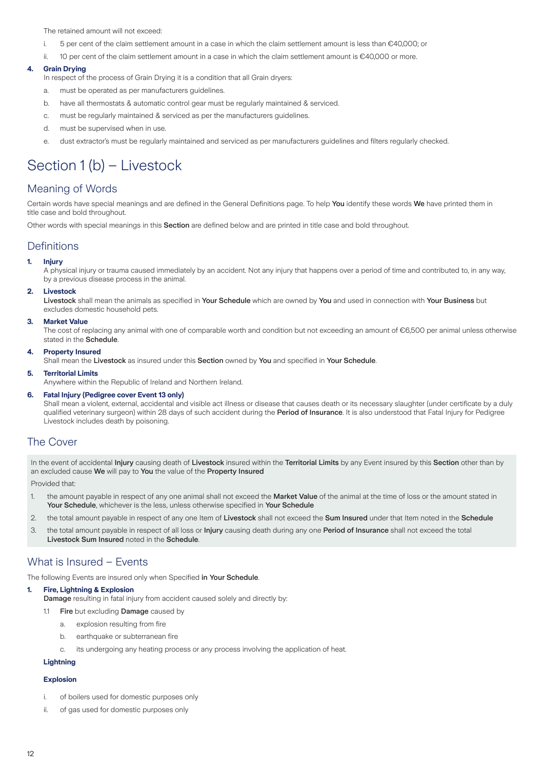The retained amount will not exceed:

i. 5 per cent of the claim settlement amount in a case in which the claim settlement amount is less than €40,000; or

ii. 10 per cent of the claim settlement amount in a case in which the claim settlement amount is €40,000 or more.

**4. Grain Drying**

In respect of the process of Grain Drying it is a condition that all Grain dryers:

a. must be operated as per manufacturers guidelines.

b. have all thermostats & automatic control gear must be regularly maintained & serviced.

c. must be regularly maintained & serviced as per the manufacturers guidelines.

d. must be supervised when in use.

e. dust extractor's must be regularly maintained and serviced as per manufacturers guidelines and filters regularly checked.

# Section 1 (b) – Livestock

## Meaning of Words

Certain words have special meanings and are defined in the General Definitions page. To help **You** identify these words **We** have printed them in title case and bold throughout.

Other words with special meanings in this **Section** are defined below and are printed in title case and bold throughout.

## Definitions

**1. Injury**

A physical injury or trauma caused immediately by an accident. Not any injury that happens over a period of time and contributed to, in any way, by a previous disease process in the animal.

**2. Livestock**

**Livestock** shall mean the animals as specified in **Your Schedule** which are owned by **You** and used in connection with **Your Business** but excludes domestic household pets.

**3. Market Value**

The cost of replacing any animal with one of comparable worth and condition but not exceeding an amount of €6,500 per animal unless otherwise stated in the **Schedule**.

**4. Property Insured**

Shall mean the **Livestock** as insured under this **Section** owned by **You** and specified in **Your Schedule**.

**5. Territorial Limits**

Anywhere within the Republic of Ireland and Northern Ireland.

**6. Fatal Injury (Pedigree cover Event 13 only)**

Shall mean a violent, external, accidental and visible act illness or disease that causes death or its necessary slaughter (under certificate by a duly qualified veterinary surgeon) within 28 days of such accident during the **Period of Insurance**. It is also understood that Fatal Injury for Pedigree Livestock includes death by poisoning.

## The Cover

In the event of accidental **Injury** causing death of **Livestock** insured within the **Territorial Limits** by any Event insured by this **Section** other than by an excluded cause **We** will pay to **You** the value of the **Property Insured**

Provided that:

1. the amount payable in respect of any one animal shall not exceed the **Market Value** of the animal at the time of loss or the amount stated in **Your Schedule**, whichever is the less, unless otherwise specified in **Your Schedule**
2. the total amount payable in respect of any one Item of **Livestock** shall not exceed the **Sum Insured** under that Item noted in the **Schedule**
3. the total amount payable in respect of all loss or **Injury** causing death during any one **Period of Insurance** shall not exceed the total **Livestock Sum Insured** noted in the **Schedule**.

## What is Insured – Events

The following Events are insured only when Specified **in Your Schedule**.

**1. Fire, Lightning & Explosion**

**Damage** resulting in fatal injury from accident caused solely and directly by:

1.1 **Fire** but excluding **Damage** caused by

a. explosion resulting from fire

b. earthquake or subterranean fire

c. its undergoing any heating process or any process involving the application of heat.

**Lightning**

**Explosion**

i. of boilers used for domestic purposes only

ii. of gas used for domestic purposes only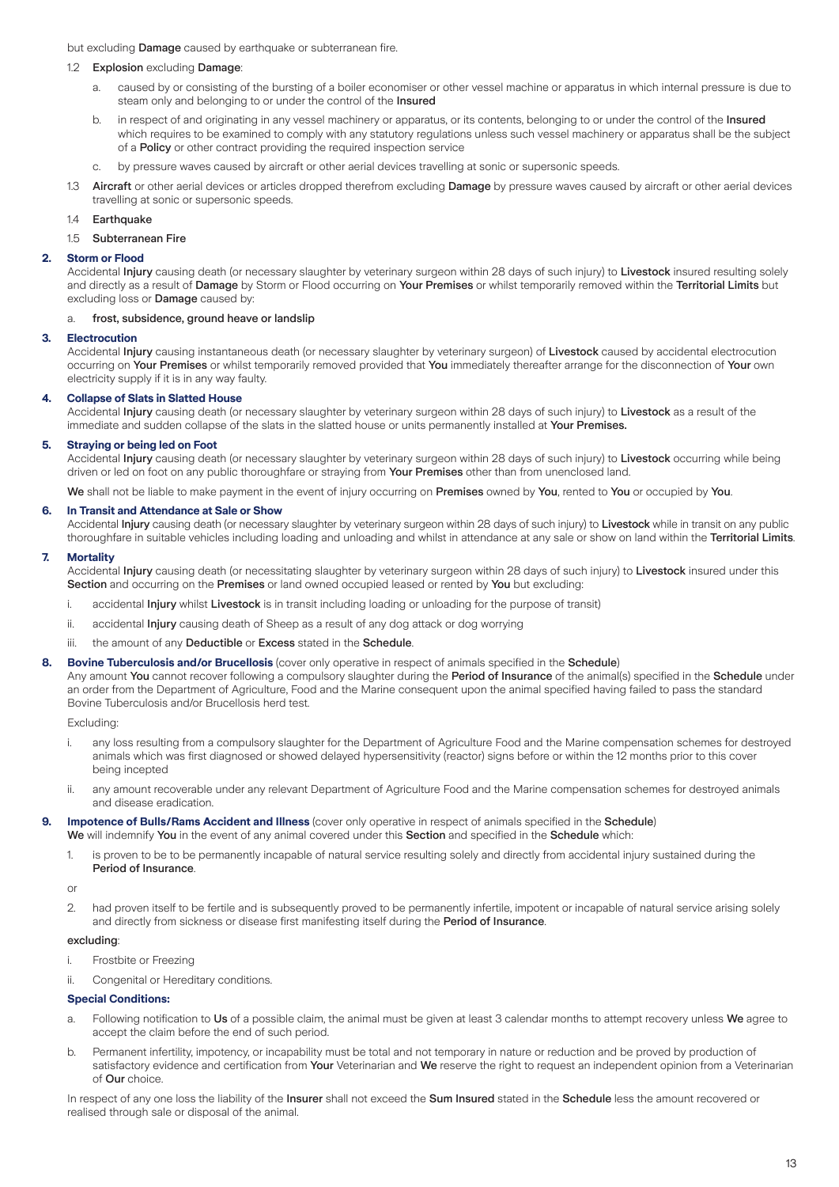but excluding **Damage** caused by earthquake or subterranean fire.

1.2 **Explosion** excluding **Damage**:

a. caused by or consisting of the bursting of a boiler economiser or other vessel machine or apparatus in which internal pressure is due to steam only and belonging to or under the control of the **Insured**

b. in respect of and originating in any vessel machinery or apparatus, or its contents, belonging to or under the control of the **Insured** which requires to be examined to comply with any statutory regulations unless such vessel machinery or apparatus shall be the subject of a **Policy** or other contract providing the required inspection service

c. by pressure waves caused by aircraft or other aerial devices travelling at sonic or supersonic speeds.

1.3 **Aircraft** or other aerial devices or articles dropped therefrom excluding **Damage** by pressure waves caused by aircraft or other aerial devices travelling at sonic or supersonic speeds.

1.4 **Earthquake**

1.5 **Subterranean Fire**

### 2. Storm or Flood

Accidental **Injury** causing death (or necessary slaughter by veterinary surgeon within 28 days of such injury) to **Livestock** insured resulting solely and directly as a result of **Damage** by Storm or Flood occurring on **Your Premises** or whilst temporarily removed within the **Territorial Limits** but excluding loss or **Damage** caused by:

a. **frost, subsidence, ground heave or landslip**

### 3. Electrocution

Accidental **Injury** causing instantaneous death (or necessary slaughter by veterinary surgeon) of **Livestock** caused by accidental electrocution occurring on **Your Premises** or whilst temporarily removed provided that **You** immediately thereafter arrange for the disconnection of **Your** own electricity supply if it is in any way faulty.

### 4. Collapse of Slats in Slatted House

Accidental **Injury** causing death (or necessary slaughter by veterinary surgeon within 28 days of such injury) to **Livestock** as a result of the immediate and sudden collapse of the slats in the slatted house or units permanently installed at **Your Premises.**

### 5. Straying or being led on Foot

Accidental **Injury** causing death (or necessary slaughter by veterinary surgeon within 28 days of such injury) to **Livestock** occurring while being driven or led on foot on any public thoroughfare or straying from **Your Premises** other than from unenclosed land.

**We** shall not be liable to make payment in the event of injury occurring on **Premises** owned by **You**, rented to **You** or occupied by **You**.

### 6. In Transit and Attendance at Sale or Show

Accidental **Injury** causing death (or necessary slaughter by veterinary surgeon within 28 days of such injury) to **Livestock** while in transit on any public thoroughfare in suitable vehicles including loading and unloading and whilst in attendance at any sale or show on land within the **Territorial Limits**.

### 7. Mortality

Accidental **Injury** causing death (or necessitating slaughter by veterinary surgeon within 28 days of such injury) to **Livestock** insured under this **Section** and occurring on the **Premises** or land owned occupied leased or rented by **You** but excluding:

i. accidental **Injury** whilst **Livestock** is in transit including loading or unloading for the purpose of transit)

ii. accidental **Injury** causing death of Sheep as a result of any dog attack or dog worrying

iii. the amount of any **Deductible** or **Excess** stated in the **Schedule**.

### 8. Bovine Tuberculosis and/or Brucellosis (cover only operative in respect of animals specified in the Schedule)

Any amount **You** cannot recover following a compulsory slaughter during the **Period of Insurance** of the animal(s) specified in the **Schedule** under an order from the Department of Agriculture, Food and the Marine consequent upon the animal specified having failed to pass the standard Bovine Tuberculosis and/or Brucellosis herd test.

Excluding:

i. any loss resulting from a compulsory slaughter for the Department of Agriculture Food and the Marine compensation schemes for destroyed animals which was first diagnosed or showed delayed hypersensitivity (reactor) signs before or within the 12 months prior to this cover being incepted

ii. any amount recoverable under any relevant Department of Agriculture Food and the Marine compensation schemes for destroyed animals and disease eradication.

### 9. Impotence of Bulls/Rams Accident and Illness (cover only operative in respect of animals specified in the Schedule)

**We** will indemnify **You** in the event of any animal covered under this **Section** and specified in the **Schedule** which:

1. is proven to be to be permanently incapable of natural service resulting solely and directly from accidental injury sustained during the **Period of Insurance**.

or

2. had proven itself to be fertile and is subsequently proved to be permanently infertile, impotent or incapable of natural service arising solely and directly from sickness or disease first manifesting itself during the **Period of Insurance**.

**excluding**:

i. Frostbite or Freezing

ii. Congenital or Hereditary conditions.

**Special Conditions:**

a. Following notification to **Us** of a possible claim, the animal must be given at least 3 calendar months to attempt recovery unless **We** agree to accept the claim before the end of such period.

b. Permanent infertility, impotency, or incapability must be total and not temporary in nature or reduction and be proved by production of satisfactory evidence and certification from **Your** Veterinarian and **We** reserve the right to request an independent opinion from a Veterinarian of **Our** choice.

In respect of any one loss the liability of the **Insurer** shall not exceed the **Sum Insured** stated in the **Schedule** less the amount recovered or realised through sale or disposal of the animal.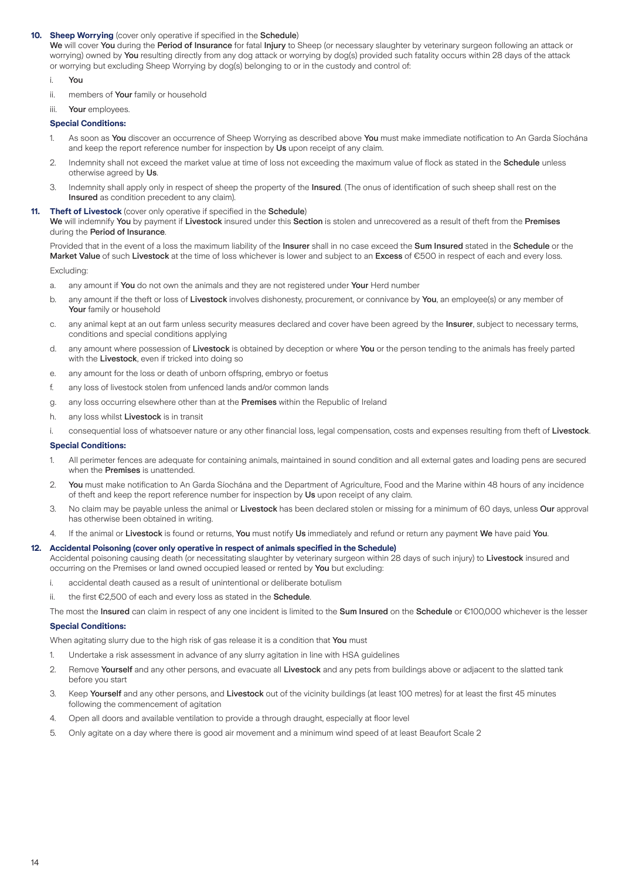**10. Sheep Worrying** (cover only operative if specified in the **Schedule**)

**We** will cover **You** during the **Period of Insurance** for fatal **Injury** to Sheep (or necessary slaughter by veterinary surgeon following an attack or worrying) owned by **You** resulting directly from any dog attack or worrying by dog(s) provided such fatality occurs within 28 days of the attack or worrying but excluding Sheep Worrying by dog(s) belonging to or in the custody and control of:

i. **You**

ii. members of **Your** family or household

iii. **Your** employees.

**Special Conditions:**

1. As soon as **You** discover an occurrence of Sheep Worrying as described above **You** must make immediate notification to An Garda Síochána and keep the report reference number for inspection by **Us** upon receipt of any claim.
2. Indemnity shall not exceed the market value at time of loss not exceeding the maximum value of flock as stated in the **Schedule** unless otherwise agreed by **Us**.
3. Indemnity shall apply only in respect of sheep the property of the **Insured**. (The onus of identification of such sheep shall rest on the **Insured** as condition precedent to any claim).

**11. Theft of Livestock** (cover only operative if specified in the **Schedule**)

**We** will indemnify **You** by payment if **Livestock** insured under this **Section** is stolen and unrecovered as a result of theft from the **Premises** during the **Period of Insurance**.

Provided that in the event of a loss the maximum liability of the **Insurer** shall in no case exceed the **Sum Insured** stated in the **Schedule** or the **Market Value** of such **Livestock** at the time of loss whichever is lower and subject to an **Excess** of €500 in respect of each and every loss.

Excluding:

a. any amount if **You** do not own the animals and they are not registered under **Your** Herd number

b. any amount if the theft or loss of **Livestock** involves dishonesty, procurement, or connivance by **You**, an employee(s) or any member of **Your** family or household

c. any animal kept at an out farm unless security measures declared and cover have been agreed by the **Insurer**, subject to necessary terms, conditions and special conditions applying

d. any amount where possession of **Livestock** is obtained by deception or where **You** or the person tending to the animals has freely parted with the **Livestock**, even if tricked into doing so

e. any amount for the loss or death of unborn offspring, embryo or foetus

f. any loss of livestock stolen from unfenced lands and/or common lands

g. any loss occurring elsewhere other than at the **Premises** within the Republic of Ireland

h. any loss whilst **Livestock** is in transit

i. consequential loss of whatsoever nature or any other financial loss, legal compensation, costs and expenses resulting from theft of **Livestock**.

**Special Conditions:**

1. All perimeter fences are adequate for containing animals, maintained in sound condition and all external gates and loading pens are secured when the **Premises** is unattended.
2. **You** must make notification to An Garda Síochána and the Department of Agriculture, Food and the Marine within 48 hours of any incidence of theft and keep the report reference number for inspection by **Us** upon receipt of any claim.
3. No claim may be payable unless the animal or **Livestock** has been declared stolen or missing for a minimum of 60 days, unless **Our** approval has otherwise been obtained in writing.
4. If the animal or **Livestock** is found or returns, **You** must notify **Us** immediately and refund or return any payment **We** have paid **You**.

**12. Accidental Poisoning (cover only operative in respect of animals specified in the Schedule)**

Accidental poisoning causing death (or necessitating slaughter by veterinary surgeon within 28 days of such injury) to **Livestock** insured and occurring on the Premises or land owned occupied leased or rented by **You** but excluding:

i. accidental death caused as a result of unintentional or deliberate botulism

ii. the first €2,500 of each and every loss as stated in the **Schedule**.

The most the **Insured** can claim in respect of any one incident is limited to the **Sum Insured** on the **Schedule** or €100,000 whichever is the lesser

**Special Conditions:**

When agitating slurry due to the high risk of gas release it is a condition that **You** must

1. Undertake a risk assessment in advance of any slurry agitation in line with HSA guidelines
2. Remove **Yourself** and any other persons, and evacuate all **Livestock** and any pets from buildings above or adjacent to the slatted tank before you start
3. Keep **Yourself** and any other persons, and **Livestock** out of the vicinity buildings (at least 100 metres) for at least the first 45 minutes following the commencement of agitation
4. Open all doors and available ventilation to provide a through draught, especially at floor level
5. Only agitate on a day where there is good air movement and a minimum wind speed of at least Beaufort Scale 2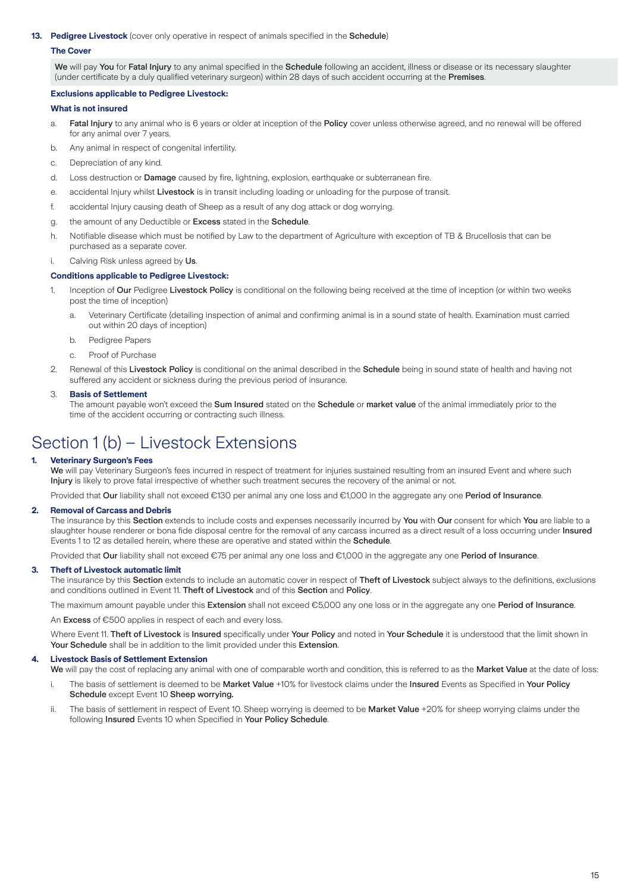**13. Pedigree Livestock** (cover only operative in respect of animals specified in the **Schedule**)

**The Cover**

**We** will pay **You** for **Fatal Injury** to any animal specified in the **Schedule** following an accident, illness or disease or its necessary slaughter (under certificate by a duly qualified veterinary surgeon) within 28 days of such accident occurring at the **Premises**.

**Exclusions applicable to Pedigree Livestock:**

**What is not insured**

a. **Fatal Injury** to any animal who is 6 years or older at inception of the **Policy** cover unless otherwise agreed, and no renewal will be offered for any animal over 7 years.

b. Any animal in respect of congenital infertility.

c. Depreciation of any kind.

d. Loss destruction or **Damage** caused by fire, lightning, explosion, earthquake or subterranean fire.

e. accidental Injury whilst **Livestock** is in transit including loading or unloading for the purpose of transit.

f. accidental Injury causing death of Sheep as a result of any dog attack or dog worrying.

g. the amount of any Deductible or **Excess** stated in the **Schedule**.

h. Notifiable disease which must be notified by Law to the department of Agriculture with exception of TB & Brucellosis that can be purchased as a separate cover.

i. Calving Risk unless agreed by **Us**.

**Conditions applicable to Pedigree Livestock:**

1. Inception of **Our** Pedigree **Livestock Policy** is conditional on the following being received at the time of inception (or within two weeks post the time of inception)
   a. Veterinary Certificate (detailing inspection of animal and confirming animal is in a sound state of health. Examination must carried out within 20 days of inception)
   b. Pedigree Papers
   c. Proof of Purchase
2. Renewal of this **Livestock Policy** is conditional on the animal described in the **Schedule** being in sound state of health and having not suffered any accident or sickness during the previous period of insurance.
3. **Basis of Settlement**
   The amount payable won't exceed the **Sum Insured** stated on the **Schedule** or **market value** of the animal immediately prior to the time of the accident occurring or contracting such illness.

# Section 1 (b) – Livestock Extensions

**1. Veterinary Surgeon's Fees**

**We** will pay Veterinary Surgeon's fees incurred in respect of treatment for injuries sustained resulting from an insured Event and where such **Injury** is likely to prove fatal irrespective of whether such treatment secures the recovery of the animal or not.

Provided that **Our** liability shall not exceed €130 per animal any one loss and €1,000 in the aggregate any one **Period of Insurance**.

**2. Removal of Carcass and Debris**

The insurance by this **Section** extends to include costs and expenses necessarily incurred by **You** with **Our** consent for which **You** are liable to a slaughter house renderer or bona fide disposal centre for the removal of any carcass incurred as a direct result of a loss occurring under **Insured** Events 1 to 12 as detailed herein, where these are operative and stated within the **Schedule**.

Provided that **Our** liability shall not exceed €75 per animal any one loss and €1,000 in the aggregate any one **Period of Insurance**.

**3. Theft of Livestock automatic limit**

The insurance by this **Section** extends to include an automatic cover in respect of **Theft of Livestock** subject always to the definitions, exclusions and conditions outlined in Event 11. **Theft of Livestock** and of this **Section** and **Policy**.

The maximum amount payable under this **Extension** shall not exceed €5,000 any one loss or in the aggregate any one **Period of Insurance**.

An **Excess** of €500 applies in respect of each and every loss.

Where Event 11. **Theft of Livestock** is **Insured** specifically under **Your Policy** and noted in **Your Schedule** it is understood that the limit shown in **Your Schedule** shall be in addition to the limit provided under this **Extension**.

**4. Livestock Basis of Settlement Extension**

**We** will pay the cost of replacing any animal with one of comparable worth and condition, this is referred to as the **Market Value** at the date of loss:

i. The basis of settlement is deemed to be **Market Value** +10% for livestock claims under the **Insured** Events as Specified in **Your Policy Schedule** except Event 10 **Sheep worrying.**

ii. The basis of settlement in respect of Event 10. Sheep worrying is deemed to be **Market Value** +20% for sheep worrying claims under the following **Insured** Events 10 when Specified in **Your Policy Schedule**.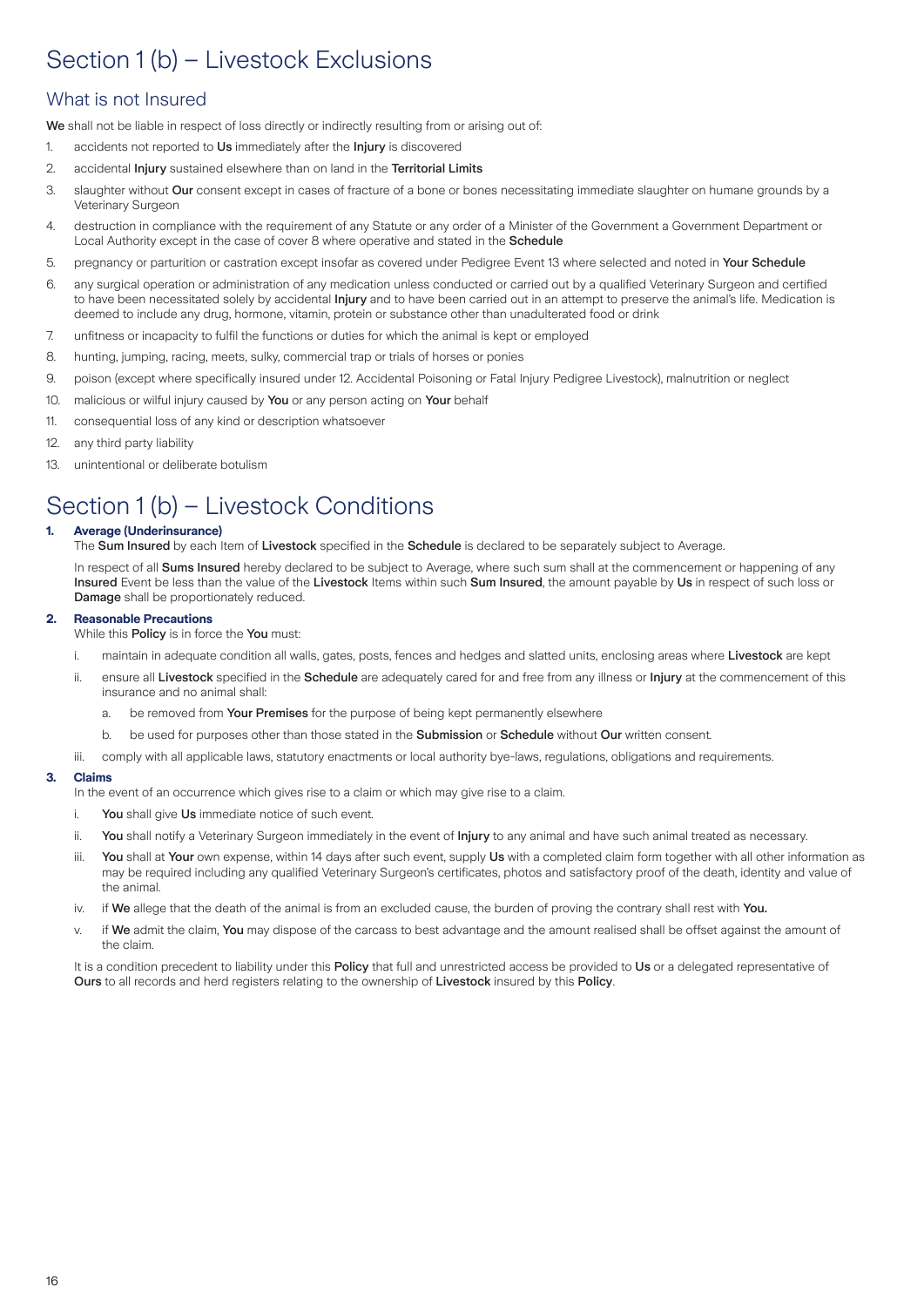# Section 1 (b) – Livestock Exclusions

## What is not Insured

**We** shall not be liable in respect of loss directly or indirectly resulting from or arising out of:

1. accidents not reported to **Us** immediately after the **Injury** is discovered
2. accidental **Injury** sustained elsewhere than on land in the **Territorial Limits**
3. slaughter without **Our** consent except in cases of fracture of a bone or bones necessitating immediate slaughter on humane grounds by a Veterinary Surgeon
4. destruction in compliance with the requirement of any Statute or any order of a Minister of the Government a Government Department or Local Authority except in the case of cover 8 where operative and stated in the **Schedule**
5. pregnancy or parturition or castration except insofar as covered under Pedigree Event 13 where selected and noted in **Your Schedule**
6. any surgical operation or administration of any medication unless conducted or carried out by a qualified Veterinary Surgeon and certified to have been necessitated solely by accidental **Injury** and to have been carried out in an attempt to preserve the animal's life. Medication is deemed to include any drug, hormone, vitamin, protein or substance other than unadulterated food or drink
7. unfitness or incapacity to fulfil the functions or duties for which the animal is kept or employed
8. hunting, jumping, racing, meets, sulky, commercial trap or trials of horses or ponies
9. poison (except where specifically insured under 12. Accidental Poisoning or Fatal Injury Pedigree Livestock), malnutrition or neglect
10. malicious or wilful injury caused by **You** or any person acting on **Your** behalf
11. consequential loss of any kind or description whatsoever
12. any third party liability
13. unintentional or deliberate botulism

# Section 1 (b) – Livestock Conditions

**1. Average (Underinsurance)**

The **Sum Insured** by each Item of **Livestock** specified in the **Schedule** is declared to be separately subject to Average.

In respect of all **Sums Insured** hereby declared to be subject to Average, where such sum shall at the commencement or happening of any **Insured** Event be less than the value of the **Livestock** Items within such **Sum Insured**, the amount payable by **Us** in respect of such loss or **Damage** shall be proportionately reduced.

**2. Reasonable Precautions**

While this **Policy** is in force the **You** must:

i. maintain in adequate condition all walls, gates, posts, fences and hedges and slatted units, enclosing areas where **Livestock** are kept

ii. ensure all **Livestock** specified in the **Schedule** are adequately cared for and free from any illness or **Injury** at the commencement of this insurance and no animal shall:

   a. be removed from **Your Premises** for the purpose of being kept permanently elsewhere

   b. be used for purposes other than those stated in the **Submission** or **Schedule** without **Our** written consent.

iii. comply with all applicable laws, statutory enactments or local authority bye-laws, regulations, obligations and requirements.

**3. Claims**

In the event of an occurrence which gives rise to a claim or which may give rise to a claim.

i. **You** shall give **Us** immediate notice of such event.

ii. **You** shall notify a Veterinary Surgeon immediately in the event of **Injury** to any animal and have such animal treated as necessary.

iii. **You** shall at **Your** own expense, within 14 days after such event, supply **Us** with a completed claim form together with all other information as may be required including any qualified Veterinary Surgeon's certificates, photos and satisfactory proof of the death, identity and value of the animal.

iv. if **We** allege that the death of the animal is from an excluded cause, the burden of proving the contrary shall rest with **You.**

v. if **We** admit the claim, **You** may dispose of the carcass to best advantage and the amount realised shall be offset against the amount of the claim.

It is a condition precedent to liability under this **Policy** that full and unrestricted access be provided to **Us** or a delegated representative of **Ours** to all records and herd registers relating to the ownership of **Livestock** insured by this **Policy**.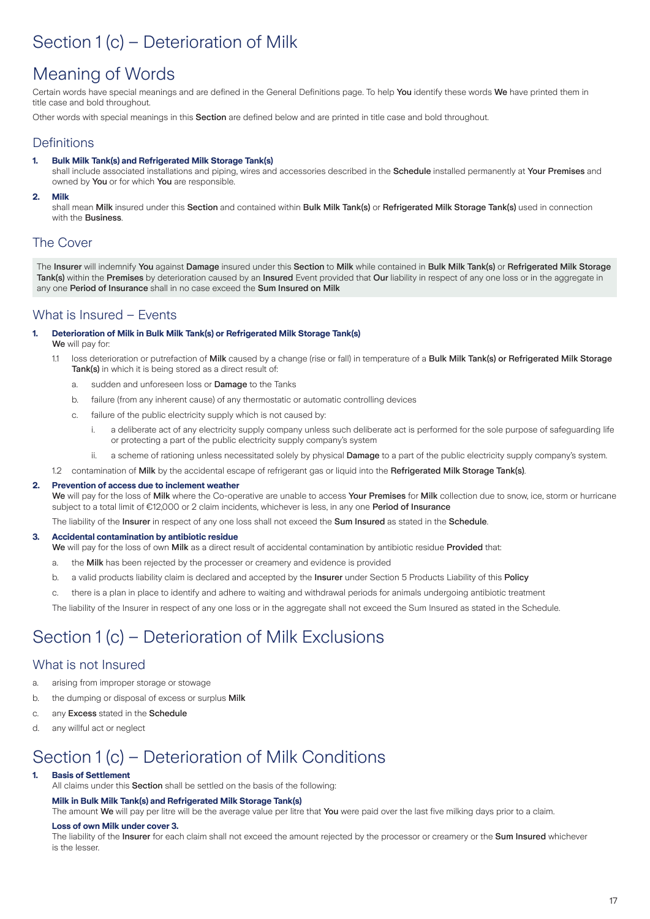# Section 1 (c) – Deterioration of Milk

## Meaning of Words

Certain words have special meanings and are defined in the General Definitions page. To help **You** identify these words **We** have printed them in title case and bold throughout.

Other words with special meanings in this **Section** are defined below and are printed in title case and bold throughout.

### Definitions

1. **Bulk Milk Tank(s) and Refrigerated Milk Storage Tank(s)**
   shall include associated installations and piping, wires and accessories described in the **Schedule** installed permanently at **Your Premises** and owned by **You** or for which **You** are responsible.

2. **Milk**
   shall mean **Milk** insured under this **Section** and contained within **Bulk Milk Tank(s)** or **Refrigerated Milk Storage Tank(s)** used in connection with the **Business**.

### The Cover

The **Insurer** will indemnify **You** against **Damage** insured under this **Section** to **Milk** while contained in **Bulk Milk Tank(s)** or **Refrigerated Milk Storage Tank(s)** within the **Premises** by deterioration caused by an **Insured** Event provided that **Our** liability in respect of any one loss or in the aggregate in any one **Period of Insurance** shall in no case exceed the **Sum Insured on Milk**

### What is Insured – Events

1. **Deterioration of Milk in Bulk Milk Tank(s) or Refrigerated Milk Storage Tank(s)**
   **We** will pay for:
   - 1.1 loss deterioration or putrefaction of **Milk** caused by a change (rise or fall) in temperature of a **Bulk Milk Tank(s) or Refrigerated Milk Storage Tank(s)** in which it is being stored as a direct result of:
     - a. sudden and unforeseen loss or **Damage** to the Tanks
     - b. failure (from any inherent cause) of any thermostatic or automatic controlling devices
     - c. failure of the public electricity supply which is not caused by:
       - i. a deliberate act of any electricity supply company unless such deliberate act is performed for the sole purpose of safeguarding life or protecting a part of the public electricity supply company's system
       - ii. a scheme of rationing unless necessitated solely by physical **Damage** to a part of the public electricity supply company's system.
   - 1.2 contamination of **Milk** by the accidental escape of refrigerant gas or liquid into the **Refrigerated Milk Storage Tank(s)**.

2. **Prevention of access due to inclement weather**
   **We** will pay for the loss of **Milk** where the Co-operative are unable to access **Your Premises** for **Milk** collection due to snow, ice, storm or hurricane subject to a total limit of €12,000 or 2 claim incidents, whichever is less, in any one **Period of Insurance**

   The liability of the **Insurer** in respect of any one loss shall not exceed the **Sum Insured** as stated in the **Schedule**.

3. **Accidental contamination by antibiotic residue**
   **We** will pay for the loss of own **Milk** as a direct result of accidental contamination by antibiotic residue **Provided** that:
   - a. the **Milk** has been rejected by the processer or creamery and evidence is provided
   - b. a valid products liability claim is declared and accepted by the **Insurer** under Section 5 Products Liability of this **Policy**
   - c. there is a plan in place to identify and adhere to waiting and withdrawal periods for animals undergoing antibiotic treatment

   The liability of the Insurer in respect of any one loss or in the aggregate shall not exceed the Sum Insured as stated in the Schedule.

# Section 1 (c) – Deterioration of Milk Exclusions

### What is not Insured

- a. arising from improper storage or stowage
- b. the dumping or disposal of excess or surplus **Milk**
- c. any **Excess** stated in the **Schedule**
- d. any willful act or neglect

# Section 1 (c) – Deterioration of Milk Conditions

1. **Basis of Settlement**
   All claims under this **Section** shall be settled on the basis of the following:

   **Milk in Bulk Milk Tank(s) and Refrigerated Milk Storage Tank(s)**
   The amount **We** will pay per litre will be the average value per litre that **You** were paid over the last five milking days prior to a claim.

   **Loss of own Milk under cover 3.**
   The liability of the **Insurer** for each claim shall not exceed the amount rejected by the processor or creamery or the **Sum Insured** whichever is the lesser.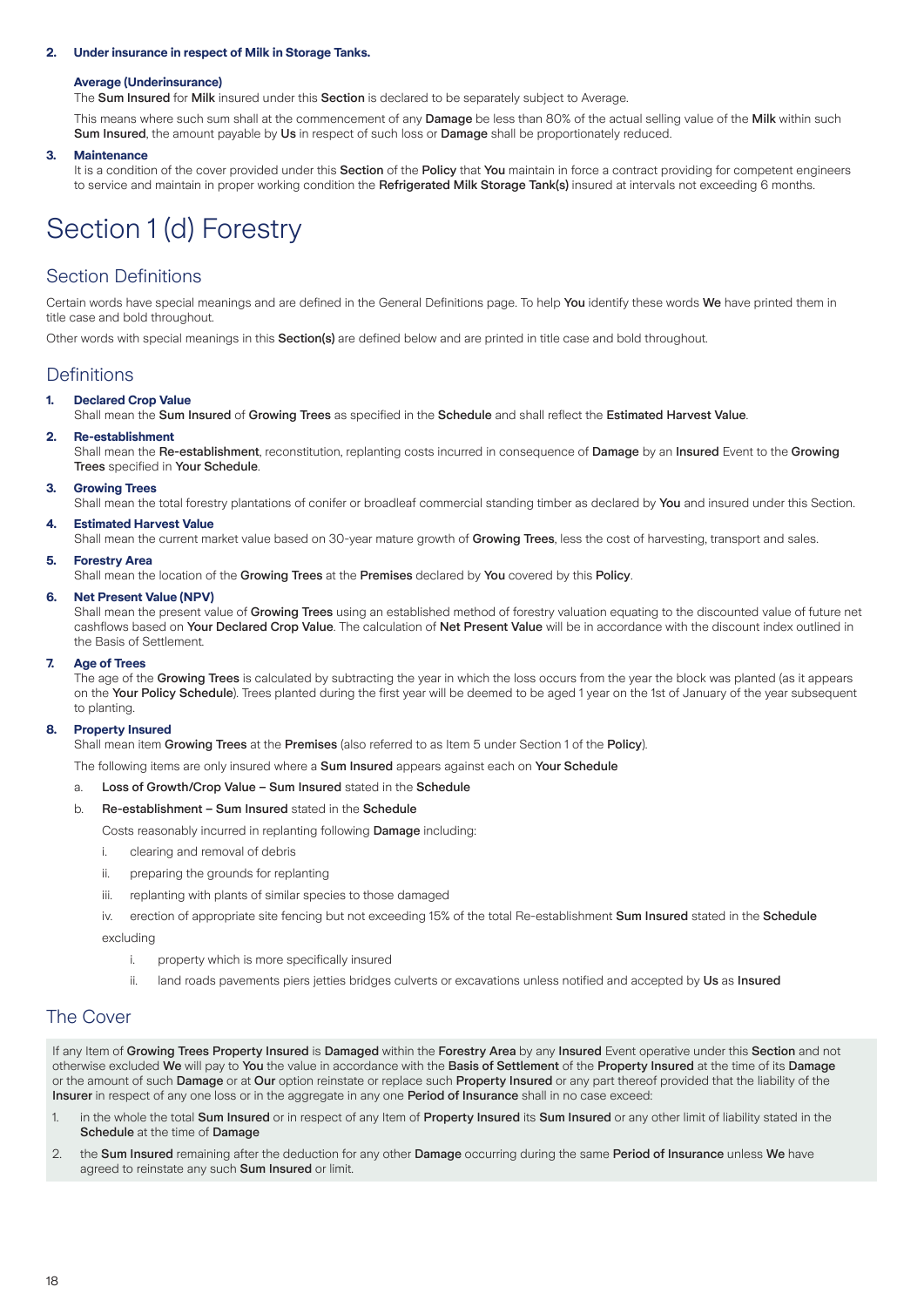**2. Under insurance in respect of Milk in Storage Tanks.**

**Average (Underinsurance)**
The **Sum Insured** for **Milk** insured under this **Section** is declared to be separately subject to Average.

This means where such sum shall at the commencement of any **Damage** be less than 80% of the actual selling value of the **Milk** within such **Sum Insured**, the amount payable by **Us** in respect of such loss or **Damage** shall be proportionately reduced.

**3. Maintenance**
It is a condition of the cover provided under this **Section** of the **Policy** that **You** maintain in force a contract providing for competent engineers to service and maintain in proper working condition the **Refrigerated Milk Storage Tank(s)** insured at intervals not exceeding 6 months.

# Section 1 (d) Forestry

## Section Definitions

Certain words have special meanings and are defined in the General Definitions page. To help **You** identify these words **We** have printed them in title case and bold throughout.

Other words with special meanings in this **Section(s)** are defined below and are printed in title case and bold throughout.

## Definitions

**1. Declared Crop Value**
Shall mean the **Sum Insured** of **Growing Trees** as specified in the **Schedule** and shall reflect the **Estimated Harvest Value**.

**2. Re-establishment**
Shall mean the **Re-establishment**, reconstitution, replanting costs incurred in consequence of **Damage** by an **Insured** Event to the **Growing Trees** specified in **Your Schedule**.

**3. Growing Trees**
Shall mean the total forestry plantations of conifer or broadleaf commercial standing timber as declared by **You** and insured under this Section.

**4. Estimated Harvest Value**
Shall mean the current market value based on 30-year mature growth of **Growing Trees**, less the cost of harvesting, transport and sales.

**5. Forestry Area**
Shall mean the location of the **Growing Trees** at the **Premises** declared by **You** covered by this **Policy**.

**6. Net Present Value (NPV)**
Shall mean the present value of **Growing Trees** using an established method of forestry valuation equating to the discounted value of future net cashflows based on **Your Declared Crop Value**. The calculation of **Net Present Value** will be in accordance with the discount index outlined in the Basis of Settlement.

**7. Age of Trees**
The age of the **Growing Trees** is calculated by subtracting the year in which the loss occurs from the year the block was planted (as it appears on the **Your Policy Schedule**). Trees planted during the first year will be deemed to be aged 1 year on the 1st of January of the year subsequent to planting.

**8. Property Insured**
Shall mean item **Growing Trees** at the **Premises** (also referred to as Item 5 under Section 1 of the **Policy**).

The following items are only insured where a **Sum Insured** appears against each on **Your Schedule**

a. Loss of Growth/Crop Value – **Sum Insured** stated in the **Schedule**

b. Re-establishment – **Sum Insured** stated in the **Schedule**

Costs reasonably incurred in replanting following **Damage** including:

i. clearing and removal of debris

ii. preparing the grounds for replanting

iii. replanting with plants of similar species to those damaged

iv. erection of appropriate site fencing but not exceeding 15% of the total Re-establishment **Sum Insured** stated in the **Schedule**

excluding

i. property which is more specifically insured

ii. land roads pavements piers jetties bridges culverts or excavations unless notified and accepted by **Us** as **Insured**

## The Cover

If any Item of **Growing Trees Property Insured** is **Damaged** within the **Forestry Area** by any **Insured** Event operative under this **Section** and not otherwise excluded **We** will pay to **You** the value in accordance with the **Basis of Settlement** of the **Property Insured** at the time of its **Damage** or the amount of such **Damage** or at **Our** option reinstate or replace such **Property Insured** or any part thereof provided that the liability of the **Insurer** in respect of any one loss or in the aggregate in any one **Period of Insurance** shall in no case exceed:

1. in the whole the total **Sum Insured** or in respect of any Item of **Property Insured** its **Sum Insured** or any other limit of liability stated in the **Schedule** at the time of **Damage**
2. the **Sum Insured** remaining after the deduction for any other **Damage** occurring during the same **Period of Insurance** unless **We** have agreed to reinstate any such **Sum Insured** or limit.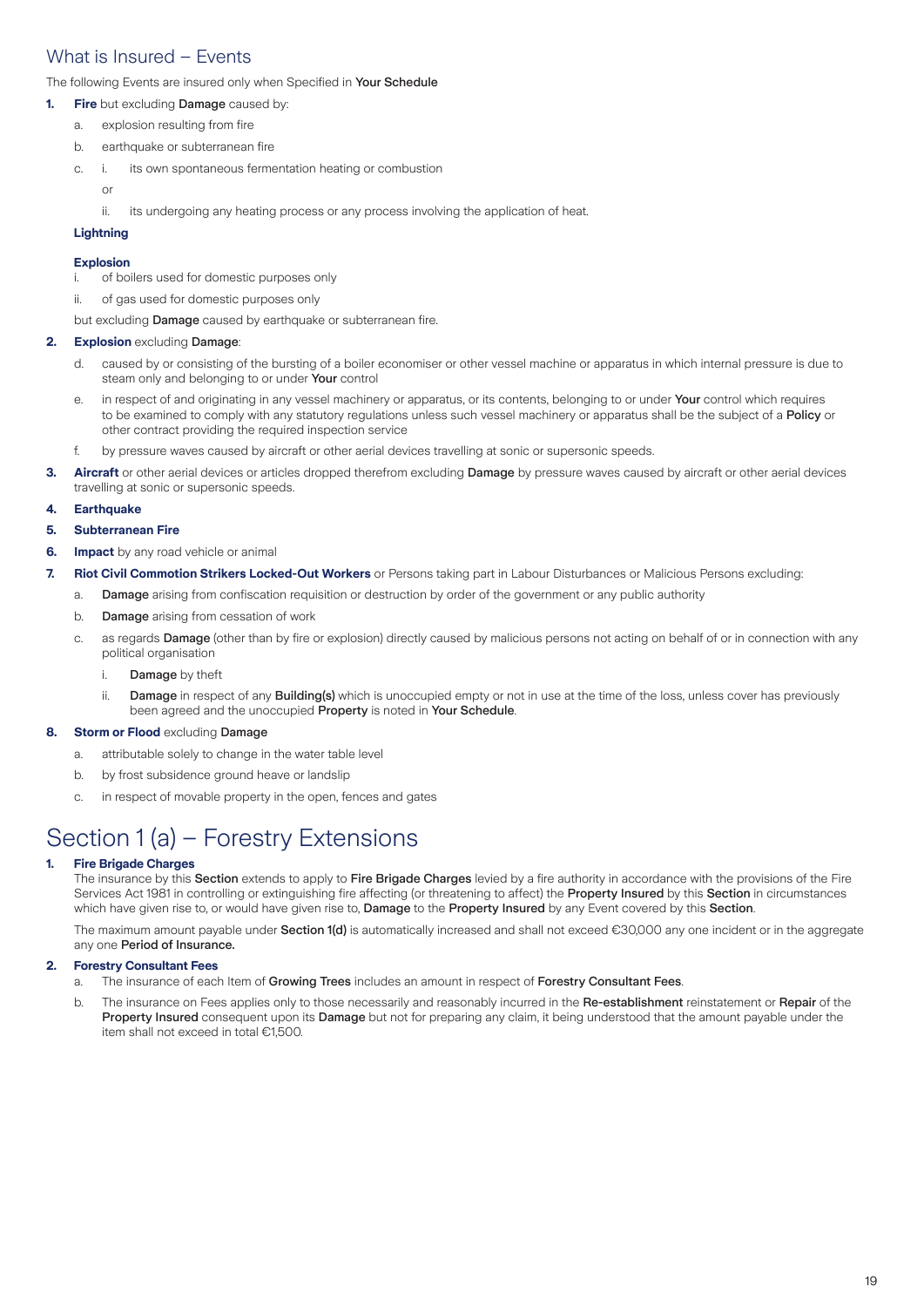## What is Insured – Events

The following Events are insured only when Specified in **Your Schedule**

1. **Fire** but excluding **Damage** caused by:
   a. explosion resulting from fire
   b. earthquake or subterranean fire
   c. i. its own spontaneous fermentation heating or combustion

      or

      ii. its undergoing any heating process or any process involving the application of heat.

   **Lightning**

   **Explosion**
   i. of boilers used for domestic purposes only
   ii. of gas used for domestic purposes only

   but excluding **Damage** caused by earthquake or subterranean fire.

2. **Explosion** excluding **Damage**:
   d. caused by or consisting of the bursting of a boiler economiser or other vessel machine or apparatus in which internal pressure is due to steam only and belonging to or under **Your** control
   e. in respect of and originating in any vessel machinery or apparatus, or its contents, belonging to or under **Your** control which requires to be examined to comply with any statutory regulations unless such vessel machinery or apparatus shall be the subject of a **Policy** or other contract providing the required inspection service
   f. by pressure waves caused by aircraft or other aerial devices travelling at sonic or supersonic speeds.
3. **Aircraft** or other aerial devices or articles dropped therefrom excluding **Damage** by pressure waves caused by aircraft or other aerial devices travelling at sonic or supersonic speeds.
4. **Earthquake**
5. **Subterranean Fire**
6. **Impact** by any road vehicle or animal
7. **Riot Civil Commotion Strikers Locked-Out Workers** or Persons taking part in Labour Disturbances or Malicious Persons excluding:
   a. **Damage** arising from confiscation requisition or destruction by order of the government or any public authority
   b. **Damage** arising from cessation of work
   c. as regards **Damage** (other than by fire or explosion) directly caused by malicious persons not acting on behalf of or in connection with any political organisation
      i. **Damage** by theft
      ii. **Damage** in respect of any **Building(s)** which is unoccupied empty or not in use at the time of the loss, unless cover has previously been agreed and the unoccupied **Property** is noted in **Your Schedule**.
8. **Storm or Flood** excluding **Damage**
   a. attributable solely to change in the water table level
   b. by frost subsidence ground heave or landslip
   c. in respect of movable property in the open, fences and gates

# Section 1 (a) – Forestry Extensions

1. **Fire Brigade Charges**

   The insurance by this **Section** extends to apply to **Fire Brigade Charges** levied by a fire authority in accordance with the provisions of the Fire Services Act 1981 in controlling or extinguishing fire affecting (or threatening to affect) the **Property Insured** by this **Section** in circumstances which have given rise to, or would have given rise to, **Damage** to the **Property Insured** by any Event covered by this **Section**.

   The maximum amount payable under **Section 1(d)** is automatically increased and shall not exceed €30,000 any one incident or in the aggregate any one **Period of Insurance.**

2. **Forestry Consultant Fees**
   a. The insurance of each Item of **Growing Trees** includes an amount in respect of **Forestry Consultant Fees**.
   b. The insurance on Fees applies only to those necessarily and reasonably incurred in the **Re-establishment** reinstatement or **Repair** of the **Property Insured** consequent upon its **Damage** but not for preparing any claim, it being understood that the amount payable under the item shall not exceed in total €1,500.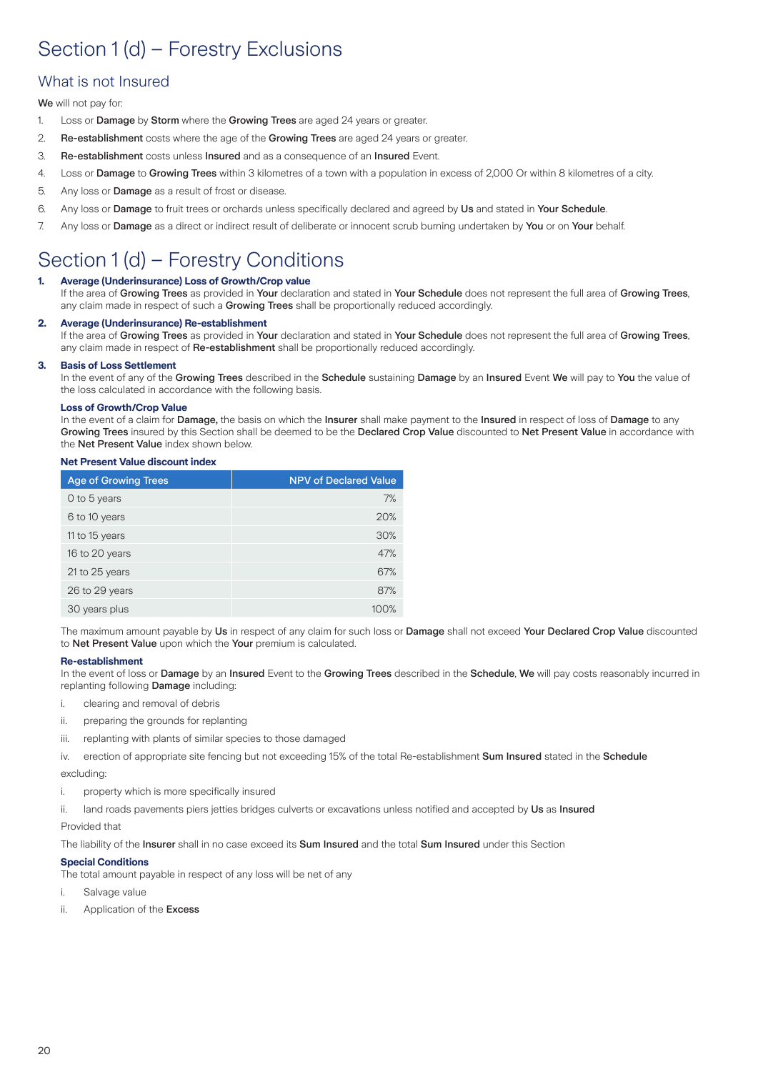# Section 1 (d) – Forestry Exclusions

## What is not Insured

**We** will not pay for:

1. Loss or **Damage** by **Storm** where the **Growing Trees** are aged 24 years or greater.
2. **Re-establishment** costs where the age of the **Growing Trees** are aged 24 years or greater.
3. **Re-establishment** costs unless **Insured** and as a consequence of an **Insured** Event.
4. Loss or **Damage** to **Growing Trees** within 3 kilometres of a town with a population in excess of 2,000 Or within 8 kilometres of a city.
5. Any loss or **Damage** as a result of frost or disease.
6. Any loss or **Damage** to fruit trees or orchards unless specifically declared and agreed by **Us** and stated in **Your Schedule**.
7. Any loss or **Damage** as a direct or indirect result of deliberate or innocent scrub burning undertaken by **You** or on **Your** behalf.

# Section 1 (d) – Forestry Conditions

**1. Average (Underinsurance) Loss of Growth/Crop value**

If the area of **Growing Trees** as provided in **Your** declaration and stated in **Your Schedule** does not represent the full area of **Growing Trees**, any claim made in respect of such a **Growing Trees** shall be proportionally reduced accordingly.

**2. Average (Underinsurance) Re-establishment**

If the area of **Growing Trees** as provided in **Your** declaration and stated in **Your Schedule** does not represent the full area of **Growing Trees**, any claim made in respect of **Re-establishment** shall be proportionally reduced accordingly.

**3. Basis of Loss Settlement**

In the event of any of the **Growing Trees** described in the **Schedule** sustaining **Damage** by an **Insured** Event **We** will pay to **You** the value of the loss calculated in accordance with the following basis.

**Loss of Growth/Crop Value**

In the event of a claim for **Damage,** the basis on which the **Insurer** shall make payment to the **Insured** in respect of loss of **Damage** to any **Growing Trees** insured by this Section shall be deemed to be the **Declared Crop Value** discounted to **Net Present Value** in accordance with the **Net Present Value** index shown below.

**Net Present Value discount index**

| Age of Growing Trees | NPV of Declared Value |
|---|---|
| 0 to 5 years | 7% |
| 6 to 10 years | 20% |
| 11 to 15 years | 30% |
| 16 to 20 years | 47% |
| 21 to 25 years | 67% |
| 26 to 29 years | 87% |
| 30 years plus | 100% |

The maximum amount payable by **Us** in respect of any claim for such loss or **Damage** shall not exceed **Your Declared Crop Value** discounted to **Net Present Value** upon which the **Your** premium is calculated.

**Re-establishment**

In the event of loss or **Damage** by an **Insured** Event to the **Growing Trees** described in the **Schedule**, **We** will pay costs reasonably incurred in replanting following **Damage** including:

i. clearing and removal of debris
ii. preparing the grounds for replanting
iii. replanting with plants of similar species to those damaged
iv. erection of appropriate site fencing but not exceeding 15% of the total Re-establishment **Sum Insured** stated in the **Schedule**

excluding:

i. property which is more specifically insured
ii. land roads pavements piers jetties bridges culverts or excavations unless notified and accepted by **Us** as **Insured**

Provided that

The liability of the **Insurer** shall in no case exceed its **Sum Insured** and the total **Sum Insured** under this Section

**Special Conditions**

The total amount payable in respect of any loss will be net of any

i. Salvage value
ii. Application of the **Excess**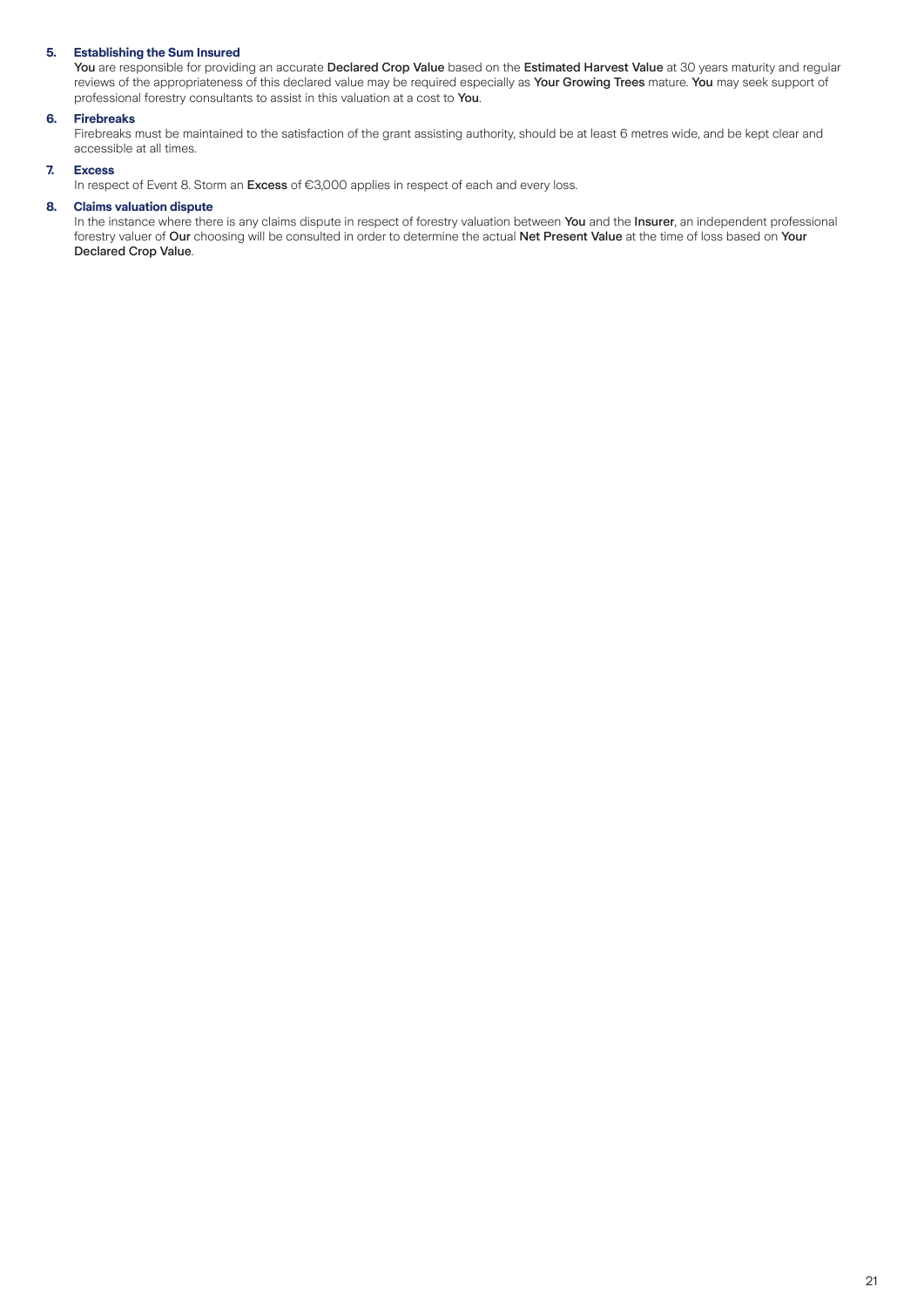5. **Establishing the Sum Insured**
   **You** are responsible for providing an accurate **Declared Crop Value** based on the **Estimated Harvest Value** at 30 years maturity and regular reviews of the appropriateness of this declared value may be required especially as **Your Growing Trees** mature. **You** may seek support of professional forestry consultants to assist in this valuation at a cost to **You**.

6. **Firebreaks**
   Firebreaks must be maintained to the satisfaction of the grant assisting authority, should be at least 6 metres wide, and be kept clear and accessible at all times.

7. **Excess**
   In respect of Event 8. Storm an **Excess** of €3,000 applies in respect of each and every loss.

8. **Claims valuation dispute**
   In the instance where there is any claims dispute in respect of forestry valuation between **You** and the **Insurer**, an independent professional forestry valuer of **Our** choosing will be consulted in order to determine the actual **Net Present Value** at the time of loss based on **Your Declared Crop Value**.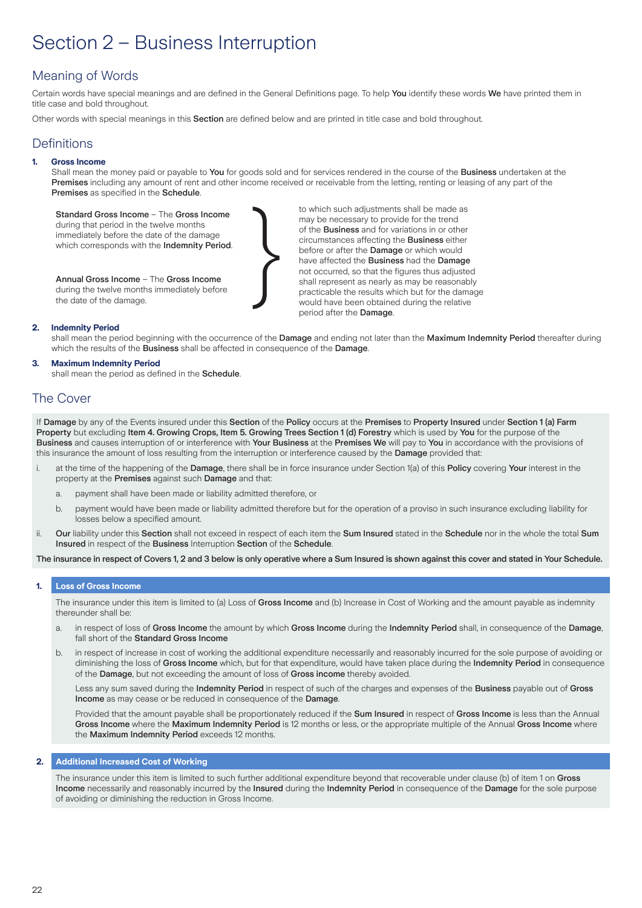// Section 2 – Business Interruption

## Meaning of Words

Certain words have special meanings and are defined in the General Definitions page. To help **You** identify these words **We** have printed them in title case and bold throughout.

Other words with special meanings in this **Section** are defined below and are printed in title case and bold throughout.

## Definitions

**1. Gross Income**

Shall mean the money paid or payable to **You** for goods sold and for services rendered in the course of the **Business** undertaken at the **Premises** including any amount of rent and other income received or receivable from the letting, renting or leasing of any part of the **Premises** as specified in the **Schedule**.

**Standard Gross Income** – The **Gross Income** during that period in the twelve months immediately before the date of the damage which corresponds with the **Indemnity Period**.

**Annual Gross Income** – The **Gross Income** during the twelve months immediately before the date of the damage.

to which such adjustments shall be made as may be necessary to provide for the trend of the **Business** and for variations in or other circumstances affecting the **Business** either before or after the **Damage** or which would have affected the **Business** had the **Damage** not occurred, so that the figures thus adjusted shall represent as nearly as may be reasonably practicable the results which but for the damage would have been obtained during the relative period after the **Damage**.

**2. Indemnity Period**

shall mean the period beginning with the occurrence of the **Damage** and ending not later than the **Maximum Indemnity Period** thereafter during which the results of the **Business** shall be affected in consequence of the **Damage**.

**3. Maximum Indemnity Period**

shall mean the period as defined in the **Schedule**.

## The Cover

If **Damage** by any of the Events insured under this **Section** of the **Policy** occurs at the **Premises** to **Property Insured** under **Section 1 (a) Farm Property** but excluding **Item 4. Growing Crops, Item 5. Growing Trees Section 1 (d) Forestry** which is used by **You** for the purpose of the **Business** and causes interruption of or interference with **Your Business** at the **Premises We** will pay to **You** in accordance with the provisions of this insurance the amount of loss resulting from the interruption or interference caused by the **Damage** provided that:

i. at the time of the happening of the **Damage**, there shall be in force insurance under Section 1(a) of this **Policy** covering **Your** interest in the property at the **Premises** against such **Damage** and that:

   a. payment shall have been made or liability admitted therefore, or

   b. payment would have been made or liability admitted therefore but for the operation of a proviso in such insurance excluding liability for losses below a specified amount.

ii. **Our** liability under this **Section** shall not exceed in respect of each item the **Sum Insured** stated in the **Schedule** nor in the whole the total **Sum Insured** in respect of the **Business** Interruption **Section** of the **Schedule**.

**The insurance in respect of Covers 1, 2 and 3 below is only operative where a Sum Insured is shown against this cover and stated in Your Schedule.**

### 1. Loss of Gross Income

The insurance under this item is limited to (a) Loss of **Gross Income** and (b) Increase in Cost of Working and the amount payable as indemnity thereunder shall be:

a. in respect of loss of **Gross Income** the amount by which **Gross Income** during the **Indemnity Period** shall, in consequence of the **Damage**, fall short of the **Standard Gross Income**

b. in respect of increase in cost of working the additional expenditure necessarily and reasonably incurred for the sole purpose of avoiding or diminishing the loss of **Gross Income** which, but for that expenditure, would have taken place during the **Indemnity Period** in consequence of the **Damage**, but not exceeding the amount of loss of **Gross income** thereby avoided.

   Less any sum saved during the **Indemnity Period** in respect of such of the charges and expenses of the **Business** payable out of **Gross Income** as may cease or be reduced in consequence of the **Damage**.

   Provided that the amount payable shall be proportionately reduced if the **Sum Insured** in respect of **Gross Income** is less than the Annual **Gross Income** where the **Maximum Indemnity Period** is 12 months or less, or the appropriate multiple of the Annual **Gross Income** where the **Maximum Indemnity Period** exceeds 12 months.

### 2. Additional Increased Cost of Working

The insurance under this item is limited to such further additional expenditure beyond that recoverable under clause (b) of item 1 on **Gross Income** necessarily and reasonably incurred by the **Insured** during the **Indemnity Period** in consequence of the **Damage** for the sole purpose of avoiding or diminishing the reduction in Gross Income.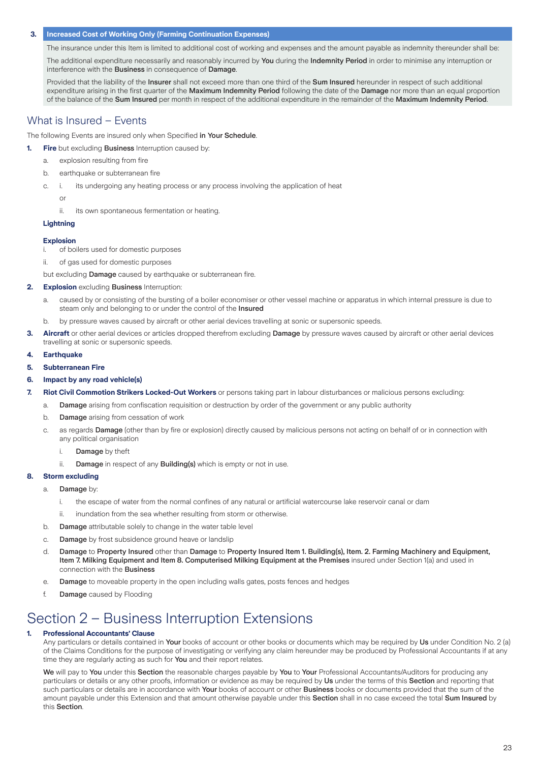**3. Increased Cost of Working Only (Farming Continuation Expenses)**

The insurance under this Item is limited to additional cost of working and expenses and the amount payable as indemnity thereunder shall be:

The additional expenditure necessarily and reasonably incurred by **You** during the **Indemnity Period** in order to minimise any interruption or interference with the **Business** in consequence of **Damage**.

Provided that the liability of the **Insurer** shall not exceed more than one third of the **Sum Insured** hereunder in respect of such additional expenditure arising in the first quarter of the **Maximum Indemnity Period** following the date of the **Damage** nor more than an equal proportion of the balance of the **Sum Insured** per month in respect of the additional expenditure in the remainder of the **Maximum Indemnity Period**.

## What is Insured – Events

The following Events are insured only when Specified **in Your Schedule**.

1. **Fire** but excluding **Business** Interruption caused by:
   a. explosion resulting from fire
   b. earthquake or subterranean fire
   c. i. its undergoing any heating process or any process involving the application of heat

      or

      ii. its own spontaneous fermentation or heating.

   **Lightning**

   **Explosion**
   i. of boilers used for domestic purposes
   ii. of gas used for domestic purposes

   but excluding **Damage** caused by earthquake or subterranean fire.

2. **Explosion** excluding **Business** Interruption:
   a. caused by or consisting of the bursting of a boiler economiser or other vessel machine or apparatus in which internal pressure is due to steam only and belonging to or under the control of the **Insured**
   b. by pressure waves caused by aircraft or other aerial devices travelling at sonic or supersonic speeds.
3. **Aircraft** or other aerial devices or articles dropped therefrom excluding **Damage** by pressure waves caused by aircraft or other aerial devices travelling at sonic or supersonic speeds.
4. **Earthquake**
5. **Subterranean Fire**
6. **Impact by any road vehicle(s)**
7. **Riot Civil Commotion Strikers Locked-Out Workers** or persons taking part in labour disturbances or malicious persons excluding:
   a. **Damage** arising from confiscation requisition or destruction by order of the government or any public authority
   b. **Damage** arising from cessation of work
   c. as regards **Damage** (other than by fire or explosion) directly caused by malicious persons not acting on behalf of or in connection with any political organisation
      i. **Damage** by theft
      ii. **Damage** in respect of any **Building(s)** which is empty or not in use.
8. **Storm excluding**
   a. **Damage** by:
      i. the escape of water from the normal confines of any natural or artificial watercourse lake reservoir canal or dam
      ii. inundation from the sea whether resulting from storm or otherwise.
   b. **Damage** attributable solely to change in the water table level
   c. **Damage** by frost subsidence ground heave or landslip
   d. **Damage** to **Property Insured** other than **Damage** to **Property Insured Item 1. Building(s), Item. 2. Farming Machinery and Equipment, Item 7. Milking Equipment and Item 8. Computerised Milking Equipment at the Premises** insured under Section 1(a) and used in connection with the **Business**
   e. **Damage** to moveable property in the open including walls gates, posts fences and hedges
   f. **Damage** caused by Flooding

# Section 2 – Business Interruption Extensions

**1. Professional Accountants' Clause**

Any particulars or details contained in **Your** books of account or other books or documents which may be required by **Us** under Condition No. 2 (a) of the Claims Conditions for the purpose of investigating or verifying any claim hereunder may be produced by Professional Accountants if at any time they are regularly acting as such for **You** and their report relates.

**We** will pay to **You** under this **Section** the reasonable charges payable by **You** to **Your** Professional Accountants/Auditors for producing any particulars or details or any other proofs, information or evidence as may be required by **Us** under the terms of this **Section** and reporting that such particulars or details are in accordance with **Your** books of account or other **Business** books or documents provided that the sum of the amount payable under this Extension and that amount otherwise payable under this **Section** shall in no case exceed the total **Sum Insured** by this **Section**.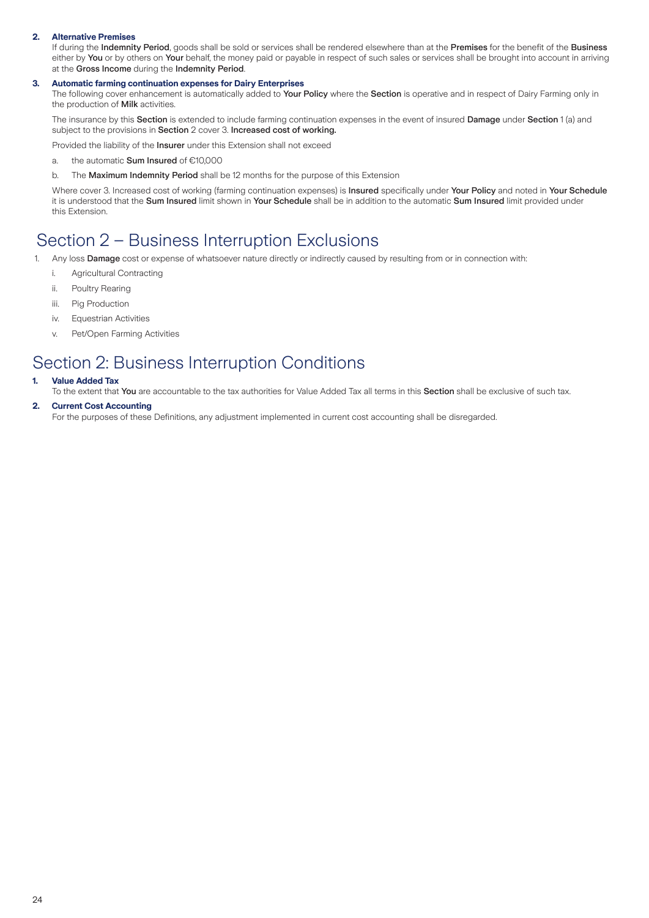**2. Alternative Premises**

If during the **Indemnity Period**, goods shall be sold or services shall be rendered elsewhere than at the **Premises** for the benefit of the **Business** either by **You** or by others on **Your** behalf, the money paid or payable in respect of such sales or services shall be brought into account in arriving at the **Gross Income** during the **Indemnity Period**.

**3. Automatic farming continuation expenses for Dairy Enterprises**

The following cover enhancement is automatically added to **Your Policy** where the **Section** is operative and in respect of Dairy Farming only in the production of **Milk** activities.

The insurance by this **Section** is extended to include farming continuation expenses in the event of insured **Damage** under **Section** 1 (a) and subject to the provisions in **Section** 2 cover 3. **Increased cost of working.**

Provided the liability of the **Insurer** under this Extension shall not exceed

a. the automatic **Sum Insured** of €10,000

b. The **Maximum Indemnity Period** shall be 12 months for the purpose of this Extension

Where cover 3. Increased cost of working (farming continuation expenses) is **Insured** specifically under **Your Policy** and noted in **Your Schedule** it is understood that the **Sum Insured** limit shown in **Your Schedule** shall be in addition to the automatic **Sum Insured** limit provided under this Extension.

# Section 2 – Business Interruption Exclusions

1. Any loss **Damage** cost or expense of whatsoever nature directly or indirectly caused by resulting from or in connection with:

   i. Agricultural Contracting

   ii. Poultry Rearing

   iii. Pig Production

   iv. Equestrian Activities

   v. Pet/Open Farming Activities

# Section 2: Business Interruption Conditions

**1. Value Added Tax**

To the extent that **You** are accountable to the tax authorities for Value Added Tax all terms in this **Section** shall be exclusive of such tax.

**2. Current Cost Accounting**

For the purposes of these Definitions, any adjustment implemented in current cost accounting shall be disregarded.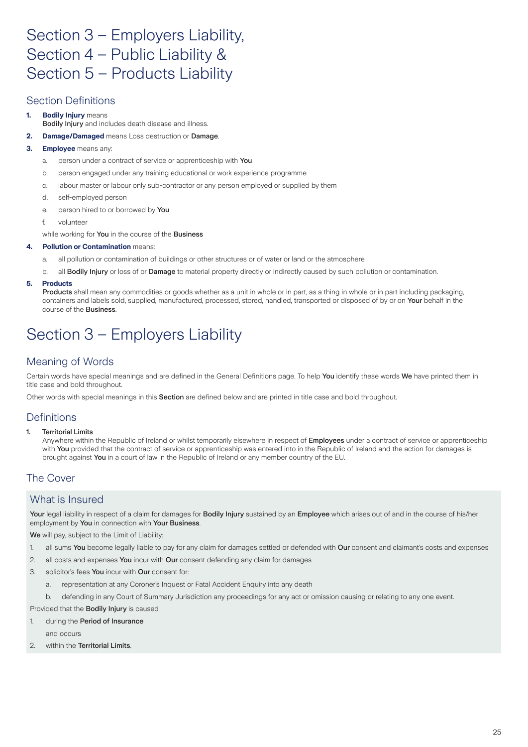# Section 3 – Employers Liability, Section 4 – Public Liability & Section 5 – Products Liability

## Section Definitions

1. **Bodily Injury** means
   **Bodily Injury** and includes death disease and illness.
2. **Damage/Damaged** means Loss destruction or **Damage**.
3. **Employee** means any:
   a. person under a contract of service or apprenticeship with **You**
   b. person engaged under any training educational or work experience programme
   c. labour master or labour only sub-contractor or any person employed or supplied by them
   d. self-employed person
   e. person hired to or borrowed by **You**
   f. volunteer

   while working for **You** in the course of the **Business**
4. **Pollution or Contamination** means:
   a. all pollution or contamination of buildings or other structures or of water or land or the atmosphere
   b. all **Bodily Injury** or loss of or **Damage** to material property directly or indirectly caused by such pollution or contamination.
5. **Products**
   **Products** shall mean any commodities or goods whether as a unit in whole or in part, as a thing in whole or in part including packaging, containers and labels sold, supplied, manufactured, processed, stored, handled, transported or disposed of by or on **Your** behalf in the course of the **Business**.

# Section 3 – Employers Liability

## Meaning of Words

Certain words have special meanings and are defined in the General Definitions page. To help **You** identify these words **We** have printed them in title case and bold throughout.

Other words with special meanings in this **Section** are defined below and are printed in title case and bold throughout.

## Definitions

1. **Territorial Limits**
   Anywhere within the Republic of Ireland or whilst temporarily elsewhere in respect of **Employees** under a contract of service or apprenticeship with **You** provided that the contract of service or apprenticeship was entered into in the Republic of Ireland and the action for damages is brought against **You** in a court of law in the Republic of Ireland or any member country of the EU.

## The Cover

### What is Insured

**Your** legal liability in respect of a claim for damages for **Bodily Injury** sustained by an **Employee** which arises out of and in the course of his/her employment by **You** in connection with **Your Business**.

**We** will pay, subject to the Limit of Liability:

1. all sums **You** become legally liable to pay for any claim for damages settled or defended with **Our** consent and claimant's costs and expenses
2. all costs and expenses **You** incur with **Our** consent defending any claim for damages
3. solicitor's fees **You** incur with **Our** consent for:
   a. representation at any Coroner's Inquest or Fatal Accident Enquiry into any death
   b. defending in any Court of Summary Jurisdiction any proceedings for any act or omission causing or relating to any one event.

Provided that the **Bodily Injury** is caused

1. during the **Period of Insurance**

   and occurs
2. within the **Territorial Limits**.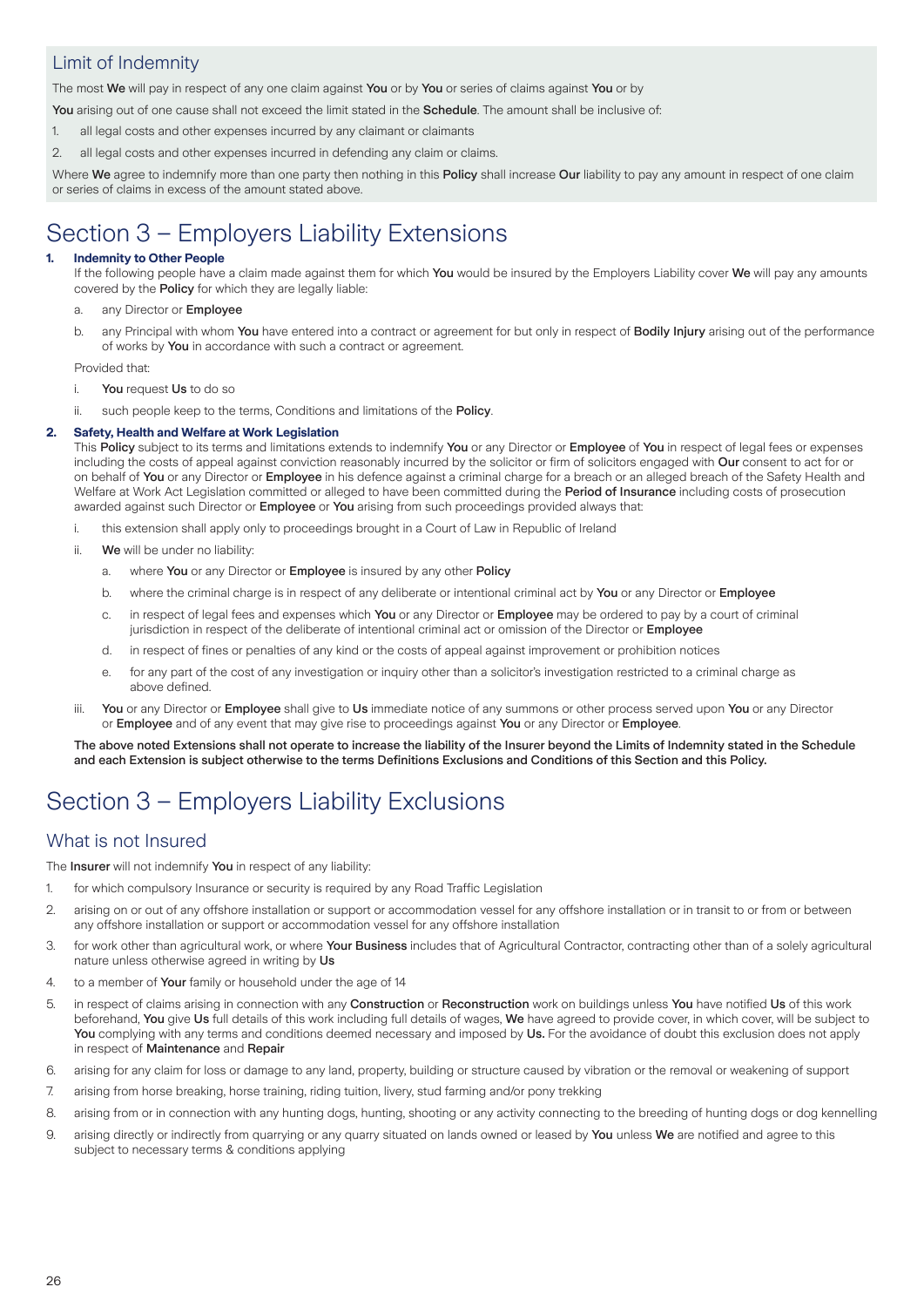## Limit of Indemnity

The most **We** will pay in respect of any one claim against **You** or by **You** or series of claims against **You** or by **You** arising out of one cause shall not exceed the limit stated in the **Schedule**. The amount shall be inclusive of:

1. all legal costs and other expenses incurred by any claimant or claimants
2. all legal costs and other expenses incurred in defending any claim or claims.

Where **We** agree to indemnify more than one party then nothing in this **Policy** shall increase **Our** liability to pay any amount in respect of one claim or series of claims in excess of the amount stated above.

# Section 3 – Employers Liability Extensions

**1. Indemnity to Other People**

If the following people have a claim made against them for which **You** would be insured by the Employers Liability cover **We** will pay any amounts covered by the **Policy** for which they are legally liable:

a. any Director or **Employee**

b. any Principal with whom **You** have entered into a contract or agreement for but only in respect of **Bodily Injury** arising out of the performance of works by **You** in accordance with such a contract or agreement.

Provided that:

i. **You** request **Us** to do so

ii. such people keep to the terms, Conditions and limitations of the **Policy**.

**2. Safety, Health and Welfare at Work Legislation**

This **Policy** subject to its terms and limitations extends to indemnify **You** or any Director or **Employee** of **You** in respect of legal fees or expenses including the costs of appeal against conviction reasonably incurred by the solicitor or firm of solicitors engaged with **Our** consent to act for or on behalf of **You** or any Director or **Employee** in his defence against a criminal charge for a breach or an alleged breach of the Safety Health and Welfare at Work Act Legislation committed or alleged to have been committed during the **Period of Insurance** including costs of prosecution awarded against such Director or **Employee** or **You** arising from such proceedings provided always that:

i. this extension shall apply only to proceedings brought in a Court of Law in Republic of Ireland

ii. **We** will be under no liability:

   a. where **You** or any Director or **Employee** is insured by any other **Policy**

   b. where the criminal charge is in respect of any deliberate or intentional criminal act by **You** or any Director or **Employee**

   c. in respect of legal fees and expenses which **You** or any Director or **Employee** may be ordered to pay by a court of criminal jurisdiction in respect of the deliberate of intentional criminal act or omission of the Director or **Employee**

   d. in respect of fines or penalties of any kind or the costs of appeal against improvement or prohibition notices

   e. for any part of the cost of any investigation or inquiry other than a solicitor's investigation restricted to a criminal charge as above defined.

iii. **You** or any Director or **Employee** shall give to **Us** immediate notice of any summons or other process served upon **You** or any Director or **Employee** and of any event that may give rise to proceedings against **You** or any Director or **Employee**.

**The above noted Extensions shall not operate to increase the liability of the Insurer beyond the Limits of Indemnity stated in the Schedule and each Extension is subject otherwise to the terms Definitions Exclusions and Conditions of this Section and this Policy.**

# Section 3 – Employers Liability Exclusions

## What is not Insured

The **Insurer** will not indemnify **You** in respect of any liability:

1. for which compulsory Insurance or security is required by any Road Traffic Legislation
2. arising on or out of any offshore installation or support or accommodation vessel for any offshore installation or in transit to or from or between any offshore installation or support or accommodation vessel for any offshore installation
3. for work other than agricultural work, or where **Your Business** includes that of Agricultural Contractor, contracting other than of a solely agricultural nature unless otherwise agreed in writing by **Us**
4. to a member of **Your** family or household under the age of 14
5. in respect of claims arising in connection with any **Construction** or **Reconstruction** work on buildings unless **You** have notified **Us** of this work beforehand, **You** give **Us** full details of this work including full details of wages, **We** have agreed to provide cover, in which cover, will be subject to **You** complying with any terms and conditions deemed necessary and imposed by **Us.** For the avoidance of doubt this exclusion does not apply in respect of **Maintenance** and **Repair**
6. arising for any claim for loss or damage to any land, property, building or structure caused by vibration or the removal or weakening of support
7. arising from horse breaking, horse training, riding tuition, livery, stud farming and/or pony trekking
8. arising from or in connection with any hunting dogs, hunting, shooting or any activity connecting to the breeding of hunting dogs or dog kennelling
9. arising directly or indirectly from quarrying or any quarry situated on lands owned or leased by **You** unless **We** are notified and agree to this subject to necessary terms & conditions applying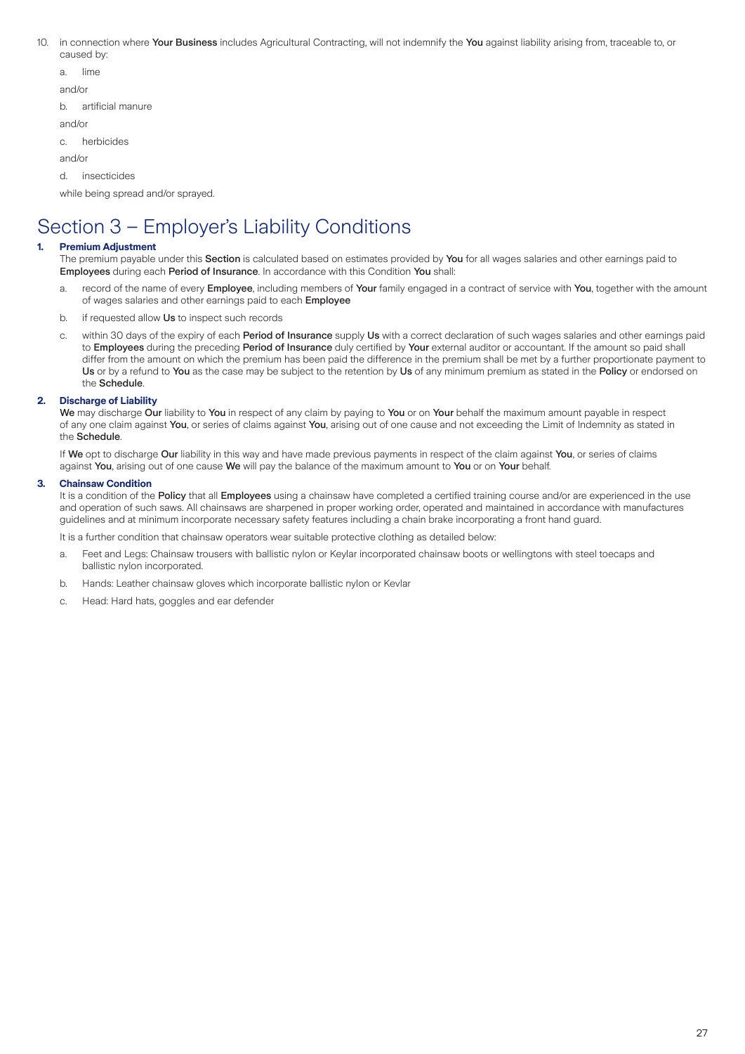10. in connection where **Your Business** includes Agricultural Contracting, will not indemnify the **You** against liability arising from, traceable to, or caused by:

    a. lime

    and/or

    b. artificial manure

    and/or

    c. herbicides

    and/or

    d. insecticides

    while being spread and/or sprayed.

# Section 3 – Employer's Liability Conditions

**1. Premium Adjustment**

The premium payable under this **Section** is calculated based on estimates provided by **You** for all wages salaries and other earnings paid to **Employees** during each **Period of Insurance**. In accordance with this Condition **You** shall:

a. record of the name of every **Employee**, including members of **Your** family engaged in a contract of service with **You**, together with the amount of wages salaries and other earnings paid to each **Employee**

b. if requested allow **Us** to inspect such records

c. within 30 days of the expiry of each **Period of Insurance** supply **Us** with a correct declaration of such wages salaries and other earnings paid to **Employees** during the preceding **Period of Insurance** duly certified by **Your** external auditor or accountant. If the amount so paid shall differ from the amount on which the premium has been paid the difference in the premium shall be met by a further proportionate payment to **Us** or by a refund to **You** as the case may be subject to the retention by **Us** of any minimum premium as stated in the **Policy** or endorsed on the **Schedule**.

**2. Discharge of Liability**

**We** may discharge **Our** liability to **You** in respect of any claim by paying to **You** or on **Your** behalf the maximum amount payable in respect of any one claim against **You**, or series of claims against **You**, arising out of one cause and not exceeding the Limit of Indemnity as stated in the **Schedule**.

If **We** opt to discharge **Our** liability in this way and have made previous payments in respect of the claim against **You**, or series of claims against **You**, arising out of one cause **We** will pay the balance of the maximum amount to **You** or on **Your** behalf.

**3. Chainsaw Condition**

It is a condition of the **Policy** that all **Employees** using a chainsaw have completed a certified training course and/or are experienced in the use and operation of such saws. All chainsaws are sharpened in proper working order, operated and maintained in accordance with manufactures guidelines and at minimum incorporate necessary safety features including a chain brake incorporating a front hand guard.

It is a further condition that chainsaw operators wear suitable protective clothing as detailed below:

a. Feet and Legs: Chainsaw trousers with ballistic nylon or Keylar incorporated chainsaw boots or wellingtons with steel toecaps and ballistic nylon incorporated.

b. Hands: Leather chainsaw gloves which incorporate ballistic nylon or Kevlar

c. Head: Hard hats, goggles and ear defender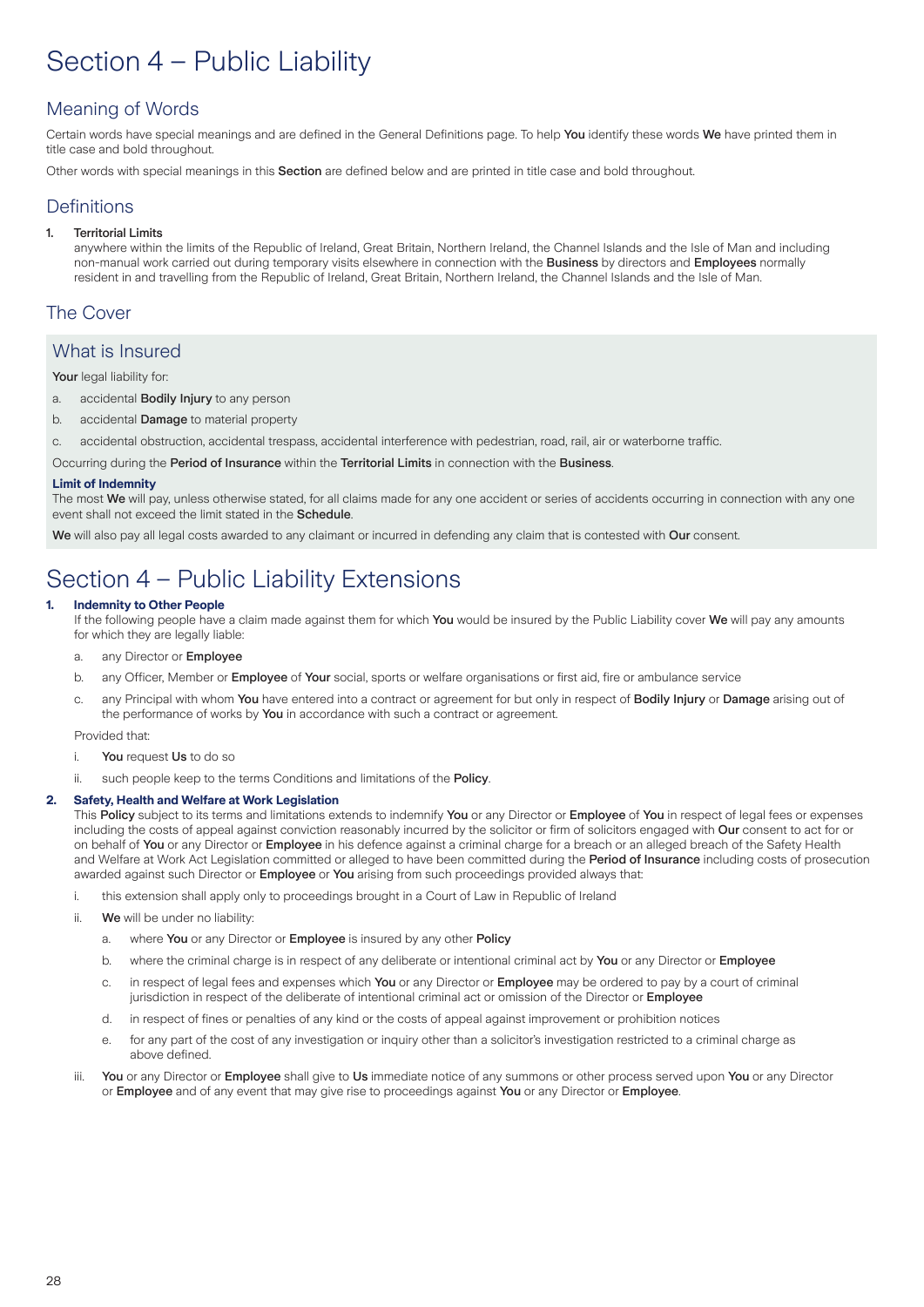# Section 4 – Public Liability

## Meaning of Words

Certain words have special meanings and are defined in the General Definitions page. To help **You** identify these words **We** have printed them in title case and bold throughout.

Other words with special meanings in this **Section** are defined below and are printed in title case and bold throughout.

## Definitions

1. **Territorial Limits**
   anywhere within the limits of the Republic of Ireland, Great Britain, Northern Ireland, the Channel Islands and the Isle of Man and including non-manual work carried out during temporary visits elsewhere in connection with the **Business** by directors and **Employees** normally resident in and travelling from the Republic of Ireland, Great Britain, Northern Ireland, the Channel Islands and the Isle of Man.

## The Cover

### What is Insured

**Your** legal liability for:

a. accidental **Bodily Injury** to any person

b. accidental **Damage** to material property

c. accidental obstruction, accidental trespass, accidental interference with pedestrian, road, rail, air or waterborne traffic.

Occurring during the **Period of Insurance** within the **Territorial Limits** in connection with the **Business**.

**Limit of Indemnity**
The most **We** will pay, unless otherwise stated, for all claims made for any one accident or series of accidents occurring in connection with any one event shall not exceed the limit stated in the **Schedule**.

**We** will also pay all legal costs awarded to any claimant or incurred in defending any claim that is contested with **Our** consent.

# Section 4 – Public Liability Extensions

1. **Indemnity to Other People**
   If the following people have a claim made against them for which **You** would be insured by the Public Liability cover **We** will pay any amounts for which they are legally liable:

   a. any Director or **Employee**

   b. any Officer, Member or **Employee** of **Your** social, sports or welfare organisations or first aid, fire or ambulance service

   c. any Principal with whom **You** have entered into a contract or agreement for but only in respect of **Bodily Injury** or **Damage** arising out of the performance of works by **You** in accordance with such a contract or agreement.

   Provided that:

   i. **You** request **Us** to do so

   ii. such people keep to the terms Conditions and limitations of the **Policy**.

2. **Safety, Health and Welfare at Work Legislation**
   This **Policy** subject to its terms and limitations extends to indemnify **You** or any Director or **Employee** of **You** in respect of legal fees or expenses including the costs of appeal against conviction reasonably incurred by the solicitor or firm of solicitors engaged with **Our** consent to act for or on behalf of **You** or any Director or **Employee** in his defence against a criminal charge for a breach or an alleged breach of the Safety Health and Welfare at Work Act Legislation committed or alleged to have been committed during the **Period of Insurance** including costs of prosecution awarded against such Director or **Employee** or **You** arising from such proceedings provided always that:

   i. this extension shall apply only to proceedings brought in a Court of Law in Republic of Ireland

   ii. **We** will be under no liability:

      a. where **You** or any Director or **Employee** is insured by any other **Policy**

      b. where the criminal charge is in respect of any deliberate or intentional criminal act by **You** or any Director or **Employee**

      c. in respect of legal fees and expenses which **You** or any Director or **Employee** may be ordered to pay by a court of criminal jurisdiction in respect of the deliberate of intentional criminal act or omission of the Director or **Employee**

      d. in respect of fines or penalties of any kind or the costs of appeal against improvement or prohibition notices

      e. for any part of the cost of any investigation or inquiry other than a solicitor's investigation restricted to a criminal charge as above defined.

   iii. **You** or any Director or **Employee** shall give to **Us** immediate notice of any summons or other process served upon **You** or any Director or **Employee** and of any event that may give rise to proceedings against **You** or any Director or **Employee**.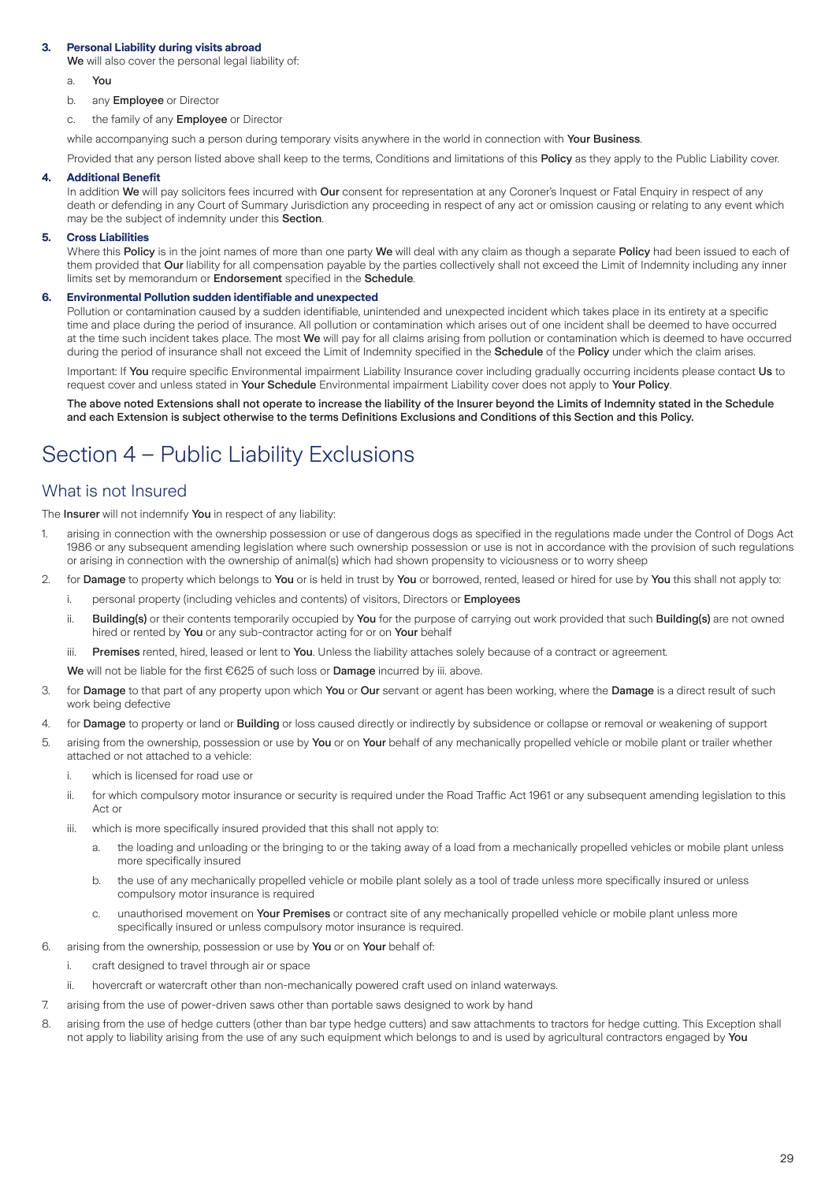**3. Personal Liability during visits abroad**

**We** will also cover the personal legal liability of:

a. **You**

b. any **Employee** or Director

c. the family of any **Employee** or Director

while accompanying such a person during temporary visits anywhere in the world in connection with **Your Business**.

Provided that any person listed above shall keep to the terms, Conditions and limitations of this **Policy** as they apply to the Public Liability cover.

**4. Additional Benefit**

In addition **We** will pay solicitors fees incurred with **Our** consent for representation at any Coroner's Inquest or Fatal Enquiry in respect of any death or defending in any Court of Summary Jurisdiction any proceeding in respect of any act or omission causing or relating to any event which may be the subject of indemnity under this **Section**.

**5. Cross Liabilities**

Where this **Policy** is in the joint names of more than one party **We** will deal with any claim as though a separate **Policy** had been issued to each of them provided that **Our** liability for all compensation payable by the parties collectively shall not exceed the Limit of Indemnity including any inner limits set by memorandum or **Endorsement** specified in the **Schedule**.

**6. Environmental Pollution sudden identifiable and unexpected**

Pollution or contamination caused by a sudden identifiable, unintended and unexpected incident which takes place in its entirety at a specific time and place during the period of insurance. All pollution or contamination which arises out of one incident shall be deemed to have occurred at the time such incident takes place. The most **We** will pay for all claims arising from pollution or contamination which is deemed to have occurred during the period of insurance shall not exceed the Limit of Indemnity specified in the **Schedule** of the **Policy** under which the claim arises.

Important: If **You** require specific Environmental impairment Liability Insurance cover including gradually occurring incidents please contact **Us** to request cover and unless stated in **Your Schedule** Environmental impairment Liability cover does not apply to **Your Policy**.

**The above noted Extensions shall not operate to increase the liability of the Insurer beyond the Limits of Indemnity stated in the Schedule and each Extension is subject otherwise to the terms Definitions Exclusions and Conditions of this Section and this Policy.**

# Section 4 – Public Liability Exclusions

## What is not Insured

The **Insurer** will not indemnify **You** in respect of any liability:

1. arising in connection with the ownership possession or use of dangerous dogs as specified in the regulations made under the Control of Dogs Act 1986 or any subsequent amending legislation where such ownership possession or use is not in accordance with the provision of such regulations or arising in connection with the ownership of animal(s) which had shown propensity to viciousness or to worry sheep
2. for **Damage** to property which belongs to **You** or is held in trust by **You** or borrowed, rented, leased or hired for use by **You** this shall not apply to:
   i. personal property (including vehicles and contents) of visitors, Directors or **Employees**
   ii. **Building(s)** or their contents temporarily occupied by **You** for the purpose of carrying out work provided that such **Building(s)** are not owned hired or rented by **You** or any sub-contractor acting for or on **Your** behalf
   iii. **Premises** rented, hired, leased or lent to **You**. Unless the liability attaches solely because of a contract or agreement.

   **We** will not be liable for the first €625 of such loss or **Damage** incurred by iii. above.
3. for **Damage** to that part of any property upon which **You** or **Our** servant or agent has been working, where the **Damage** is a direct result of such work being defective
4. for **Damage** to property or land or **Building** or loss caused directly or indirectly by subsidence or collapse or removal or weakening of support
5. arising from the ownership, possession or use by **You** or on **Your** behalf of any mechanically propelled vehicle or mobile plant or trailer whether attached or not attached to a vehicle:
   i. which is licensed for road use or
   ii. for which compulsory motor insurance or security is required under the Road Traffic Act 1961 or any subsequent amending legislation to this Act or
   iii. which is more specifically insured provided that this shall not apply to:
      a. the loading and unloading or the bringing to or the taking away of a load from a mechanically propelled vehicles or mobile plant unless more specifically insured
      b. the use of any mechanically propelled vehicle or mobile plant solely as a tool of trade unless more specifically insured or unless compulsory motor insurance is required
      c. unauthorised movement on **Your Premises** or contract site of any mechanically propelled vehicle or mobile plant unless more specifically insured or unless compulsory motor insurance is required.
6. arising from the ownership, possession or use by **You** or on **Your** behalf of:
   i. craft designed to travel through air or space
   ii. hovercraft or watercraft other than non-mechanically powered craft used on inland waterways.
7. arising from the use of power-driven saws other than portable saws designed to work by hand
8. arising from the use of hedge cutters (other than bar type hedge cutters) and saw attachments to tractors for hedge cutting. This Exception shall not apply to liability arising from the use of any such equipment which belongs to and is used by agricultural contractors engaged by **You**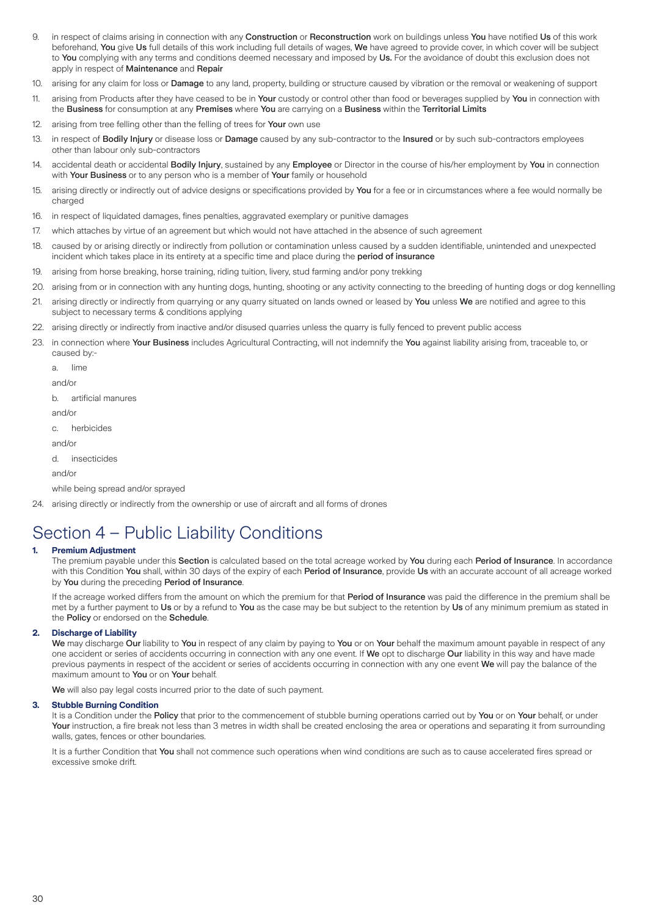9. in respect of claims arising in connection with any **Construction** or **Reconstruction** work on buildings unless **You** have notified **Us** of this work beforehand, **You** give **Us** full details of this work including full details of wages, **We** have agreed to provide cover, in which cover will be subject to **You** complying with any terms and conditions deemed necessary and imposed by **Us.** For the avoidance of doubt this exclusion does not apply in respect of **Maintenance** and **Repair**
10. arising for any claim for loss or **Damage** to any land, property, building or structure caused by vibration or the removal or weakening of support
11. arising from Products after they have ceased to be in **Your** custody or control other than food or beverages supplied by **You** in connection with the **Business** for consumption at any **Premises** where **You** are carrying on a **Business** within the **Territorial Limits**
12. arising from tree felling other than the felling of trees for **Your** own use
13. in respect of **Bodily Injury** or disease loss or **Damage** caused by any sub-contractor to the **Insured** or by such sub-contractors employees other than labour only sub-contractors
14. accidental death or accidental **Bodily Injury**, sustained by any **Employee** or Director in the course of his/her employment by **You** in connection with **Your Business** or to any person who is a member of **Your** family or household
15. arising directly or indirectly out of advice designs or specifications provided by **You** for a fee or in circumstances where a fee would normally be charged
16. in respect of liquidated damages, fines penalties, aggravated exemplary or punitive damages
17. which attaches by virtue of an agreement but which would not have attached in the absence of such agreement
18. caused by or arising directly or indirectly from pollution or contamination unless caused by a sudden identifiable, unintended and unexpected incident which takes place in its entirety at a specific time and place during the **period of insurance**
19. arising from horse breaking, horse training, riding tuition, livery, stud farming and/or pony trekking
20. arising from or in connection with any hunting dogs, hunting, shooting or any activity connecting to the breeding of hunting dogs or dog kennelling
21. arising directly or indirectly from quarrying or any quarry situated on lands owned or leased by **You** unless **We** are notified and agree to this subject to necessary terms & conditions applying
22. arising directly or indirectly from inactive and/or disused quarries unless the quarry is fully fenced to prevent public access
23. in connection where **Your Business** includes Agricultural Contracting, will not indemnify the **You** against liability arising from, traceable to, or caused by:-

    a. lime

    and/or

    b. artificial manures

    and/or

    c. herbicides

    and/or

    d. insecticides

    and/or

    while being spread and/or sprayed
24. arising directly or indirectly from the ownership or use of aircraft and all forms of drones

# Section 4 – Public Liability Conditions

**1. Premium Adjustment**

The premium payable under this **Section** is calculated based on the total acreage worked by **You** during each **Period of Insurance**. In accordance with this Condition **You** shall, within 30 days of the expiry of each **Period of Insurance**, provide **Us** with an accurate account of all acreage worked by **You** during the preceding **Period of Insurance**.

If the acreage worked differs from the amount on which the premium for that **Period of Insurance** was paid the difference in the premium shall be met by a further payment to **Us** or by a refund to **You** as the case may be but subject to the retention by **Us** of any minimum premium as stated in the **Policy** or endorsed on the **Schedule**.

**2. Discharge of Liability**

**We** may discharge **Our** liability to **You** in respect of any claim by paying to **You** or on **Your** behalf the maximum amount payable in respect of any one accident or series of accidents occurring in connection with any one event. If **We** opt to discharge **Our** liability in this way and have made previous payments in respect of the accident or series of accidents occurring in connection with any one event **We** will pay the balance of the maximum amount to **You** or on **Your** behalf.

**We** will also pay legal costs incurred prior to the date of such payment.

**3. Stubble Burning Condition**

It is a Condition under the **Policy** that prior to the commencement of stubble burning operations carried out by **You** or on **Your** behalf, or under **Your** instruction, a fire break not less than 3 metres in width shall be created enclosing the area or operations and separating it from surrounding walls, gates, fences or other boundaries.

It is a further Condition that **You** shall not commence such operations when wind conditions are such as to cause accelerated fires spread or excessive smoke drift.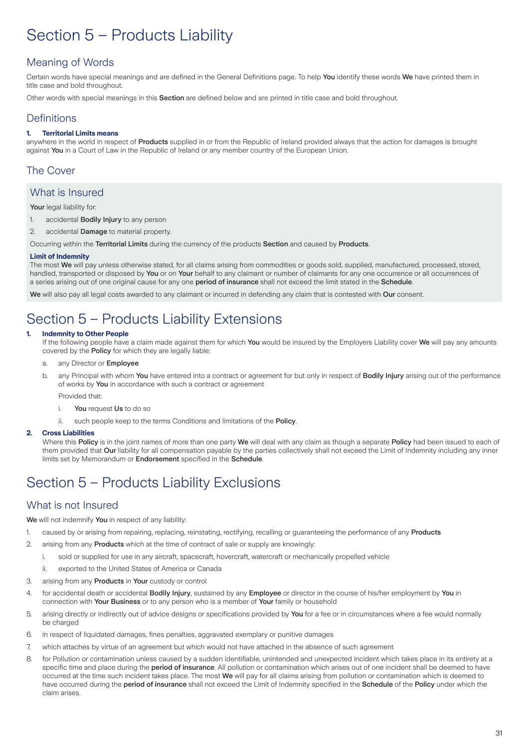# Section 5 – Products Liability

## Meaning of Words

Certain words have special meanings and are defined in the General Definitions page. To help **You** identify these words **We** have printed them in title case and bold throughout.

Other words with special meanings in this **Section** are defined below and are printed in title case and bold throughout.

## Definitions

**1. Territorial Limits means**
anywhere in the world in respect of **Products** supplied in or from the Republic of Ireland provided always that the action for damages is brought against **You** in a Court of Law in the Republic of Ireland or any member country of the European Union.

## The Cover

### What is Insured

**Your** legal liability for:

1. accidental **Bodily Injury** to any person
2. accidental **Damage** to material property.

Occurring within the **Territorial Limits** during the currency of the products **Section** and caused by **Products**.

**Limit of Indemnity**
The most **We** will pay unless otherwise stated, for all claims arising from commodities or goods sold, supplied, manufactured, processed, stored, handled, transported or disposed by **You** or on **Your** behalf to any claimant or number of claimants for any one occurrence or all occurrences of a series arising out of one original cause for any one **period of insurance** shall not exceed the limit stated in the **Schedule**.

**We** will also pay all legal costs awarded to any claimant or incurred in defending any claim that is contested with **Our** consent.

# Section 5 – Products Liability Extensions

**1. Indemnity to Other People**
If the following people have a claim made against them for which **You** would be insured by the Employers Liability cover **We** will pay any amounts covered by the **Policy** for which they are legally liable:

a. any Director or **Employee**

b. any Principal with whom **You** have entered into a contract or agreement for but only in respect of **Bodily Injury** arising out of the performance of works by **You** in accordance with such a contract or agreement

Provided that:

i. **You** request **Us** to do so

ii. such people keep to the terms Conditions and limitations of the **Policy**.

**2. Cross Liabilities**
Where this **Policy** is in the joint names of more than one party **We** will deal with any claim as though a separate **Policy** had been issued to each of them provided that **Our** liability for all compensation payable by the parties collectively shall not exceed the Limit of Indemnity including any inner limits set by Memorandum or **Endorsement** specified in the **Schedule**.

# Section 5 – Products Liability Exclusions

## What is not Insured

**We** will not indemnify **You** in respect of any liability:

1. caused by or arising from repairing, replacing, reinstating, rectifying, recalling or guaranteeing the performance of any **Products**
2. arising from any **Products** which at the time of contract of sale or supply are knowingly:
   i. sold or supplied for use in any aircraft, spacecraft, hovercraft, watercraft or mechanically propelled vehicle
   ii. exported to the United States of America or Canada
3. arising from any **Products** in **Your** custody or control
4. for accidental death or accidental **Bodily Injury**, sustained by any **Employee** or director in the course of his/her employment by **You** in connection with **Your Business** or to any person who is a member of **Your** family or household
5. arising directly or indirectly out of advice designs or specifications provided by **You** for a fee or in circumstances where a fee would normally be charged
6. in respect of liquidated damages, fines penalties, aggravated exemplary or punitive damages
7. which attaches by virtue of an agreement but which would not have attached in the absence of such agreement
8. for Pollution or contamination unless caused by a sudden identifiable, unintended and unexpected incident which takes place in its entirety at a specific time and place during the **period of insurance**. All pollution or contamination which arises out of one incident shall be deemed to have occurred at the time such incident takes place. The most **We** will pay for all claims arising from pollution or contamination which is deemed to have occurred during the **period of insurance** shall not exceed the Limit of Indemnity specified in the **Schedule** of the **Policy** under which the claim arises.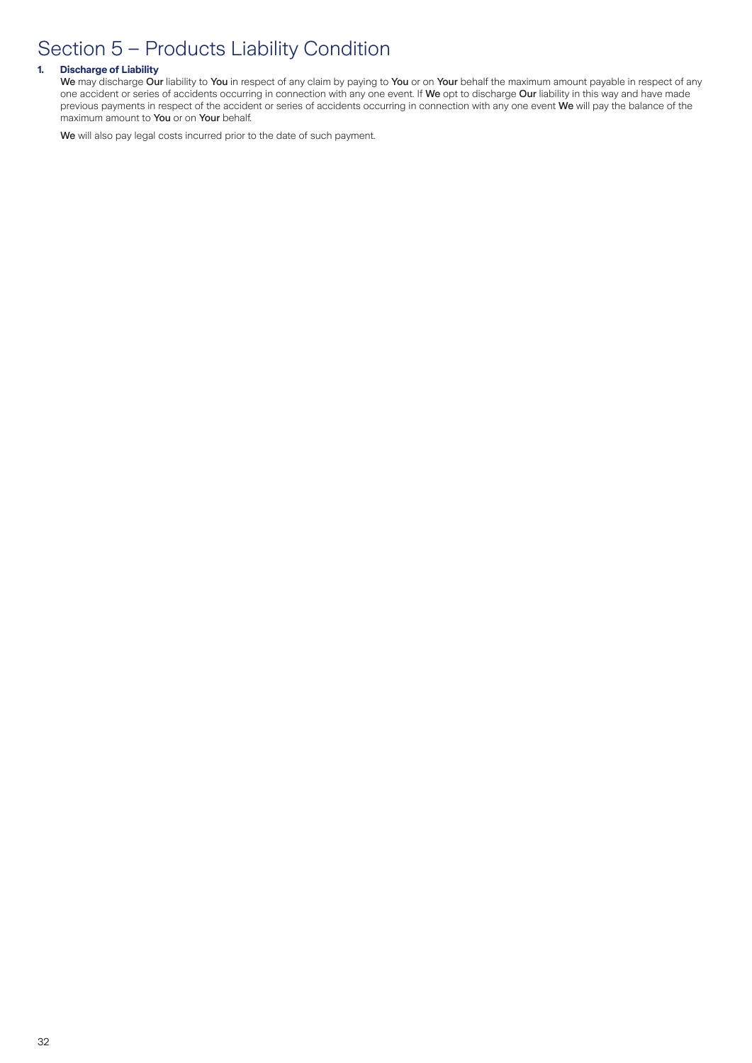# Section 5 – Products Liability Condition

**1. Discharge of Liability**

**We** may discharge **Our** liability to **You** in respect of any claim by paying to **You** or on **Your** behalf the maximum amount payable in respect of any one accident or series of accidents occurring in connection with any one event. If **We** opt to discharge **Our** liability in this way and have made previous payments in respect of the accident or series of accidents occurring in connection with any one event **We** will pay the balance of the maximum amount to **You** or on **Your** behalf.

**We** will also pay legal costs incurred prior to the date of such payment.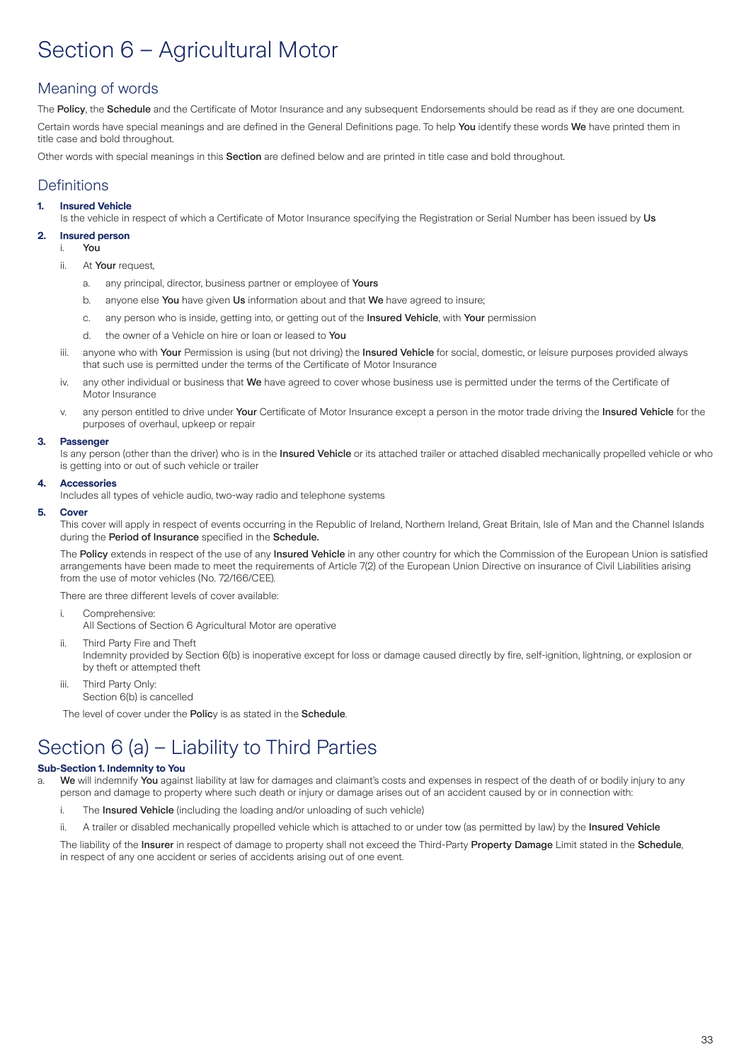# Section 6 – Agricultural Motor

## Meaning of words

The **Policy**, the **Schedule** and the Certificate of Motor Insurance and any subsequent Endorsements should be read as if they are one document.

Certain words have special meanings and are defined in the General Definitions page. To help **You** identify these words **We** have printed them in title case and bold throughout.

Other words with special meanings in this **Section** are defined below and are printed in title case and bold throughout.

## Definitions

**1. Insured Vehicle**
Is the vehicle in respect of which a Certificate of Motor Insurance specifying the Registration or Serial Number has been issued by **Us**

**2. Insured person**

i. **You**

ii. At **Your** request,

  a. any principal, director, business partner or employee of **Yours**

  b. anyone else **You** have given **Us** information about and that **We** have agreed to insure;

  c. any person who is inside, getting into, or getting out of the **Insured Vehicle**, with **Your** permission

  d. the owner of a Vehicle on hire or loan or leased to **You**

iii. anyone who with **Your** Permission is using (but not driving) the **Insured Vehicle** for social, domestic, or leisure purposes provided always that such use is permitted under the terms of the Certificate of Motor Insurance

iv. any other individual or business that **We** have agreed to cover whose business use is permitted under the terms of the Certificate of Motor Insurance

v. any person entitled to drive under **Your** Certificate of Motor Insurance except a person in the motor trade driving the **Insured Vehicle** for the purposes of overhaul, upkeep or repair

**3. Passenger**
Is any person (other than the driver) who is in the **Insured Vehicle** or its attached trailer or attached disabled mechanically propelled vehicle or who is getting into or out of such vehicle or trailer

**4. Accessories**
Includes all types of vehicle audio, two-way radio and telephone systems

**5. Cover**
This cover will apply in respect of events occurring in the Republic of Ireland, Northern Ireland, Great Britain, Isle of Man and the Channel Islands during the **Period of Insurance** specified in the **Schedule.**

The **Policy** extends in respect of the use of any **Insured Vehicle** in any other country for which the Commission of the European Union is satisfied arrangements have been made to meet the requirements of Article 7(2) of the European Union Directive on insurance of Civil Liabilities arising from the use of motor vehicles (No. 72/166/CEE).

There are three different levels of cover available:

i. Comprehensive:
All Sections of Section 6 Agricultural Motor are operative

ii. Third Party Fire and Theft
Indemnity provided by Section 6(b) is inoperative except for loss or damage caused directly by fire, self-ignition, lightning, or explosion or by theft or attempted theft

iii. Third Party Only:
Section 6(b) is cancelled

The level of cover under the **Policy** is as stated in the **Schedule**.

# Section 6 (a) – Liability to Third Parties

### Sub-Section 1. Indemnity to You

a. **We** will indemnify **You** against liability at law for damages and claimant's costs and expenses in respect of the death of or bodily injury to any person and damage to property where such death or injury or damage arises out of an accident caused by or in connection with:

  i. The **Insured Vehicle** (including the loading and/or unloading of such vehicle)

  ii. A trailer or disabled mechanically propelled vehicle which is attached to or under tow (as permitted by law) by the **Insured Vehicle**

  The liability of the **Insurer** in respect of damage to property shall not exceed the Third-Party **Property Damage** Limit stated in the **Schedule**, in respect of any one accident or series of accidents arising out of one event.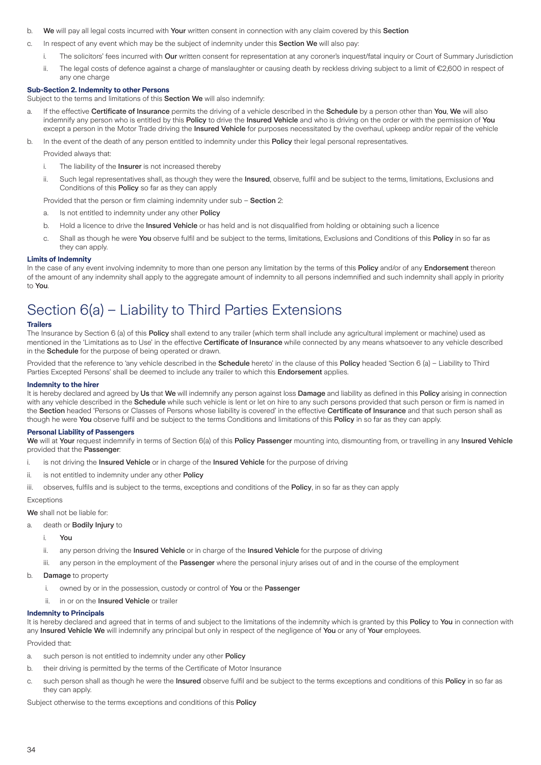b. **We** will pay all legal costs incurred with **Your** written consent in connection with any claim covered by this **Section**

c. In respect of any event which may be the subject of indemnity under this **Section We** will also pay:

   i. The solicitors' fees incurred with **Our** written consent for representation at any coroner's inquest/fatal inquiry or Court of Summary Jurisdiction

   ii. The legal costs of defence against a charge of manslaughter or causing death by reckless driving subject to a limit of €2,600 in respect of any one charge

#### Sub-Section 2. Indemnity to other Persons

Subject to the terms and limitations of this **Section We** will also indemnify:

a. If the effective **Certificate of Insurance** permits the driving of a vehicle described in the **Schedule** by a person other than **You**, **We** will also indemnify any person who is entitled by this **Policy** to drive the **Insured Vehicle** and who is driving on the order or with the permission of **You** except a person in the Motor Trade driving the **Insured Vehicle** for purposes necessitated by the overhaul, upkeep and/or repair of the vehicle

b. In the event of the death of any person entitled to indemnity under this **Policy** their legal personal representatives.

   Provided always that:

   i. The liability of the **Insurer** is not increased thereby

   ii. Such legal representatives shall, as though they were the **Insured**, observe, fulfil and be subject to the terms, limitations, Exclusions and Conditions of this **Policy** so far as they can apply

   Provided that the person or firm claiming indemnity under sub – **Section** 2:

   a. Is not entitled to indemnity under any other **Policy**

   b. Hold a licence to drive the **Insured Vehicle** or has held and is not disqualified from holding or obtaining such a licence

   c. Shall as though he were **You** observe fulfil and be subject to the terms, limitations, Exclusions and Conditions of this **Policy** in so far as they can apply.

#### Limits of Indemnity

In the case of any event involving indemnity to more than one person any limitation by the terms of this **Policy** and/or of any **Endorsement** thereon of the amount of any indemnity shall apply to the aggregate amount of indemnity to all persons indemnified and such indemnity shall apply in priority to **You**.

# Section 6(a) – Liability to Third Parties Extensions

#### Trailers

The Insurance by Section 6 (a) of this **Policy** shall extend to any trailer (which term shall include any agricultural implement or machine) used as mentioned in the 'Limitations as to Use' in the effective **Certificate of Insurance** while connected by any means whatsoever to any vehicle described in the **Schedule** for the purpose of being operated or drawn.

Provided that the reference to 'any vehicle described in the **Schedule** hereto' in the clause of this **Policy** headed 'Section 6 (a) – Liability to Third Parties Excepted Persons' shall be deemed to include any trailer to which this **Endorsement** applies.

#### Indemnity to the hirer

It is hereby declared and agreed by **Us** that **We** will indemnify any person against loss **Damage** and liability as defined in this **Policy** arising in connection with any vehicle described in the **Schedule** while such vehicle is lent or let on hire to any such persons provided that such person or firm is named in the **Section** headed 'Persons or Classes of Persons whose liability is covered' in the effective **Certificate of Insurance** and that such person shall as though he were **You** observe fulfil and be subject to the terms Conditions and limitations of this **Policy** in so far as they can apply.

#### Personal Liability of Passengers

**We** will at **Your** request indemnify in terms of Section 6(a) of this **Policy Passenger** mounting into, dismounting from, or travelling in any **Insured Vehicle** provided that the **Passenger**:

i. is not driving the **Insured Vehicle** or in charge of the **Insured Vehicle** for the purpose of driving

ii. is not entitled to indemnity under any other **Policy**

iii. observes, fulfils and is subject to the terms, exceptions and conditions of the **Policy**, in so far as they can apply

Exceptions

**We** shall not be liable for:

a. death or **Bodily Injury** to

   i. **You**

   ii. any person driving the **Insured Vehicle** or in charge of the **Insured Vehicle** for the purpose of driving

   iii. any person in the employment of the **Passenger** where the personal injury arises out of and in the course of the employment

b. **Damage** to property

   i. owned by or in the possession, custody or control of **You** or the **Passenger**

   ii. in or on the **Insured Vehicle** or trailer

#### Indemnity to Principals

It is hereby declared and agreed that in terms of and subject to the limitations of the indemnity which is granted by this **Policy** to **You** in connection with any **Insured Vehicle We** will indemnify any principal but only in respect of the negligence of **You** or any of **Your** employees.

Provided that:

a. such person is not entitled to indemnity under any other **Policy**

b. their driving is permitted by the terms of the Certificate of Motor Insurance

c. such person shall as though he were the **Insured** observe fulfil and be subject to the terms exceptions and conditions of this **Policy** in so far as they can apply.

Subject otherwise to the terms exceptions and conditions of this **Policy**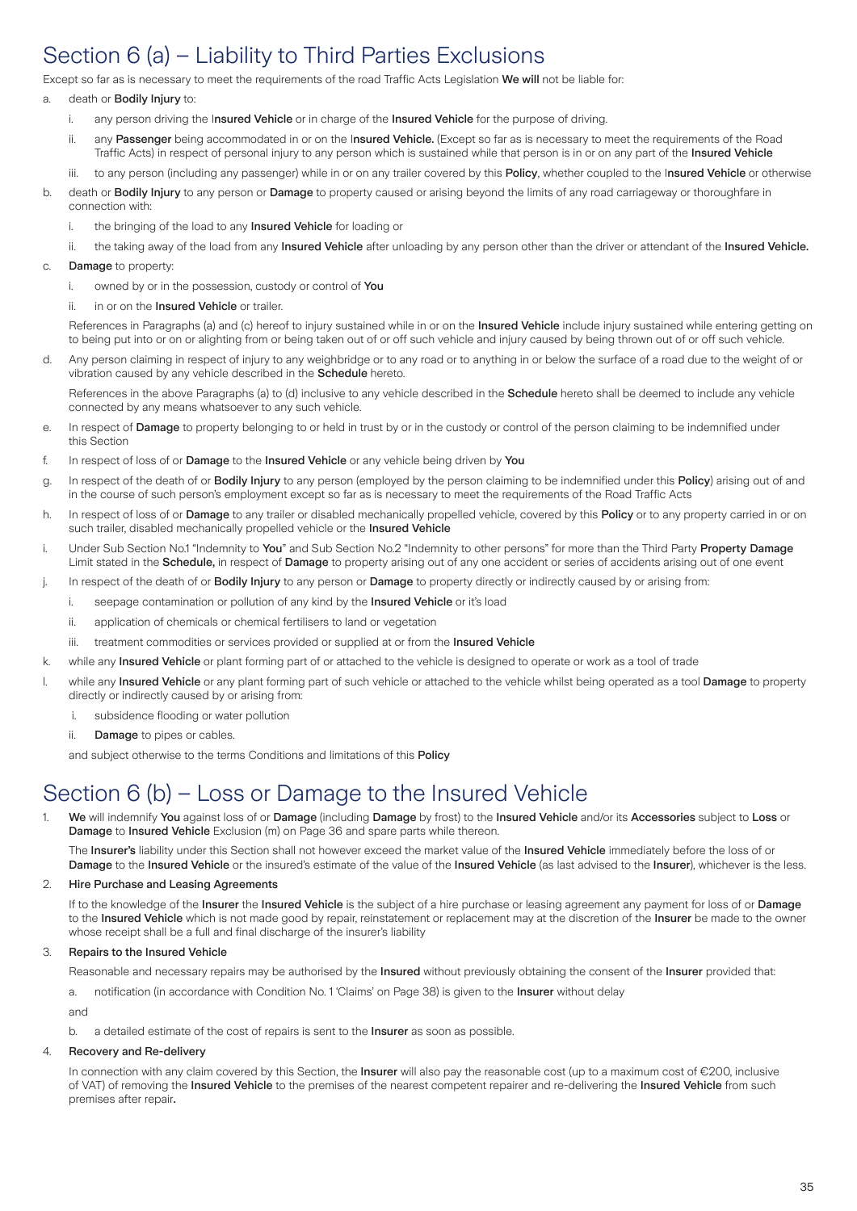# Section 6 (a) – Liability to Third Parties Exclusions

Except so far as is necessary to meet the requirements of the road Traffic Acts Legislation **We will** not be liable for:

a. death or **Bodily Injury** to:

  i. any person driving the I**nsured Vehicle** or in charge of the **Insured Vehicle** for the purpose of driving.

  ii. any **Passenger** being accommodated in or on the I**nsured Vehicle.** (Except so far as is necessary to meet the requirements of the Road Traffic Acts) in respect of personal injury to any person which is sustained while that person is in or on any part of the **Insured Vehicle**

  iii. to any person (including any passenger) while in or on any trailer covered by this **Policy**, whether coupled to the I**nsured Vehicle** or otherwise

b. death or **Bodily Injury** to any person or **Damage** to property caused or arising beyond the limits of any road carriageway or thoroughfare in connection with:

  i. the bringing of the load to any **Insured Vehicle** for loading or

  ii. the taking away of the load from any **Insured Vehicle** after unloading by any person other than the driver or attendant of the **Insured Vehicle.**

c. **Damage** to property:

  i. owned by or in the possession, custody or control of **You**

  ii. in or on the **Insured Vehicle** or trailer.

  References in Paragraphs (a) and (c) hereof to injury sustained while in or on the **Insured Vehicle** include injury sustained while entering getting on to being put into or on or alighting from or being taken out of or off such vehicle and injury caused by being thrown out of or off such vehicle.

d. Any person claiming in respect of injury to any weighbridge or to any road or to anything in or below the surface of a road due to the weight of or vibration caused by any vehicle described in the **Schedule** hereto.

  References in the above Paragraphs (a) to (d) inclusive to any vehicle described in the **Schedule** hereto shall be deemed to include any vehicle connected by any means whatsoever to any such vehicle.

e. In respect of **Damage** to property belonging to or held in trust by or in the custody or control of the person claiming to be indemnified under this Section

f. In respect of loss of or **Damage** to the **Insured Vehicle** or any vehicle being driven by **You**

g. In respect of the death of or **Bodily Injury** to any person (employed by the person claiming to be indemnified under this **Policy**) arising out of and in the course of such person's employment except so far as is necessary to meet the requirements of the Road Traffic Acts

h. In respect of loss of or **Damage** to any trailer or disabled mechanically propelled vehicle, covered by this **Policy** or to any property carried in or on such trailer, disabled mechanically propelled vehicle or the **Insured Vehicle**

i. Under Sub Section No.1 "Indemnity to **You**" and Sub Section No.2 "Indemnity to other persons" for more than the Third Party **Property Damage** Limit stated in the **Schedule,** in respect of **Damage** to property arising out of any one accident or series of accidents arising out of one event

j. In respect of the death of or **Bodily Injury** to any person or **Damage** to property directly or indirectly caused by or arising from:

  i. seepage contamination or pollution of any kind by the **Insured Vehicle** or it's load

  ii. application of chemicals or chemical fertilisers to land or vegetation

  iii. treatment commodities or services provided or supplied at or from the **Insured Vehicle**

k. while any **Insured Vehicle** or plant forming part of or attached to the vehicle is designed to operate or work as a tool of trade

l. while any **Insured Vehicle** or any plant forming part of such vehicle or attached to the vehicle whilst being operated as a tool **Damage** to property directly or indirectly caused by or arising from:

  i. subsidence flooding or water pollution

  ii. **Damage** to pipes or cables.

  and subject otherwise to the terms Conditions and limitations of this **Policy**

# Section 6 (b) – Loss or Damage to the Insured Vehicle

1. **We** will indemnify **You** against loss of or **Damage** (including **Damage** by frost) to the **Insured Vehicle** and/or its **Accessories** subject to **Loss** or **Damage** to **Insured Vehicle** Exclusion (m) on Page 36 and spare parts while thereon.

   The **Insurer's** liability under this Section shall not however exceed the market value of the **Insured Vehicle** immediately before the loss of or **Damage** to the **Insured Vehicle** or the insured's estimate of the value of the **Insured Vehicle** (as last advised to the **Insurer**), whichever is the less.

2. **Hire Purchase and Leasing Agreements**

   If to the knowledge of the **Insurer** the **Insured Vehicle** is the subject of a hire purchase or leasing agreement any payment for loss of or **Damage** to the **Insured Vehicle** which is not made good by repair, reinstatement or replacement may at the discretion of the **Insurer** be made to the owner whose receipt shall be a full and final discharge of the insurer's liability

3. **Repairs to the Insured Vehicle**

   Reasonable and necessary repairs may be authorised by the **Insured** without previously obtaining the consent of the **Insurer** provided that:

   a. notification (in accordance with Condition No. 1 'Claims' on Page 38) is given to the **Insurer** without delay

   and

   b. a detailed estimate of the cost of repairs is sent to the **Insurer** as soon as possible.

4. **Recovery and Re-delivery**

   In connection with any claim covered by this Section, the **Insurer** will also pay the reasonable cost (up to a maximum cost of €200, inclusive of VAT) of removing the **Insured Vehicle** to the premises of the nearest competent repairer and re-delivering the **Insured Vehicle** from such premises after repair**.**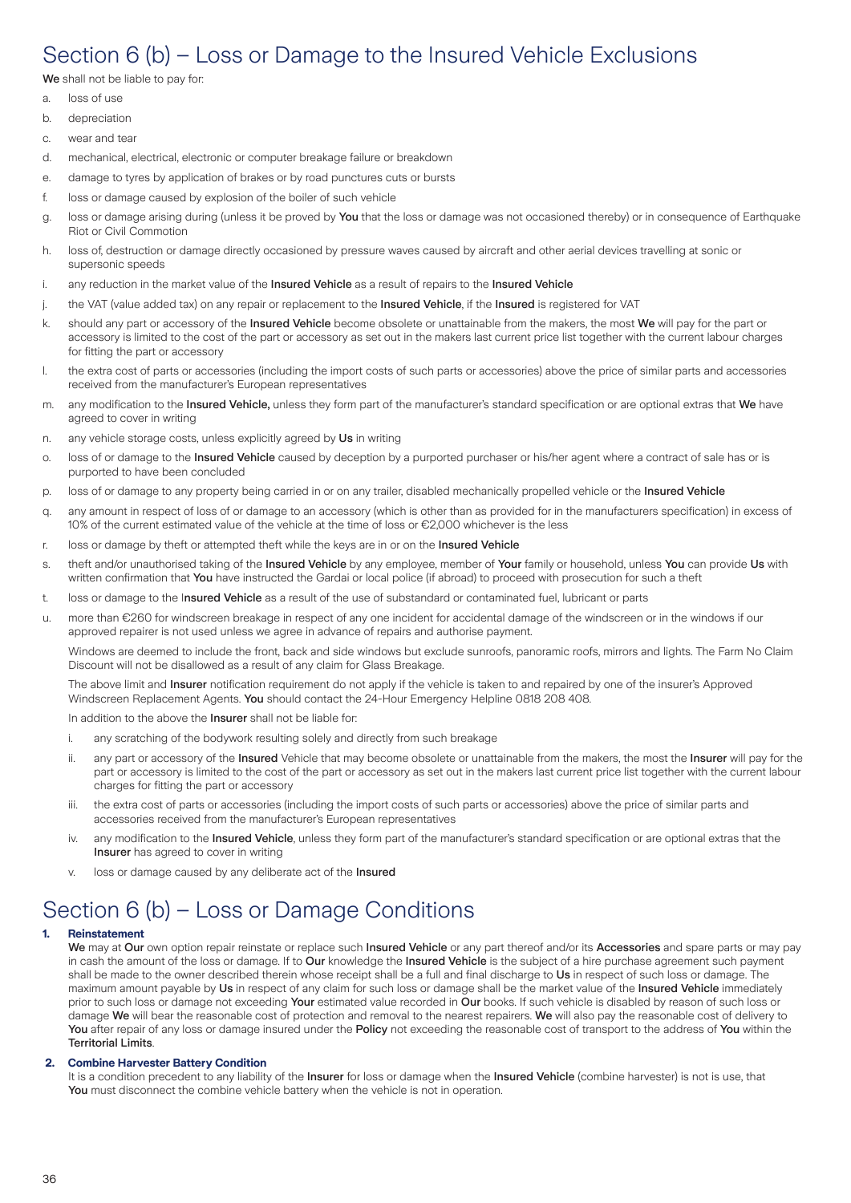# Section 6 (b) – Loss or Damage to the Insured Vehicle Exclusions

**We** shall not be liable to pay for:

a. loss of use

b. depreciation

c. wear and tear

d. mechanical, electrical, electronic or computer breakage failure or breakdown

e. damage to tyres by application of brakes or by road punctures cuts or bursts

f. loss or damage caused by explosion of the boiler of such vehicle

g. loss or damage arising during (unless it be proved by **You** that the loss or damage was not occasioned thereby) or in consequence of Earthquake Riot or Civil Commotion

h. loss of, destruction or damage directly occasioned by pressure waves caused by aircraft and other aerial devices travelling at sonic or supersonic speeds

i. any reduction in the market value of the **Insured Vehicle** as a result of repairs to the **Insured Vehicle**

j. the VAT (value added tax) on any repair or replacement to the **Insured Vehicle**, if the **Insured** is registered for VAT

k. should any part or accessory of the **Insured Vehicle** become obsolete or unattainable from the makers, the most **We** will pay for the part or accessory is limited to the cost of the part or accessory as set out in the makers last current price list together with the current labour charges for fitting the part or accessory

l. the extra cost of parts or accessories (including the import costs of such parts or accessories) above the price of similar parts and accessories received from the manufacturer's European representatives

m. any modification to the **Insured Vehicle,** unless they form part of the manufacturer's standard specification or are optional extras that **We** have agreed to cover in writing

n. any vehicle storage costs, unless explicitly agreed by **Us** in writing

o. loss of or damage to the **Insured Vehicle** caused by deception by a purported purchaser or his/her agent where a contract of sale has or is purported to have been concluded

p. loss of or damage to any property being carried in or on any trailer, disabled mechanically propelled vehicle or the **Insured Vehicle**

q. any amount in respect of loss of or damage to an accessory (which is other than as provided for in the manufacturers specification) in excess of 10% of the current estimated value of the vehicle at the time of loss or €2,000 whichever is the less

r. loss or damage by theft or attempted theft while the keys are in or on the **Insured Vehicle**

s. theft and/or unauthorised taking of the **Insured Vehicle** by any employee, member of **Your** family or household, unless **You** can provide **Us** with written confirmation that **You** have instructed the Gardai or local police (if abroad) to proceed with prosecution for such a theft

t. loss or damage to the I**nsured Vehicle** as a result of the use of substandard or contaminated fuel, lubricant or parts

u. more than €260 for windscreen breakage in respect of any one incident for accidental damage of the windscreen or in the windows if our approved repairer is not used unless we agree in advance of repairs and authorise payment.

   Windows are deemed to include the front, back and side windows but exclude sunroofs, panoramic roofs, mirrors and lights. The Farm No Claim Discount will not be disallowed as a result of any claim for Glass Breakage.

   The above limit and **Insurer** notification requirement do not apply if the vehicle is taken to and repaired by one of the insurer's Approved Windscreen Replacement Agents. **You** should contact the 24-Hour Emergency Helpline 0818 208 408.

   In addition to the above the **Insurer** shall not be liable for:

   i. any scratching of the bodywork resulting solely and directly from such breakage

   ii. any part or accessory of the **Insured** Vehicle that may become obsolete or unattainable from the makers, the most the **Insurer** will pay for the part or accessory is limited to the cost of the part or accessory as set out in the makers last current price list together with the current labour charges for fitting the part or accessory

   iii. the extra cost of parts or accessories (including the import costs of such parts or accessories) above the price of similar parts and accessories received from the manufacturer's European representatives

   iv. any modification to the **Insured Vehicle**, unless they form part of the manufacturer's standard specification or are optional extras that the **Insurer** has agreed to cover in writing

   v. loss or damage caused by any deliberate act of the **Insured**

# Section 6 (b) – Loss or Damage Conditions

**1. Reinstatement**

**We** may at **Our** own option repair reinstate or replace such **Insured Vehicle** or any part thereof and/or its **Accessories** and spare parts or may pay in cash the amount of the loss or damage. If to **Our** knowledge the **Insured Vehicle** is the subject of a hire purchase agreement such payment shall be made to the owner described therein whose receipt shall be a full and final discharge to **Us** in respect of such loss or damage. The maximum amount payable by **Us** in respect of any claim for such loss or damage shall be the market value of the **Insured Vehicle** immediately prior to such loss or damage not exceeding **Your** estimated value recorded in **Our** books. If such vehicle is disabled by reason of such loss or damage **We** will bear the reasonable cost of protection and removal to the nearest repairers. **We** will also pay the reasonable cost of delivery to **You** after repair of any loss or damage insured under the **Policy** not exceeding the reasonable cost of transport to the address of **You** within the **Territorial Limits**.

**2. Combine Harvester Battery Condition**

It is a condition precedent to any liability of the **Insurer** for loss or damage when the **Insured Vehicle** (combine harvester) is not is use, that **You** must disconnect the combine vehicle battery when the vehicle is not in operation.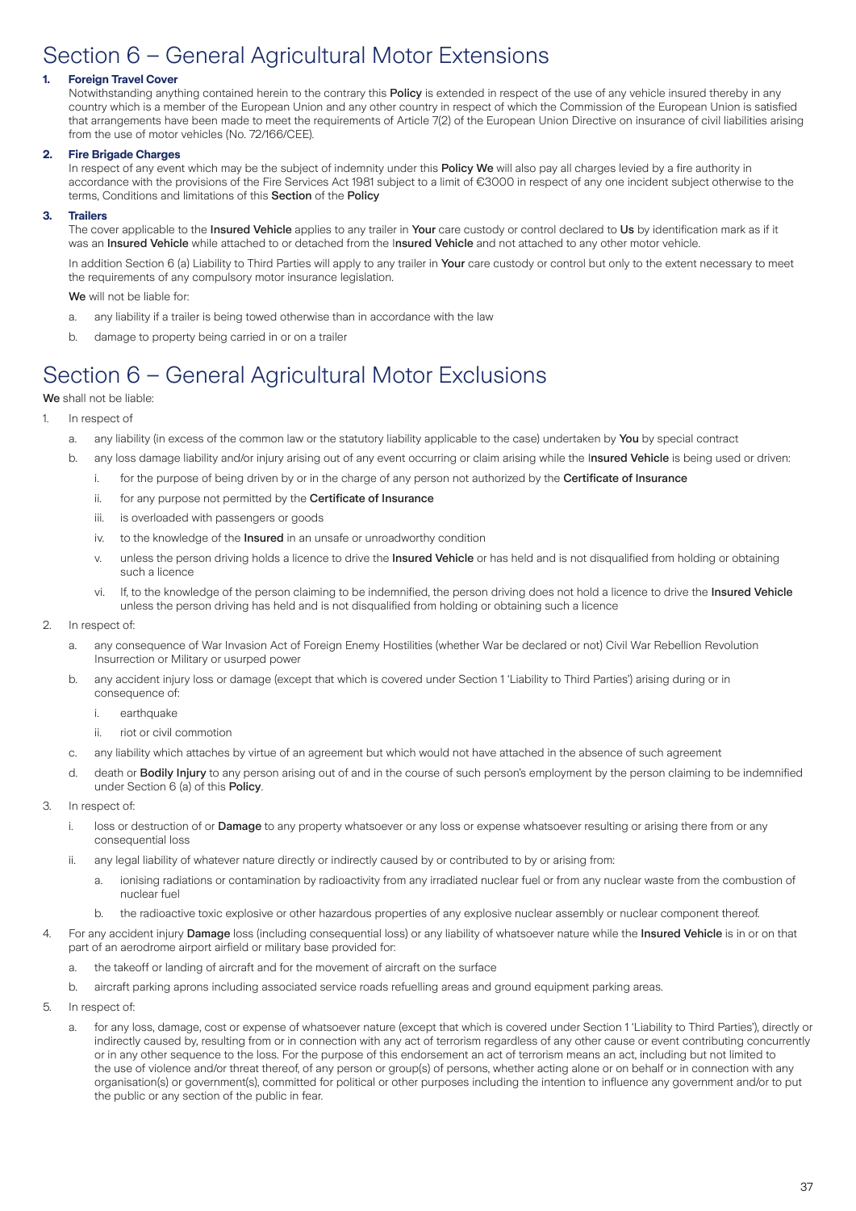# Section 6 – General Agricultural Motor Extensions

**1. Foreign Travel Cover**

Notwithstanding anything contained herein to the contrary this **Policy** is extended in respect of the use of any vehicle insured thereby in any country which is a member of the European Union and any other country in respect of which the Commission of the European Union is satisfied that arrangements have been made to meet the requirements of Article 7(2) of the European Union Directive on insurance of civil liabilities arising from the use of motor vehicles (No. 72/166/CEE).

**2. Fire Brigade Charges**

In respect of any event which may be the subject of indemnity under this **Policy We** will also pay all charges levied by a fire authority in accordance with the provisions of the Fire Services Act 1981 subject to a limit of €3000 in respect of any one incident subject otherwise to the terms, Conditions and limitations of this **Section** of the **Policy**

**3. Trailers**

The cover applicable to the **Insured Vehicle** applies to any trailer in **Your** care custody or control declared to **Us** by identification mark as if it was an **Insured Vehicle** while attached to or detached from the I**nsured Vehicle** and not attached to any other motor vehicle.

In addition Section 6 (a) Liability to Third Parties will apply to any trailer in **Your** care custody or control but only to the extent necessary to meet the requirements of any compulsory motor insurance legislation.

**We** will not be liable for:

a. any liability if a trailer is being towed otherwise than in accordance with the law

b. damage to property being carried in or on a trailer

# Section 6 – General Agricultural Motor Exclusions

**We** shall not be liable:

1. In respect of
   a. any liability (in excess of the common law or the statutory liability applicable to the case) undertaken by **You** by special contract
   b. any loss damage liability and/or injury arising out of any event occurring or claim arising while the I**nsured Vehicle** is being used or driven:
      i. for the purpose of being driven by or in the charge of any person not authorized by the **Certificate of Insurance**
      ii. for any purpose not permitted by the **Certificate of Insurance**
      iii. is overloaded with passengers or goods
      iv. to the knowledge of the **Insured** in an unsafe or unroadworthy condition
      v. unless the person driving holds a licence to drive the **Insured Vehicle** or has held and is not disqualified from holding or obtaining such a licence
      vi. If, to the knowledge of the person claiming to be indemnified, the person driving does not hold a licence to drive the **Insured Vehicle** unless the person driving has held and is not disqualified from holding or obtaining such a licence
2. In respect of:
   a. any consequence of War Invasion Act of Foreign Enemy Hostilities (whether War be declared or not) Civil War Rebellion Revolution Insurrection or Military or usurped power
   b. any accident injury loss or damage (except that which is covered under Section 1 'Liability to Third Parties') arising during or in consequence of:
      i. earthquake
      ii. riot or civil commotion
   c. any liability which attaches by virtue of an agreement but which would not have attached in the absence of such agreement
   d. death or **Bodily Injury** to any person arising out of and in the course of such person's employment by the person claiming to be indemnified under Section 6 (a) of this **Policy**.
3. In respect of:
   i. loss or destruction of or **Damage** to any property whatsoever or any loss or expense whatsoever resulting or arising there from or any consequential loss
   ii. any legal liability of whatever nature directly or indirectly caused by or contributed to by or arising from:
      a. ionising radiations or contamination by radioactivity from any irradiated nuclear fuel or from any nuclear waste from the combustion of nuclear fuel
      b. the radioactive toxic explosive or other hazardous properties of any explosive nuclear assembly or nuclear component thereof.
4. For any accident injury **Damage** loss (including consequential loss) or any liability of whatsoever nature while the **Insured Vehicle** is in or on that part of an aerodrome airport airfield or military base provided for:
   a. the takeoff or landing of aircraft and for the movement of aircraft on the surface
   b. aircraft parking aprons including associated service roads refuelling areas and ground equipment parking areas.
5. In respect of:
   a. for any loss, damage, cost or expense of whatsoever nature (except that which is covered under Section 1 'Liability to Third Parties'), directly or indirectly caused by, resulting from or in connection with any act of terrorism regardless of any other cause or event contributing concurrently or in any other sequence to the loss. For the purpose of this endorsement an act of terrorism means an act, including but not limited to the use of violence and/or threat thereof, of any person or group(s) of persons, whether acting alone or on behalf or in connection with any organisation(s) or government(s), committed for political or other purposes including the intention to influence any government and/or to put the public or any section of the public in fear.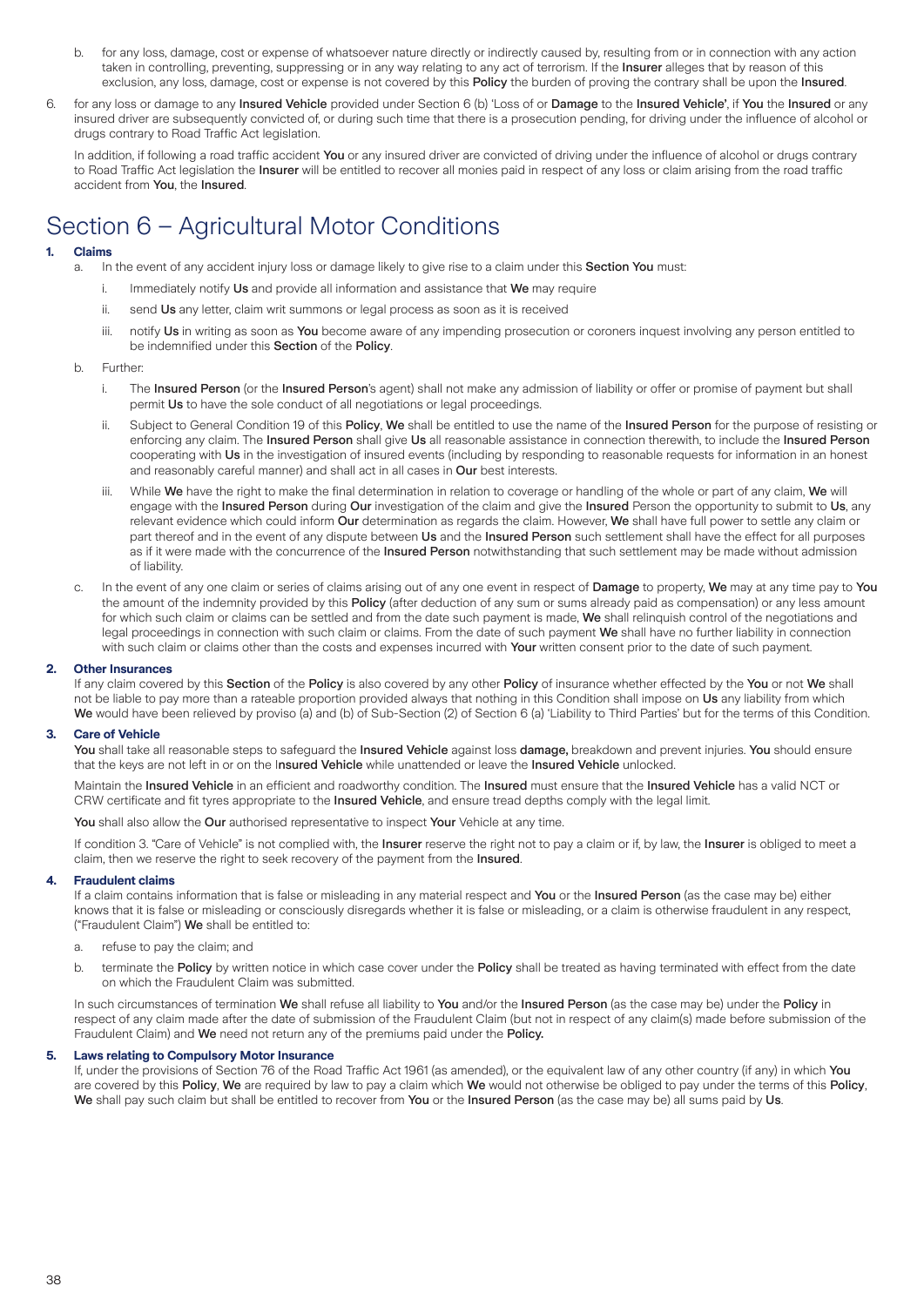b. for any loss, damage, cost or expense of whatsoever nature directly or indirectly caused by, resulting from or in connection with any action taken in controlling, preventing, suppressing or in any way relating to any act of terrorism. If the **Insurer** alleges that by reason of this exclusion, any loss, damage, cost or expense is not covered by this **Policy** the burden of proving the contrary shall be upon the **Insured**.

6. for any loss or damage to any **Insured Vehicle** provided under Section 6 (b) 'Loss of or **Damage** to the **Insured Vehicle'**, if **You** the **Insured** or any insured driver are subsequently convicted of, or during such time that there is a prosecution pending, for driving under the influence of alcohol or drugs contrary to Road Traffic Act legislation.

   In addition, if following a road traffic accident **You** or any insured driver are convicted of driving under the influence of alcohol or drugs contrary to Road Traffic Act legislation the **Insurer** will be entitled to recover all monies paid in respect of any loss or claim arising from the road traffic accident from **You**, the **Insured**.

# Section 6 – Agricultural Motor Conditions

**1. Claims**

a. In the event of any accident injury loss or damage likely to give rise to a claim under this **Section You** must:

   i. Immediately notify **Us** and provide all information and assistance that **We** may require

   ii. send **Us** any letter, claim writ summons or legal process as soon as it is received

   iii. notify **Us** in writing as soon as **You** become aware of any impending prosecution or coroners inquest involving any person entitled to be indemnified under this **Section** of the **Policy**.

b. Further:

   i. The **Insured Person** (or the **Insured Person**'s agent) shall not make any admission of liability or offer or promise of payment but shall permit **Us** to have the sole conduct of all negotiations or legal proceedings.

   ii. Subject to General Condition 19 of this **Policy**, **We** shall be entitled to use the name of the **Insured Person** for the purpose of resisting or enforcing any claim. The **Insured Person** shall give **Us** all reasonable assistance in connection therewith, to include the **Insured Person** cooperating with **Us** in the investigation of insured events (including by responding to reasonable requests for information in an honest and reasonably careful manner) and shall act in all cases in **Our** best interests.

   iii. While **We** have the right to make the final determination in relation to coverage or handling of the whole or part of any claim, **We** will engage with the **Insured Person** during **Our** investigation of the claim and give the **Insured** Person the opportunity to submit to **Us**, any relevant evidence which could inform **Our** determination as regards the claim. However, **We** shall have full power to settle any claim or part thereof and in the event of any dispute between **Us** and the **Insured Person** such settlement shall have the effect for all purposes as if it were made with the concurrence of the **Insured Person** notwithstanding that such settlement may be made without admission of liability.

c. In the event of any one claim or series of claims arising out of any one event in respect of **Damage** to property, **We** may at any time pay to **You** the amount of the indemnity provided by this **Policy** (after deduction of any sum or sums already paid as compensation) or any less amount for which such claim or claims can be settled and from the date such payment is made, **We** shall relinquish control of the negotiations and legal proceedings in connection with such claim or claims. From the date of such payment **We** shall have no further liability in connection with such claim or claims other than the costs and expenses incurred with **Your** written consent prior to the date of such payment.

**2. Other Insurances**

If any claim covered by this **Section** of the **Policy** is also covered by any other **Policy** of insurance whether effected by the **You** or not **We** shall not be liable to pay more than a rateable proportion provided always that nothing in this Condition shall impose on **Us** any liability from which **We** would have been relieved by proviso (a) and (b) of Sub-Section (2) of Section 6 (a) 'Liability to Third Parties' but for the terms of this Condition.

**3. Care of Vehicle**

**You** shall take all reasonable steps to safeguard the **Insured Vehicle** against loss **damage,** breakdown and prevent injuries. **You** should ensure that the keys are not left in or on the **Insured Vehicle** while unattended or leave the **Insured Vehicle** unlocked.

Maintain the **Insured Vehicle** in an efficient and roadworthy condition. The **Insured** must ensure that the **Insured Vehicle** has a valid NCT or CRW certificate and fit tyres appropriate to the **Insured Vehicle**, and ensure tread depths comply with the legal limit.

**You** shall also allow the **Our** authorised representative to inspect **Your** Vehicle at any time.

If condition 3. "Care of Vehicle" is not complied with, the **Insurer** reserve the right not to pay a claim or if, by law, the **Insurer** is obliged to meet a claim, then we reserve the right to seek recovery of the payment from the **Insured**.

**4. Fraudulent claims**

If a claim contains information that is false or misleading in any material respect and **You** or the **Insured Person** (as the case may be) either knows that it is false or misleading or consciously disregards whether it is false or misleading, or a claim is otherwise fraudulent in any respect, ("Fraudulent Claim") **We** shall be entitled to:

a. refuse to pay the claim; and

b. terminate the **Policy** by written notice in which case cover under the **Policy** shall be treated as having terminated with effect from the date on which the Fraudulent Claim was submitted.

In such circumstances of termination **We** shall refuse all liability to **You** and/or the **Insured Person** (as the case may be) under the **Policy** in respect of any claim made after the date of submission of the Fraudulent Claim (but not in respect of any claim(s) made before submission of the Fraudulent Claim) and **We** need not return any of the premiums paid under the **Policy.**

**5. Laws relating to Compulsory Motor Insurance**

If, under the provisions of Section 76 of the Road Traffic Act 1961 (as amended), or the equivalent law of any other country (if any) in which **You** are covered by this **Policy**, **We** are required by law to pay a claim which **We** would not otherwise be obliged to pay under the terms of this **Policy**, **We** shall pay such claim but shall be entitled to recover from **You** or the **Insured Person** (as the case may be) all sums paid by **Us**.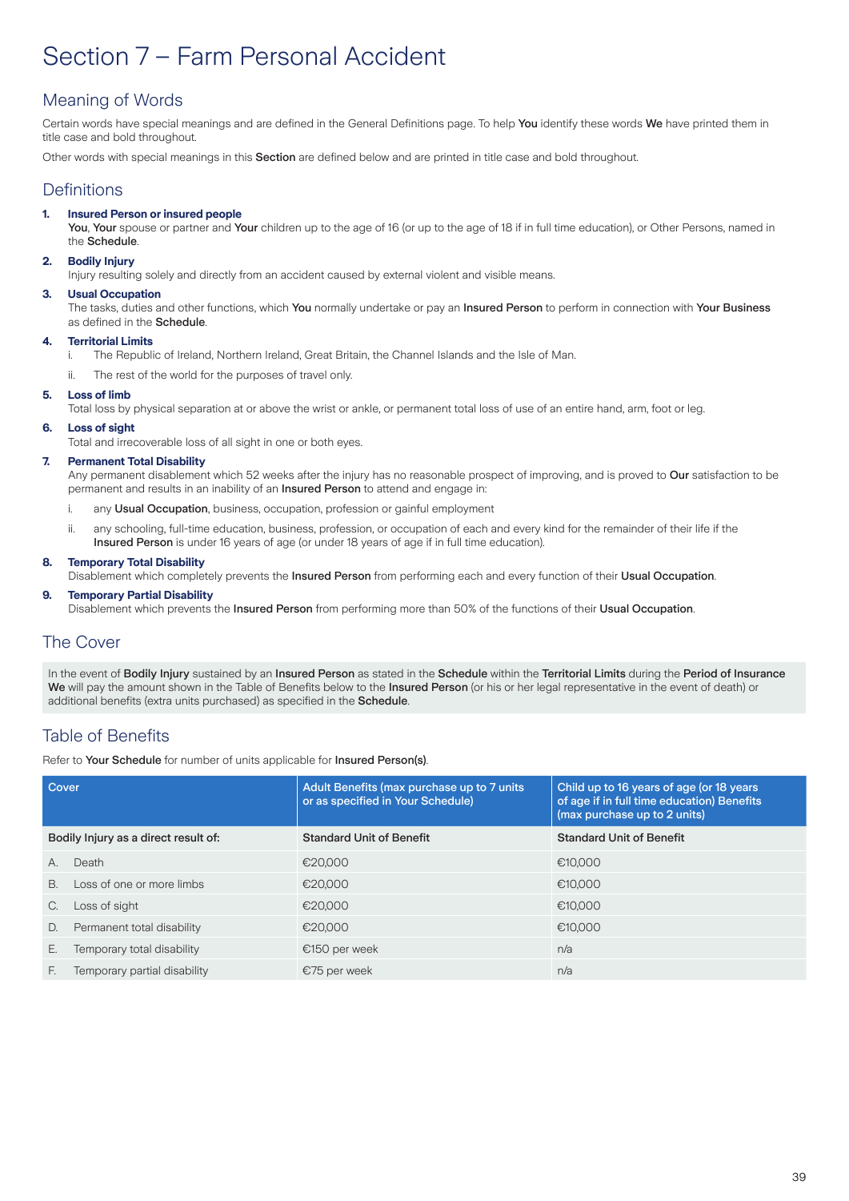# Section 7 – Farm Personal Accident

## Meaning of Words

Certain words have special meanings and are defined in the General Definitions page. To help **You** identify these words **We** have printed them in title case and bold throughout.

Other words with special meanings in this **Section** are defined below and are printed in title case and bold throughout.

## Definitions

**1. Insured Person or insured people**
**You**, **Your** spouse or partner and **Your** children up to the age of 16 (or up to the age of 18 if in full time education), or Other Persons, named in the **Schedule**.

**2. Bodily Injury**
Injury resulting solely and directly from an accident caused by external violent and visible means.

**3. Usual Occupation**
The tasks, duties and other functions, which **You** normally undertake or pay an **Insured Person** to perform in connection with **Your Business** as defined in the **Schedule**.

**4. Territorial Limits**
- i. The Republic of Ireland, Northern Ireland, Great Britain, the Channel Islands and the Isle of Man.
- ii. The rest of the world for the purposes of travel only.

**5. Loss of limb**
Total loss by physical separation at or above the wrist or ankle, or permanent total loss of use of an entire hand, arm, foot or leg.

**6. Loss of sight**
Total and irrecoverable loss of all sight in one or both eyes.

**7. Permanent Total Disability**
Any permanent disablement which 52 weeks after the injury has no reasonable prospect of improving, and is proved to **Our** satisfaction to be permanent and results in an inability of an **Insured Person** to attend and engage in:
- i. any **Usual Occupation**, business, occupation, profession or gainful employment
- ii. any schooling, full-time education, business, profession, or occupation of each and every kind for the remainder of their life if the **Insured Person** is under 16 years of age (or under 18 years of age if in full time education).

**8. Temporary Total Disability**
Disablement which completely prevents the **Insured Person** from performing each and every function of their **Usual Occupation**.

**9. Temporary Partial Disability**
Disablement which prevents the **Insured Person** from performing more than 50% of the functions of their **Usual Occupation**.

## The Cover

In the event of **Bodily Injury** sustained by an **Insured Person** as stated in the **Schedule** within the **Territorial Limits** during the **Period of Insurance We** will pay the amount shown in the Table of Benefits below to the **Insured Person** (or his or her legal representative in the event of death) or additional benefits (extra units purchased) as specified in the **Schedule**.

## Table of Benefits

Refer to **Your Schedule** for number of units applicable for **Insured Person(s)**.

| Cover | Adult Benefits (max purchase up to 7 units or as specified in Your Schedule) | Child up to 16 years of age (or 18 years of age if in full time education) Benefits (max purchase up to 2 units) |
|---|---|---|
| Bodily Injury as a direct result of: | Standard Unit of Benefit | Standard Unit of Benefit |
| A. Death | €20,000 | €10,000 |
| B. Loss of one or more limbs | €20,000 | €10,000 |
| C. Loss of sight | €20,000 | €10,000 |
| D. Permanent total disability | €20,000 | €10,000 |
| E. Temporary total disability | €150 per week | n/a |
| F. Temporary partial disability | €75 per week | n/a |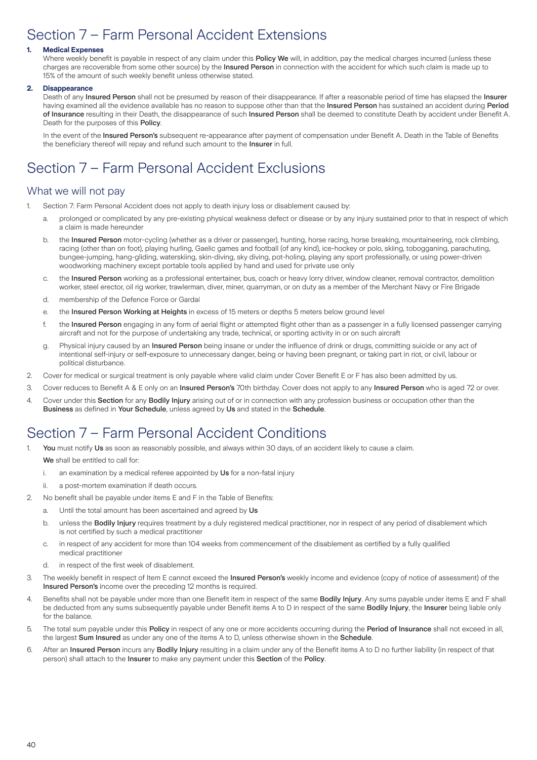# Section 7 – Farm Personal Accident Extensions

1. **Medical Expenses**

   Where weekly benefit is payable in respect of any claim under this **Policy We** will, in addition, pay the medical charges incurred (unless these charges are recoverable from some other source) by the **Insured Person** in connection with the accident for which such claim is made up to 15% of the amount of such weekly benefit unless otherwise stated.

2. **Disappearance**

   Death of any **Insured Person** shall not be presumed by reason of their disappearance. If after a reasonable period of time has elapsed the **Insurer** having examined all the evidence available has no reason to suppose other than that the **Insured Person** has sustained an accident during **Period of Insurance** resulting in their Death, the disappearance of such **Insured Person** shall be deemed to constitute Death by accident under Benefit A. Death for the purposes of this **Policy**.

   In the event of the **Insured Person's** subsequent re-appearance after payment of compensation under Benefit A. Death in the Table of Benefits the beneficiary thereof will repay and refund such amount to the **Insurer** in full.

# Section 7 – Farm Personal Accident Exclusions

## What we will not pay

1. Section 7: Farm Personal Accident does not apply to death injury loss or disablement caused by:
   a. prolonged or complicated by any pre-existing physical weakness defect or disease or by any injury sustained prior to that in respect of which a claim is made hereunder
   b. the **Insured Person** motor-cycling (whether as a driver or passenger), hunting, horse racing, horse breaking, mountaineering, rock climbing, racing (other than on foot), playing hurling, Gaelic games and football (of any kind), ice-hockey or polo, skiing, tobogganing, parachuting, bungee-jumping, hang-gliding, waterskiing, skin-diving, sky diving, pot-holing, playing any sport professionally, or using power-driven woodworking machinery except portable tools applied by hand and used for private use only
   c. the **Insured Person** working as a professional entertainer, bus, coach or heavy lorry driver, window cleaner, removal contractor, demolition worker, steel erector, oil rig worker, trawlerman, diver, miner, quarryman, or on duty as a member of the Merchant Navy or Fire Brigade
   d. membership of the Defence Force or Gardaí
   e. the **Insured Person Working at Heights** in excess of 15 meters or depths 5 meters below ground level
   f. the **Insured Person** engaging in any form of aerial flight or attempted flight other than as a passenger in a fully licensed passenger carrying aircraft and not for the purpose of undertaking any trade, technical, or sporting activity in or on such aircraft
   g. Physical injury caused by an **Insured Person** being insane or under the influence of drink or drugs, committing suicide or any act of intentional self-injury or self-exposure to unnecessary danger, being or having been pregnant, or taking part in riot, or civil, labour or political disturbance.
2. Cover for medical or surgical treatment is only payable where valid claim under Cover Benefit E or F has also been admitted by us.
3. Cover reduces to Benefit A & E only on an **Insured Person's** 70th birthday. Cover does not apply to any **Insured Person** who is aged 72 or over.
4. Cover under this **Section** for any **Bodily Injury** arising out of or in connection with any profession business or occupation other than the **Business** as defined in **Your Schedule**, unless agreed by **Us** and stated in the **Schedule**.

# Section 7 – Farm Personal Accident Conditions

1. **You** must notify **Us** as soon as reasonably possible, and always within 30 days, of an accident likely to cause a claim.

   **We** shall be entitled to call for:
   i. an examination by a medical referee appointed by **Us** for a non-fatal injury
   ii. a post-mortem examination if death occurs.
2. No benefit shall be payable under items E and F in the Table of Benefits:
   a. Until the total amount has been ascertained and agreed by **Us**
   b. unless the **Bodily Injury** requires treatment by a duly registered medical practitioner, nor in respect of any period of disablement which is not certified by such a medical practitioner
   c. in respect of any accident for more than 104 weeks from commencement of the disablement as certified by a fully qualified medical practitioner
   d. in respect of the first week of disablement.
3. The weekly benefit in respect of Item E cannot exceed the **Insured Person's** weekly income and evidence (copy of notice of assessment) of the **Insured Person's** income over the preceding 12 months is required.
4. Benefits shall not be payable under more than one Benefit item in respect of the same **Bodily Injury**. Any sums payable under items E and F shall be deducted from any sums subsequently payable under Benefit items A to D in respect of the same **Bodily Injury**, the **Insurer** being liable only for the balance.
5. The total sum payable under this **Policy** in respect of any one or more accidents occurring during the **Period of Insurance** shall not exceed in all, the largest **Sum Insured** as under any one of the items A to D, unless otherwise shown in the **Schedule**.
6. After an **Insured Person** incurs any **Bodily Injury** resulting in a claim under any of the Benefit items A to D no further liability (in respect of that person) shall attach to the **Insurer** to make any payment under this **Section** of the **Policy**.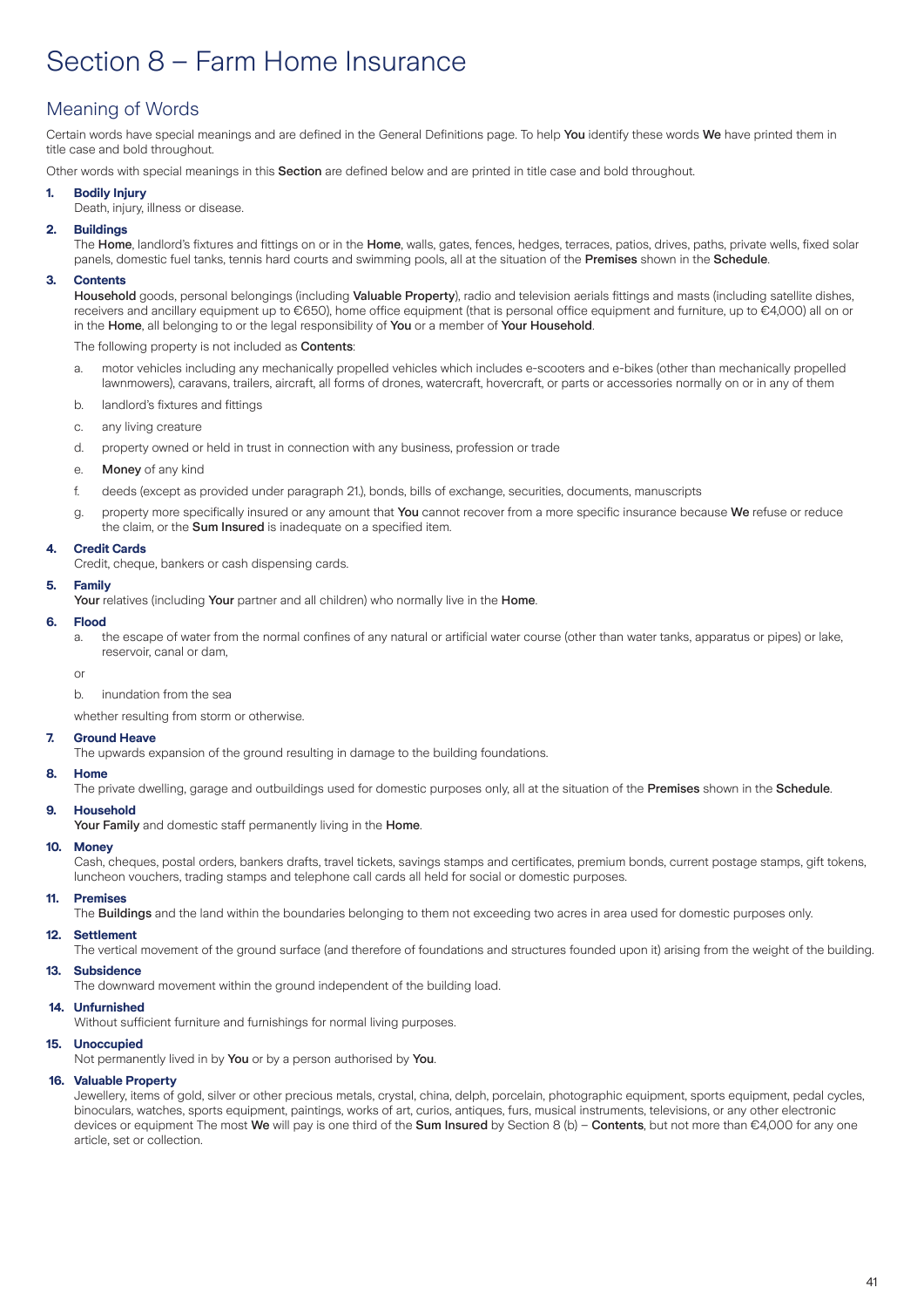# Section 8 – Farm Home Insurance

## Meaning of Words

Certain words have special meanings and are defined in the General Definitions page. To help **You** identify these words **We** have printed them in title case and bold throughout.

Other words with special meanings in this **Section** are defined below and are printed in title case and bold throughout.

**1. Bodily Injury**
Death, injury, illness or disease.

**2. Buildings**
The **Home**, landlord's fixtures and fittings on or in the **Home**, walls, gates, fences, hedges, terraces, patios, drives, paths, private wells, fixed solar panels, domestic fuel tanks, tennis hard courts and swimming pools, all at the situation of the **Premises** shown in the **Schedule**.

**3. Contents**
**Household** goods, personal belongings (including **Valuable Property**), radio and television aerials fittings and masts (including satellite dishes, receivers and ancillary equipment up to €650), home office equipment (that is personal office equipment and furniture, up to €4,000) all on or in the **Home**, all belonging to or the legal responsibility of **You** or a member of **Your Household**.

The following property is not included as **Contents**:

a. motor vehicles including any mechanically propelled vehicles which includes e-scooters and e-bikes (other than mechanically propelled lawnmowers), caravans, trailers, aircraft, all forms of drones, watercraft, hovercraft, or parts or accessories normally on or in any of them

b. landlord's fixtures and fittings

c. any living creature

d. property owned or held in trust in connection with any business, profession or trade

e. **Money** of any kind

f. deeds (except as provided under paragraph 21.), bonds, bills of exchange, securities, documents, manuscripts

g. property more specifically insured or any amount that **You** cannot recover from a more specific insurance because **We** refuse or reduce the claim, or the **Sum Insured** is inadequate on a specified item.

**4. Credit Cards**
Credit, cheque, bankers or cash dispensing cards.

**5. Family**
**Your** relatives (including **Your** partner and all children) who normally live in the **Home**.

**6. Flood**

a. the escape of water from the normal confines of any natural or artificial water course (other than water tanks, apparatus or pipes) or lake, reservoir, canal or dam,

or

b. inundation from the sea

whether resulting from storm or otherwise.

**7. Ground Heave**
The upwards expansion of the ground resulting in damage to the building foundations.

**8. Home**
The private dwelling, garage and outbuildings used for domestic purposes only, all at the situation of the **Premises** shown in the **Schedule**.

**9. Household**
**Your Family** and domestic staff permanently living in the **Home**.

**10. Money**
Cash, cheques, postal orders, bankers drafts, travel tickets, savings stamps and certificates, premium bonds, current postage stamps, gift tokens, luncheon vouchers, trading stamps and telephone call cards all held for social or domestic purposes.

**11. Premises**
The **Buildings** and the land within the boundaries belonging to them not exceeding two acres in area used for domestic purposes only.

**12. Settlement**
The vertical movement of the ground surface (and therefore of foundations and structures founded upon it) arising from the weight of the building.

**13. Subsidence**
The downward movement within the ground independent of the building load.

**14. Unfurnished**
Without sufficient furniture and furnishings for normal living purposes.

**15. Unoccupied**
Not permanently lived in by **You** or by a person authorised by **You**.

**16. Valuable Property**
Jewellery, items of gold, silver or other precious metals, crystal, china, delph, porcelain, photographic equipment, sports equipment, pedal cycles, binoculars, watches, sports equipment, paintings, works of art, curios, antiques, furs, musical instruments, televisions, or any other electronic devices or equipment The most **We** will pay is one third of the **Sum Insured** by Section 8 (b) – **Contents**, but not more than €4,000 for any one article, set or collection.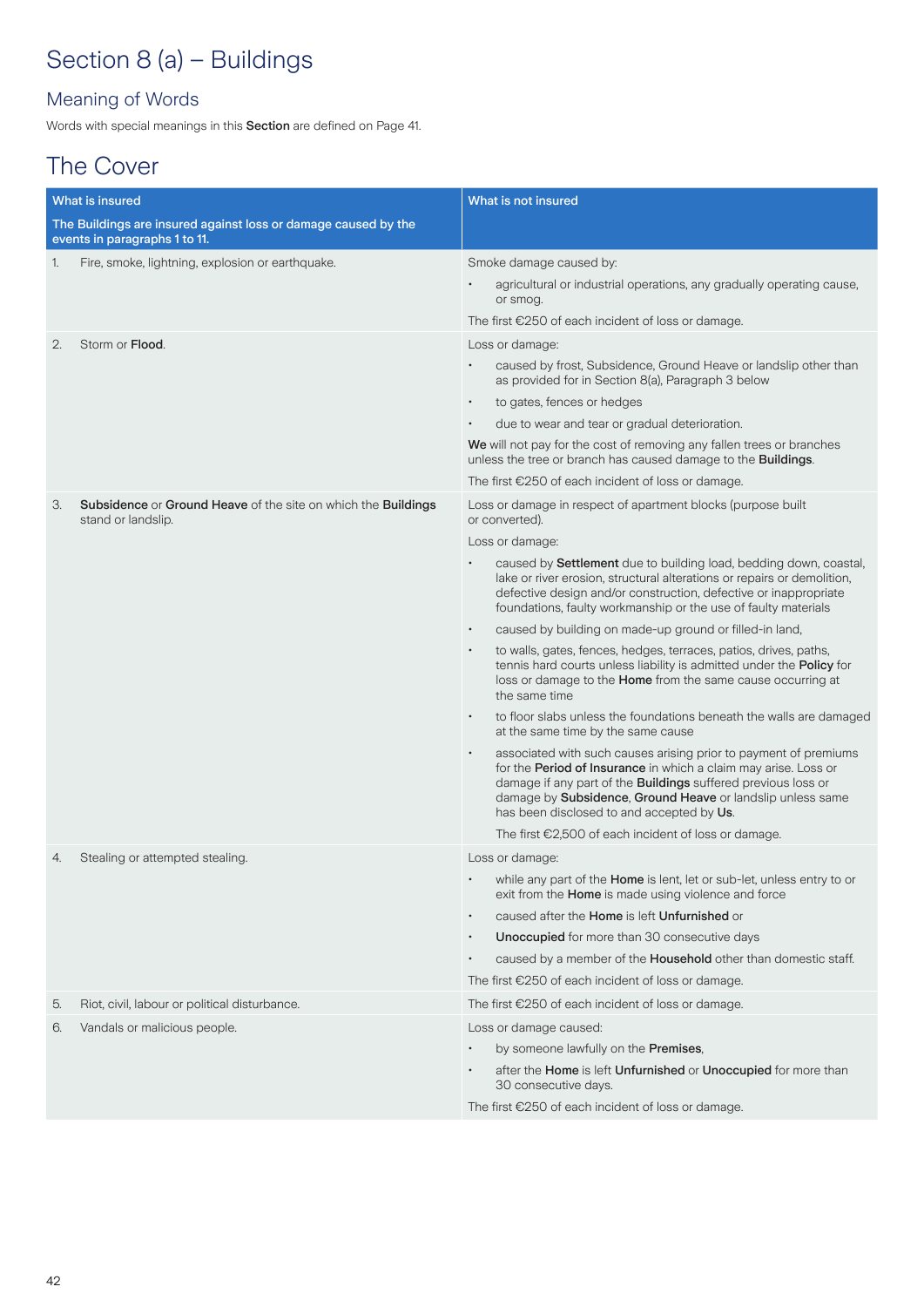# Section 8 (a) – Buildings

## Meaning of Words

Words with special meanings in this **Section** are defined on Page 41.

## The Cover

| What is insured<br><br>The Buildings are insured against loss or damage caused by the events in paragraphs 1 to 11. | What is not insured |
|---|---|
| 1. Fire, smoke, lightning, explosion or earthquake. | Smoke damage caused by:<br>• agricultural or industrial operations, any gradually operating cause, or smog.<br>The first €250 of each incident of loss or damage. |
| 2. Storm or **Flood**. | Loss or damage:<br>• caused by frost, Subsidence, Ground Heave or landslip other than as provided for in Section 8(a), Paragraph 3 below<br>• to gates, fences or hedges<br>• due to wear and tear or gradual deterioration.<br>**We** will not pay for the cost of removing any fallen trees or branches unless the tree or branch has caused damage to the **Buildings**.<br>The first €250 of each incident of loss or damage. |
| 3. **Subsidence** or **Ground Heave** of the site on which the **Buildings** stand or landslip. | Loss or damage in respect of apartment blocks (purpose built or converted).<br>Loss or damage:<br>• caused by **Settlement** due to building load, bedding down, coastal, lake or river erosion, structural alterations or repairs or demolition, defective design and/or construction, defective or inappropriate foundations, faulty workmanship or the use of faulty materials<br>• caused by building on made-up ground or filled-in land,<br>• to walls, gates, fences, hedges, terraces, patios, drives, paths, tennis hard courts unless liability is admitted under the **Policy** for loss or damage to the **Home** from the same cause occurring at the same time<br>• to floor slabs unless the foundations beneath the walls are damaged at the same time by the same cause<br>• associated with such causes arising prior to payment of premiums for the **Period of Insurance** in which a claim may arise. Loss or damage if any part of the **Buildings** suffered previous loss or damage by **Subsidence**, **Ground Heave** or landslip unless same has been disclosed to and accepted by **Us**.<br>The first €2,500 of each incident of loss or damage. |
| 4. Stealing or attempted stealing. | Loss or damage:<br>• while any part of the **Home** is lent, let or sub-let, unless entry to or exit from the **Home** is made using violence and force<br>• caused after the **Home** is left **Unfurnished** or<br>• **Unoccupied** for more than 30 consecutive days<br>• caused by a member of the **Household** other than domestic staff.<br>The first €250 of each incident of loss or damage. |
| 5. Riot, civil, labour or political disturbance. | The first €250 of each incident of loss or damage. |
| 6. Vandals or malicious people. | Loss or damage caused:<br>• by someone lawfully on the **Premises**,<br>• after the **Home** is left **Unfurnished** or **Unoccupied** for more than 30 consecutive days.<br>The first €250 of each incident of loss or damage. |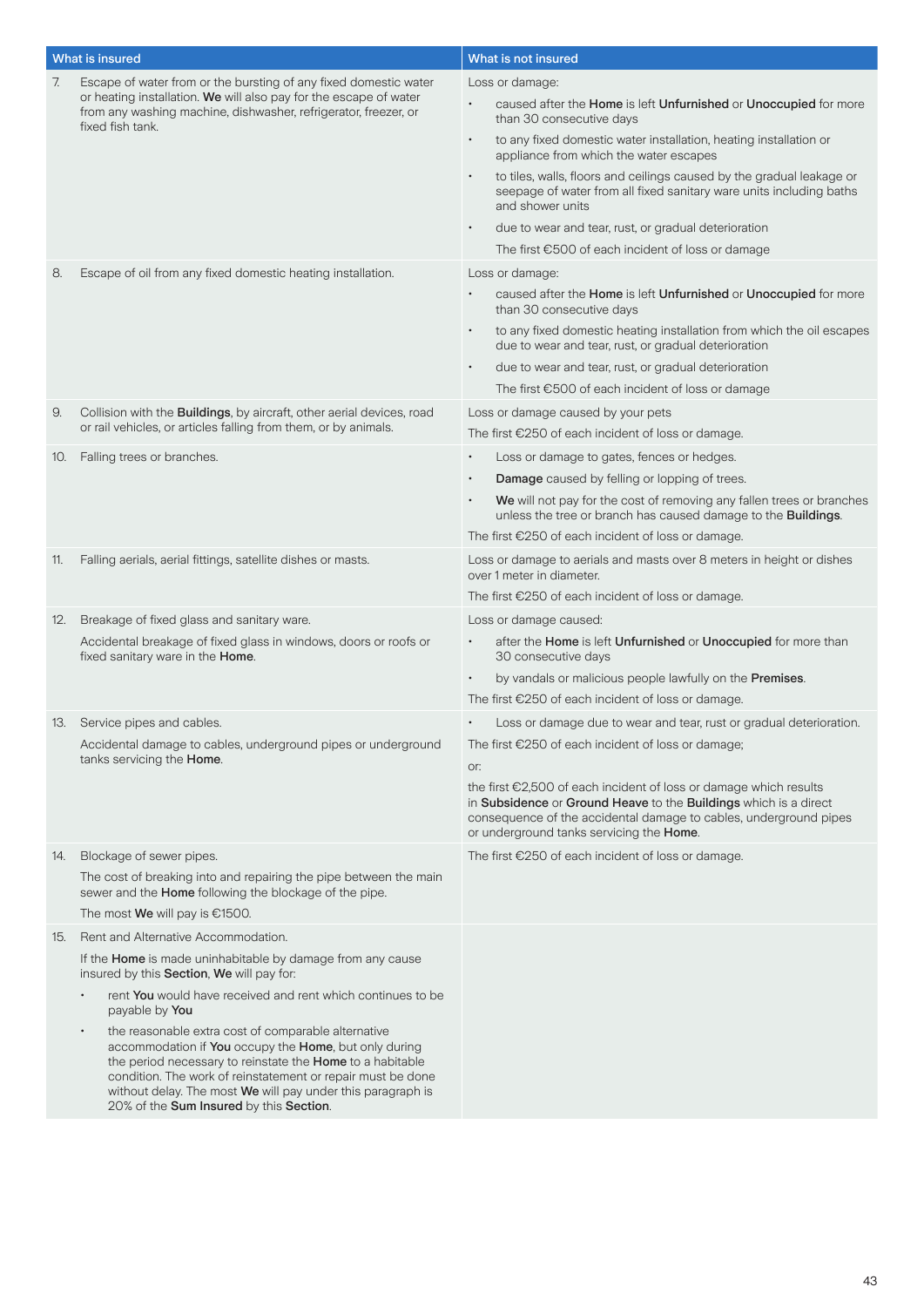| What is insured | What is not insured |
| --- | --- |
| 7. Escape of water from or the bursting of any fixed domestic water or heating installation. **We** will also pay for the escape of water from any washing machine, dishwasher, refrigerator, freezer, or fixed fish tank. | Loss or damage:<br>• caused after the **Home** is left **Unfurnished** or **Unoccupied** for more than 30 consecutive days<br>• to any fixed domestic water installation, heating installation or appliance from which the water escapes<br>• to tiles, walls, floors and ceilings caused by the gradual leakage or seepage of water from all fixed sanitary ware units including baths and shower units<br>• due to wear and tear, rust, or gradual deterioration<br>The first €500 of each incident of loss or damage |
| 8. Escape of oil from any fixed domestic heating installation. | Loss or damage:<br>• caused after the **Home** is left **Unfurnished** or **Unoccupied** for more than 30 consecutive days<br>• to any fixed domestic heating installation from which the oil escapes due to wear and tear, rust, or gradual deterioration<br>• due to wear and tear, rust, or gradual deterioration<br>The first €500 of each incident of loss or damage |
| 9. Collision with the **Buildings**, by aircraft, other aerial devices, road or rail vehicles, or articles falling from them, or by animals. | Loss or damage caused by your pets<br>The first €250 of each incident of loss or damage. |
| 10. Falling trees or branches. | • Loss or damage to gates, fences or hedges.<br>• **Damage** caused by felling or lopping of trees.<br>• **We** will not pay for the cost of removing any fallen trees or branches unless the tree or branch has caused damage to the **Buildings**.<br>The first €250 of each incident of loss or damage. |
| 11. Falling aerials, aerial fittings, satellite dishes or masts. | Loss or damage to aerials and masts over 8 meters in height or dishes over 1 meter in diameter.<br>The first €250 of each incident of loss or damage. |
| 12. Breakage of fixed glass and sanitary ware.<br>Accidental breakage of fixed glass in windows, doors or roofs or fixed sanitary ware in the **Home**. | Loss or damage caused:<br>• after the **Home** is left **Unfurnished** or **Unoccupied** for more than 30 consecutive days<br>• by vandals or malicious people lawfully on the **Premises**.<br>The first €250 of each incident of loss or damage. |
| 13. Service pipes and cables.<br>Accidental damage to cables, underground pipes or underground tanks servicing the **Home**. | • Loss or damage due to wear and tear, rust or gradual deterioration.<br>The first €250 of each incident of loss or damage;<br>or:<br>the first €2,500 of each incident of loss or damage which results in **Subsidence** or **Ground Heave** to the **Buildings** which is a direct consequence of the accidental damage to cables, underground pipes or underground tanks servicing the **Home**. |
| 14. Blockage of sewer pipes.<br>The cost of breaking into and repairing the pipe between the main sewer and the **Home** following the blockage of the pipe.<br>The most **We** will pay is €1500. | The first €250 of each incident of loss or damage. |
| 15. Rent and Alternative Accommodation.<br>If the **Home** is made uninhabitable by damage from any cause insured by this **Section**, **We** will pay for:<br>• rent **You** would have received and rent which continues to be payable by **You**<br>• the reasonable extra cost of comparable alternative accommodation if **You** occupy the **Home**, but only during the period necessary to reinstate the **Home** to a habitable condition. The work of reinstatement or repair must be done without delay. The most **We** will pay under this paragraph is 20% of the **Sum Insured** by this **Section**. | |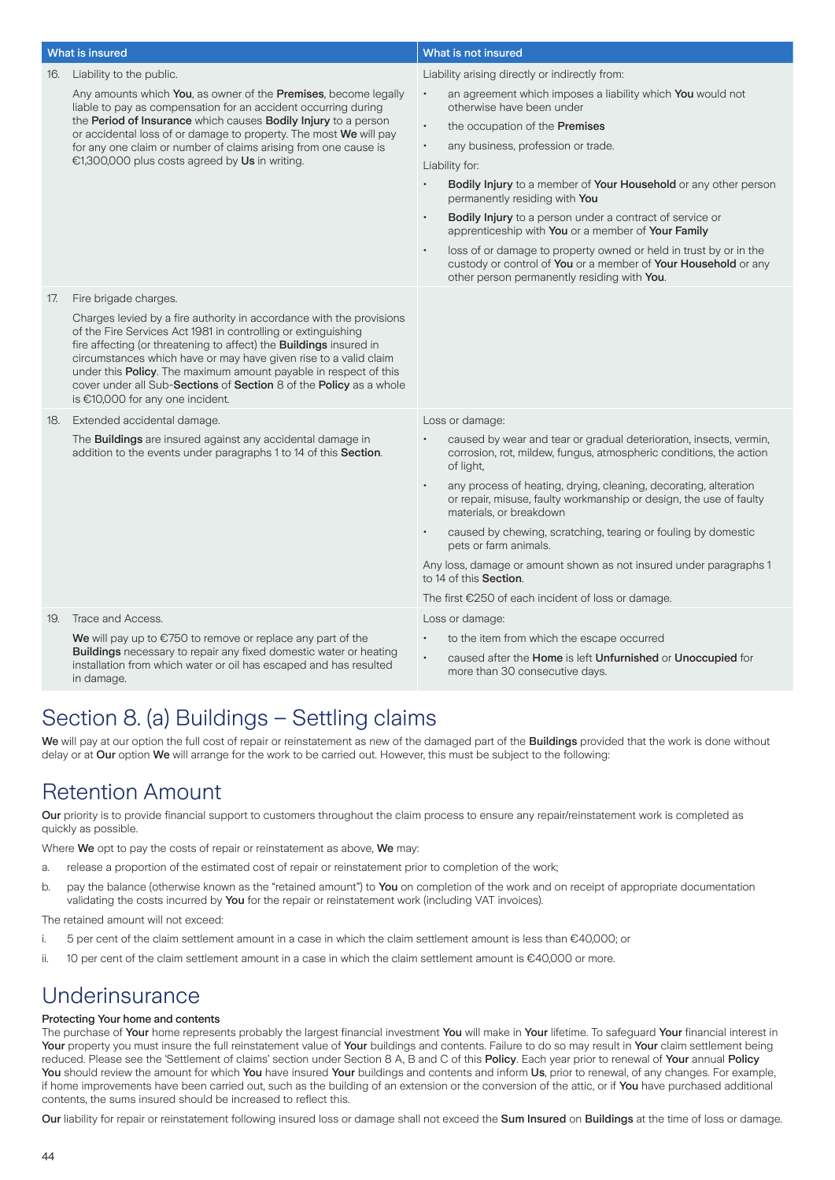| What is insured | What is not insured |
|---|---|
| 16. Liability to the public.<br><br>Any amounts which **You**, as owner of the **Premises**, become legally liable to pay as compensation for an accident occurring during the **Period of Insurance** which causes **Bodily Injury** to a person or accidental loss of or damage to property. The most **We** will pay for any one claim or number of claims arising from one cause is €1,300,000 plus costs agreed by **Us** in writing. | Liability arising directly or indirectly from:<br>• an agreement which imposes a liability which **You** would not otherwise have been under<br>• the occupation of the **Premises**<br>• any business, profession or trade.<br><br>Liability for:<br>• **Bodily Injury** to a member of **Your Household** or any other person permanently residing with **You**<br>• **Bodily Injury** to a person under a contract of service or apprenticeship with **You** or a member of **Your Family**<br>• loss of or damage to property owned or held in trust by or in the custody or control of **You** or a member of **Your Household** or any other person permanently residing with **You**. |
| 17. Fire brigade charges.<br><br>Charges levied by a fire authority in accordance with the provisions of the Fire Services Act 1981 in controlling or extinguishing fire affecting (or threatening to affect) the **Buildings** insured in circumstances which have or may have given rise to a valid claim under this **Policy**. The maximum amount payable in respect of this cover under all Sub-**Sections** of **Section** 8 of the **Policy** as a whole is €10,000 for any one incident. | |
| 18. Extended accidental damage.<br><br>The **Buildings** are insured against any accidental damage in addition to the events under paragraphs 1 to 14 of this **Section**. | Loss or damage:<br>• caused by wear and tear or gradual deterioration, insects, vermin, corrosion, rot, mildew, fungus, atmospheric conditions, the action of light,<br>• any process of heating, drying, cleaning, decorating, alteration or repair, misuse, faulty workmanship or design, the use of faulty materials, or breakdown<br>• caused by chewing, scratching, tearing or fouling by domestic pets or farm animals.<br><br>Any loss, damage or amount shown as not insured under paragraphs 1 to 14 of this **Section**.<br><br>The first €250 of each incident of loss or damage. |
| 19. Trace and Access.<br><br>**We** will pay up to €750 to remove or replace any part of the **Buildings** necessary to repair any fixed domestic water or heating installation from which water or oil has escaped and has resulted in damage. | Loss or damage:<br>• to the item from which the escape occurred<br>• caused after the **Home** is left **Unfurnished** or **Unoccupied** for more than 30 consecutive days. |

# Section 8. (a) Buildings – Settling claims

**We** will pay at our option the full cost of repair or reinstatement as new of the damaged part of the **Buildings** provided that the work is done without delay or at **Our** option **We** will arrange for the work to be carried out. However, this must be subject to the following:

## Retention Amount

**Our** priority is to provide financial support to customers throughout the claim process to ensure any repair/reinstatement work is completed as quickly as possible.

Where **We** opt to pay the costs of repair or reinstatement as above, **We** may:

a. release a proportion of the estimated cost of repair or reinstatement prior to completion of the work;

b. pay the balance (otherwise known as the "retained amount") to **You** on completion of the work and on receipt of appropriate documentation validating the costs incurred by **You** for the repair or reinstatement work (including VAT invoices).

The retained amount will not exceed:

i. 5 per cent of the claim settlement amount in a case in which the claim settlement amount is less than €40,000; or

ii. 10 per cent of the claim settlement amount in a case in which the claim settlement amount is €40,000 or more.

## Underinsurance

### Protecting Your home and contents

The purchase of **Your** home represents probably the largest financial investment **You** will make in **Your** lifetime. To safeguard **Your** financial interest in **Your** property you must insure the full reinstatement value of **Your** buildings and contents. Failure to do so may result in **Your** claim settlement being reduced. Please see the 'Settlement of claims' section under Section 8 A, B and C of this **Policy**. Each year prior to renewal of **Your** annual **Policy** **You** should review the amount for which **You** have insured **Your** buildings and contents and inform **Us**, prior to renewal, of any changes. For example, if home improvements have been carried out, such as the building of an extension or the conversion of the attic, or if **You** have purchased additional contents, the sums insured should be increased to reflect this.

**Our** liability for repair or reinstatement following insured loss or damage shall not exceed the **Sum Insured** on **Buildings** at the time of loss or damage.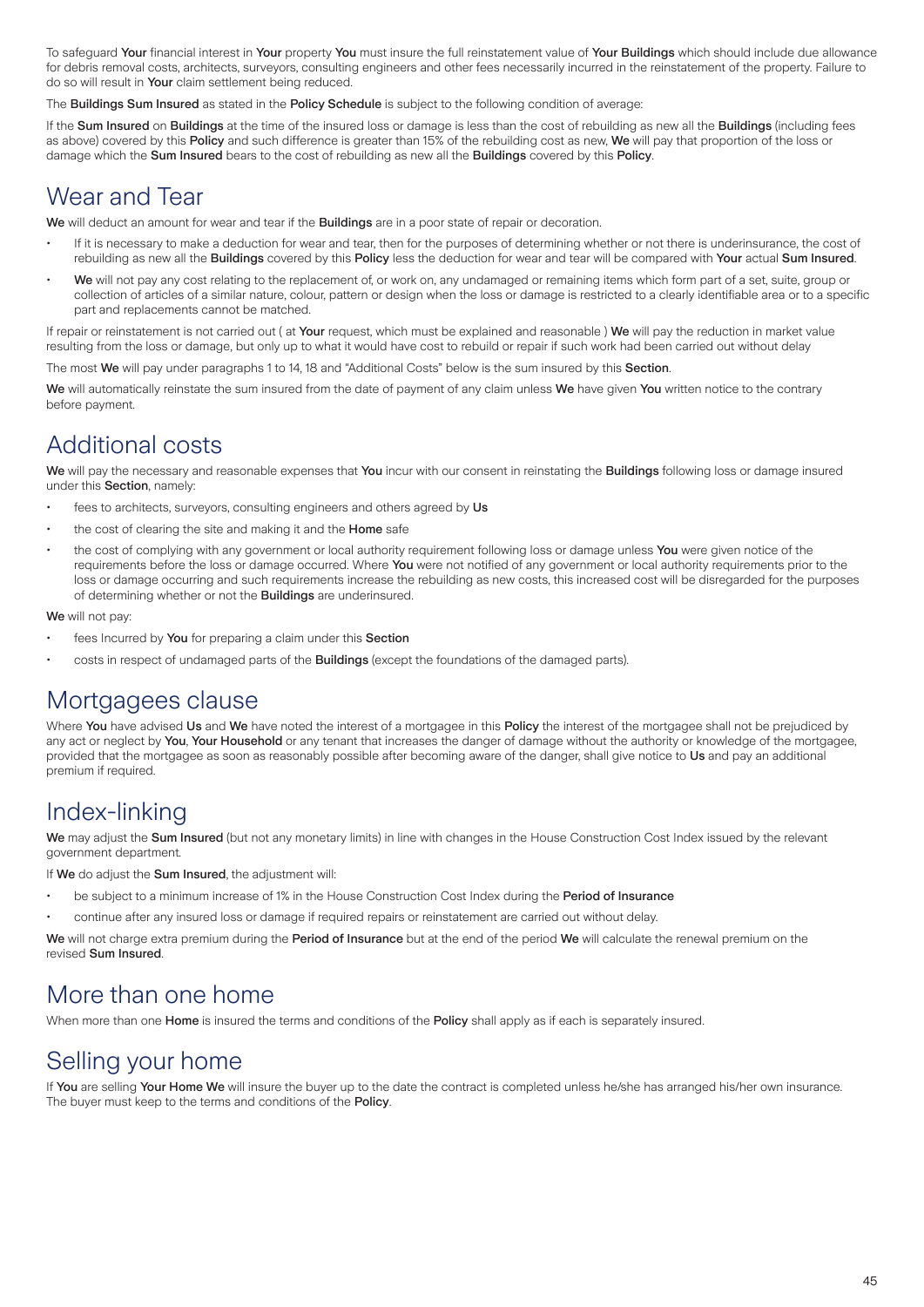To safeguard **Your** financial interest in **Your** property **You** must insure the full reinstatement value of **Your Buildings** which should include due allowance for debris removal costs, architects, surveyors, consulting engineers and other fees necessarily incurred in the reinstatement of the property. Failure to do so will result in **Your** claim settlement being reduced.

The **Buildings Sum Insured** as stated in the **Policy Schedule** is subject to the following condition of average:

If the **Sum Insured** on **Buildings** at the time of the insured loss or damage is less than the cost of rebuilding as new all the **Buildings** (including fees as above) covered by this **Policy** and such difference is greater than 15% of the rebuilding cost as new, **We** will pay that proportion of the loss or damage which the **Sum Insured** bears to the cost of rebuilding as new all the **Buildings** covered by this **Policy**.

## Wear and Tear

**We** will deduct an amount for wear and tear if the **Buildings** are in a poor state of repair or decoration.

- If it is necessary to make a deduction for wear and tear, then for the purposes of determining whether or not there is underinsurance, the cost of rebuilding as new all the **Buildings** covered by this **Policy** less the deduction for wear and tear will be compared with **Your** actual **Sum Insured**.
- **We** will not pay any cost relating to the replacement of, or work on, any undamaged or remaining items which form part of a set, suite, group or collection of articles of a similar nature, colour, pattern or design when the loss or damage is restricted to a clearly identifiable area or to a specific part and replacements cannot be matched.

If repair or reinstatement is not carried out ( at **Your** request, which must be explained and reasonable ) **We** will pay the reduction in market value resulting from the loss or damage, but only up to what it would have cost to rebuild or repair if such work had been carried out without delay

The most **We** will pay under paragraphs 1 to 14, 18 and "Additional Costs" below is the sum insured by this **Section**.

**We** will automatically reinstate the sum insured from the date of payment of any claim unless **We** have given **You** written notice to the contrary before payment.

## Additional costs

**We** will pay the necessary and reasonable expenses that **You** incur with our consent in reinstating the **Buildings** following loss or damage insured under this **Section**, namely:

- fees to architects, surveyors, consulting engineers and others agreed by **Us**
- the cost of clearing the site and making it and the **Home** safe
- the cost of complying with any government or local authority requirement following loss or damage unless **You** were given notice of the requirements before the loss or damage occurred. Where **You** were not notified of any government or local authority requirements prior to the loss or damage occurring and such requirements increase the rebuilding as new costs, this increased cost will be disregarded for the purposes of determining whether or not the **Buildings** are underinsured.

**We** will not pay:

- fees Incurred by **You** for preparing a claim under this **Section**
- costs in respect of undamaged parts of the **Buildings** (except the foundations of the damaged parts).

## Mortgagees clause

Where **You** have advised **Us** and **We** have noted the interest of a mortgagee in this **Policy** the interest of the mortgagee shall not be prejudiced by any act or neglect by **You**, **Your Household** or any tenant that increases the danger of damage without the authority or knowledge of the mortgagee, provided that the mortgagee as soon as reasonably possible after becoming aware of the danger, shall give notice to **Us** and pay an additional premium if required.

## Index-linking

**We** may adjust the **Sum Insured** (but not any monetary limits) in line with changes in the House Construction Cost Index issued by the relevant government department.

If **We** do adjust the **Sum Insured**, the adjustment will:

- be subject to a minimum increase of 1% in the House Construction Cost Index during the **Period of Insurance**
- continue after any insured loss or damage if required repairs or reinstatement are carried out without delay.

**We** will not charge extra premium during the **Period of Insurance** but at the end of the period **We** will calculate the renewal premium on the revised **Sum Insured**.

## More than one home

When more than one **Home** is insured the terms and conditions of the **Policy** shall apply as if each is separately insured.

## Selling your home

If **You** are selling **Your Home We** will insure the buyer up to the date the contract is completed unless he/she has arranged his/her own insurance. The buyer must keep to the terms and conditions of the **Policy**.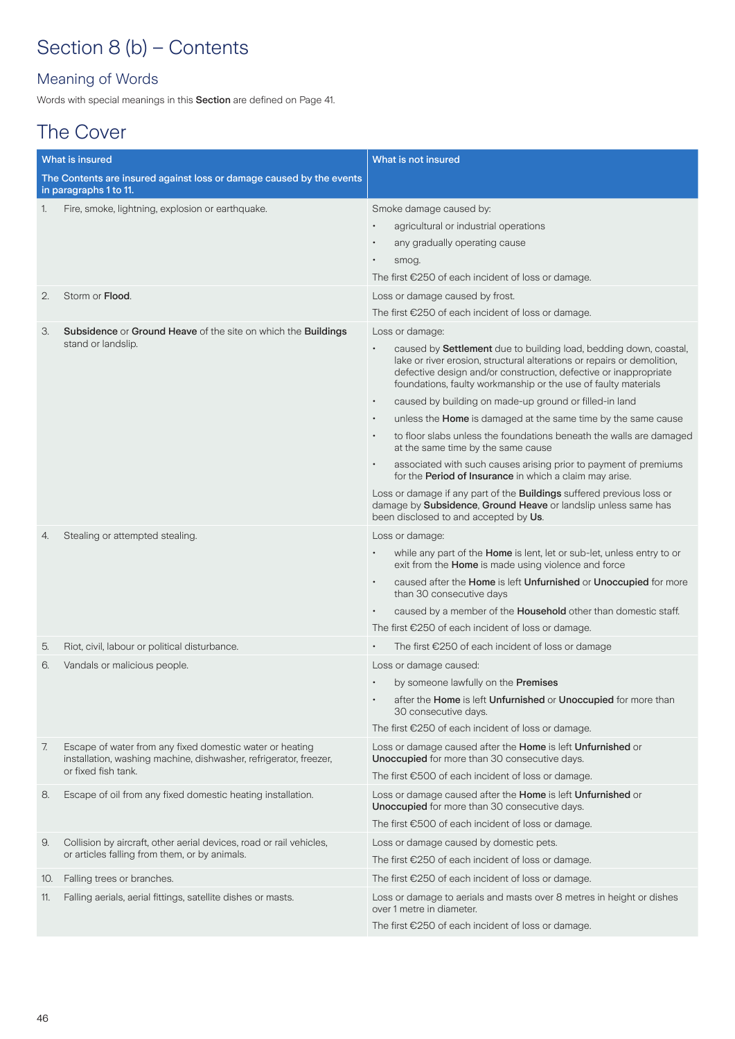# Section 8 (b) – Contents

## Meaning of Words

Words with special meanings in this **Section** are defined on Page 41.

## The Cover

| What is insured<br>The Contents are insured against loss or damage caused by the events in paragraphs 1 to 11. | What is not insured |
|---|---|
| 1. Fire, smoke, lightning, explosion or earthquake. | Smoke damage caused by:<br>• agricultural or industrial operations<br>• any gradually operating cause<br>• smog.<br>The first €250 of each incident of loss or damage. |
| 2. Storm or **Flood**. | Loss or damage caused by frost.<br>The first €250 of each incident of loss or damage. |
| 3. **Subsidence** or **Ground Heave** of the site on which the **Buildings** stand or landslip. | Loss or damage:<br>• caused by **Settlement** due to building load, bedding down, coastal, lake or river erosion, structural alterations or repairs or demolition, defective design and/or construction, defective or inappropriate foundations, faulty workmanship or the use of faulty materials<br>• caused by building on made-up ground or filled-in land<br>• unless the **Home** is damaged at the same time by the same cause<br>• to floor slabs unless the foundations beneath the walls are damaged at the same time by the same cause<br>• associated with such causes arising prior to payment of premiums for the **Period of Insurance** in which a claim may arise.<br>Loss or damage if any part of the **Buildings** suffered previous loss or damage by **Subsidence**, **Ground Heave** or landslip unless same has been disclosed to and accepted by **Us**. |
| 4. Stealing or attempted stealing. | Loss or damage:<br>• while any part of the **Home** is lent, let or sub-let, unless entry to or exit from the **Home** is made using violence and force<br>• caused after the **Home** is left **Unfurnished** or **Unoccupied** for more than 30 consecutive days<br>• caused by a member of the **Household** other than domestic staff.<br>The first €250 of each incident of loss or damage. |
| 5. Riot, civil, labour or political disturbance. | • The first €250 of each incident of loss or damage |
| 6. Vandals or malicious people. | Loss or damage caused:<br>• by someone lawfully on the **Premises**<br>• after the **Home** is left **Unfurnished** or **Unoccupied** for more than 30 consecutive days.<br>The first €250 of each incident of loss or damage. |
| 7. Escape of water from any fixed domestic water or heating installation, washing machine, dishwasher, refrigerator, freezer, or fixed fish tank. | Loss or damage caused after the **Home** is left **Unfurnished** or **Unoccupied** for more than 30 consecutive days.<br>The first €500 of each incident of loss or damage. |
| 8. Escape of oil from any fixed domestic heating installation. | Loss or damage caused after the **Home** is left **Unfurnished** or **Unoccupied** for more than 30 consecutive days.<br>The first €500 of each incident of loss or damage. |
| 9. Collision by aircraft, other aerial devices, road or rail vehicles, or articles falling from them, or by animals. | Loss or damage caused by domestic pets.<br>The first €250 of each incident of loss or damage. |
| 10. Falling trees or branches. | The first €250 of each incident of loss or damage. |
| 11. Falling aerials, aerial fittings, satellite dishes or masts. | Loss or damage to aerials and masts over 8 metres in height or dishes over 1 metre in diameter.<br>The first €250 of each incident of loss or damage. |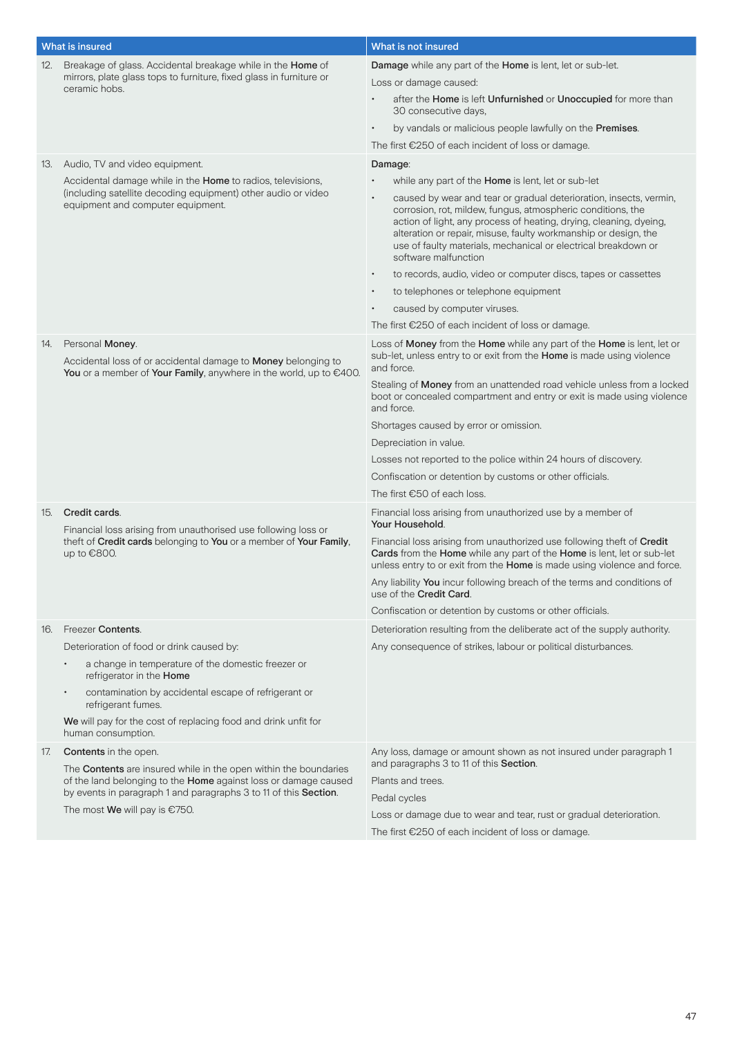| What is insured | What is not insured |
|---|---|
| 12. Breakage of glass. Accidental breakage while in the **Home** of mirrors, plate glass tops to furniture, fixed glass in furniture or ceramic hobs. | **Damage** while any part of the **Home** is lent, let or sub-let.<br><br>Loss or damage caused:<br>• after the **Home** is left **Unfurnished** or **Unoccupied** for more than 30 consecutive days,<br>• by vandals or malicious people lawfully on the **Premises**.<br><br>The first €250 of each incident of loss or damage. |
| 13. Audio, TV and video equipment.<br><br>Accidental damage while in the **Home** to radios, televisions, (including satellite decoding equipment) other audio or video equipment and computer equipment. | **Damage**:<br>• while any part of the **Home** is lent, let or sub-let<br>• caused by wear and tear or gradual deterioration, insects, vermin, corrosion, rot, mildew, fungus, atmospheric conditions, the action of light, any process of heating, drying, cleaning, dyeing, alteration or repair, misuse, faulty workmanship or design, the use of faulty materials, mechanical or electrical breakdown or software malfunction<br>• to records, audio, video or computer discs, tapes or cassettes<br>• to telephones or telephone equipment<br>• caused by computer viruses.<br><br>The first €250 of each incident of loss or damage. |
| 14. Personal **Money**.<br><br>Accidental loss of or accidental damage to **Money** belonging to **You** or a member of **Your Family**, anywhere in the world, up to €400. | Loss of **Money** from the **Home** while any part of the **Home** is lent, let or sub-let, unless entry to or exit from the **Home** is made using violence and force.<br><br>Stealing of **Money** from an unattended road vehicle unless from a locked boot or concealed compartment and entry or exit is made using violence and force.<br><br>Shortages caused by error or omission.<br><br>Depreciation in value.<br><br>Losses not reported to the police within 24 hours of discovery.<br><br>Confiscation or detention by customs or other officials.<br><br>The first €50 of each loss. |
| 15. **Credit cards**.<br><br>Financial loss arising from unauthorised use following loss or theft of **Credit cards** belonging to **You** or a member of **Your Family**, up to €800. | Financial loss arising from unauthorized use by a member of **Your Household**.<br><br>Financial loss arising from unauthorized use following theft of **Credit Cards** from the **Home** while any part of the **Home** is lent, let or sub-let unless entry to or exit from the **Home** is made using violence and force.<br><br>Any liability **You** incur following breach of the terms and conditions of use of the **Credit Card**.<br><br>Confiscation or detention by customs or other officials. |
| 16. Freezer **Contents**.<br><br>Deterioration of food or drink caused by:<br>• a change in temperature of the domestic freezer or refrigerator in the **Home**<br>• contamination by accidental escape of refrigerant or refrigerant fumes.<br><br>**We** will pay for the cost of replacing food and drink unfit for human consumption. | Deterioration resulting from the deliberate act of the supply authority.<br><br>Any consequence of strikes, labour or political disturbances. |
| 17. **Contents** in the open.<br><br>The **Contents** are insured while in the open within the boundaries of the land belonging to the **Home** against loss or damage caused by events in paragraph 1 and paragraphs 3 to 11 of this **Section**.<br><br>The most **We** will pay is €750. | Any loss, damage or amount shown as not insured under paragraph 1 and paragraphs 3 to 11 of this **Section**.<br><br>Plants and trees.<br><br>Pedal cycles<br><br>Loss or damage due to wear and tear, rust or gradual deterioration.<br><br>The first €250 of each incident of loss or damage. |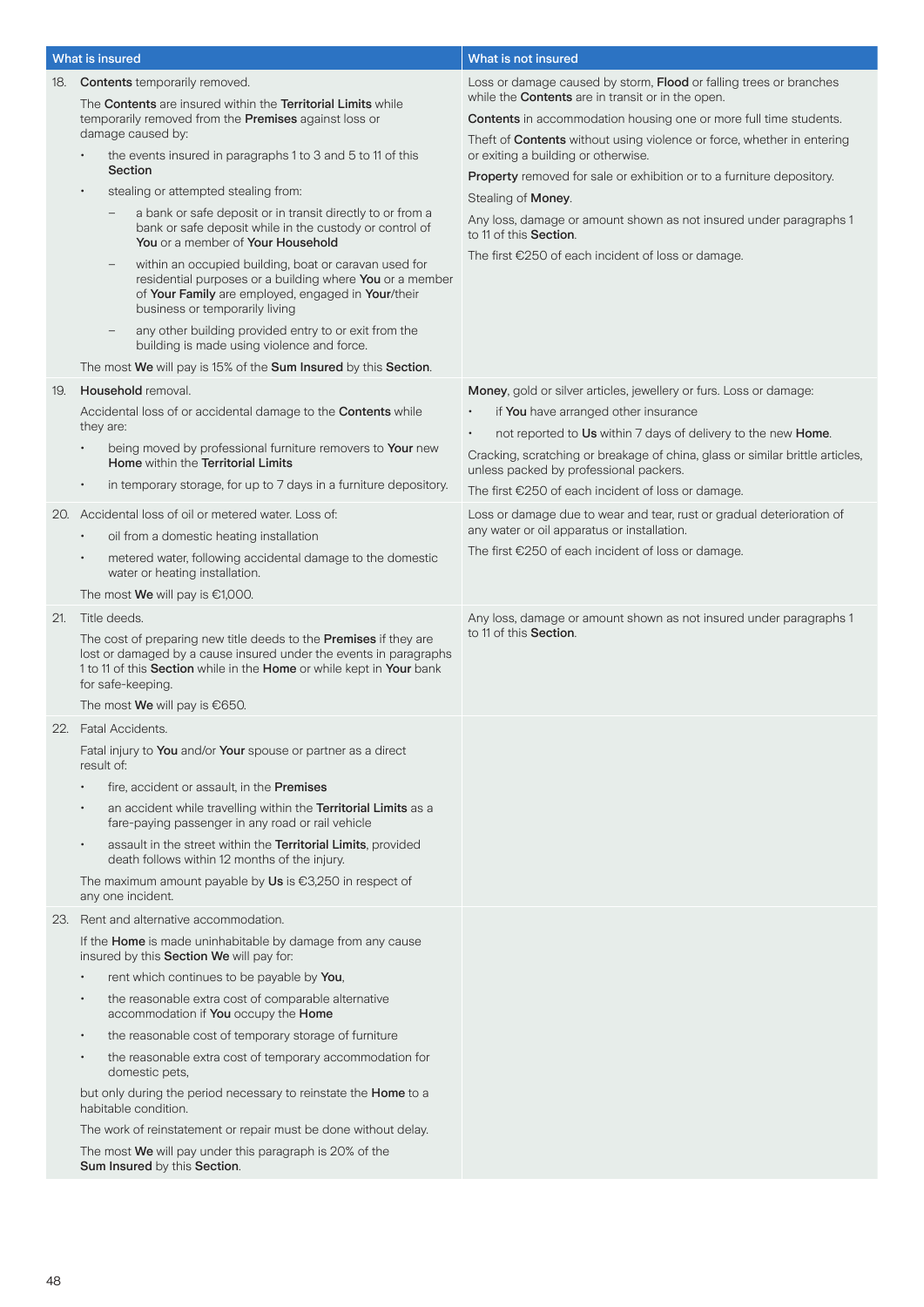| What is insured | What is not insured |
|---|---|
| 18. **Contents** temporarily removed.<br><br>The **Contents** are insured within the **Territorial Limits** while temporarily removed from the **Premises** against loss or damage caused by:<br><br>• the events insured in paragraphs 1 to 3 and 5 to 11 of this **Section**<br>• stealing or attempted stealing from:<br>– a bank or safe deposit or in transit directly to or from a bank or safe deposit while in the custody or control of **You** or a member of **Your Household**<br>– within an occupied building, boat or caravan used for residential purposes or a building where **You** or a member of **Your Family** are employed, engaged in **Your**/their business or temporarily living<br>– any other building provided entry to or exit from the building is made using violence and force.<br><br>The most **We** will pay is 15% of the **Sum Insured** by this **Section**. | Loss or damage caused by storm, **Flood** or falling trees or branches while the **Contents** are in transit or in the open.<br><br>**Contents** in accommodation housing one or more full time students.<br><br>Theft of **Contents** without using violence or force, whether in entering or exiting a building or otherwise.<br><br>**Property** removed for sale or exhibition or to a furniture depository.<br><br>Stealing of **Money**.<br><br>Any loss, damage or amount shown as not insured under paragraphs 1 to 11 of this **Section**.<br><br>The first €250 of each incident of loss or damage. |
| 19. **Household** removal.<br><br>Accidental loss of or accidental damage to the **Contents** while they are:<br><br>• being moved by professional furniture removers to **Your** new **Home** within the **Territorial Limits**<br>• in temporary storage, for up to 7 days in a furniture depository. | **Money**, gold or silver articles, jewellery or furs. Loss or damage:<br><br>• if **You** have arranged other insurance<br>• not reported to **Us** within 7 days of delivery to the new **Home**.<br><br>Cracking, scratching or breakage of china, glass or similar brittle articles, unless packed by professional packers.<br><br>The first €250 of each incident of loss or damage. |
| 20. Accidental loss of oil or metered water. Loss of:<br><br>• oil from a domestic heating installation<br>• metered water, following accidental damage to the domestic water or heating installation.<br><br>The most **We** will pay is €1,000. | Loss or damage due to wear and tear, rust or gradual deterioration of any water or oil apparatus or installation.<br><br>The first €250 of each incident of loss or damage. |
| 21. Title deeds.<br><br>The cost of preparing new title deeds to the **Premises** if they are lost or damaged by a cause insured under the events in paragraphs 1 to 11 of this **Section** while in the **Home** or while kept in **Your** bank for safe-keeping.<br><br>The most **We** will pay is €650. | Any loss, damage or amount shown as not insured under paragraphs 1 to 11 of this **Section**. |
| 22. Fatal Accidents.<br><br>Fatal injury to **You** and/or **Your** spouse or partner as a direct result of:<br><br>• fire, accident or assault, in the **Premises**<br>• an accident while travelling within the **Territorial Limits** as a fare-paying passenger in any road or rail vehicle<br>• assault in the street within the **Territorial Limits**, provided death follows within 12 months of the injury.<br><br>The maximum amount payable by **Us** is €3,250 in respect of any one incident. | |
| 23. Rent and alternative accommodation.<br><br>If the **Home** is made uninhabitable by damage from any cause insured by this **Section We** will pay for:<br><br>• rent which continues to be payable by **You**,<br>• the reasonable extra cost of comparable alternative accommodation if **You** occupy the **Home**<br>• the reasonable cost of temporary storage of furniture<br>• the reasonable extra cost of temporary accommodation for domestic pets,<br><br>but only during the period necessary to reinstate the **Home** to a habitable condition.<br><br>The work of reinstatement or repair must be done without delay.<br><br>The most **We** will pay under this paragraph is 20% of the **Sum Insured** by this **Section**. | |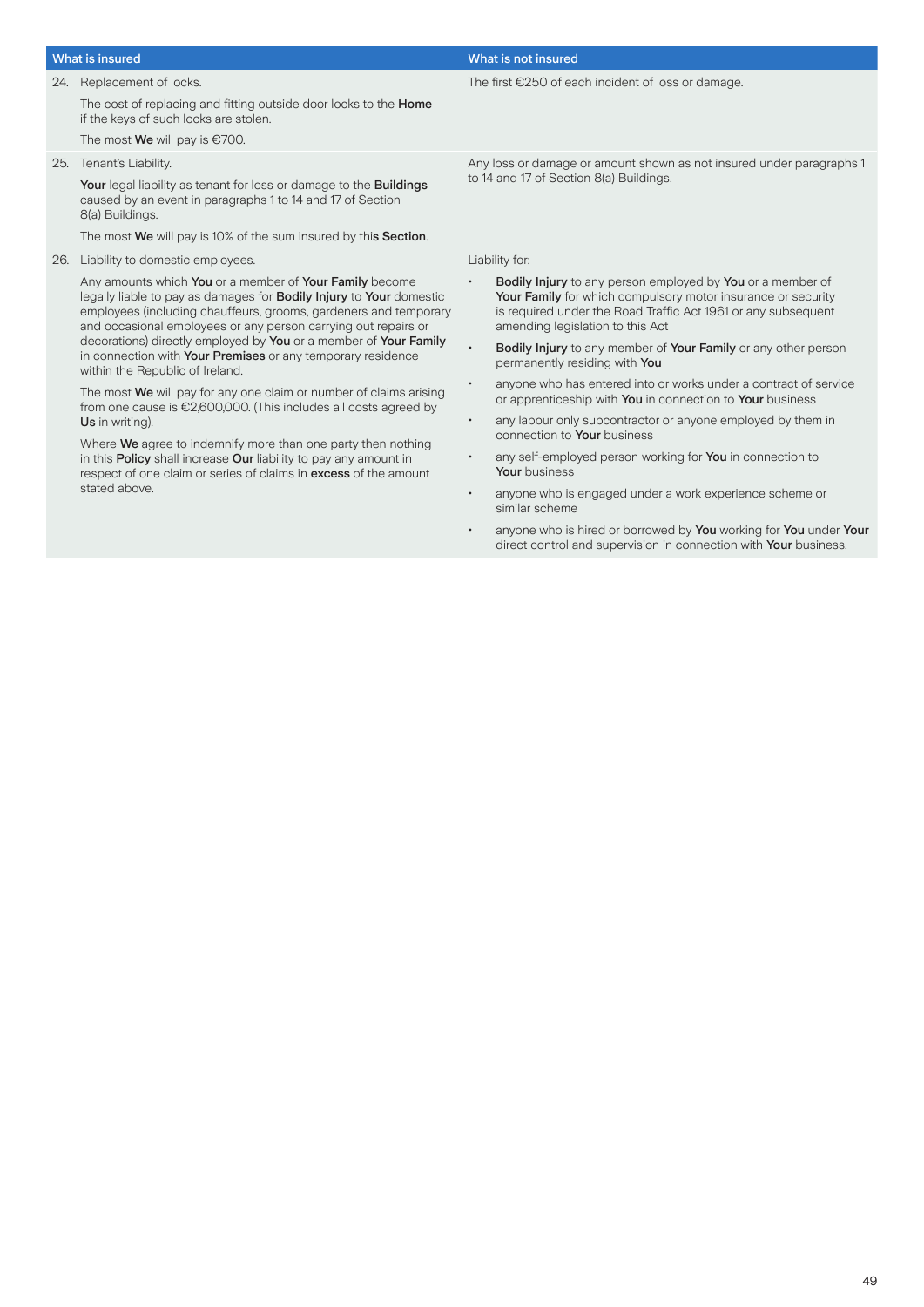| What is insured | What is not insured |
|---|---|
| 24. Replacement of locks.<br><br>The cost of replacing and fitting outside door locks to the **Home** if the keys of such locks are stolen.<br><br>The most **We** will pay is €700. | The first €250 of each incident of loss or damage. |
| 25. Tenant's Liability.<br><br>**Your** legal liability as tenant for loss or damage to the **Buildings** caused by an event in paragraphs 1 to 14 and 17 of Section 8(a) Buildings.<br><br>The most **We** will pay is 10% of the sum insured by thi**s Section**. | Any loss or damage or amount shown as not insured under paragraphs 1 to 14 and 17 of Section 8(a) Buildings. |
| 26. Liability to domestic employees.<br><br>Any amounts which **You** or a member of **Your Family** become legally liable to pay as damages for **Bodily Injury** to **Your** domestic employees (including chauffeurs, grooms, gardeners and temporary and occasional employees or any person carrying out repairs or decorations) directly employed by **You** or a member of **Your Family** in connection with **Your Premises** or any temporary residence within the Republic of Ireland.<br><br>The most **We** will pay for any one claim or number of claims arising from one cause is €2,600,000. (This includes all costs agreed by **Us** in writing).<br><br>Where **We** agree to indemnify more than one party then nothing in this **Policy** shall increase **Our** liability to pay any amount in respect of one claim or series of claims in **excess** of the amount stated above. | Liability for:<br><br>• **Bodily Injury** to any person employed by **You** or a member of **Your Family** for which compulsory motor insurance or security is required under the Road Traffic Act 1961 or any subsequent amending legislation to this Act<br>• **Bodily Injury** to any member of **Your Family** or any other person permanently residing with **You**<br>• anyone who has entered into or works under a contract of service or apprenticeship with **You** in connection to **Your** business<br>• any labour only subcontractor or anyone employed by them in connection to **Your** business<br>• any self-employed person working for **You** in connection to **Your** business<br>• anyone who is engaged under a work experience scheme or similar scheme<br>• anyone who is hired or borrowed by **You** working for **You** under **Your** direct control and supervision in connection with **Your** business. |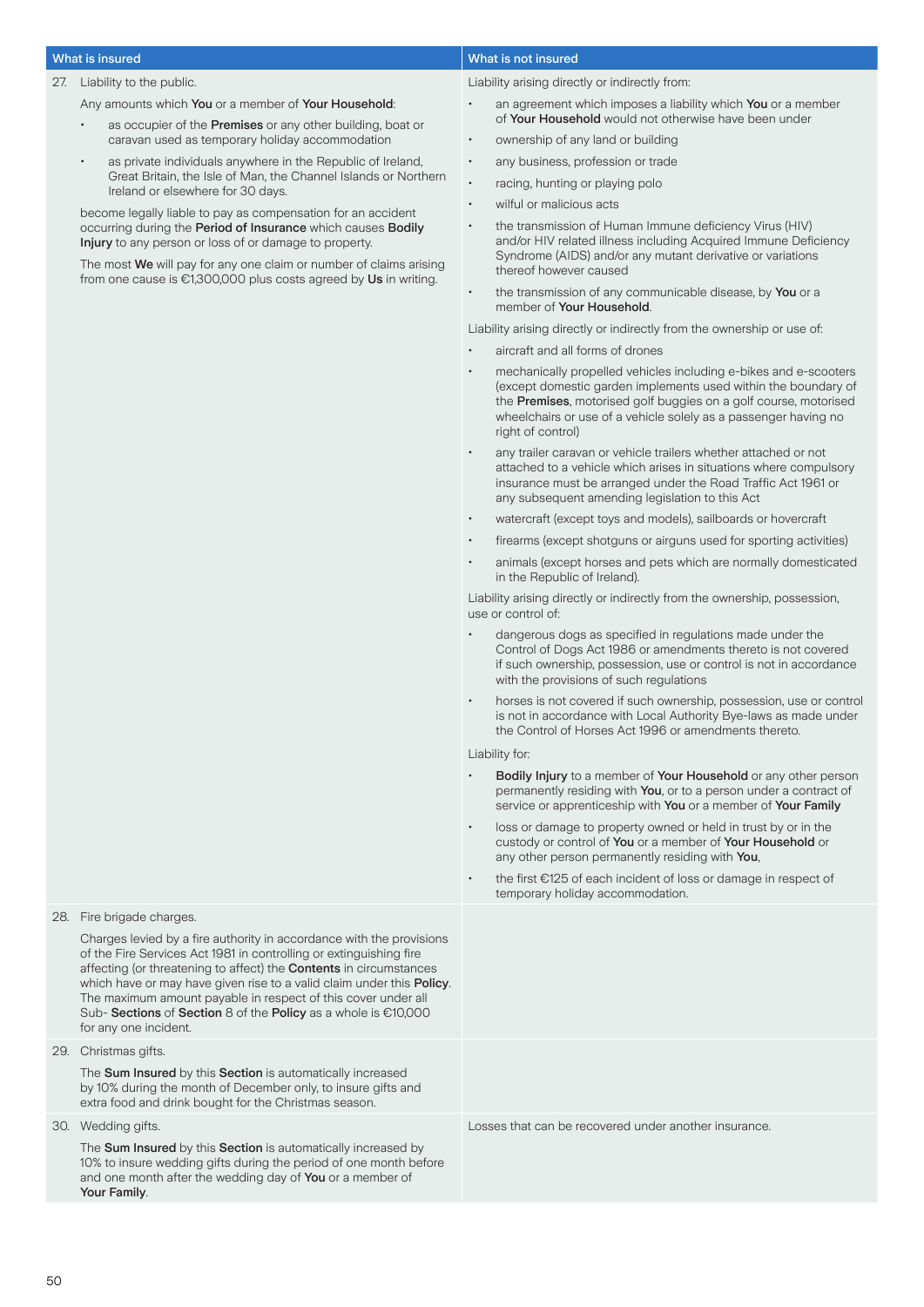| What is insured | What is not insured |
|---|---|
| 27. Liability to the public.<br><br>Any amounts which **You** or a member of **Your Household**:<br>• as occupier of the **Premises** or any other building, boat or caravan used as temporary holiday accommodation<br>• as private individuals anywhere in the Republic of Ireland, Great Britain, the Isle of Man, the Channel Islands or Northern Ireland or elsewhere for 30 days.<br><br>become legally liable to pay as compensation for an accident occurring during the **Period of Insurance** which causes **Bodily Injury** to any person or loss of or damage to property.<br><br>The most **We** will pay for any one claim or number of claims arising from one cause is €1,300,000 plus costs agreed by **Us** in writing. | Liability arising directly or indirectly from:<br>• an agreement which imposes a liability which **You** or a member of **Your Household** would not otherwise have been under<br>• ownership of any land or building<br>• any business, profession or trade<br>• racing, hunting or playing polo<br>• wilful or malicious acts<br>• the transmission of Human Immune deficiency Virus (HIV) and/or HIV related illness including Acquired Immune Deficiency Syndrome (AIDS) and/or any mutant derivative or variations thereof however caused<br>• the transmission of any communicable disease, by **You** or a member of **Your Household**.<br><br>Liability arising directly or indirectly from the ownership or use of:<br>• aircraft and all forms of drones<br>• mechanically propelled vehicles including e-bikes and e-scooters (except domestic garden implements used within the boundary of the **Premises**, motorised golf buggies on a golf course, motorised wheelchairs or use of a vehicle solely as a passenger having no right of control)<br>• any trailer caravan or vehicle trailers whether attached or not attached to a vehicle which arises in situations where compulsory insurance must be arranged under the Road Traffic Act 1961 or any subsequent amending legislation to this Act<br>• watercraft (except toys and models), sailboards or hovercraft<br>• firearms (except shotguns or airguns used for sporting activities)<br>• animals (except horses and pets which are normally domesticated in the Republic of Ireland).<br><br>Liability arising directly or indirectly from the ownership, possession, use or control of:<br>• dangerous dogs as specified in regulations made under the Control of Dogs Act 1986 or amendments thereto is not covered if such ownership, possession, use or control is not in accordance with the provisions of such regulations<br>• horses is not covered if such ownership, possession, use or control is not in accordance with Local Authority Bye-laws as made under the Control of Horses Act 1996 or amendments thereto.<br><br>Liability for:<br>• **Bodily Injury** to a member of **Your Household** or any other person permanently residing with **You**, or to a person under a contract of service or apprenticeship with **You** or a member of **Your Family**<br>• loss or damage to property owned or held in trust by or in the custody or control of **You** or a member of **Your Household** or any other person permanently residing with **You**,<br>• the first €125 of each incident of loss or damage in respect of temporary holiday accommodation. |
| 28. Fire brigade charges.<br><br>Charges levied by a fire authority in accordance with the provisions of the Fire Services Act 1981 in controlling or extinguishing fire affecting (or threatening to affect) the **Contents** in circumstances which have or may have given rise to a valid claim under this **Policy**. The maximum amount payable in respect of this cover under all Sub- **Sections** of **Section** 8 of the **Policy** as a whole is €10,000 for any one incident. | |
| 29. Christmas gifts.<br><br>The **Sum Insured** by this **Section** is automatically increased by 10% during the month of December only, to insure gifts and extra food and drink bought for the Christmas season. | |
| 30. Wedding gifts.<br><br>The **Sum Insured** by this **Section** is automatically increased by 10% to insure wedding gifts during the period of one month before and one month after the wedding day of **You** or a member of **Your Family**. | Losses that can be recovered under another insurance. |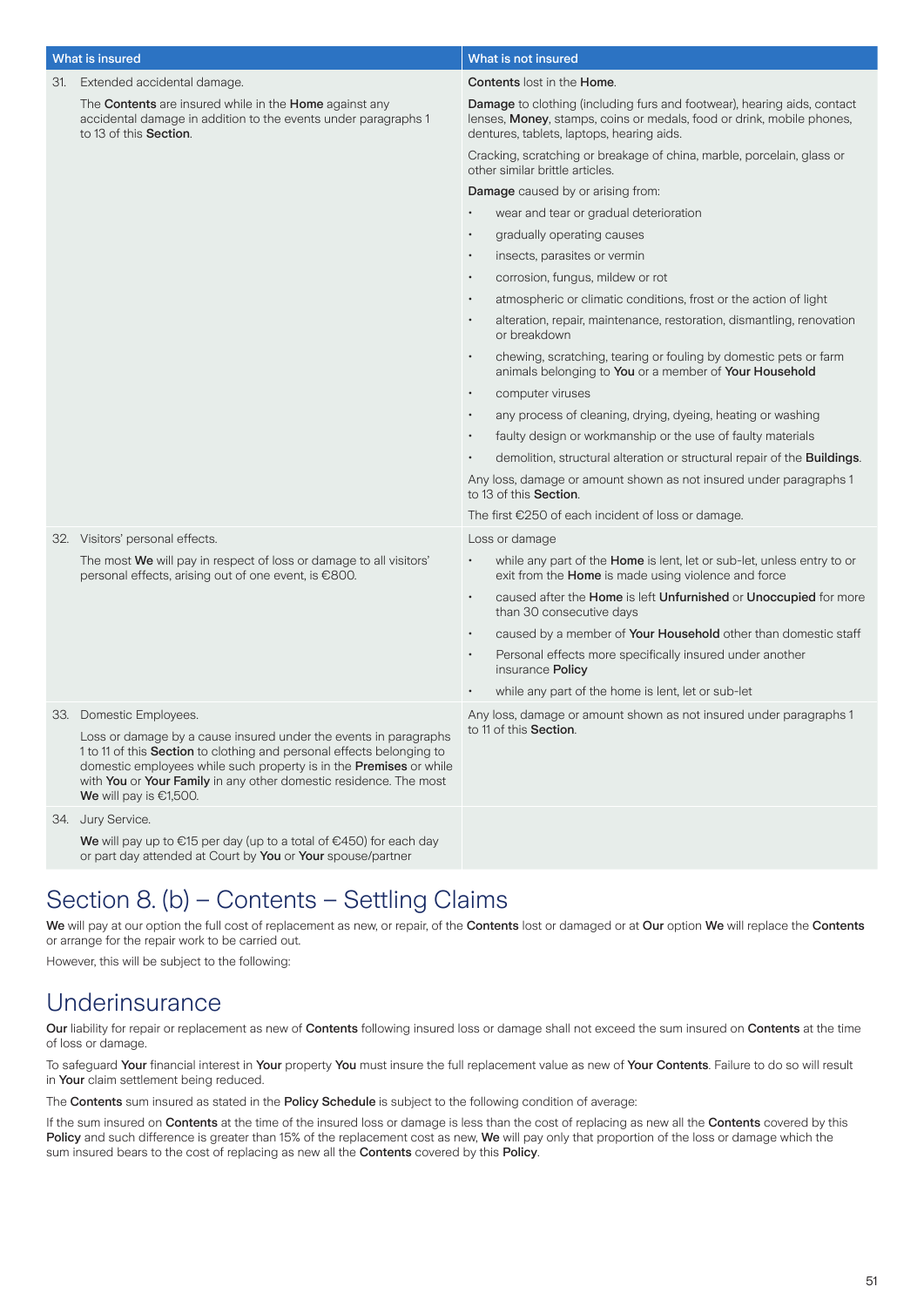| What is insured | What is not insured |
| --- | --- |
| 31. Extended accidental damage.<br><br>The **Contents** are insured while in the **Home** against any accidental damage in addition to the events under paragraphs 1 to 13 of this **Section**. | **Contents** lost in the **Home**.<br><br>**Damage** to clothing (including furs and footwear), hearing aids, contact lenses, **Money**, stamps, coins or medals, food or drink, mobile phones, dentures, tablets, laptops, hearing aids.<br><br>Cracking, scratching or breakage of china, marble, porcelain, glass or other similar brittle articles.<br><br>**Damage** caused by or arising from:<br>• wear and tear or gradual deterioration<br>• gradually operating causes<br>• insects, parasites or vermin<br>• corrosion, fungus, mildew or rot<br>• atmospheric or climatic conditions, frost or the action of light<br>• alteration, repair, maintenance, restoration, dismantling, renovation or breakdown<br>• chewing, scratching, tearing or fouling by domestic pets or farm animals belonging to **You** or a member of **Your Household**<br>• computer viruses<br>• any process of cleaning, drying, dyeing, heating or washing<br>• faulty design or workmanship or the use of faulty materials<br>• demolition, structural alteration or structural repair of the **Buildings**.<br><br>Any loss, damage or amount shown as not insured under paragraphs 1 to 13 of this **Section**.<br><br>The first €250 of each incident of loss or damage. |
| 32. Visitors' personal effects.<br><br>The most **We** will pay in respect of loss or damage to all visitors' personal effects, arising out of one event, is €800. | Loss or damage<br>• while any part of the **Home** is lent, let or sub-let, unless entry to or exit from the **Home** is made using violence and force<br>• caused after the **Home** is left **Unfurnished** or **Unoccupied** for more than 30 consecutive days<br>• caused by a member of **Your Household** other than domestic staff<br>• Personal effects more specifically insured under another insurance **Policy**<br>• while any part of the home is lent, let or sub-let |
| 33. Domestic Employees.<br><br>Loss or damage by a cause insured under the events in paragraphs 1 to 11 of this **Section** to clothing and personal effects belonging to domestic employees while such property is in the **Premises** or while with **You** or **Your Family** in any other domestic residence. The most **We** will pay is €1,500. | Any loss, damage or amount shown as not insured under paragraphs 1 to 11 of this **Section**. |
| 34. Jury Service.<br><br>**We** will pay up to €15 per day (up to a total of €450) for each day or part day attended at Court by **You** or **Your** spouse/partner | |

# Section 8. (b) – Contents – Settling Claims

**We** will pay at our option the full cost of replacement as new, or repair, of the **Contents** lost or damaged or at **Our** option **We** will replace the **Contents** or arrange for the repair work to be carried out.

However, this will be subject to the following:

## Underinsurance

**Our** liability for repair or replacement as new of **Contents** following insured loss or damage shall not exceed the sum insured on **Contents** at the time of loss or damage.

To safeguard **Your** financial interest in **Your** property **You** must insure the full replacement value as new of **Your Contents**. Failure to do so will result in **Your** claim settlement being reduced.

The **Contents** sum insured as stated in the **Policy Schedule** is subject to the following condition of average:

If the sum insured on **Contents** at the time of the insured loss or damage is less than the cost of replacing as new all the **Contents** covered by this **Policy** and such difference is greater than 15% of the replacement cost as new, **We** will pay only that proportion of the loss or damage which the sum insured bears to the cost of replacing as new all the **Contents** covered by this **Policy**.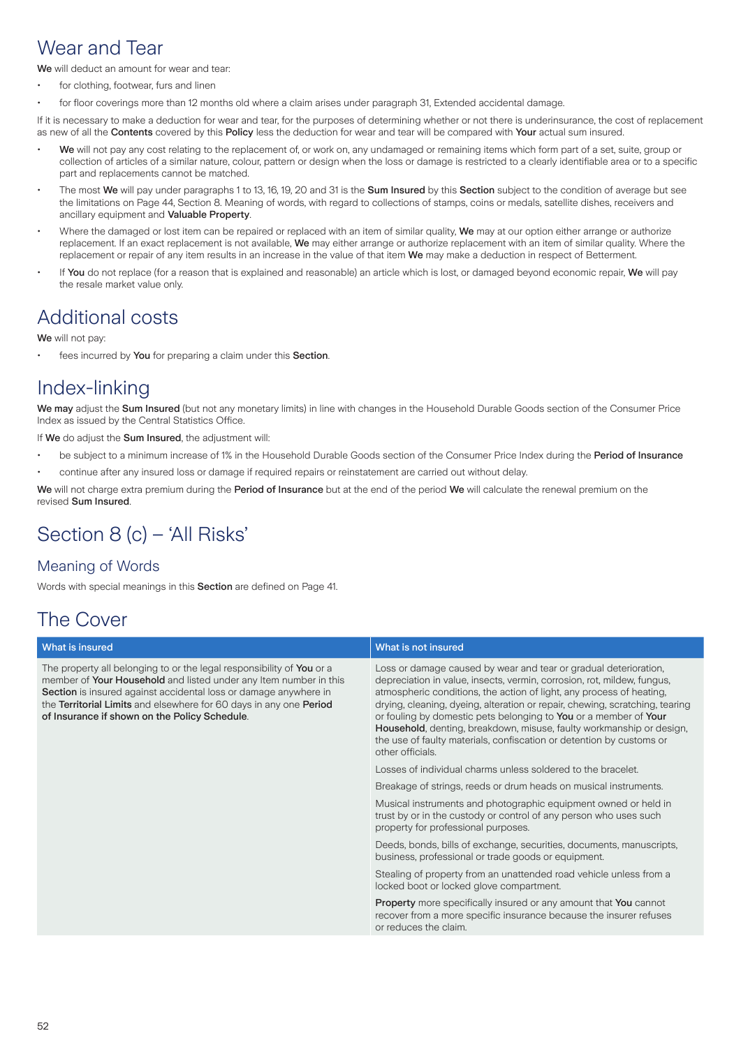## Wear and Tear

**We** will deduct an amount for wear and tear:

- for clothing, footwear, furs and linen
- for floor coverings more than 12 months old where a claim arises under paragraph 31, Extended accidental damage.

If it is necessary to make a deduction for wear and tear, for the purposes of determining whether or not there is underinsurance, the cost of replacement as new of all the **Contents** covered by this **Policy** less the deduction for wear and tear will be compared with **Your** actual sum insured.

- **We** will not pay any cost relating to the replacement of, or work on, any undamaged or remaining items which form part of a set, suite, group or collection of articles of a similar nature, colour, pattern or design when the loss or damage is restricted to a clearly identifiable area or to a specific part and replacements cannot be matched.
- The most **We** will pay under paragraphs 1 to 13, 16, 19, 20 and 31 is the **Sum Insured** by this **Section** subject to the condition of average but see the limitations on Page 44, Section 8. Meaning of words, with regard to collections of stamps, coins or medals, satellite dishes, receivers and ancillary equipment and **Valuable Property**.
- Where the damaged or lost item can be repaired or replaced with an item of similar quality, **We** may at our option either arrange or authorize replacement. If an exact replacement is not available, **We** may either arrange or authorize replacement with an item of similar quality. Where the replacement or repair of any item results in an increase in the value of that item **We** may make a deduction in respect of Betterment.
- If **You** do not replace (for a reason that is explained and reasonable) an article which is lost, or damaged beyond economic repair, **We** will pay the resale market value only.

## Additional costs

**We** will not pay:

- fees incurred by **You** for preparing a claim under this **Section**.

## Index-linking

**We may** adjust the **Sum Insured** (but not any monetary limits) in line with changes in the Household Durable Goods section of the Consumer Price Index as issued by the Central Statistics Office.

If **We** do adjust the **Sum Insured**, the adjustment will:

- be subject to a minimum increase of 1% in the Household Durable Goods section of the Consumer Price Index during the **Period of Insurance**
- continue after any insured loss or damage if required repairs or reinstatement are carried out without delay.

**We** will not charge extra premium during the **Period of Insurance** but at the end of the period **We** will calculate the renewal premium on the revised **Sum Insured**.

# Section 8 (c) – 'All Risks'

### Meaning of Words

Words with special meanings in this **Section** are defined on Page 41.

## The Cover

| What is insured | What is not insured |
|---|---|
| The property all belonging to or the legal responsibility of **You** or a member of **Your Household** and listed under any Item number in this **Section** is insured against accidental loss or damage anywhere in the **Territorial Limits** and elsewhere for 60 days in any one **Period of Insurance if shown on the Policy Schedule**. | Loss or damage caused by wear and tear or gradual deterioration, depreciation in value, insects, vermin, corrosion, rot, mildew, fungus, atmospheric conditions, the action of light, any process of heating, drying, cleaning, dyeing, alteration or repair, chewing, scratching, tearing or fouling by domestic pets belonging to **You** or a member of **Your Household**, denting, breakdown, misuse, faulty workmanship or design, the use of faulty materials, confiscation or detention by customs or other officials. |
| | Losses of individual charms unless soldered to the bracelet. |
| | Breakage of strings, reeds or drum heads on musical instruments. |
| | Musical instruments and photographic equipment owned or held in trust by or in the custody or control of any person who uses such property for professional purposes. |
| | Deeds, bonds, bills of exchange, securities, documents, manuscripts, business, professional or trade goods or equipment. |
| | Stealing of property from an unattended road vehicle unless from a locked boot or locked glove compartment. |
| | **Property** more specifically insured or any amount that **You** cannot recover from a more specific insurance because the insurer refuses or reduces the claim. |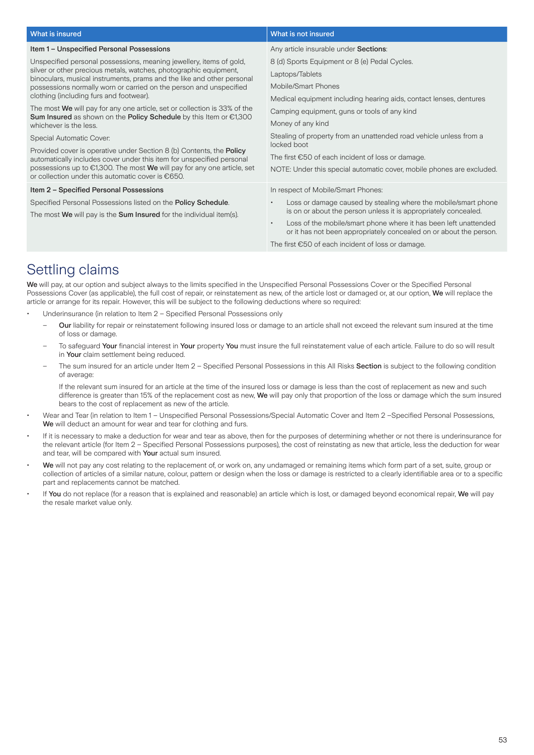| What is insured | What is not insured |
|---|---|
| **Item 1 – Unspecified Personal Possessions**<br><br>Unspecified personal possessions, meaning jewellery, items of gold, silver or other precious metals, watches, photographic equipment, binoculars, musical instruments, prams and the like and other personal possessions normally worn or carried on the person and unspecified clothing (including furs and footwear).<br><br>The most **We** will pay for any one article, set or collection is 33% of the **Sum Insured** as shown on the **Policy Schedule** by this Item or €1,300 whichever is the less.<br><br>Special Automatic Cover:<br><br>Provided cover is operative under Section 8 (b) Contents, the **Policy** automatically includes cover under this item for unspecified personal possessions up to €1,300. The most **We** will pay for any one article, set or collection under this automatic cover is €650. | Any article insurable under **Sections**:<br><br>8 (d) Sports Equipment or 8 (e) Pedal Cycles.<br><br>Laptops/Tablets<br><br>Mobile/Smart Phones<br><br>Medical equipment including hearing aids, contact lenses, dentures<br><br>Camping equipment, guns or tools of any kind<br><br>Money of any kind<br><br>Stealing of property from an unattended road vehicle unless from a locked boot<br><br>The first €50 of each incident of loss or damage.<br><br>NOTE: Under this special automatic cover, mobile phones are excluded. |
| **Item 2 – Specified Personal Possessions**<br><br>Specified Personal Possessions listed on the **Policy Schedule**.<br><br>The most **We** will pay is the **Sum Insured** for the individual item(s). | In respect of Mobile/Smart Phones:<br><br>• Loss or damage caused by stealing where the mobile/smart phone is on or about the person unless it is appropriately concealed.<br><br>• Loss of the mobile/smart phone where it has been left unattended or it has not been appropriately concealed on or about the person.<br><br>The first €50 of each incident of loss or damage. |

# Settling claims

**We** will pay, at our option and subject always to the limits specified in the Unspecified Personal Possessions Cover or the Specified Personal Possessions Cover (as applicable), the full cost of repair, or reinstatement as new, of the article lost or damaged or, at our option, **We** will replace the article or arrange for its repair. However, this will be subject to the following deductions where so required:

- Underinsurance (in relation to Item 2 – Specified Personal Possessions only
  - **Our** liability for repair or reinstatement following insured loss or damage to an article shall not exceed the relevant sum insured at the time of loss or damage.
  - To safeguard **Your** financial interest in **Your** property **You** must insure the full reinstatement value of each article. Failure to do so will result in **Your** claim settlement being reduced.
  - The sum insured for an article under Item 2 – Specified Personal Possessions in this All Risks **Section** is subject to the following condition of average:

    If the relevant sum insured for an article at the time of the insured loss or damage is less than the cost of replacement as new and such difference is greater than 15% of the replacement cost as new, **We** will pay only that proportion of the loss or damage which the sum insured bears to the cost of replacement as new of the article.
- Wear and Tear (in relation to Item 1 – Unspecified Personal Possessions/Special Automatic Cover and Item 2 –Specified Personal Possessions, **We** will deduct an amount for wear and tear for clothing and furs.
- If it is necessary to make a deduction for wear and tear as above, then for the purposes of determining whether or not there is underinsurance for the relevant article (for Item 2 – Specified Personal Possessions purposes), the cost of reinstating as new that article, less the deduction for wear and tear, will be compared with **Your** actual sum insured.
- **We** will not pay any cost relating to the replacement of, or work on, any undamaged or remaining items which form part of a set, suite, group or collection of articles of a similar nature, colour, pattern or design when the loss or damage is restricted to a clearly identifiable area or to a specific part and replacements cannot be matched.
- If **You** do not replace (for a reason that is explained and reasonable) an article which is lost, or damaged beyond economical repair, **We** will pay the resale market value only.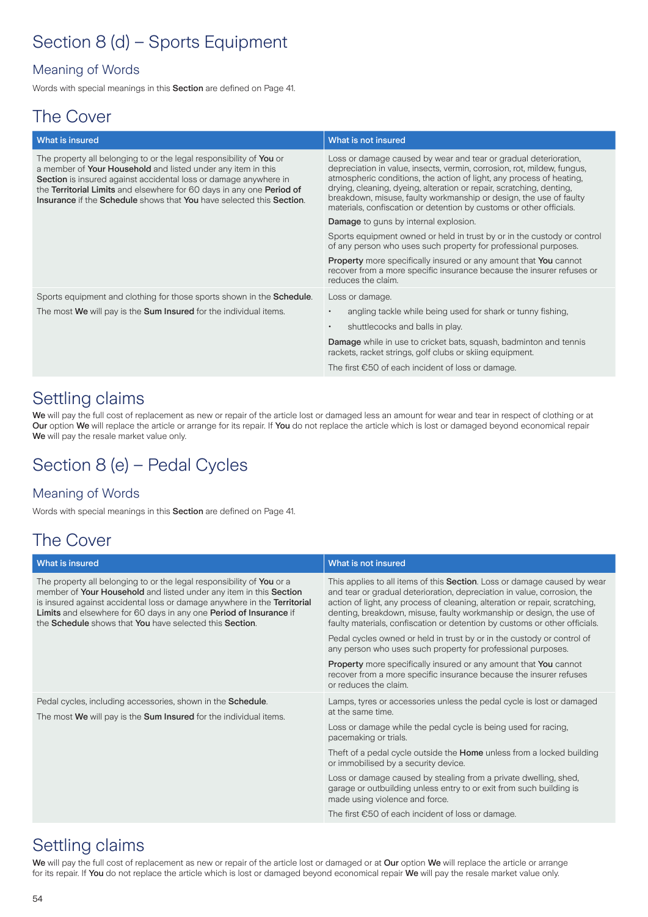# Section 8 (d) – Sports Equipment

## Meaning of Words

Words with special meanings in this **Section** are defined on Page 41.

## The Cover

| What is insured | What is not insured |
|---|---|
| The property all belonging to or the legal responsibility of **You** or a member of **Your Household** and listed under any item in this **Section** is insured against accidental loss or damage anywhere in the **Territorial Limits** and elsewhere for 60 days in any one **Period of Insurance** if the **Schedule** shows that **You** have selected this **Section**. | Loss or damage caused by wear and tear or gradual deterioration, depreciation in value, insects, vermin, corrosion, rot, mildew, fungus, atmospheric conditions, the action of light, any process of heating, drying, cleaning, dyeing, alteration or repair, scratching, denting, breakdown, misuse, faulty workmanship or design, the use of faulty materials, confiscation or detention by customs or other officials.<br><br>**Damage** to guns by internal explosion.<br><br>Sports equipment owned or held in trust by or in the custody or control of any person who uses such property for professional purposes.<br><br>**Property** more specifically insured or any amount that **You** cannot recover from a more specific insurance because the insurer refuses or reduces the claim. |
| Sports equipment and clothing for those sports shown in the **Schedule**.<br><br>The most **We** will pay is the **Sum Insured** for the individual items. | Loss or damage.<br><br>• angling tackle while being used for shark or tunny fishing,<br>• shuttlecocks and balls in play.<br><br>**Damage** while in use to cricket bats, squash, badminton and tennis rackets, racket strings, golf clubs or skiing equipment.<br><br>The first €50 of each incident of loss or damage. |

## Settling claims

**We** will pay the full cost of replacement as new or repair of the article lost or damaged less an amount for wear and tear in respect of clothing or at **Our** option **We** will replace the article or arrange for its repair. If **You** do not replace the article which is lost or damaged beyond economical repair **We** will pay the resale market value only.

# Section 8 (e) – Pedal Cycles

## Meaning of Words

Words with special meanings in this **Section** are defined on Page 41.

## The Cover

| What is insured | What is not insured |
|---|---|
| The property all belonging to or the legal responsibility of **You** or a member of **Your Household** and listed under any item in this **Section** is insured against accidental loss or damage anywhere in the **Territorial Limits** and elsewhere for 60 days in any one **Period of Insurance** if the **Schedule** shows that **You** have selected this **Section**. | This applies to all items of this **Section**. Loss or damage caused by wear and tear or gradual deterioration, depreciation in value, corrosion, the action of light, any process of cleaning, alteration or repair, scratching, denting, breakdown, misuse, faulty workmanship or design, the use of faulty materials, confiscation or detention by customs or other officials.<br><br>Pedal cycles owned or held in trust by or in the custody or control of any person who uses such property for professional purposes.<br><br>**Property** more specifically insured or any amount that **You** cannot recover from a more specific insurance because the insurer refuses or reduces the claim. |
| Pedal cycles, including accessories, shown in the **Schedule**.<br><br>The most **We** will pay is the **Sum Insured** for the individual items. | Lamps, tyres or accessories unless the pedal cycle is lost or damaged at the same time.<br><br>Loss or damage while the pedal cycle is being used for racing, pacemaking or trials.<br><br>Theft of a pedal cycle outside the **Home** unless from a locked building or immobilised by a security device.<br><br>Loss or damage caused by stealing from a private dwelling, shed, garage or outbuilding unless entry to or exit from such building is made using violence and force.<br><br>The first €50 of each incident of loss or damage. |

## Settling claims

**We** will pay the full cost of replacement as new or repair of the article lost or damaged or at **Our** option **We** will replace the article or arrange for its repair. If **You** do not replace the article which is lost or damaged beyond economical repair **We** will pay the resale market value only.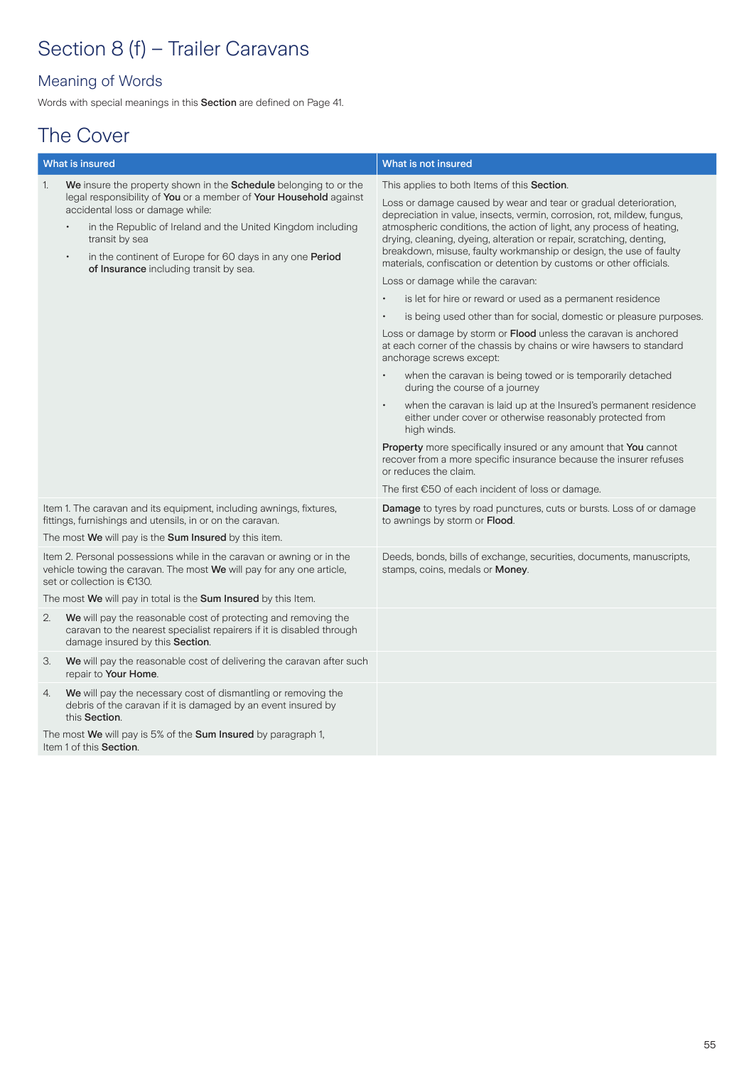# Section 8 (f) – Trailer Caravans

## Meaning of Words

Words with special meanings in this **Section** are defined on Page 41.

## The Cover

| What is insured | What is not insured |
|---|---|
| 1. **We** insure the property shown in the **Schedule** belonging to or the legal responsibility of **You** or a member of **Your Household** against accidental loss or damage while:<br>• in the Republic of Ireland and the United Kingdom including transit by sea<br>• in the continent of Europe for 60 days in any one **Period of Insurance** including transit by sea. | This applies to both Items of this **Section**.<br>Loss or damage caused by wear and tear or gradual deterioration, depreciation in value, insects, vermin, corrosion, rot, mildew, fungus, atmospheric conditions, the action of light, any process of heating, drying, cleaning, dyeing, alteration or repair, scratching, denting, breakdown, misuse, faulty workmanship or design, the use of faulty materials, confiscation or detention by customs or other officials.<br>Loss or damage while the caravan:<br>• is let for hire or reward or used as a permanent residence<br>• is being used other than for social, domestic or pleasure purposes.<br>Loss or damage by storm or **Flood** unless the caravan is anchored at each corner of the chassis by chains or wire hawsers to standard anchorage screws except:<br>• when the caravan is being towed or is temporarily detached during the course of a journey<br>• when the caravan is laid up at the Insured's permanent residence either under cover or otherwise reasonably protected from high winds.<br>**Property** more specifically insured or any amount that **You** cannot recover from a more specific insurance because the insurer refuses or reduces the claim.<br>The first €50 of each incident of loss or damage. |
| Item 1. The caravan and its equipment, including awnings, fixtures, fittings, furnishings and utensils, in or on the caravan.<br>The most **We** will pay is the **Sum Insured** by this item. | **Damage** to tyres by road punctures, cuts or bursts. Loss of or damage to awnings by storm or **Flood**. |
| Item 2. Personal possessions while in the caravan or awning or in the vehicle towing the caravan. The most **We** will pay for any one article, set or collection is €130.<br>The most **We** will pay in total is the **Sum Insured** by this Item. | Deeds, bonds, bills of exchange, securities, documents, manuscripts, stamps, coins, medals or **Money**. |
| 2. **We** will pay the reasonable cost of protecting and removing the caravan to the nearest specialist repairers if it is disabled through damage insured by this **Section**. | |
| 3. **We** will pay the reasonable cost of delivering the caravan after such repair to **Your Home**. | |
| 4. **We** will pay the necessary cost of dismantling or removing the debris of the caravan if it is damaged by an event insured by this **Section**.<br>The most **We** will pay is 5% of the **Sum Insured** by paragraph 1, Item 1 of this **Section**. | |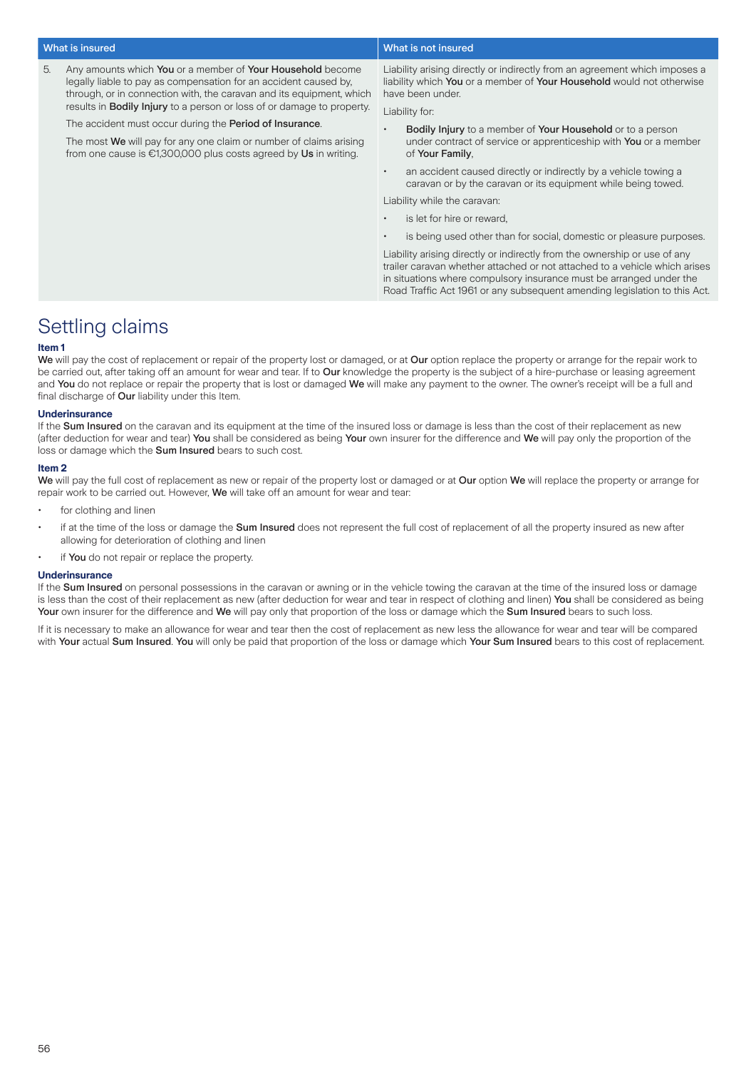| What is insured | What is not insured |
| --- | --- |
| 5. Any amounts which **You** or a member of **Your Household** become legally liable to pay as compensation for an accident caused by, through, or in connection with, the caravan and its equipment, which results in **Bodily Injury** to a person or loss of or damage to property.<br><br>The accident must occur during the **Period of Insurance**.<br><br>The most **We** will pay for any one claim or number of claims arising from one cause is €1,300,000 plus costs agreed by **Us** in writing. | Liability arising directly or indirectly from an agreement which imposes a liability which **You** or a member of **Your Household** would not otherwise have been under.<br><br>Liability for:<br>• **Bodily Injury** to a member of **Your Household** or to a person under contract of service or apprenticeship with **You** or a member of **Your Family**,<br>• an accident caused directly or indirectly by a vehicle towing a caravan or by the caravan or its equipment while being towed.<br><br>Liability while the caravan:<br>• is let for hire or reward,<br>• is being used other than for social, domestic or pleasure purposes.<br><br>Liability arising directly or indirectly from the ownership or use of any trailer caravan whether attached or not attached to a vehicle which arises in situations where compulsory insurance must be arranged under the Road Traffic Act 1961 or any subsequent amending legislation to this Act. |

# Settling claims

**Item 1**

**We** will pay the cost of replacement or repair of the property lost or damaged, or at **Our** option replace the property or arrange for the repair work to be carried out, after taking off an amount for wear and tear. If to **Our** knowledge the property is the subject of a hire-purchase or leasing agreement and **You** do not replace or repair the property that is lost or damaged **We** will make any payment to the owner. The owner's receipt will be a full and final discharge of **Our** liability under this Item.

**Underinsurance**

If the **Sum Insured** on the caravan and its equipment at the time of the insured loss or damage is less than the cost of their replacement as new (after deduction for wear and tear) **You** shall be considered as being **Your** own insurer for the difference and **We** will pay only the proportion of the loss or damage which the **Sum Insured** bears to such cost.

**Item 2**

**We** will pay the full cost of replacement as new or repair of the property lost or damaged or at **Our** option **We** will replace the property or arrange for repair work to be carried out. However, **We** will take off an amount for wear and tear:

- for clothing and linen
- if at the time of the loss or damage the **Sum Insured** does not represent the full cost of replacement of all the property insured as new after allowing for deterioration of clothing and linen
- if **You** do not repair or replace the property.

**Underinsurance**

If the **Sum Insured** on personal possessions in the caravan or awning or in the vehicle towing the caravan at the time of the insured loss or damage is less than the cost of their replacement as new (after deduction for wear and tear in respect of clothing and linen) **You** shall be considered as being **Your** own insurer for the difference and **We** will pay only that proportion of the loss or damage which the **Sum Insured** bears to such loss.

If it is necessary to make an allowance for wear and tear then the cost of replacement as new less the allowance for wear and tear will be compared with **Your** actual **Sum Insured**. **You** will only be paid that proportion of the loss or damage which **Your Sum Insured** bears to this cost of replacement.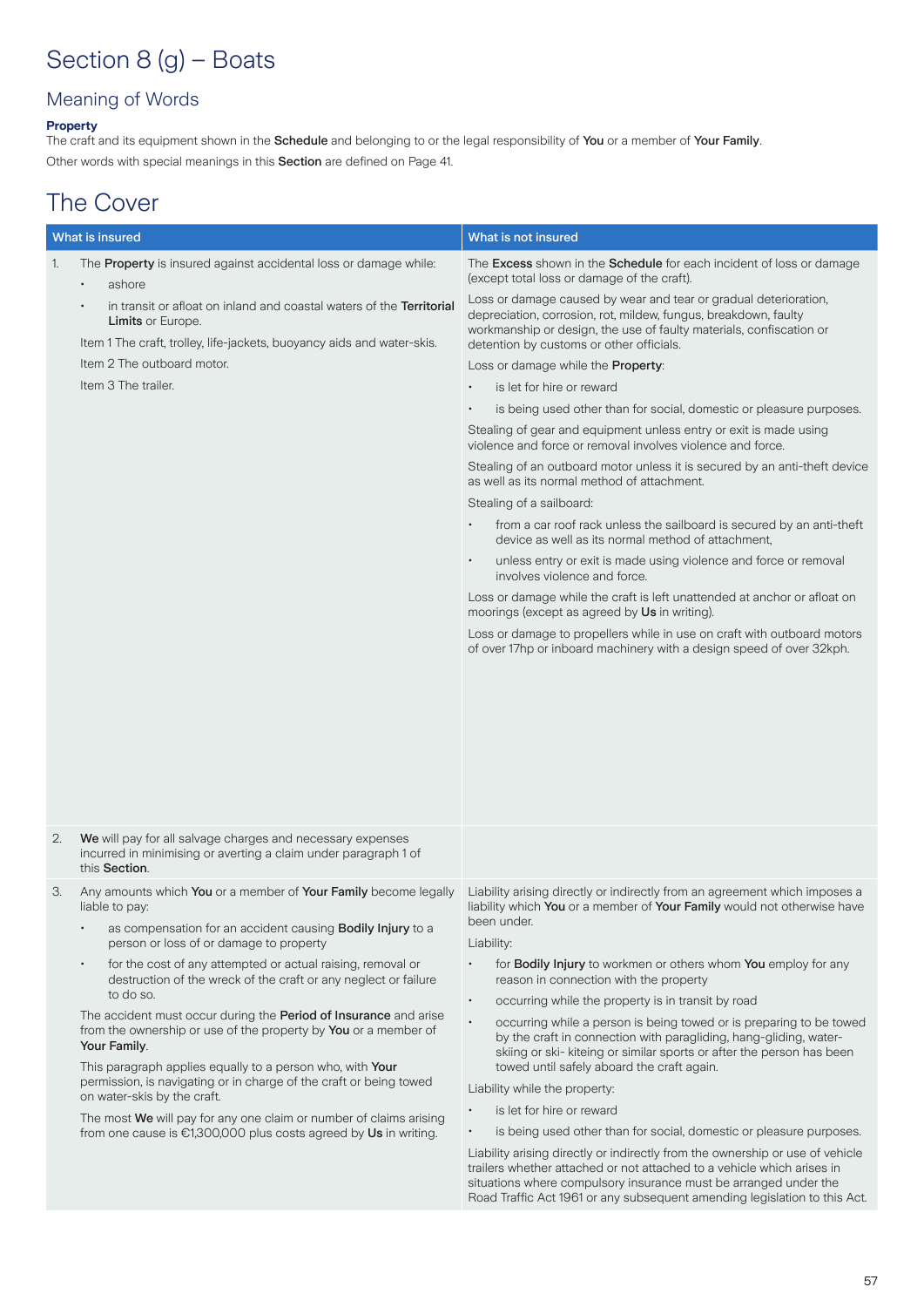# Section 8 (g) – Boats

## Meaning of Words

**Property**
The craft and its equipment shown in the **Schedule** and belonging to or the legal responsibility of **You** or a member of **Your Family**.

Other words with special meanings in this **Section** are defined on Page 41.

## The Cover

| What is insured | What is not insured |
|---|---|
| 1. The **Property** is insured against accidental loss or damage while:<br>• ashore<br>• in transit or afloat on inland and coastal waters of the **Territorial Limits** or Europe.<br>Item 1 The craft, trolley, life-jackets, buoyancy aids and water-skis.<br>Item 2 The outboard motor.<br>Item 3 The trailer. | The **Excess** shown in the **Schedule** for each incident of loss or damage (except total loss or damage of the craft).<br>Loss or damage caused by wear and tear or gradual deterioration, depreciation, corrosion, rot, mildew, fungus, breakdown, faulty workmanship or design, the use of faulty materials, confiscation or detention by customs or other officials.<br>Loss or damage while the **Property**:<br>• is let for hire or reward<br>• is being used other than for social, domestic or pleasure purposes.<br>Stealing of gear and equipment unless entry or exit is made using violence and force or removal involves violence and force.<br>Stealing of an outboard motor unless it is secured by an anti-theft device as well as its normal method of attachment.<br>Stealing of a sailboard:<br>• from a car roof rack unless the sailboard is secured by an anti-theft device as well as its normal method of attachment,<br>• unless entry or exit is made using violence and force or removal involves violence and force.<br>Loss or damage while the craft is left unattended at anchor or afloat on moorings (except as agreed by **Us** in writing).<br>Loss or damage to propellers while in use on craft with outboard motors of over 17hp or inboard machinery with a design speed of over 32kph. |
| 2. **We** will pay for all salvage charges and necessary expenses incurred in minimising or averting a claim under paragraph 1 of this **Section**. | |
| 3. Any amounts which **You** or a member of **Your Family** become legally liable to pay:<br>• as compensation for an accident causing **Bodily Injury** to a person or loss of or damage to property<br>• for the cost of any attempted or actual raising, removal or destruction of the wreck of the craft or any neglect or failure to do so.<br>The accident must occur during the **Period of Insurance** and arise from the ownership or use of the property by **You** or a member of **Your Family**.<br>This paragraph applies equally to a person who, with **Your** permission, is navigating or in charge of the craft or being towed on water-skis by the craft.<br>The most **We** will pay for any one claim or number of claims arising from one cause is €1,300,000 plus costs agreed by **Us** in writing. | Liability arising directly or indirectly from an agreement which imposes a liability which **You** or a member of **Your Family** would not otherwise have been under.<br>Liability:<br>• for **Bodily Injury** to workmen or others whom **You** employ for any reason in connection with the property<br>• occurring while the property is in transit by road<br>• occurring while a person is being towed or is preparing to be towed by the craft in connection with paragliding, hang-gliding, water-skiing or ski- kiteing or similar sports or after the person has been towed until safely aboard the craft again.<br>Liability while the property:<br>• is let for hire or reward<br>• is being used other than for social, domestic or pleasure purposes.<br>Liability arising directly or indirectly from the ownership or use of vehicle trailers whether attached or not attached to a vehicle which arises in situations where compulsory insurance must be arranged under the Road Traffic Act 1961 or any subsequent amending legislation to this Act. |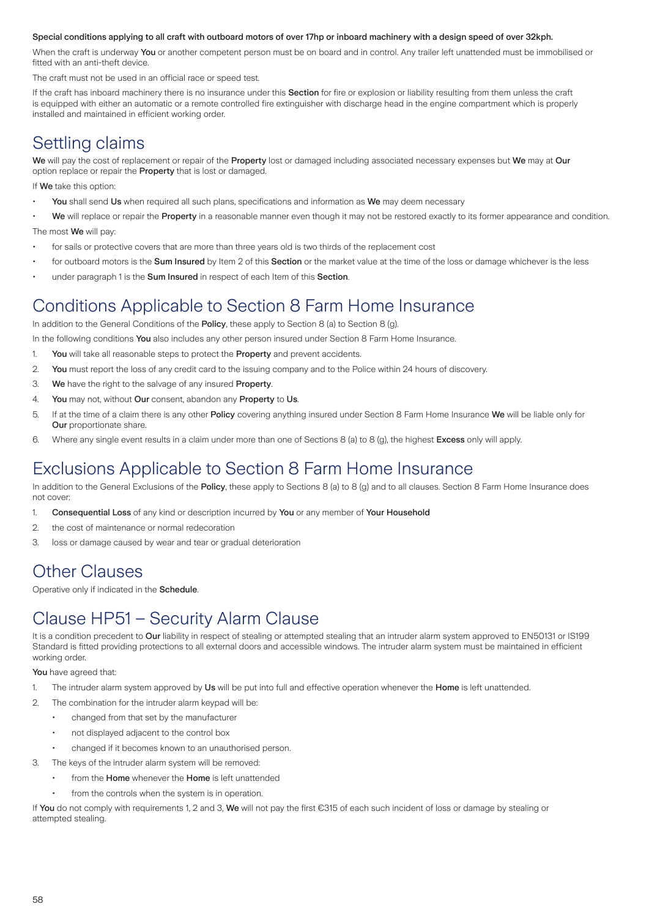**Special conditions applying to all craft with outboard motors of over 17hp or inboard machinery with a design speed of over 32kph.**

When the craft is underway **You** or another competent person must be on board and in control. Any trailer left unattended must be immobilised or fitted with an anti-theft device.

The craft must not be used in an official race or speed test.

If the craft has inboard machinery there is no insurance under this **Section** for fire or explosion or liability resulting from them unless the craft is equipped with either an automatic or a remote controlled fire extinguisher with discharge head in the engine compartment which is properly installed and maintained in efficient working order.

# Settling claims

**We** will pay the cost of replacement or repair of the **Property** lost or damaged including associated necessary expenses but **We** may at **Our** option replace or repair the **Property** that is lost or damaged.

If **We** take this option:

- **You** shall send **Us** when required all such plans, specifications and information as **We** may deem necessary
- **We** will replace or repair the **Property** in a reasonable manner even though it may not be restored exactly to its former appearance and condition.

The most **We** will pay:

- for sails or protective covers that are more than three years old is two thirds of the replacement cost
- for outboard motors is the **Sum Insured** by Item 2 of this **Section** or the market value at the time of the loss or damage whichever is the less
- under paragraph 1 is the **Sum Insured** in respect of each Item of this **Section**.

# Conditions Applicable to Section 8 Farm Home Insurance

In addition to the General Conditions of the **Policy**, these apply to Section 8 (a) to Section 8 (g).

In the following conditions **You** also includes any other person insured under Section 8 Farm Home Insurance.

1. **You** will take all reasonable steps to protect the **Property** and prevent accidents.
2. **You** must report the loss of any credit card to the issuing company and to the Police within 24 hours of discovery.
3. **We** have the right to the salvage of any insured **Property**.
4. **You** may not, without **Our** consent, abandon any **Property** to **Us**.
5. If at the time of a claim there is any other **Policy** covering anything insured under Section 8 Farm Home Insurance **We** will be liable only for **Our** proportionate share.
6. Where any single event results in a claim under more than one of Sections 8 (a) to 8 (g), the highest **Excess** only will apply.

# Exclusions Applicable to Section 8 Farm Home Insurance

In addition to the General Exclusions of the **Policy**, these apply to Sections 8 (a) to 8 (g) and to all clauses. Section 8 Farm Home Insurance does not cover:

1. **Consequential Loss** of any kind or description incurred by **You** or any member of **Your Household**
2. the cost of maintenance or normal redecoration
3. loss or damage caused by wear and tear or gradual deterioration

# Other Clauses

Operative only if indicated in the **Schedule**.

# Clause HP51 – Security Alarm Clause

It is a condition precedent to **Our** liability in respect of stealing or attempted stealing that an intruder alarm system approved to EN50131 or IS199 Standard is fitted providing protections to all external doors and accessible windows. The intruder alarm system must be maintained in efficient working order.

**You** have agreed that:

1. The intruder alarm system approved by **Us** will be put into full and effective operation whenever the **Home** is left unattended.
2. The combination for the intruder alarm keypad will be:
   - changed from that set by the manufacturer
   - not displayed adjacent to the control box
   - changed if it becomes known to an unauthorised person.
3. The keys of the intruder alarm system will be removed:
   - from the **Home** whenever the **Home** is left unattended
   - from the controls when the system is in operation.

If **You** do not comply with requirements 1, 2 and 3, **We** will not pay the first €315 of each such incident of loss or damage by stealing or attempted stealing.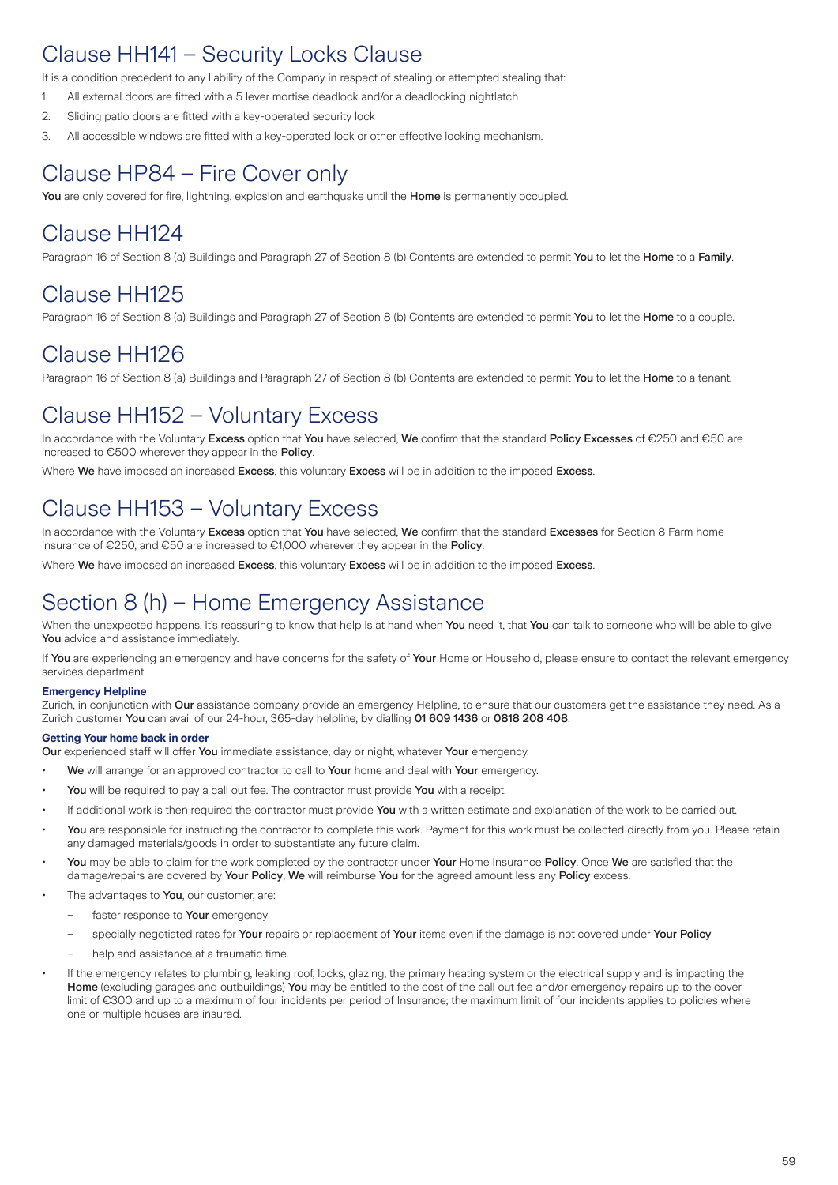## Clause HH141 – Security Locks Clause

It is a condition precedent to any liability of the Company in respect of stealing or attempted stealing that:

1. All external doors are fitted with a 5 lever mortise deadlock and/or a deadlocking nightlatch
2. Sliding patio doors are fitted with a key-operated security lock
3. All accessible windows are fitted with a key-operated lock or other effective locking mechanism.

## Clause HP84 – Fire Cover only

**You** are only covered for fire, lightning, explosion and earthquake until the **Home** is permanently occupied.

## Clause HH124

Paragraph 16 of Section 8 (a) Buildings and Paragraph 27 of Section 8 (b) Contents are extended to permit **You** to let the **Home** to a **Family**.

## Clause HH125

Paragraph 16 of Section 8 (a) Buildings and Paragraph 27 of Section 8 (b) Contents are extended to permit **You** to let the **Home** to a couple.

## Clause HH126

Paragraph 16 of Section 8 (a) Buildings and Paragraph 27 of Section 8 (b) Contents are extended to permit **You** to let the **Home** to a tenant.

## Clause HH152 – Voluntary Excess

In accordance with the Voluntary **Excess** option that **You** have selected, **We** confirm that the standard **Policy Excesses** of €250 and €50 are increased to €500 wherever they appear in the **Policy**.

Where **We** have imposed an increased **Excess**, this voluntary **Excess** will be in addition to the imposed **Excess**.

## Clause HH153 – Voluntary Excess

In accordance with the Voluntary **Excess** option that **You** have selected, **We** confirm that the standard **Excesses** for Section 8 Farm home insurance of €250, and €50 are increased to €1,000 wherever they appear in the **Policy**.

Where **We** have imposed an increased **Excess**, this voluntary **Excess** will be in addition to the imposed **Excess**.

## Section 8 (h) – Home Emergency Assistance

When the unexpected happens, it's reassuring to know that help is at hand when **You** need it, that **You** can talk to someone who will be able to give **You** advice and assistance immediately.

If **You** are experiencing an emergency and have concerns for the safety of **Your** Home or Household, please ensure to contact the relevant emergency services department.

**Emergency Helpline**

Zurich, in conjunction with **Our** assistance company provide an emergency Helpline, to ensure that our customers get the assistance they need. As a Zurich customer **You** can avail of our 24-hour, 365-day helpline, by dialling **01 609 1436** or **0818 208 408**.

**Getting Your home back in order**

**Our** experienced staff will offer **You** immediate assistance, day or night, whatever **Your** emergency.

- **We** will arrange for an approved contractor to call to **Your** home and deal with **Your** emergency.
- **You** will be required to pay a call out fee. The contractor must provide **You** with a receipt.
- If additional work is then required the contractor must provide **You** with a written estimate and explanation of the work to be carried out.
- **You** are responsible for instructing the contractor to complete this work. Payment for this work must be collected directly from you. Please retain any damaged materials/goods in order to substantiate any future claim.
- **You** may be able to claim for the work completed by the contractor under **Your** Home Insurance **Policy**. Once **We** are satisfied that the damage/repairs are covered by **Your Policy**, **We** will reimburse **You** for the agreed amount less any **Policy** excess.
- The advantages to **You**, our customer, are:
  - faster response to **Your** emergency
  - specially negotiated rates for **Your** repairs or replacement of **Your** items even if the damage is not covered under **Your Policy**
  - help and assistance at a traumatic time.
- If the emergency relates to plumbing, leaking roof, locks, glazing, the primary heating system or the electrical supply and is impacting the **Home** (excluding garages and outbuildings) **You** may be entitled to the cost of the call out fee and/or emergency repairs up to the cover limit of €300 and up to a maximum of four incidents per period of Insurance; the maximum limit of four incidents applies to policies where one or multiple houses are insured.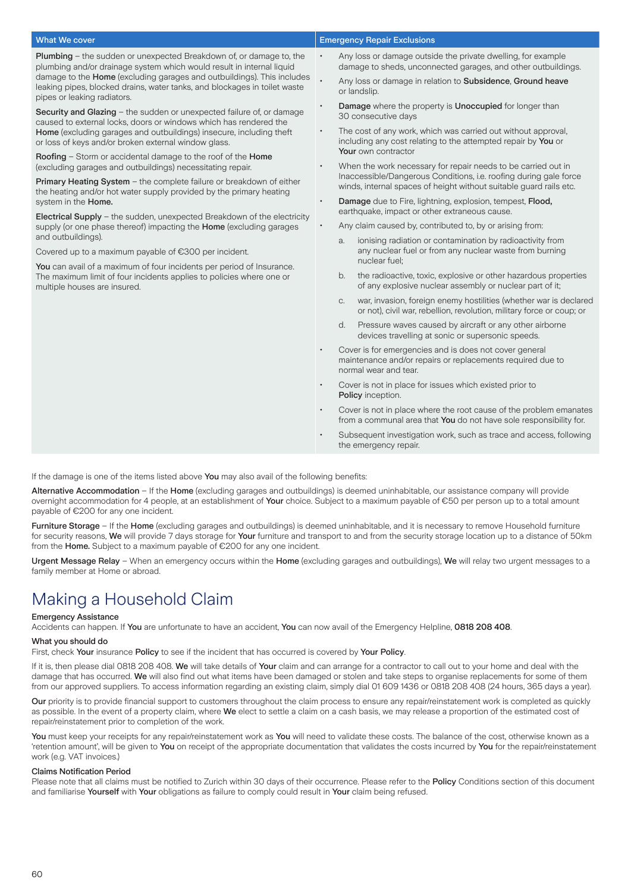| What We cover | Emergency Repair Exclusions |
| --- | --- |
| **Plumbing** – the sudden or unexpected Breakdown of, or damage to, the plumbing and/or drainage system which would result in internal liquid damage to the **Home** (excluding garages and outbuildings). This includes leaking pipes, blocked drains, water tanks, and blockages in toilet waste pipes or leaking radiators.<br><br>**Security and Glazing** – the sudden or unexpected failure of, or damage caused to external locks, doors or windows which has rendered the **Home** (excluding garages and outbuildings) insecure, including theft or loss of keys and/or broken external window glass.<br><br>**Roofing** – Storm or accidental damage to the roof of the **Home** (excluding garages and outbuildings) necessitating repair.<br><br>**Primary Heating System** – the complete failure or breakdown of either the heating and/or hot water supply provided by the primary heating system in the **Home.**<br><br>**Electrical Supply** – the sudden, unexpected Breakdown of the electricity supply (or one phase thereof) impacting the **Home** (excluding garages and outbuildings).<br><br>Covered up to a maximum payable of €300 per incident.<br><br>**You** can avail of a maximum of four incidents per period of Insurance. The maximum limit of four incidents applies to policies where one or multiple houses are insured. | • Any loss or damage outside the private dwelling, for example damage to sheds, unconnected garages, and other outbuildings.<br>• Any loss or damage in relation to **Subsidence**, **Ground heave** or landslip.<br>• **Damage** where the property is **Unoccupied** for longer than 30 consecutive days<br>• The cost of any work, which was carried out without approval, including any cost relating to the attempted repair by **You** or **Your** own contractor<br>• When the work necessary for repair needs to be carried out in Inaccessible/Dangerous Conditions, i.e. roofing during gale force winds, internal spaces of height without suitable guard rails etc.<br>• **Damage** due to Fire, lightning, explosion, tempest, **Flood,** earthquake, impact or other extraneous cause.<br>• Any claim caused by, contributed to, by or arising from:<br>a. ionising radiation or contamination by radioactivity from any nuclear fuel or from any nuclear waste from burning nuclear fuel;<br>b. the radioactive, toxic, explosive or other hazardous properties of any explosive nuclear assembly or nuclear part of it;<br>c. war, invasion, foreign enemy hostilities (whether war is declared or not), civil war, rebellion, revolution, military force or coup; or<br>d. Pressure waves caused by aircraft or any other airborne devices travelling at sonic or supersonic speeds.<br>• Cover is for emergencies and is does not cover general maintenance and/or repairs or replacements required due to normal wear and tear.<br>• Cover is not in place for issues which existed prior to **Policy** inception.<br>• Cover is not in place where the root cause of the problem emanates from a communal area that **You** do not have sole responsibility for.<br>• Subsequent investigation work, such as trace and access, following the emergency repair. |

If the damage is one of the items listed above **You** may also avail of the following benefits:

**Alternative Accommodation** – If the **Home** (excluding garages and outbuildings) is deemed uninhabitable, our assistance company will provide overnight accommodation for 4 people, at an establishment of **Your** choice. Subject to a maximum payable of €50 per person up to a total amount payable of €200 for any one incident.

**Furniture Storage** – If the **Home** (excluding garages and outbuildings) is deemed uninhabitable, and it is necessary to remove Household furniture for security reasons, **We** will provide 7 days storage for **Your** furniture and transport to and from the security storage location up to a distance of 50km from the **Home.** Subject to a maximum payable of €200 for any one incident.

**Urgent Message Relay** – When an emergency occurs within the **Home** (excluding garages and outbuildings), **We** will relay two urgent messages to a family member at Home or abroad.

# Making a Household Claim

**Emergency Assistance**

Accidents can happen. If **You** are unfortunate to have an accident, **You** can now avail of the Emergency Helpline, **0818 208 408**.

**What you should do**

First, check **Your** insurance **Policy** to see if the incident that has occurred is covered by **Your Policy**.

If it is, then please dial 0818 208 408. **We** will take details of **Your** claim and can arrange for a contractor to call out to your home and deal with the damage that has occurred. **We** will also find out what items have been damaged or stolen and take steps to organise replacements for some of them from our approved suppliers. To access information regarding an existing claim, simply dial 01 609 1436 or 0818 208 408 (24 hours, 365 days a year).

**Our** priority is to provide financial support to customers throughout the claim process to ensure any repair/reinstatement work is completed as quickly as possible. In the event of a property claim, where **We** elect to settle a claim on a cash basis, we may release a proportion of the estimated cost of repair/reinstatement prior to completion of the work.

**You** must keep your receipts for any repair/reinstatement work as **You** will need to validate these costs. The balance of the cost, otherwise known as a 'retention amount', will be given to **You** on receipt of the appropriate documentation that validates the costs incurred by **You** for the repair/reinstatement work (e.g. VAT invoices.)

**Claims Notification Period**

Please note that all claims must be notified to Zurich within 30 days of their occurrence. Please refer to the **Policy** Conditions section of this document and familiarise **Yourself** with **Your** obligations as failure to comply could result in **Your** claim being refused.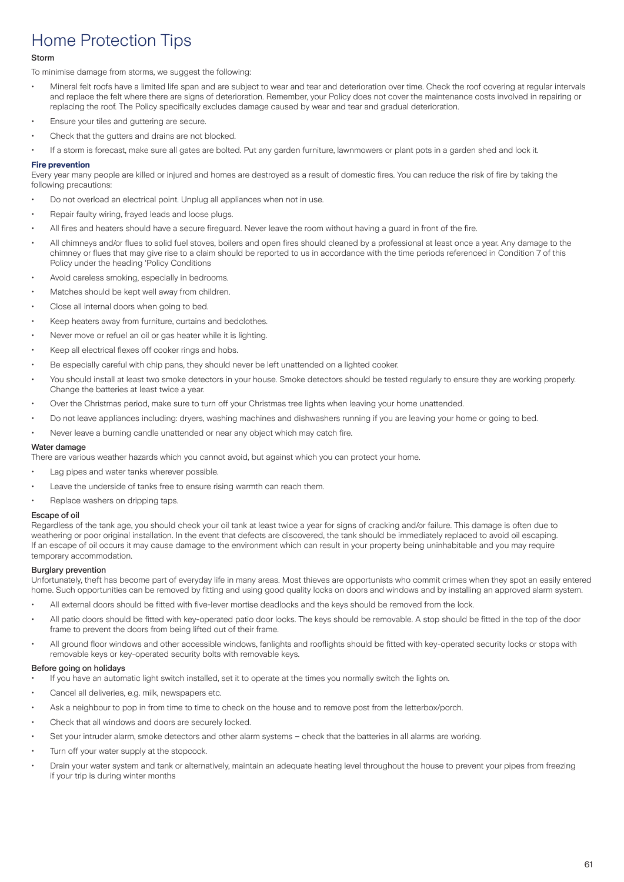# Home Protection Tips

### Storm

To minimise damage from storms, we suggest the following:

- Mineral felt roofs have a limited life span and are subject to wear and tear and deterioration over time. Check the roof covering at regular intervals and replace the felt where there are signs of deterioration. Remember, your Policy does not cover the maintenance costs involved in repairing or replacing the roof. The Policy specifically excludes damage caused by wear and tear and gradual deterioration.
- Ensure your tiles and guttering are secure.
- Check that the gutters and drains are not blocked.
- If a storm is forecast, make sure all gates are bolted. Put any garden furniture, lawnmowers or plant pots in a garden shed and lock it.

### Fire prevention

Every year many people are killed or injured and homes are destroyed as a result of domestic fires. You can reduce the risk of fire by taking the following precautions:

- Do not overload an electrical point. Unplug all appliances when not in use.
- Repair faulty wiring, frayed leads and loose plugs.
- All fires and heaters should have a secure fireguard. Never leave the room without having a guard in front of the fire.
- All chimneys and/or flues to solid fuel stoves, boilers and open fires should cleaned by a professional at least once a year. Any damage to the chimney or flues that may give rise to a claim should be reported to us in accordance with the time periods referenced in Condition 7 of this Policy under the heading 'Policy Conditions
- Avoid careless smoking, especially in bedrooms.
- Matches should be kept well away from children.
- Close all internal doors when going to bed.
- Keep heaters away from furniture, curtains and bedclothes.
- Never move or refuel an oil or gas heater while it is lighting.
- Keep all electrical flexes off cooker rings and hobs.
- Be especially careful with chip pans, they should never be left unattended on a lighted cooker.
- You should install at least two smoke detectors in your house. Smoke detectors should be tested regularly to ensure they are working properly. Change the batteries at least twice a year.
- Over the Christmas period, make sure to turn off your Christmas tree lights when leaving your home unattended.
- Do not leave appliances including: dryers, washing machines and dishwashers running if you are leaving your home or going to bed.
- Never leave a burning candle unattended or near any object which may catch fire.

### Water damage

There are various weather hazards which you cannot avoid, but against which you can protect your home.

- Lag pipes and water tanks wherever possible.
- Leave the underside of tanks free to ensure rising warmth can reach them.
- Replace washers on dripping taps.

### Escape of oil

Regardless of the tank age, you should check your oil tank at least twice a year for signs of cracking and/or failure. This damage is often due to weathering or poor original installation. In the event that defects are discovered, the tank should be immediately replaced to avoid oil escaping. If an escape of oil occurs it may cause damage to the environment which can result in your property being uninhabitable and you may require temporary accommodation.

### Burglary prevention

Unfortunately, theft has become part of everyday life in many areas. Most thieves are opportunists who commit crimes when they spot an easily entered home. Such opportunities can be removed by fitting and using good quality locks on doors and windows and by installing an approved alarm system.

- All external doors should be fitted with five-lever mortise deadlocks and the keys should be removed from the lock.
- All patio doors should be fitted with key-operated patio door locks. The keys should be removable. A stop should be fitted in the top of the door frame to prevent the doors from being lifted out of their frame.
- All ground floor windows and other accessible windows, fanlights and rooflights should be fitted with key-operated security locks or stops with removable keys or key-operated security bolts with removable keys.

### Before going on holidays

- If you have an automatic light switch installed, set it to operate at the times you normally switch the lights on.
- Cancel all deliveries, e.g. milk, newspapers etc.
- Ask a neighbour to pop in from time to time to check on the house and to remove post from the letterbox/porch.
- Check that all windows and doors are securely locked.
- Set your intruder alarm, smoke detectors and other alarm systems – check that the batteries in all alarms are working.
- Turn off your water supply at the stopcock.
- Drain your water system and tank or alternatively, maintain an adequate heating level throughout the house to prevent your pipes from freezing if your trip is during winter months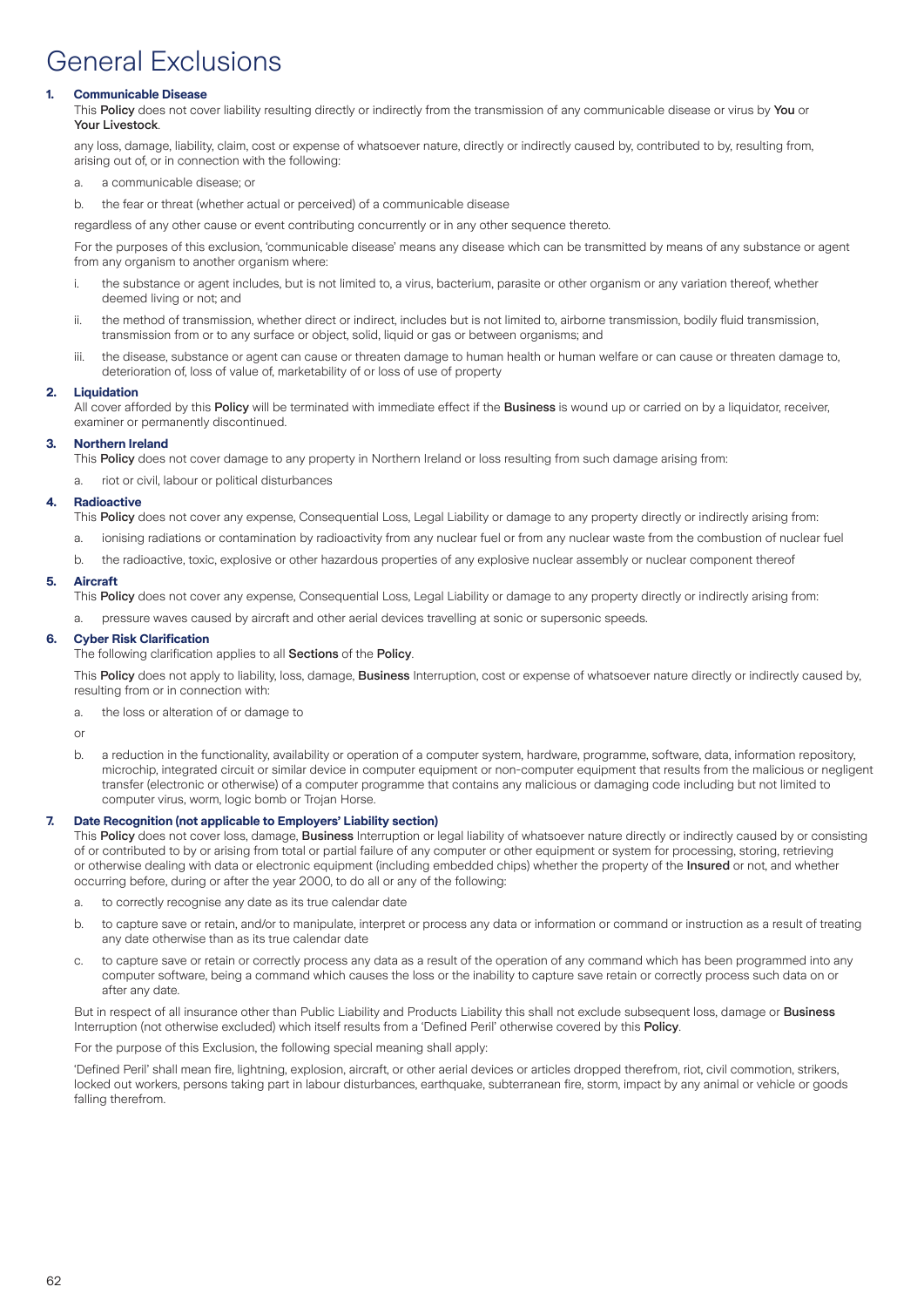# General Exclusions

**1. Communicable Disease**

This **Policy** does not cover liability resulting directly or indirectly from the transmission of any communicable disease or virus by **You** or **Your Livestock**.

any loss, damage, liability, claim, cost or expense of whatsoever nature, directly or indirectly caused by, contributed to by, resulting from, arising out of, or in connection with the following:

a. a communicable disease; or

b. the fear or threat (whether actual or perceived) of a communicable disease

regardless of any other cause or event contributing concurrently or in any other sequence thereto.

For the purposes of this exclusion, 'communicable disease' means any disease which can be transmitted by means of any substance or agent from any organism to another organism where:

i. the substance or agent includes, but is not limited to, a virus, bacterium, parasite or other organism or any variation thereof, whether deemed living or not; and

ii. the method of transmission, whether direct or indirect, includes but is not limited to, airborne transmission, bodily fluid transmission, transmission from or to any surface or object, solid, liquid or gas or between organisms; and

iii. the disease, substance or agent can cause or threaten damage to human health or human welfare or can cause or threaten damage to, deterioration of, loss of value of, marketability of or loss of use of property

**2. Liquidation**

All cover afforded by this **Policy** will be terminated with immediate effect if the **Business** is wound up or carried on by a liquidator, receiver, examiner or permanently discontinued.

**3. Northern Ireland**

This **Policy** does not cover damage to any property in Northern Ireland or loss resulting from such damage arising from:

a. riot or civil, labour or political disturbances

**4. Radioactive**

This **Policy** does not cover any expense, Consequential Loss, Legal Liability or damage to any property directly or indirectly arising from:

a. ionising radiations or contamination by radioactivity from any nuclear fuel or from any nuclear waste from the combustion of nuclear fuel

b. the radioactive, toxic, explosive or other hazardous properties of any explosive nuclear assembly or nuclear component thereof

**5. Aircraft**

This **Policy** does not cover any expense, Consequential Loss, Legal Liability or damage to any property directly or indirectly arising from:

a. pressure waves caused by aircraft and other aerial devices travelling at sonic or supersonic speeds.

**6. Cyber Risk Clarification**

The following clarification applies to all **Sections** of the **Policy**.

This **Policy** does not apply to liability, loss, damage, **Business** Interruption, cost or expense of whatsoever nature directly or indirectly caused by, resulting from or in connection with:

a. the loss or alteration of or damage to

or

b. a reduction in the functionality, availability or operation of a computer system, hardware, programme, software, data, information repository, microchip, integrated circuit or similar device in computer equipment or non-computer equipment that results from the malicious or negligent transfer (electronic or otherwise) of a computer programme that contains any malicious or damaging code including but not limited to computer virus, worm, logic bomb or Trojan Horse.

**7. Date Recognition (not applicable to Employers' Liability section)**

This **Policy** does not cover loss, damage, **Business** Interruption or legal liability of whatsoever nature directly or indirectly caused by or consisting of or contributed to by or arising from total or partial failure of any computer or other equipment or system for processing, storing, retrieving or otherwise dealing with data or electronic equipment (including embedded chips) whether the property of the **Insured** or not, and whether occurring before, during or after the year 2000, to do all or any of the following:

a. to correctly recognise any date as its true calendar date

b. to capture save or retain, and/or to manipulate, interpret or process any data or information or command or instruction as a result of treating any date otherwise than as its true calendar date

c. to capture save or retain or correctly process any data as a result of the operation of any command which has been programmed into any computer software, being a command which causes the loss or the inability to capture save retain or correctly process such data on or after any date.

But in respect of all insurance other than Public Liability and Products Liability this shall not exclude subsequent loss, damage or **Business** Interruption (not otherwise excluded) which itself results from a 'Defined Peril' otherwise covered by this **Policy**.

For the purpose of this Exclusion, the following special meaning shall apply:

'Defined Peril' shall mean fire, lightning, explosion, aircraft, or other aerial devices or articles dropped therefrom, riot, civil commotion, strikers, locked out workers, persons taking part in labour disturbances, earthquake, subterranean fire, storm, impact by any animal or vehicle or goods falling therefrom.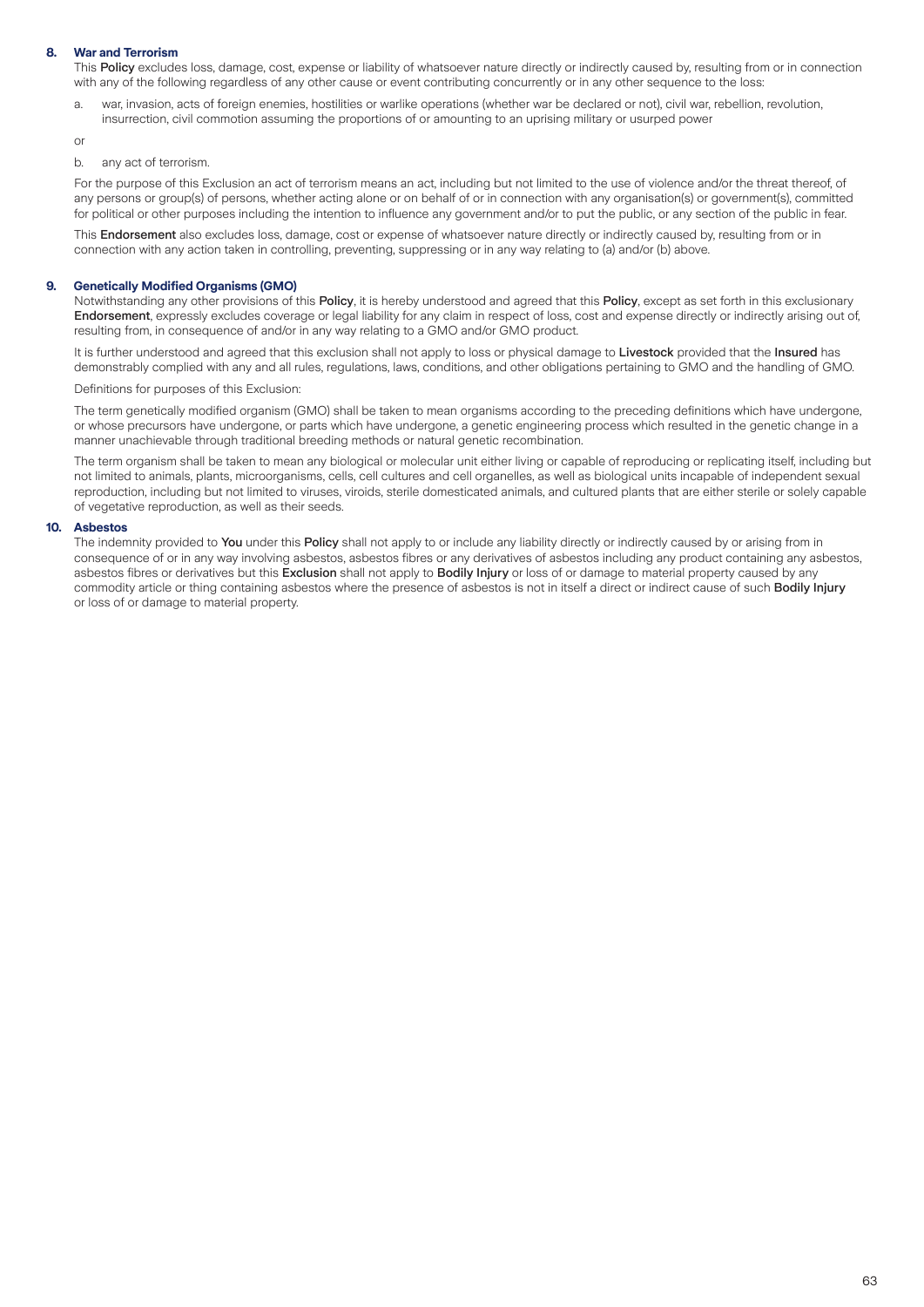**8. War and Terrorism**

This **Policy** excludes loss, damage, cost, expense or liability of whatsoever nature directly or indirectly caused by, resulting from or in connection with any of the following regardless of any other cause or event contributing concurrently or in any other sequence to the loss:

a. war, invasion, acts of foreign enemies, hostilities or warlike operations (whether war be declared or not), civil war, rebellion, revolution, insurrection, civil commotion assuming the proportions of or amounting to an uprising military or usurped power

or

b. any act of terrorism.

For the purpose of this Exclusion an act of terrorism means an act, including but not limited to the use of violence and/or the threat thereof, of any persons or group(s) of persons, whether acting alone or on behalf of or in connection with any organisation(s) or government(s), committed for political or other purposes including the intention to influence any government and/or to put the public, or any section of the public in fear.

This **Endorsement** also excludes loss, damage, cost or expense of whatsoever nature directly or indirectly caused by, resulting from or in connection with any action taken in controlling, preventing, suppressing or in any way relating to (a) and/or (b) above.

**9. Genetically Modified Organisms (GMO)**

Notwithstanding any other provisions of this **Policy**, it is hereby understood and agreed that this **Policy**, except as set forth in this exclusionary **Endorsement**, expressly excludes coverage or legal liability for any claim in respect of loss, cost and expense directly or indirectly arising out of, resulting from, in consequence of and/or in any way relating to a GMO and/or GMO product.

It is further understood and agreed that this exclusion shall not apply to loss or physical damage to **Livestock** provided that the **Insured** has demonstrably complied with any and all rules, regulations, laws, conditions, and other obligations pertaining to GMO and the handling of GMO.

Definitions for purposes of this Exclusion:

The term genetically modified organism (GMO) shall be taken to mean organisms according to the preceding definitions which have undergone, or whose precursors have undergone, or parts which have undergone, a genetic engineering process which resulted in the genetic change in a manner unachievable through traditional breeding methods or natural genetic recombination.

The term organism shall be taken to mean any biological or molecular unit either living or capable of reproducing or replicating itself, including but not limited to animals, plants, microorganisms, cells, cell cultures and cell organelles, as well as biological units incapable of independent sexual reproduction, including but not limited to viruses, viroids, sterile domesticated animals, and cultured plants that are either sterile or solely capable of vegetative reproduction, as well as their seeds.

**10. Asbestos**

The indemnity provided to **You** under this **Policy** shall not apply to or include any liability directly or indirectly caused by or arising from in consequence of or in any way involving asbestos, asbestos fibres or any derivatives of asbestos including any product containing any asbestos, asbestos fibres or derivatives but this **Exclusion** shall not apply to **Bodily Injury** or loss of or damage to material property caused by any commodity article or thing containing asbestos where the presence of asbestos is not in itself a direct or indirect cause of such **Bodily Injury** or loss of or damage to material property.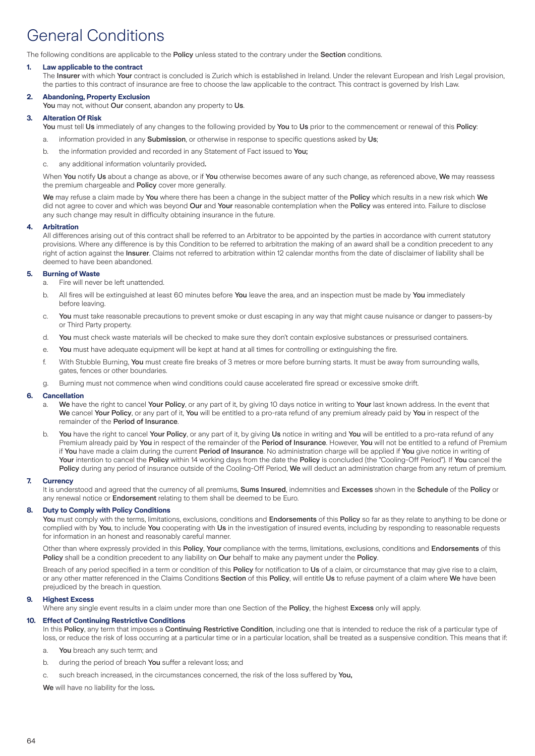# General Conditions

The following conditions are applicable to the **Policy** unless stated to the contrary under the **Section** conditions.

**1. Law applicable to the contract**

The **Insurer** with which **Your** contract is concluded is Zurich which is established in Ireland. Under the relevant European and Irish Legal provision, the parties to this contract of insurance are free to choose the law applicable to the contract. This contract is governed by Irish Law.

**2. Abandoning, Property Exclusion**

**You** may not, without **Our** consent, abandon any property to **Us**.

**3. Alteration Of Risk**

**You** must tell **Us** immediately of any changes to the following provided by **You** to **Us** prior to the commencement or renewal of this **Policy**:

a. information provided in any **Submission**, or otherwise in response to specific questions asked by **Us**;

b. the information provided and recorded in any Statement of Fact issued to **You;**

c. any additional information voluntarily provided**.**

When **You** notify **Us** about a change as above, or if **You** otherwise becomes aware of any such change, as referenced above, **We** may reassess the premium chargeable and **Policy** cover more generally.

**We** may refuse a claim made by **You** where there has been a change in the subject matter of the **Policy** which results in a new risk which **We** did not agree to cover and which was beyond **Our** and **Your** reasonable contemplation when the **Policy** was entered into. Failure to disclose any such change may result in difficulty obtaining insurance in the future.

**4. Arbitration**

All differences arising out of this contract shall be referred to an Arbitrator to be appointed by the parties in accordance with current statutory provisions. Where any difference is by this Condition to be referred to arbitration the making of an award shall be a condition precedent to any right of action against the **Insurer**. Claims not referred to arbitration within 12 calendar months from the date of disclaimer of liability shall be deemed to have been abandoned.

**5. Burning of Waste**

a. Fire will never be left unattended.

b. All fires will be extinguished at least 60 minutes before **You** leave the area, and an inspection must be made by **You** immediately before leaving.

c. **You** must take reasonable precautions to prevent smoke or dust escaping in any way that might cause nuisance or danger to passers-by or Third Party property.

d. **You** must check waste materials will be checked to make sure they don't contain explosive substances or pressurised containers.

e. **You** must have adequate equipment will be kept at hand at all times for controlling or extinguishing the fire.

f. With Stubble Burning, **You** must create fire breaks of 3 metres or more before burning starts. It must be away from surrounding walls, gates, fences or other boundaries.

g. Burning must not commence when wind conditions could cause accelerated fire spread or excessive smoke drift.

**6. Cancellation**

a. **We** have the right to cancel **Your Policy**, or any part of it, by giving 10 days notice in writing to **Your** last known address. In the event that **We** cancel **Your Policy**, or any part of it, **You** will be entitled to a pro-rata refund of any premium already paid by **You** in respect of the remainder of the **Period of Insurance**.

b. **You** have the right to cancel **Your Policy**, or any part of it, by giving **Us** notice in writing and **You** will be entitled to a pro-rata refund of any Premium already paid by **You** in respect of the remainder of the **Period of Insurance**. However, **You** will not be entitled to a refund of Premium if **You** have made a claim during the current **Period of Insurance**. No administration charge will be applied if **You** give notice in writing of **Your** intention to cancel the **Policy** within 14 working days from the date the **Policy** is concluded (the "Cooling-Off Period"). If **You** cancel the **Policy** during any period of insurance outside of the Cooling-Off Period, **We** will deduct an administration charge from any return of premium.

**7. Currency**

It is understood and agreed that the currency of all premiums, **Sums Insured**, indemnities and **Excesses** shown in the **Schedule** of the **Policy** or any renewal notice or **Endorsement** relating to them shall be deemed to be Euro.

**8. Duty to Comply with Policy Conditions**

**You** must comply with the terms, limitations, exclusions, conditions and **Endorsements** of this **Policy** so far as they relate to anything to be done or complied with by **You**, to include **You** cooperating with **Us** in the investigation of insured events, including by responding to reasonable requests for information in an honest and reasonably careful manner.

Other than where expressly provided in this **Policy**, **Your** compliance with the terms, limitations, exclusions, conditions and **Endorsements** of this **Policy** shall be a condition precedent to any liability on **Our** behalf to make any payment under the **Policy**.

Breach of any period specified in a term or condition of this **Policy** for notification to **Us** of a claim, or circumstance that may give rise to a claim, or any other matter referenced in the Claims Conditions **Section** of this **Policy**, will entitle **Us** to refuse payment of a claim where **We** have been prejudiced by the breach in question.

**9. Highest Excess**

Where any single event results in a claim under more than one Section of the **Policy**, the highest **Excess** only will apply.

**10. Effect of Continuing Restrictive Conditions**

In this **Policy**, any term that imposes a **Continuing Restrictive Condition**, including one that is intended to reduce the risk of a particular type of loss, or reduce the risk of loss occurring at a particular time or in a particular location, shall be treated as a suspensive condition. This means that if:

a. **You** breach any such term; and

b. during the period of breach **You** suffer a relevant loss; and

c. such breach increased, in the circumstances concerned, the risk of the loss suffered by **You,**

**We** will have no liability for the loss**.**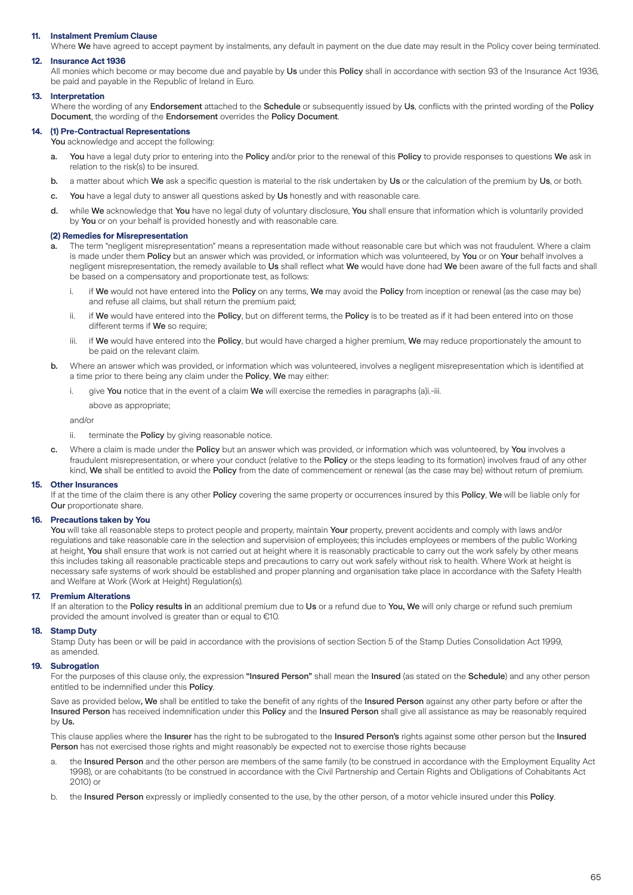**11. Instalment Premium Clause**

Where **We** have agreed to accept payment by instalments, any default in payment on the due date may result in the Policy cover being terminated.

**12. Insurance Act 1936**

All monies which become or may become due and payable by **Us** under this **Policy** shall in accordance with section 93 of the Insurance Act 1936, be paid and payable in the Republic of Ireland in Euro.

**13. Interpretation**

Where the wording of any **Endorsement** attached to the **Schedule** or subsequently issued by **Us**, conflicts with the printed wording of the **Policy Document**, the wording of the **Endorsement** overrides the **Policy Document**.

**14. (1) Pre-Contractual Representations**

**You** acknowledge and accept the following:

- **a.** **You** have a legal duty prior to entering into the **Policy** and/or prior to the renewal of this **Policy** to provide responses to questions **We** ask in relation to the risk(s) to be insured.
- **b.** a matter about which **We** ask a specific question is material to the risk undertaken by **Us** or the calculation of the premium by **Us**, or both.
- **c.** **You** have a legal duty to answer all questions asked by **Us** honestly and with reasonable care.
- **d.** while **We** acknowledge that **You** have no legal duty of voluntary disclosure, **You** shall ensure that information which is voluntarily provided by **You** or on your behalf is provided honestly and with reasonable care.

**(2) Remedies for Misrepresentation**

- **a.** The term "negligent misrepresentation" means a representation made without reasonable care but which was not fraudulent. Where a claim is made under them **Policy** but an answer which was provided, or information which was volunteered, by **You** or on **Your** behalf involves a negligent misrepresentation, the remedy available to **Us** shall reflect what **We** would have done had **We** been aware of the full facts and shall be based on a compensatory and proportionate test, as follows:
  - i. if **We** would not have entered into the **Policy** on any terms, **We** may avoid the **Policy** from inception or renewal (as the case may be) and refuse all claims, but shall return the premium paid;
  - ii. if **We** would have entered into the **Policy**, but on different terms, the **Policy** is to be treated as if it had been entered into on those different terms if **We** so require;
  - iii. if **We** would have entered into the **Policy**, but would have charged a higher premium, **We** may reduce proportionately the amount to be paid on the relevant claim.
- **b.** Where an answer which was provided, or information which was volunteered, involves a negligent misrepresentation which is identified at a time prior to there being any claim under the **Policy**, **We** may either:
  - i. give **You** notice that in the event of a claim **We** will exercise the remedies in paragraphs (a)i.-iii. above as appropriate;

  and/or

  - ii. terminate the **Policy** by giving reasonable notice.
- **c.** Where a claim is made under the **Policy** but an answer which was provided, or information which was volunteered, by **You** involves a fraudulent misrepresentation, or where your conduct (relative to the **Policy** or the steps leading to its formation) involves fraud of any other kind, **We** shall be entitled to avoid the **Policy** from the date of commencement or renewal (as the case may be) without return of premium.

**15. Other Insurances**

If at the time of the claim there is any other **Policy** covering the same property or occurrences insured by this **Policy**, **We** will be liable only for **Our** proportionate share.

**16. Precautions taken by You**

**You** will take all reasonable steps to protect people and property, maintain **Your** property, prevent accidents and comply with laws and/or regulations and take reasonable care in the selection and supervision of employees; this includes employees or members of the public Working at height, **You** shall ensure that work is not carried out at height where it is reasonably practicable to carry out the work safely by other means this includes taking all reasonable practicable steps and precautions to carry out work safely without risk to health. Where Work at height is necessary safe systems of work should be established and proper planning and organisation take place in accordance with the Safety Health and Welfare at Work (Work at Height) Regulation(s).

**17. Premium Alterations**

If an alteration to the **Policy results in** an additional premium due to **Us** or a refund due to **You, We** will only charge or refund such premium provided the amount involved is greater than or equal to €10.

**18. Stamp Duty**

Stamp Duty has been or will be paid in accordance with the provisions of section Section 5 of the Stamp Duties Consolidation Act 1999, as amended.

**19. Subrogation**

For the purposes of this clause only, the expression **"Insured Person"** shall mean the **Insured** (as stated on the **Schedule**) and any other person entitled to be indemnified under this **Policy**.

Save as provided below**, We** shall be entitled to take the benefit of any rights of the **Insured Person** against any other party before or after the **Insured Person** has received indemnification under this **Policy** and the **Insured Person** shall give all assistance as may be reasonably required by **Us.**

This clause applies where the **Insurer** has the right to be subrogated to the **Insured Person's** rights against some other person but the **Insured Person** has not exercised those rights and might reasonably be expected not to exercise those rights because

- a. the **Insured Person** and the other person are members of the same family (to be construed in accordance with the Employment Equality Act 1998), or are cohabitants (to be construed in accordance with the Civil Partnership and Certain Rights and Obligations of Cohabitants Act 2010) or
- b. the **Insured Person** expressly or impliedly consented to the use, by the other person, of a motor vehicle insured under this **Policy**.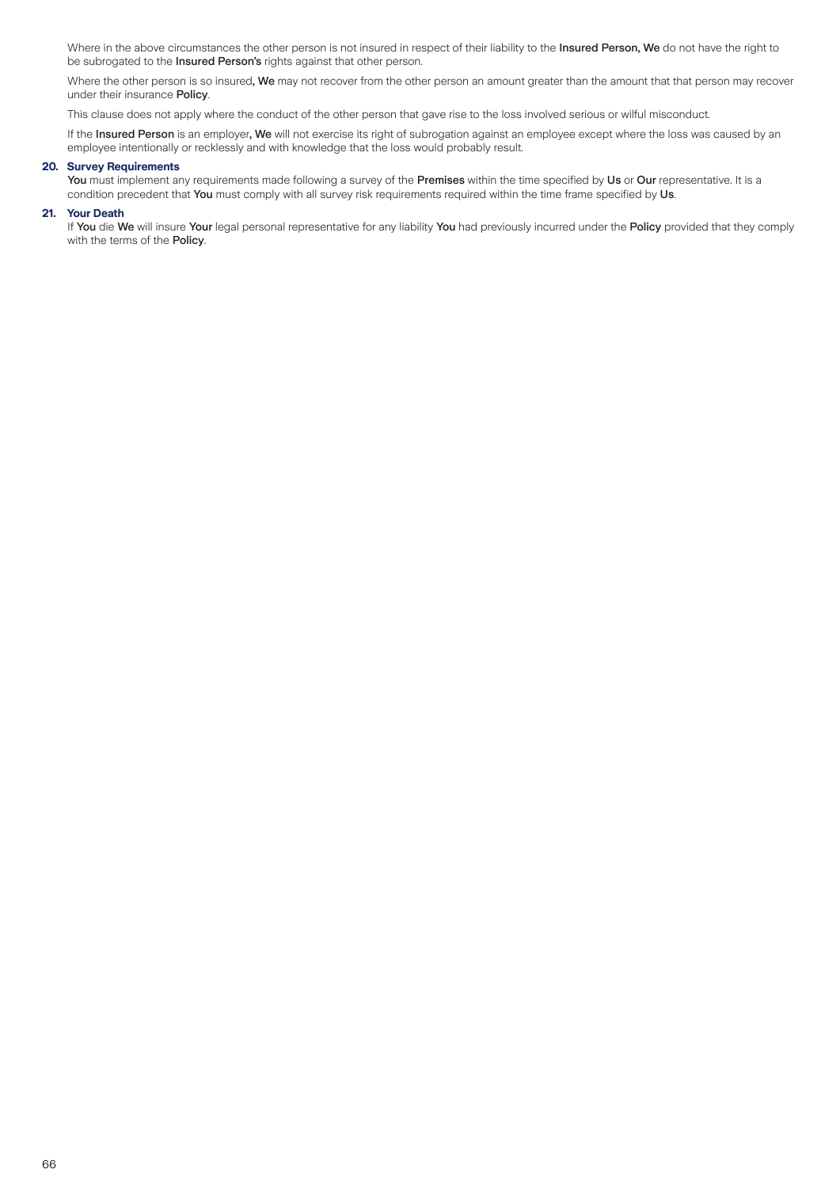Where in the above circumstances the other person is not insured in respect of their liability to the **Insured Person, We** do not have the right to be subrogated to the **Insured Person's** rights against that other person.

Where the other person is so insured**, We** may not recover from the other person an amount greater than the amount that that person may recover under their insurance **Policy**.

This clause does not apply where the conduct of the other person that gave rise to the loss involved serious or wilful misconduct.

If the **Insured Person** is an employer**, We** will not exercise its right of subrogation against an employee except where the loss was caused by an employee intentionally or recklessly and with knowledge that the loss would probably result.

**20. Survey Requirements**

**You** must implement any requirements made following a survey of the **Premises** within the time specified by **Us** or **Our** representative. It is a condition precedent that **You** must comply with all survey risk requirements required within the time frame specified by **Us**.

**21. Your Death**

If **You** die **We** will insure **Your** legal personal representative for any liability **You** had previously incurred under the **Policy** provided that they comply with the terms of the **Policy**.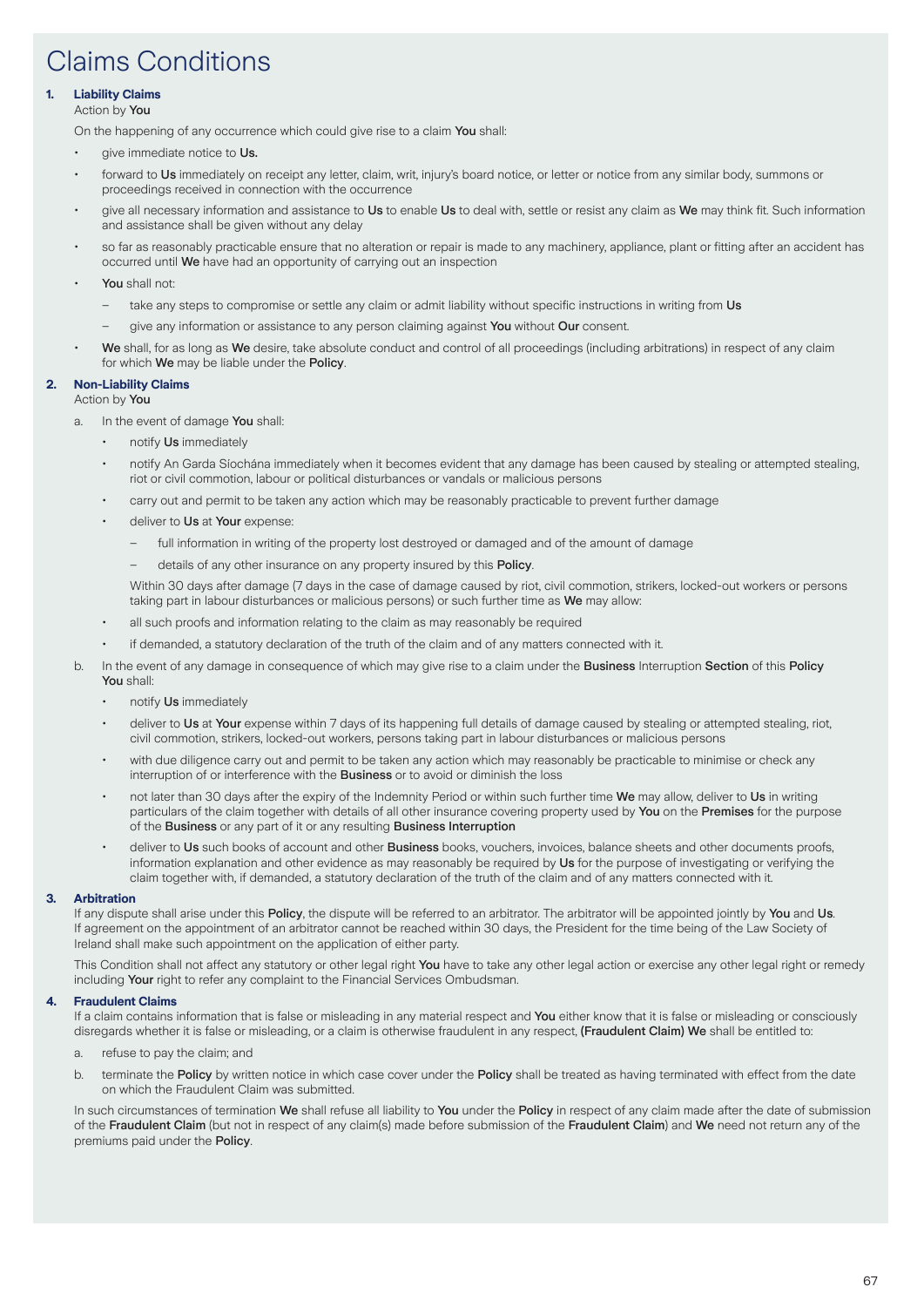# Claims Conditions

### 1. Liability Claims

Action by **You**

On the happening of any occurrence which could give rise to a claim **You** shall:

- give immediate notice to **Us.**
- forward to **Us** immediately on receipt any letter, claim, writ, injury's board notice, or letter or notice from any similar body, summons or proceedings received in connection with the occurrence
- give all necessary information and assistance to **Us** to enable **Us** to deal with, settle or resist any claim as **We** may think fit. Such information and assistance shall be given without any delay
- so far as reasonably practicable ensure that no alteration or repair is made to any machinery, appliance, plant or fitting after an accident has occurred until **We** have had an opportunity of carrying out an inspection
- **You** shall not:
  - take any steps to compromise or settle any claim or admit liability without specific instructions in writing from **Us**
  - give any information or assistance to any person claiming against **You** without **Our** consent.
- **We** shall, for as long as **We** desire, take absolute conduct and control of all proceedings (including arbitrations) in respect of any claim for which **We** may be liable under the **Policy**.

### 2. Non-Liability Claims

Action by **You**

a. In the event of damage **You** shall:

- notify **Us** immediately
- notify An Garda Síochána immediately when it becomes evident that any damage has been caused by stealing or attempted stealing, riot or civil commotion, labour or political disturbances or vandals or malicious persons
- carry out and permit to be taken any action which may be reasonably practicable to prevent further damage
- deliver to **Us** at **Your** expense:
  - full information in writing of the property lost destroyed or damaged and of the amount of damage
  - details of any other insurance on any property insured by this **Policy**.

  Within 30 days after damage (7 days in the case of damage caused by riot, civil commotion, strikers, locked-out workers or persons taking part in labour disturbances or malicious persons) or such further time as **We** may allow:
- all such proofs and information relating to the claim as may reasonably be required
- if demanded, a statutory declaration of the truth of the claim and of any matters connected with it.

b. In the event of any damage in consequence of which may give rise to a claim under the **Business** Interruption **Section** of this **Policy** **You** shall:

- notify **Us** immediately
- deliver to **Us** at **Your** expense within 7 days of its happening full details of damage caused by stealing or attempted stealing, riot, civil commotion, strikers, locked-out workers, persons taking part in labour disturbances or malicious persons
- with due diligence carry out and permit to be taken any action which may reasonably be practicable to minimise or check any interruption of or interference with the **Business** or to avoid or diminish the loss
- not later than 30 days after the expiry of the Indemnity Period or within such further time **We** may allow, deliver to **Us** in writing particulars of the claim together with details of all other insurance covering property used by **You** on the **Premises** for the purpose of the **Business** or any part of it or any resulting **Business Interruption**
- deliver to **Us** such books of account and other **Business** books, vouchers, invoices, balance sheets and other documents proofs, information explanation and other evidence as may reasonably be required by **Us** for the purpose of investigating or verifying the claim together with, if demanded, a statutory declaration of the truth of the claim and of any matters connected with it.

### 3. Arbitration

If any dispute shall arise under this **Policy**, the dispute will be referred to an arbitrator. The arbitrator will be appointed jointly by **You** and **Us**. If agreement on the appointment of an arbitrator cannot be reached within 30 days, the President for the time being of the Law Society of Ireland shall make such appointment on the application of either party.

This Condition shall not affect any statutory or other legal right **You** have to take any other legal action or exercise any other legal right or remedy including **Your** right to refer any complaint to the Financial Services Ombudsman.

### 4. Fraudulent Claims

If a claim contains information that is false or misleading in any material respect and **You** either know that it is false or misleading or consciously disregards whether it is false or misleading, or a claim is otherwise fraudulent in any respect, **(Fraudulent Claim) We** shall be entitled to:

a. refuse to pay the claim; and

b. terminate the **Policy** by written notice in which case cover under the **Policy** shall be treated as having terminated with effect from the date on which the Fraudulent Claim was submitted.

In such circumstances of termination **We** shall refuse all liability to **You** under the **Policy** in respect of any claim made after the date of submission of the **Fraudulent Claim** (but not in respect of any claim(s) made before submission of the **Fraudulent Claim**) and **We** need not return any of the premiums paid under the **Policy**.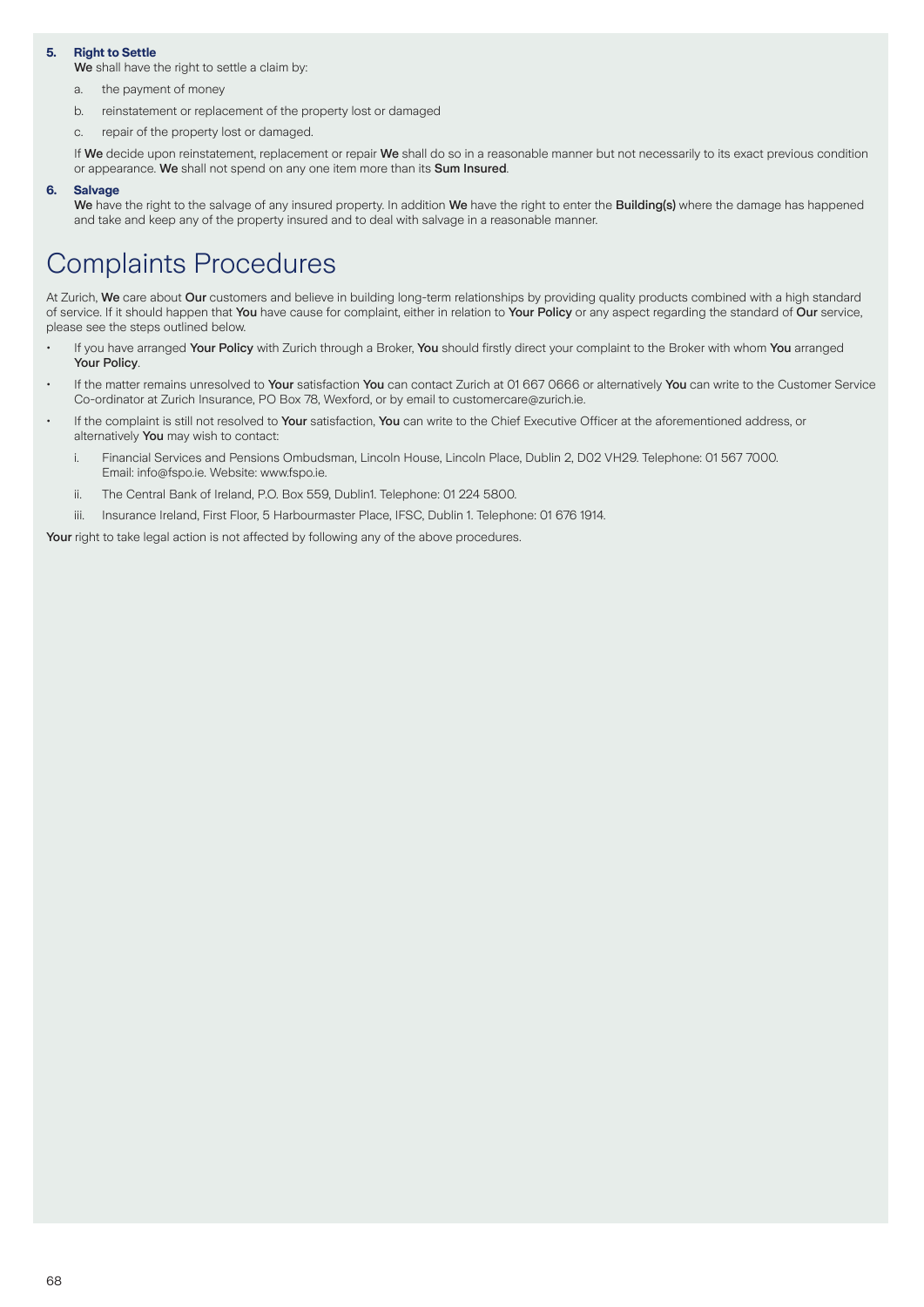5. **Right to Settle**
   **We** shall have the right to settle a claim by:
   a. the payment of money
   b. reinstatement or replacement of the property lost or damaged
   c. repair of the property lost or damaged.

   If **We** decide upon reinstatement, replacement or repair **We** shall do so in a reasonable manner but not necessarily to its exact previous condition or appearance. **We** shall not spend on any one item more than its **Sum Insured**.

6. **Salvage**
   **We** have the right to the salvage of any insured property. In addition **We** have the right to enter the **Building(s)** where the damage has happened and take and keep any of the property insured and to deal with salvage in a reasonable manner.

# Complaints Procedures

At Zurich, **We** care about **Our** customers and believe in building long-term relationships by providing quality products combined with a high standard of service. If it should happen that **You** have cause for complaint, either in relation to **Your Policy** or any aspect regarding the standard of **Our** service, please see the steps outlined below.

- If you have arranged **Your Policy** with Zurich through a Broker, **You** should firstly direct your complaint to the Broker with whom **You** arranged **Your Policy**.
- If the matter remains unresolved to **Your** satisfaction **You** can contact Zurich at 01 667 0666 or alternatively **You** can write to the Customer Service Co-ordinator at Zurich Insurance, PO Box 78, Wexford, or by email to customercare@zurich.ie.
- If the complaint is still not resolved to **Your** satisfaction, **You** can write to the Chief Executive Officer at the aforementioned address, or alternatively **You** may wish to contact:
  i. Financial Services and Pensions Ombudsman, Lincoln House, Lincoln Place, Dublin 2, D02 VH29. Telephone: 01 567 7000. Email: info@fspo.ie. Website: www.fspo.ie.
  ii. The Central Bank of Ireland, P.O. Box 559, Dublin1. Telephone: 01 224 5800.
  iii. Insurance Ireland, First Floor, 5 Harbourmaster Place, IFSC, Dublin 1. Telephone: 01 676 1914.

**Your** right to take legal action is not affected by following any of the above procedures.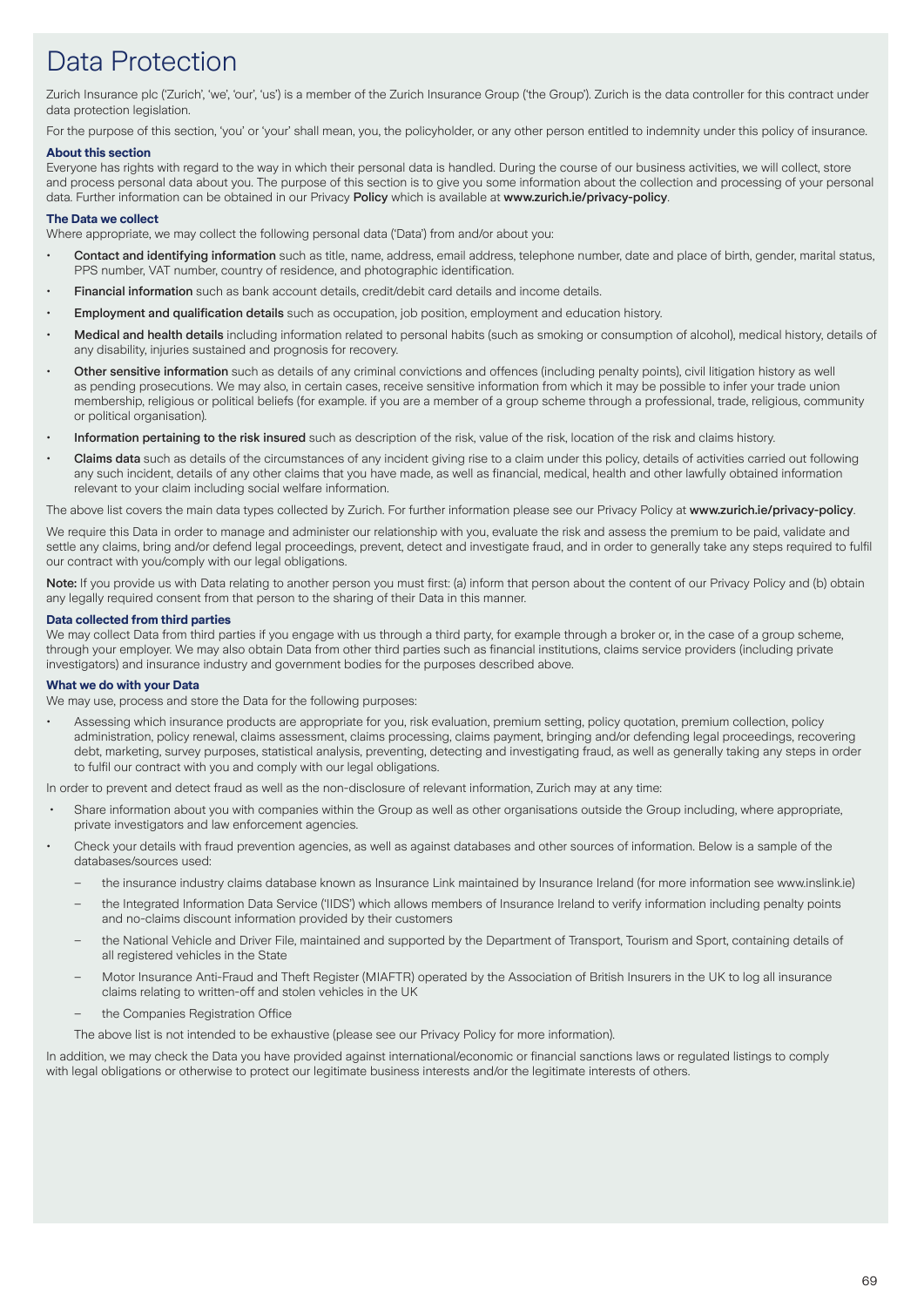# Data Protection

Zurich Insurance plc ('Zurich', 'we', 'our', 'us') is a member of the Zurich Insurance Group ('the Group'). Zurich is the data controller for this contract under data protection legislation.

For the purpose of this section, 'you' or 'your' shall mean, you, the policyholder, or any other person entitled to indemnity under this policy of insurance.

### About this section

Everyone has rights with regard to the way in which their personal data is handled. During the course of our business activities, we will collect, store and process personal data about you. The purpose of this section is to give you some information about the collection and processing of your personal data. Further information can be obtained in our Privacy **Policy** which is available at **www.zurich.ie/privacy-policy**.

### The Data we collect

Where appropriate, we may collect the following personal data ('Data') from and/or about you:

- **Contact and identifying information** such as title, name, address, email address, telephone number, date and place of birth, gender, marital status, PPS number, VAT number, country of residence, and photographic identification.
- **Financial information** such as bank account details, credit/debit card details and income details.
- **Employment and qualification details** such as occupation, job position, employment and education history.
- **Medical and health details** including information related to personal habits (such as smoking or consumption of alcohol), medical history, details of any disability, injuries sustained and prognosis for recovery.
- **Other sensitive information** such as details of any criminal convictions and offences (including penalty points), civil litigation history as well as pending prosecutions. We may also, in certain cases, receive sensitive information from which it may be possible to infer your trade union membership, religious or political beliefs (for example. if you are a member of a group scheme through a professional, trade, religious, community or political organisation).
- **Information pertaining to the risk insured** such as description of the risk, value of the risk, location of the risk and claims history.
- **Claims data** such as details of the circumstances of any incident giving rise to a claim under this policy, details of activities carried out following any such incident, details of any other claims that you have made, as well as financial, medical, health and other lawfully obtained information relevant to your claim including social welfare information.

The above list covers the main data types collected by Zurich. For further information please see our Privacy Policy at **www.zurich.ie/privacy-policy**.

We require this Data in order to manage and administer our relationship with you, evaluate the risk and assess the premium to be paid, validate and settle any claims, bring and/or defend legal proceedings, prevent, detect and investigate fraud, and in order to generally take any steps required to fulfil our contract with you/comply with our legal obligations.

**Note:** If you provide us with Data relating to another person you must first: (a) inform that person about the content of our Privacy Policy and (b) obtain any legally required consent from that person to the sharing of their Data in this manner.

### Data collected from third parties

We may collect Data from third parties if you engage with us through a third party, for example through a broker or, in the case of a group scheme, through your employer. We may also obtain Data from other third parties such as financial institutions, claims service providers (including private investigators) and insurance industry and government bodies for the purposes described above.

### What we do with your Data

We may use, process and store the Data for the following purposes:

- Assessing which insurance products are appropriate for you, risk evaluation, premium setting, policy quotation, premium collection, policy administration, policy renewal, claims assessment, claims processing, claims payment, bringing and/or defending legal proceedings, recovering debt, marketing, survey purposes, statistical analysis, preventing, detecting and investigating fraud, as well as generally taking any steps in order to fulfil our contract with you and comply with our legal obligations.

In order to prevent and detect fraud as well as the non-disclosure of relevant information, Zurich may at any time:

- Share information about you with companies within the Group as well as other organisations outside the Group including, where appropriate, private investigators and law enforcement agencies.
- Check your details with fraud prevention agencies, as well as against databases and other sources of information. Below is a sample of the databases/sources used:
  - the insurance industry claims database known as Insurance Link maintained by Insurance Ireland (for more information see www.inslink.ie)
  - the Integrated Information Data Service ('IIDS') which allows members of Insurance Ireland to verify information including penalty points and no-claims discount information provided by their customers
  - the National Vehicle and Driver File, maintained and supported by the Department of Transport, Tourism and Sport, containing details of all registered vehicles in the State
  - Motor Insurance Anti-Fraud and Theft Register (MIAFTR) operated by the Association of British Insurers in the UK to log all insurance claims relating to written-off and stolen vehicles in the UK
  - the Companies Registration Office

  The above list is not intended to be exhaustive (please see our Privacy Policy for more information).

In addition, we may check the Data you have provided against international/economic or financial sanctions laws or regulated listings to comply with legal obligations or otherwise to protect our legitimate business interests and/or the legitimate interests of others.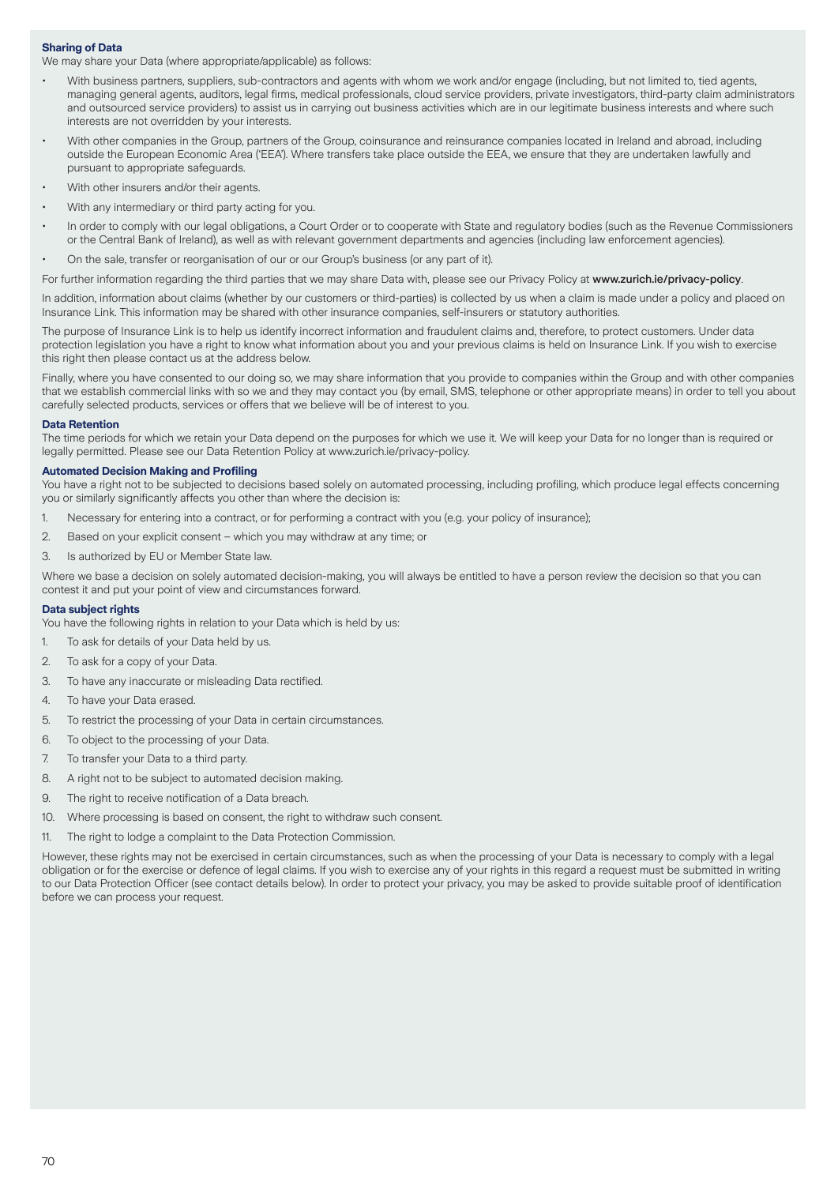**Sharing of Data**

We may share your Data (where appropriate/applicable) as follows:

- With business partners, suppliers, sub-contractors and agents with whom we work and/or engage (including, but not limited to, tied agents, managing general agents, auditors, legal firms, medical professionals, cloud service providers, private investigators, third-party claim administrators and outsourced service providers) to assist us in carrying out business activities which are in our legitimate business interests and where such interests are not overridden by your interests.
- With other companies in the Group, partners of the Group, coinsurance and reinsurance companies located in Ireland and abroad, including outside the European Economic Area ('EEA'). Where transfers take place outside the EEA, we ensure that they are undertaken lawfully and pursuant to appropriate safeguards.
- With other insurers and/or their agents.
- With any intermediary or third party acting for you.
- In order to comply with our legal obligations, a Court Order or to cooperate with State and regulatory bodies (such as the Revenue Commissioners or the Central Bank of Ireland), as well as with relevant government departments and agencies (including law enforcement agencies).
- On the sale, transfer or reorganisation of our or our Group's business (or any part of it).

For further information regarding the third parties that we may share Data with, please see our Privacy Policy at **www.zurich.ie/privacy-policy**.

In addition, information about claims (whether by our customers or third-parties) is collected by us when a claim is made under a policy and placed on Insurance Link. This information may be shared with other insurance companies, self-insurers or statutory authorities.

The purpose of Insurance Link is to help us identify incorrect information and fraudulent claims and, therefore, to protect customers. Under data protection legislation you have a right to know what information about you and your previous claims is held on Insurance Link. If you wish to exercise this right then please contact us at the address below.

Finally, where you have consented to our doing so, we may share information that you provide to companies within the Group and with other companies that we establish commercial links with so we and they may contact you (by email, SMS, telephone or other appropriate means) in order to tell you about carefully selected products, services or offers that we believe will be of interest to you.

**Data Retention**

The time periods for which we retain your Data depend on the purposes for which we use it. We will keep your Data for no longer than is required or legally permitted. Please see our Data Retention Policy at www.zurich.ie/privacy-policy.

**Automated Decision Making and Profiling**

You have a right not to be subjected to decisions based solely on automated processing, including profiling, which produce legal effects concerning you or similarly significantly affects you other than where the decision is:

1. Necessary for entering into a contract, or for performing a contract with you (e.g. your policy of insurance);
2. Based on your explicit consent – which you may withdraw at any time; or
3. Is authorized by EU or Member State law.

Where we base a decision on solely automated decision-making, you will always be entitled to have a person review the decision so that you can contest it and put your point of view and circumstances forward.

**Data subject rights**

You have the following rights in relation to your Data which is held by us:

1. To ask for details of your Data held by us.
2. To ask for a copy of your Data.
3. To have any inaccurate or misleading Data rectified.
4. To have your Data erased.
5. To restrict the processing of your Data in certain circumstances.
6. To object to the processing of your Data.
7. To transfer your Data to a third party.
8. A right not to be subject to automated decision making.
9. The right to receive notification of a Data breach.
10. Where processing is based on consent, the right to withdraw such consent.
11. The right to lodge a complaint to the Data Protection Commission.

However, these rights may not be exercised in certain circumstances, such as when the processing of your Data is necessary to comply with a legal obligation or for the exercise or defence of legal claims. If you wish to exercise any of your rights in this regard a request must be submitted in writing to our Data Protection Officer (see contact details below). In order to protect your privacy, you may be asked to provide suitable proof of identification before we can process your request.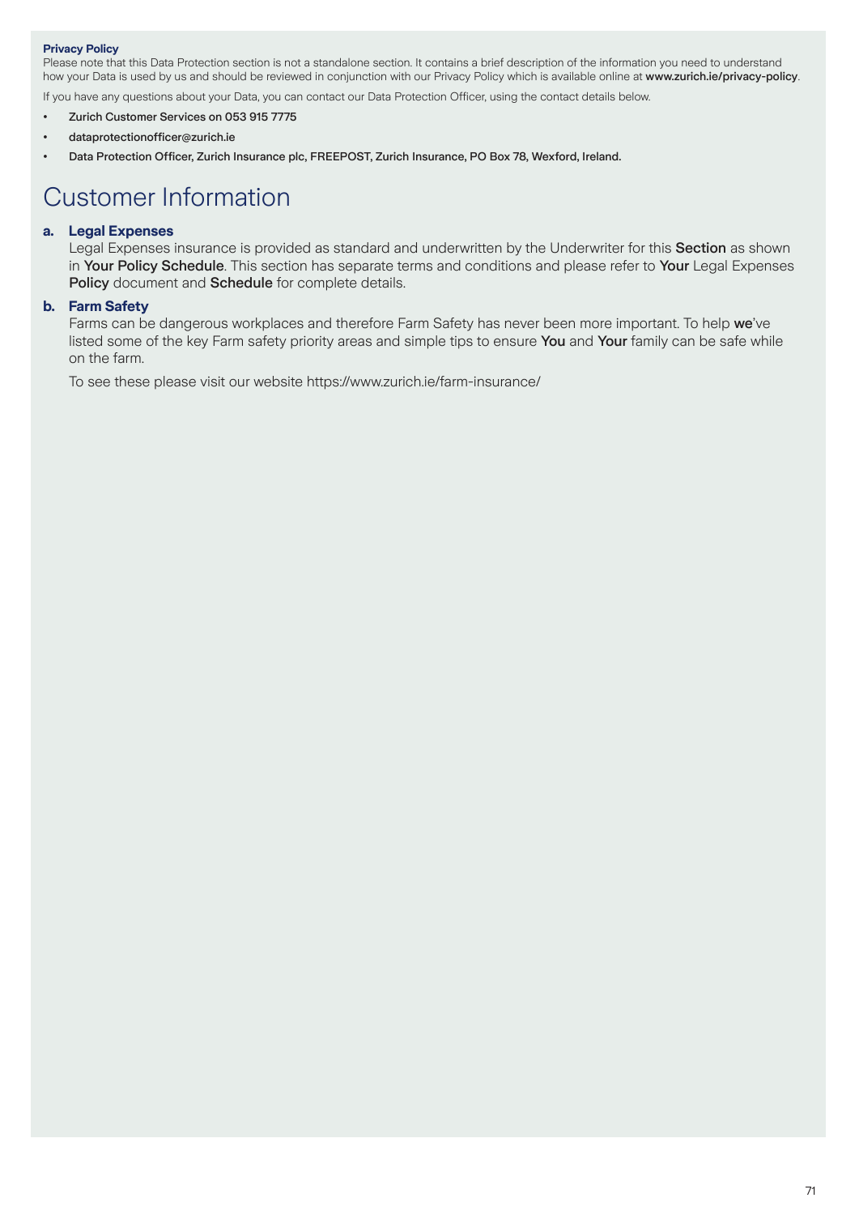**Privacy Policy**
Please note that this Data Protection section is not a standalone section. It contains a brief description of the information you need to understand how your Data is used by us and should be reviewed in conjunction with our Privacy Policy which is available online at **www.zurich.ie/privacy-policy**.

If you have any questions about your Data, you can contact our Data Protection Officer, using the contact details below.

- Zurich Customer Services on 053 915 7775
- dataprotectionofficer@zurich.ie
- Data Protection Officer, Zurich Insurance plc, FREEPOST, Zurich Insurance, PO Box 78, Wexford, Ireland.

# Customer Information

**a. Legal Expenses**

Legal Expenses insurance is provided as standard and underwritten by the Underwriter for this **Section** as shown in **Your Policy Schedule**. This section has separate terms and conditions and please refer to **Your** Legal Expenses **Policy** document and **Schedule** for complete details.

**b. Farm Safety**

Farms can be dangerous workplaces and therefore Farm Safety has never been more important. To help **we**'ve listed some of the key Farm safety priority areas and simple tips to ensure **You** and **Your** family can be safe while on the farm.

To see these please visit our website https://www.zurich.ie/farm-insurance/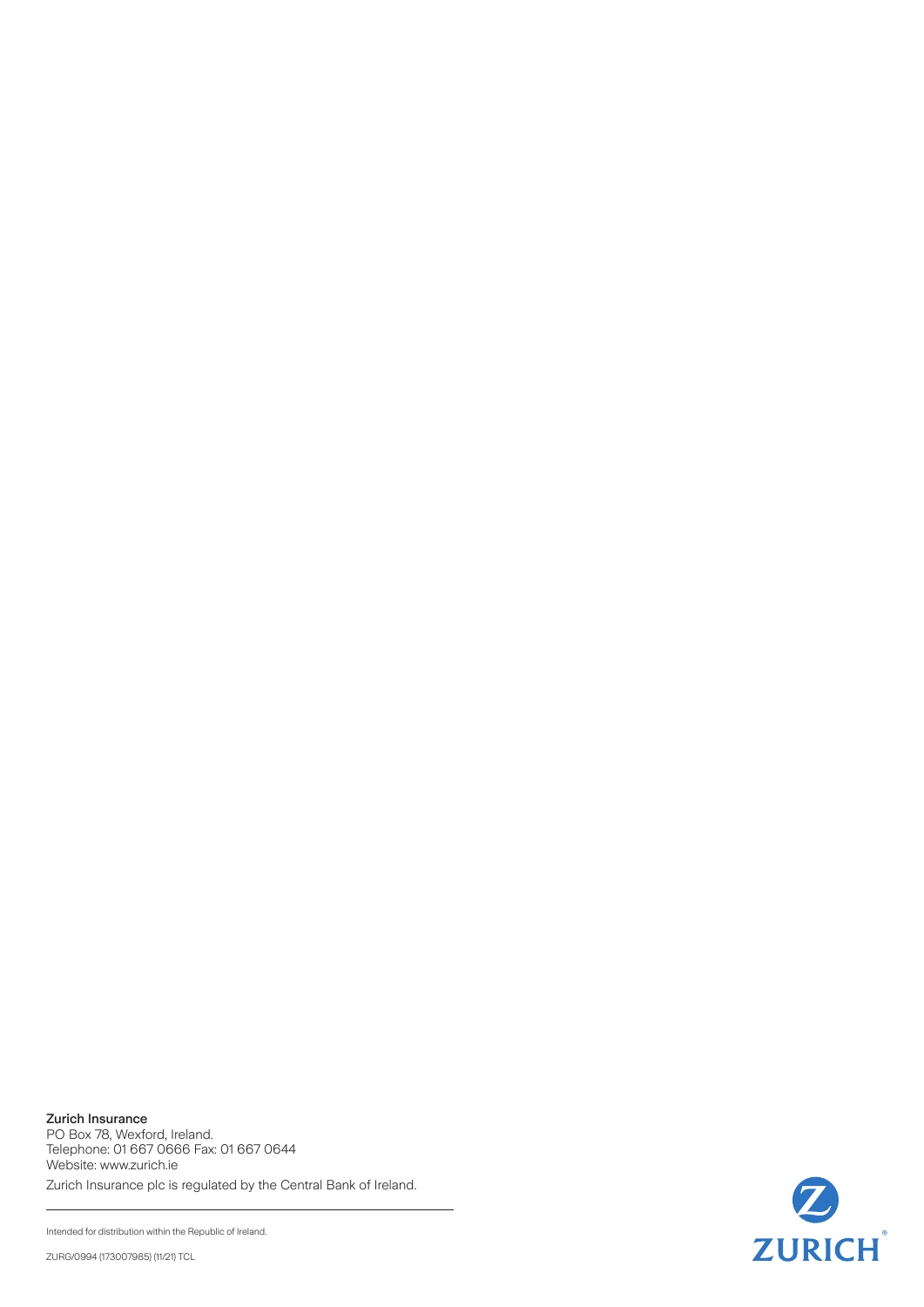**Zurich Insurance**
PO Box 78, Wexford, Ireland.
Telephone: 01 667 0666 Fax: 01 667 0644
Website: www.zurich.ie

Zurich Insurance plc is regulated by the Central Bank of Ireland.

---

Intended for distribution within the Republic of Ireland.

ZURG/0994 (173007985) (11/21) TCL

ZURICH®